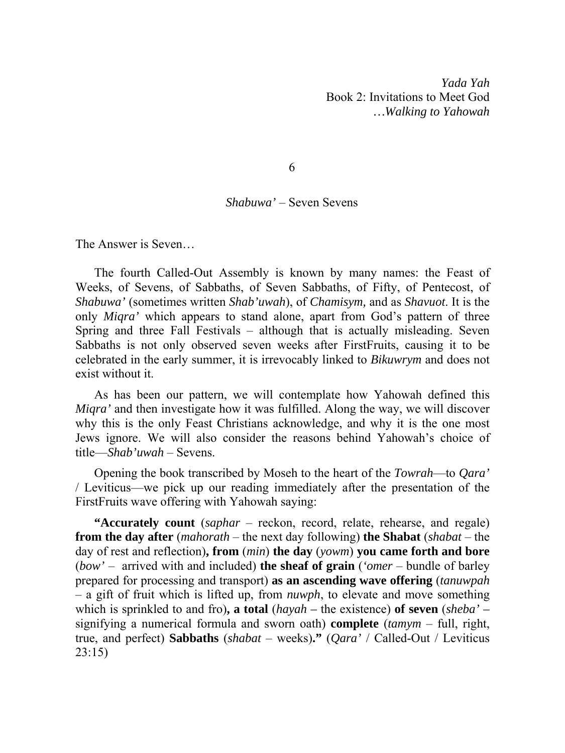*Yada Yah*
Book 2: Invitations to Meet God
*…Walking to Yahowah*

# 6

## *Shabuwa'* – Seven Sevens

The Answer is Seven…

The fourth Called-Out Assembly is known by many names: the Feast of Weeks, of Sevens, of Sabbaths, of Seven Sabbaths, of Fifty, of Pentecost, of *Shabuwa'* (sometimes written *Shab'uwah*), of *Chamisym,* and as *Shavuot*. It is the only *Miqra'* which appears to stand alone, apart from God's pattern of three Spring and three Fall Festivals – although that is actually misleading. Seven Sabbaths is not only observed seven weeks after FirstFruits, causing it to be celebrated in the early summer, it is irrevocably linked to *Bikuwrym* and does not exist without it.

As has been our pattern, we will contemplate how Yahowah defined this *Miqra'* and then investigate how it was fulfilled. Along the way, we will discover why this is the only Feast Christians acknowledge, and why it is the one most Jews ignore. We will also consider the reasons behind Yahowah's choice of title—*Shab'uwah* – Sevens.

Opening the book transcribed by Moseh to the heart of the *Towrah*—to *Qara'* / Leviticus—we pick up our reading immediately after the presentation of the FirstFruits wave offering with Yahowah saying:

**"Accurately count** (*saphar* – reckon, record, relate, rehearse, and regale) **from the day after** (*mahorath* – the next day following) **the Shabat** (*shabat* – the day of rest and reflection)**, from** (*min*) **the day** (*yowm*) **you came forth and bore** (*bow'* – arrived with and included) **the sheaf of grain** (*'omer* – bundle of barley prepared for processing and transport) **as an ascending wave offering** (*tanuwpah* – a gift of fruit which is lifted up, from *nuwph*, to elevate and move something which is sprinkled to and fro)**, a total** (*hayah* – the existence) **of seven** (*sheba'* – signifying a numerical formula and sworn oath) **complete** (*tamym* – full, right, true, and perfect) **Sabbaths** (*shabat* – weeks)**."** (*Qara'* / Called-Out / Leviticus 23:15)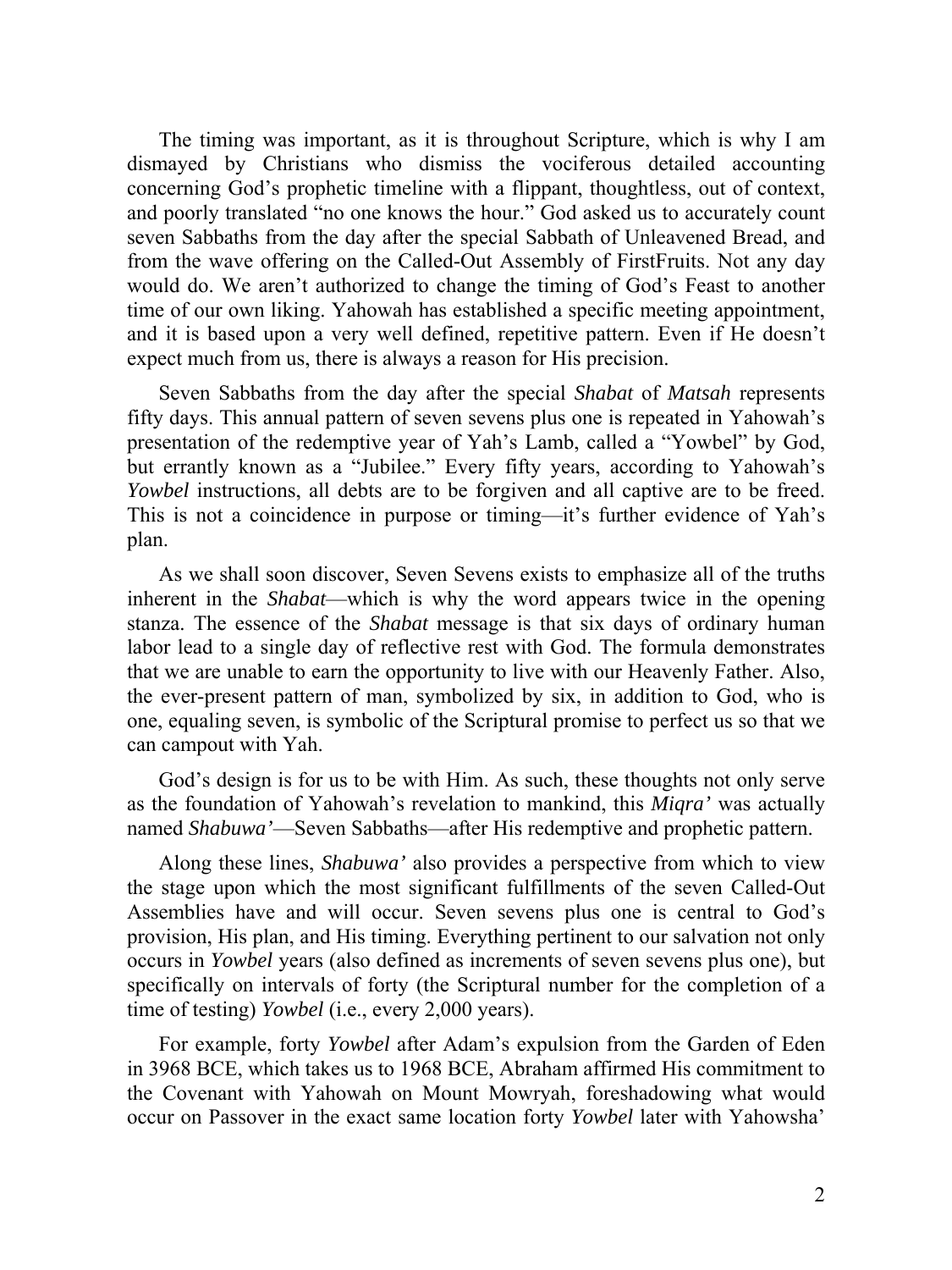The timing was important, as it is throughout Scripture, which is why I am dismayed by Christians who dismiss the vociferous detailed accounting concerning God's prophetic timeline with a flippant, thoughtless, out of context, and poorly translated "no one knows the hour." God asked us to accurately count seven Sabbaths from the day after the special Sabbath of Unleavened Bread, and from the wave offering on the Called-Out Assembly of FirstFruits. Not any day would do. We aren't authorized to change the timing of God's Feast to another time of our own liking. Yahowah has established a specific meeting appointment, and it is based upon a very well defined, repetitive pattern. Even if He doesn't expect much from us, there is always a reason for His precision.

Seven Sabbaths from the day after the special *Shabat* of *Matsah* represents fifty days. This annual pattern of seven sevens plus one is repeated in Yahowah's presentation of the redemptive year of Yah's Lamb, called a "Yowbel" by God, but errantly known as a "Jubilee." Every fifty years, according to Yahowah's *Yowbel* instructions, all debts are to be forgiven and all captive are to be freed. This is not a coincidence in purpose or timing—it's further evidence of Yah's plan.

As we shall soon discover, Seven Sevens exists to emphasize all of the truths inherent in the *Shabat*—which is why the word appears twice in the opening stanza. The essence of the *Shabat* message is that six days of ordinary human labor lead to a single day of reflective rest with God. The formula demonstrates that we are unable to earn the opportunity to live with our Heavenly Father. Also, the ever-present pattern of man, symbolized by six, in addition to God, who is one, equaling seven, is symbolic of the Scriptural promise to perfect us so that we can campout with Yah.

God's design is for us to be with Him. As such, these thoughts not only serve as the foundation of Yahowah's revelation to mankind, this *Miqra'* was actually named *Shabuwa'*—Seven Sabbaths—after His redemptive and prophetic pattern.

Along these lines, *Shabuwa'* also provides a perspective from which to view the stage upon which the most significant fulfillments of the seven Called-Out Assemblies have and will occur. Seven sevens plus one is central to God's provision, His plan, and His timing. Everything pertinent to our salvation not only occurs in *Yowbel* years (also defined as increments of seven sevens plus one), but specifically on intervals of forty (the Scriptural number for the completion of a time of testing) *Yowbel* (i.e., every 2,000 years).

For example, forty *Yowbel* after Adam's expulsion from the Garden of Eden in 3968 BCE, which takes us to 1968 BCE, Abraham affirmed His commitment to the Covenant with Yahowah on Mount Mowryah, foreshadowing what would occur on Passover in the exact same location forty *Yowbel* later with Yahowsha'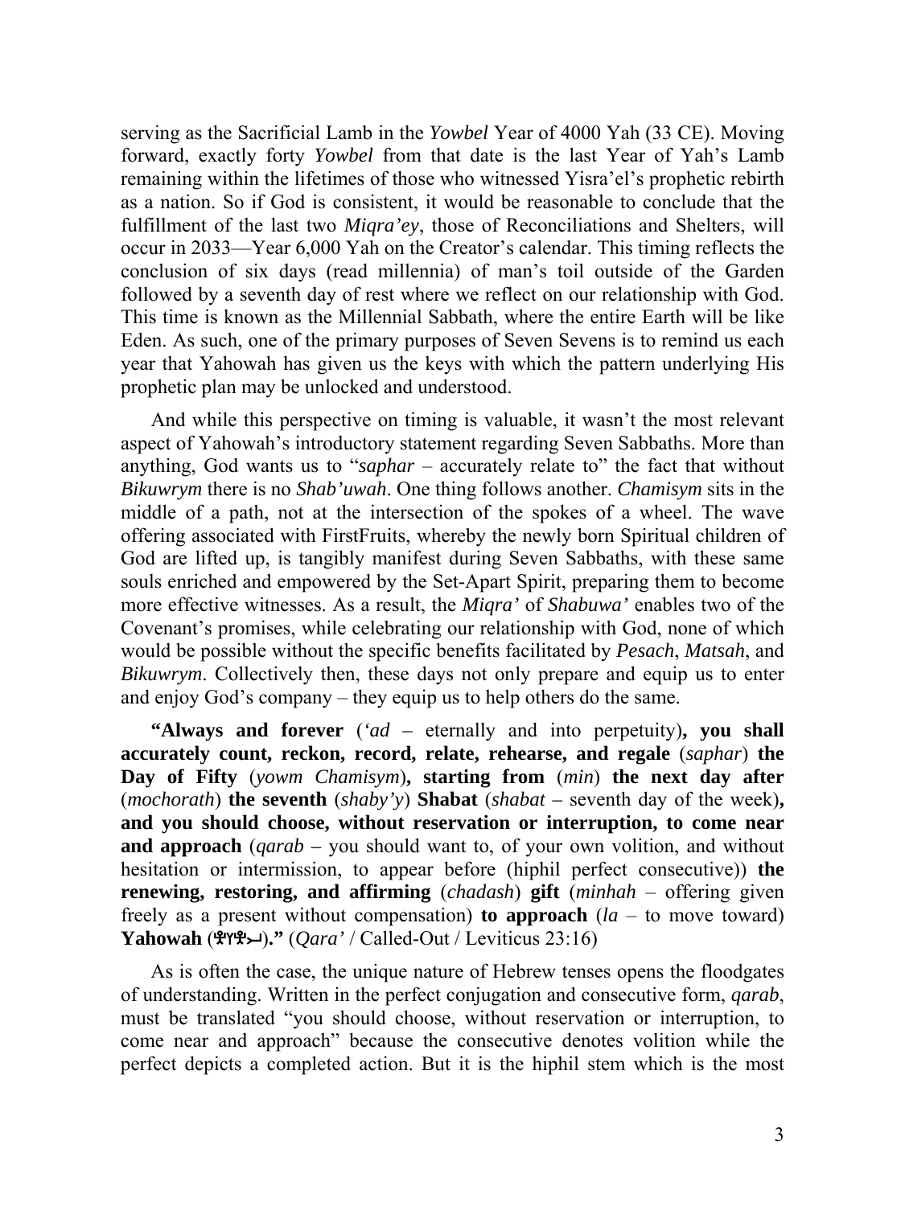serving as the Sacrificial Lamb in the *Yowbel* Year of 4000 Yah (33 CE). Moving forward, exactly forty *Yowbel* from that date is the last Year of Yah's Lamb remaining within the lifetimes of those who witnessed Yisra'el's prophetic rebirth as a nation. So if God is consistent, it would be reasonable to conclude that the fulfillment of the last two *Miqra'ey*, those of Reconciliations and Shelters, will occur in 2033—Year 6,000 Yah on the Creator's calendar. This timing reflects the conclusion of six days (read millennia) of man's toil outside of the Garden followed by a seventh day of rest where we reflect on our relationship with God. This time is known as the Millennial Sabbath, where the entire Earth will be like Eden. As such, one of the primary purposes of Seven Sevens is to remind us each year that Yahowah has given us the keys with which the pattern underlying His prophetic plan may be unlocked and understood.

And while this perspective on timing is valuable, it wasn't the most relevant aspect of Yahowah's introductory statement regarding Seven Sabbaths. More than anything, God wants us to "*saphar* – accurately relate to" the fact that without *Bikuwrym* there is no *Shab'uwah*. One thing follows another. *Chamisym* sits in the middle of a path, not at the intersection of the spokes of a wheel. The wave offering associated with FirstFruits, whereby the newly born Spiritual children of God are lifted up, is tangibly manifest during Seven Sabbaths, with these same souls enriched and empowered by the Set-Apart Spirit, preparing them to become more effective witnesses. As a result, the *Miqra'* of *Shabuwa'* enables two of the Covenant's promises, while celebrating our relationship with God, none of which would be possible without the specific benefits facilitated by *Pesach*, *Matsah*, and *Bikuwrym*. Collectively then, these days not only prepare and equip us to enter and enjoy God's company – they equip us to help others do the same.

**"Always and forever** (*'ad* – eternally and into perpetuity)**, you shall accurately count, reckon, record, relate, rehearse, and regale** (*saphar*) **the Day of Fifty** (*yowm Chamisym*)**, starting from** (*min*) **the next day after** (*mochorath*) **the seventh** (*shaby'y*) **Shabat** (*shabat* – seventh day of the week)**, and you should choose, without reservation or interruption, to come near and approach** (*qarab* – you should want to, of your own volition, and without hesitation or intermission, to appear before (hiphil perfect consecutive)) **the renewing, restoring, and affirming** (*chadash*) **gift** (*minhah* – offering given freely as a present without compensation) **to approach** (*la* – to move toward) **Yahowah** (𐤄𐤅𐤄𐤉)**."** (*Qara'* / Called-Out / Leviticus 23:16)

As is often the case, the unique nature of Hebrew tenses opens the floodgates of understanding. Written in the perfect conjugation and consecutive form, *qarab*, must be translated "you should choose, without reservation or interruption, to come near and approach" because the consecutive denotes volition while the perfect depicts a completed action. But it is the hiphil stem which is the most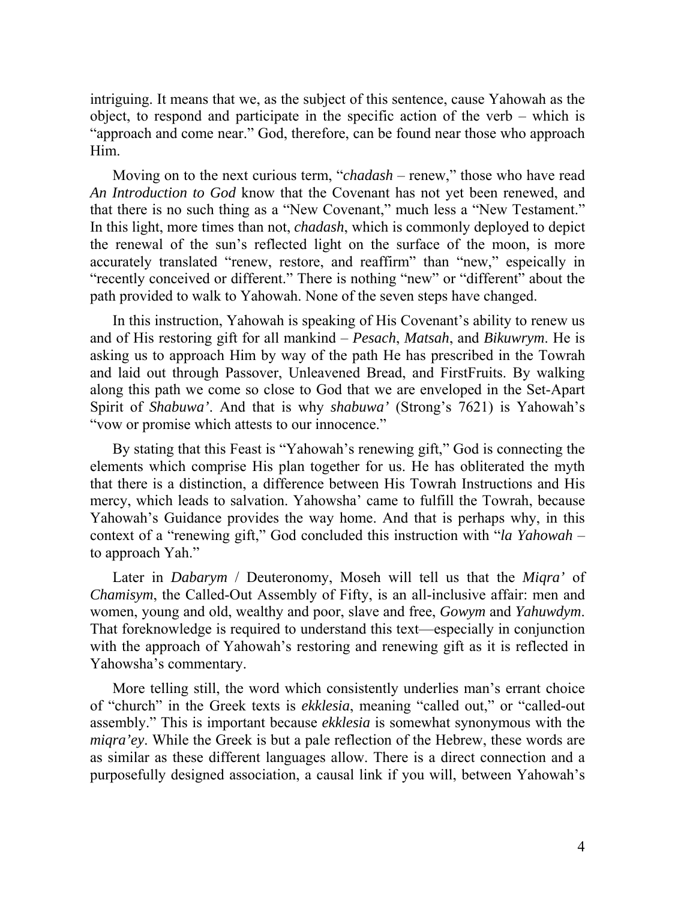intriguing. It means that we, as the subject of this sentence, cause Yahowah as the object, to respond and participate in the specific action of the verb – which is "approach and come near." God, therefore, can be found near those who approach Him.

Moving on to the next curious term, "*chadash* – renew," those who have read *An Introduction to God* know that the Covenant has not yet been renewed, and that there is no such thing as a "New Covenant," much less a "New Testament." In this light, more times than not, *chadash*, which is commonly deployed to depict the renewal of the sun's reflected light on the surface of the moon, is more accurately translated "renew, restore, and reaffirm" than "new," espeically in "recently conceived or different." There is nothing "new" or "different" about the path provided to walk to Yahowah. None of the seven steps have changed.

In this instruction, Yahowah is speaking of His Covenant's ability to renew us and of His restoring gift for all mankind – *Pesach*, *Matsah*, and *Bikuwrym*. He is asking us to approach Him by way of the path He has prescribed in the Towrah and laid out through Passover, Unleavened Bread, and FirstFruits. By walking along this path we come so close to God that we are enveloped in the Set-Apart Spirit of *Shabuwa'*. And that is why *shabuwa'* (Strong's 7621) is Yahowah's "vow or promise which attests to our innocence."

By stating that this Feast is "Yahowah's renewing gift," God is connecting the elements which comprise His plan together for us. He has obliterated the myth that there is a distinction, a difference between His Towrah Instructions and His mercy, which leads to salvation. Yahowsha' came to fulfill the Towrah, because Yahowah's Guidance provides the way home. And that is perhaps why, in this context of a "renewing gift," God concluded this instruction with "*la Yahowah* – to approach Yah."

Later in *Dabarym* / Deuteronomy, Moseh will tell us that the *Miqra'* of *Chamisym*, the Called-Out Assembly of Fifty, is an all-inclusive affair: men and women, young and old, wealthy and poor, slave and free, *Gowym* and *Yahuwdym*. That foreknowledge is required to understand this text—especially in conjunction with the approach of Yahowah's restoring and renewing gift as it is reflected in Yahowsha's commentary.

More telling still, the word which consistently underlies man's errant choice of "church" in the Greek texts is *ekklesia*, meaning "called out," or "called-out assembly." This is important because *ekklesia* is somewhat synonymous with the *miqra'ey*. While the Greek is but a pale reflection of the Hebrew, these words are as similar as these different languages allow. There is a direct connection and a purposefully designed association, a causal link if you will, between Yahowah's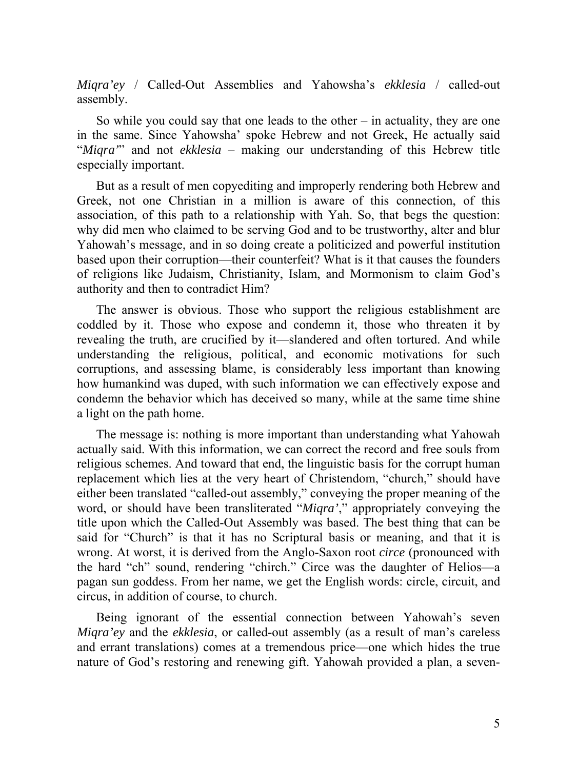*Miqra'ey* / Called-Out Assemblies and Yahowsha's *ekklesia* / called-out assembly.

So while you could say that one leads to the other – in actuality, they are one in the same. Since Yahowsha' spoke Hebrew and not Greek, He actually said "*Miqra'*" and not *ekklesia* – making our understanding of this Hebrew title especially important.

But as a result of men copyediting and improperly rendering both Hebrew and Greek, not one Christian in a million is aware of this connection, of this association, of this path to a relationship with Yah. So, that begs the question: why did men who claimed to be serving God and to be trustworthy, alter and blur Yahowah's message, and in so doing create a politicized and powerful institution based upon their corruption—their counterfeit? What is it that causes the founders of religions like Judaism, Christianity, Islam, and Mormonism to claim God's authority and then to contradict Him?

The answer is obvious. Those who support the religious establishment are coddled by it. Those who expose and condemn it, those who threaten it by revealing the truth, are crucified by it—slandered and often tortured. And while understanding the religious, political, and economic motivations for such corruptions, and assessing blame, is considerably less important than knowing how humankind was duped, with such information we can effectively expose and condemn the behavior which has deceived so many, while at the same time shine a light on the path home.

The message is: nothing is more important than understanding what Yahowah actually said. With this information, we can correct the record and free souls from religious schemes. And toward that end, the linguistic basis for the corrupt human replacement which lies at the very heart of Christendom, "church," should have either been translated "called-out assembly," conveying the proper meaning of the word, or should have been transliterated "*Miqra'*," appropriately conveying the title upon which the Called-Out Assembly was based. The best thing that can be said for "Church" is that it has no Scriptural basis or meaning, and that it is wrong. At worst, it is derived from the Anglo-Saxon root *circe* (pronounced with the hard "ch" sound, rendering "chirch." Circe was the daughter of Helios—a pagan sun goddess. From her name, we get the English words: circle, circuit, and circus, in addition of course, to church.

Being ignorant of the essential connection between Yahowah's seven *Miqra'ey* and the *ekklesia*, or called-out assembly (as a result of man's careless and errant translations) comes at a tremendous price—one which hides the true nature of God's restoring and renewing gift. Yahowah provided a plan, a seven-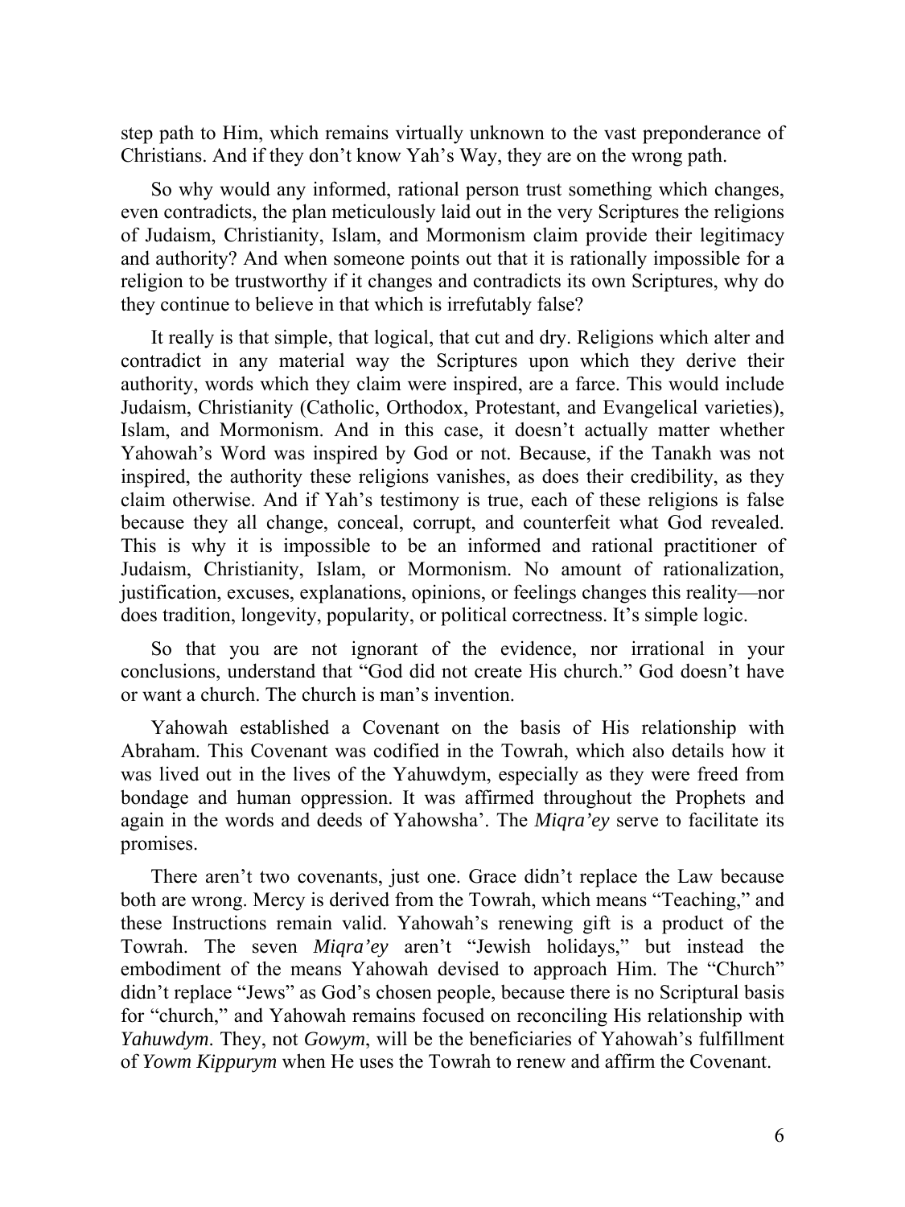step path to Him, which remains virtually unknown to the vast preponderance of Christians. And if they don't know Yah's Way, they are on the wrong path.

So why would any informed, rational person trust something which changes, even contradicts, the plan meticulously laid out in the very Scriptures the religions of Judaism, Christianity, Islam, and Mormonism claim provide their legitimacy and authority? And when someone points out that it is rationally impossible for a religion to be trustworthy if it changes and contradicts its own Scriptures, why do they continue to believe in that which is irrefutably false?

It really is that simple, that logical, that cut and dry. Religions which alter and contradict in any material way the Scriptures upon which they derive their authority, words which they claim were inspired, are a farce. This would include Judaism, Christianity (Catholic, Orthodox, Protestant, and Evangelical varieties), Islam, and Mormonism. And in this case, it doesn't actually matter whether Yahowah's Word was inspired by God or not. Because, if the Tanakh was not inspired, the authority these religions vanishes, as does their credibility, as they claim otherwise. And if Yah's testimony is true, each of these religions is false because they all change, conceal, corrupt, and counterfeit what God revealed. This is why it is impossible to be an informed and rational practitioner of Judaism, Christianity, Islam, or Mormonism. No amount of rationalization, justification, excuses, explanations, opinions, or feelings changes this reality—nor does tradition, longevity, popularity, or political correctness. It's simple logic.

So that you are not ignorant of the evidence, nor irrational in your conclusions, understand that "God did not create His church." God doesn't have or want a church. The church is man's invention.

Yahowah established a Covenant on the basis of His relationship with Abraham. This Covenant was codified in the Towrah, which also details how it was lived out in the lives of the Yahuwdym, especially as they were freed from bondage and human oppression. It was affirmed throughout the Prophets and again in the words and deeds of Yahowsha'. The *Miqra'ey* serve to facilitate its promises.

There aren't two covenants, just one. Grace didn't replace the Law because both are wrong. Mercy is derived from the Towrah, which means "Teaching," and these Instructions remain valid. Yahowah's renewing gift is a product of the Towrah. The seven *Miqra'ey* aren't "Jewish holidays," but instead the embodiment of the means Yahowah devised to approach Him. The "Church" didn't replace "Jews" as God's chosen people, because there is no Scriptural basis for "church," and Yahowah remains focused on reconciling His relationship with *Yahuwdym*. They, not *Gowym*, will be the beneficiaries of Yahowah's fulfillment of *Yowm Kippurym* when He uses the Towrah to renew and affirm the Covenant.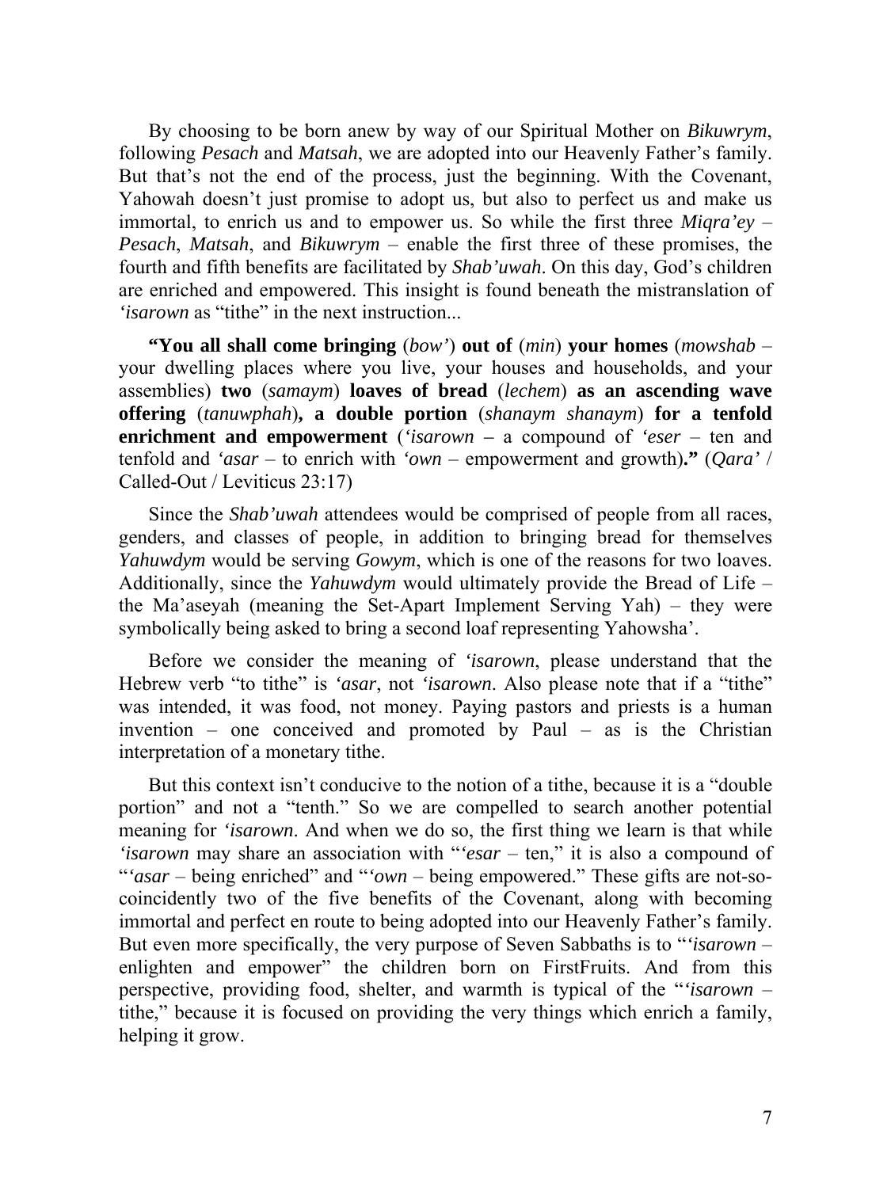By choosing to be born anew by way of our Spiritual Mother on *Bikuwrym*, following *Pesach* and *Matsah*, we are adopted into our Heavenly Father's family. But that's not the end of the process, just the beginning. With the Covenant, Yahowah doesn't just promise to adopt us, but also to perfect us and make us immortal, to enrich us and to empower us. So while the first three *Miqra'ey* – *Pesach*, *Matsah*, and *Bikuwrym* – enable the first three of these promises, the fourth and fifth benefits are facilitated by *Shab'uwah*. On this day, God's children are enriched and empowered. This insight is found beneath the mistranslation of *'isarown* as "tithe" in the next instruction...

**"You all shall come bringing** (*bow'*) **out of** (*min*) **your homes** (*mowshab* – your dwelling places where you live, your houses and households, and your assemblies) **two** (*samaym*) **loaves of bread** (*lechem*) **as an ascending wave offering** (*tanuwphah*)**, a double portion** (*shanaym shanaym*) **for a tenfold enrichment and empowerment** (*'isarown* **–** a compound of *'eser* – ten and tenfold and *'asar* – to enrich with *'own* – empowerment and growth)**."** (*Qara'* / Called-Out / Leviticus 23:17)

Since the *Shab'uwah* attendees would be comprised of people from all races, genders, and classes of people, in addition to bringing bread for themselves *Yahuwdym* would be serving *Gowym*, which is one of the reasons for two loaves. Additionally, since the *Yahuwdym* would ultimately provide the Bread of Life – the Ma'aseyah (meaning the Set-Apart Implement Serving Yah) – they were symbolically being asked to bring a second loaf representing Yahowsha'.

Before we consider the meaning of *'isarown*, please understand that the Hebrew verb "to tithe" is *'asar*, not *'isarown*. Also please note that if a "tithe" was intended, it was food, not money. Paying pastors and priests is a human invention – one conceived and promoted by Paul – as is the Christian interpretation of a monetary tithe.

But this context isn't conducive to the notion of a tithe, because it is a "double portion" and not a "tenth." So we are compelled to search another potential meaning for *'isarown*. And when we do so, the first thing we learn is that while *'isarown* may share an association with "*'esar* – ten," it is also a compound of "*'asar* – being enriched" and "*'own* – being empowered." These gifts are not-so-coincidently two of the five benefits of the Covenant, along with becoming immortal and perfect en route to being adopted into our Heavenly Father's family. But even more specifically, the very purpose of Seven Sabbaths is to "*'isarown* – enlighten and empower" the children born on FirstFruits. And from this perspective, providing food, shelter, and warmth is typical of the "*'isarown* – tithe," because it is focused on providing the very things which enrich a family, helping it grow.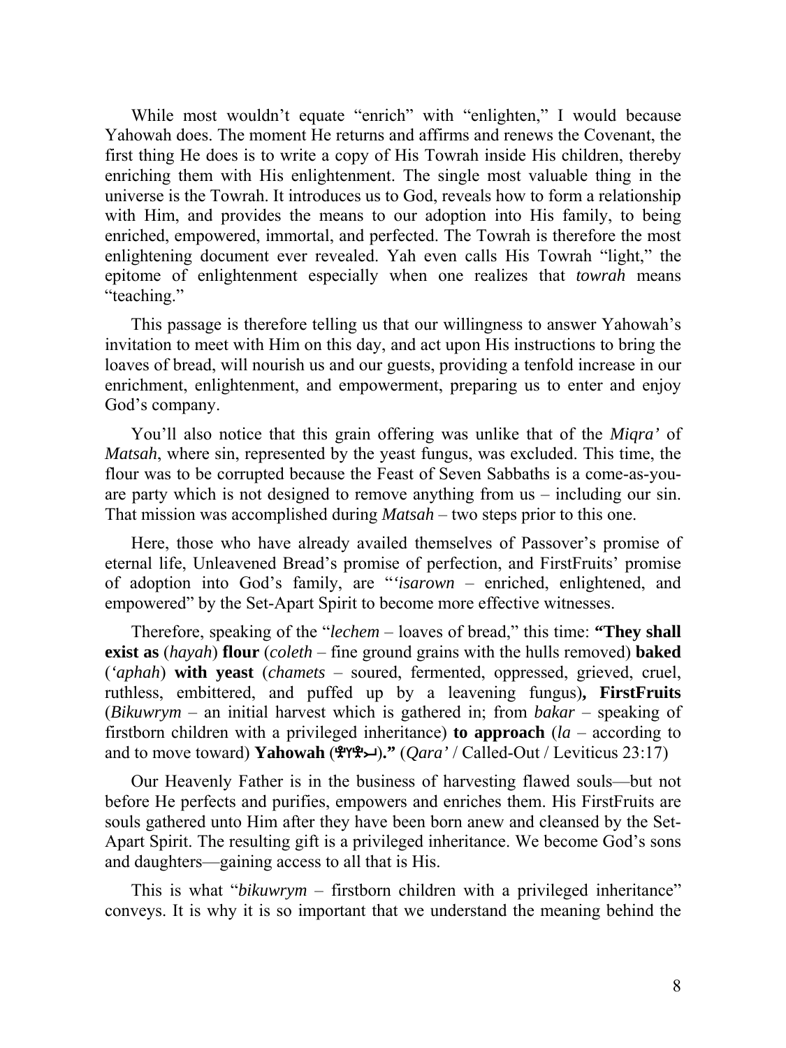While most wouldn't equate "enrich" with "enlighten," I would because Yahowah does. The moment He returns and affirms and renews the Covenant, the first thing He does is to write a copy of His Towrah inside His children, thereby enriching them with His enlightenment. The single most valuable thing in the universe is the Towrah. It introduces us to God, reveals how to form a relationship with Him, and provides the means to our adoption into His family, to being enriched, empowered, immortal, and perfected. The Towrah is therefore the most enlightening document ever revealed. Yah even calls His Towrah "light," the epitome of enlightenment especially when one realizes that *towrah* means "teaching."

This passage is therefore telling us that our willingness to answer Yahowah's invitation to meet with Him on this day, and act upon His instructions to bring the loaves of bread, will nourish us and our guests, providing a tenfold increase in our enrichment, enlightenment, and empowerment, preparing us to enter and enjoy God's company.

You'll also notice that this grain offering was unlike that of the *Miqra'* of *Matsah*, where sin, represented by the yeast fungus, was excluded. This time, the flour was to be corrupted because the Feast of Seven Sabbaths is a come-as-you-are party which is not designed to remove anything from us – including our sin. That mission was accomplished during *Matsah* – two steps prior to this one.

Here, those who have already availed themselves of Passover's promise of eternal life, Unleavened Bread's promise of perfection, and FirstFruits' promise of adoption into God's family, are "*'isarown* – enriched, enlightened, and empowered" by the Set-Apart Spirit to become more effective witnesses.

Therefore, speaking of the "*lechem* – loaves of bread," this time: **"They shall exist as** (*hayah*) **flour** (*coleth* – fine ground grains with the hulls removed) **baked** (*'aphah*) **with yeast** (*chamets* – soured, fermented, oppressed, grieved, cruel, ruthless, embittered, and puffed up by a leavening fungus)**, FirstFruits** (*Bikuwrym* – an initial harvest which is gathered in; from *bakar* – speaking of firstborn children with a privileged inheritance) **to approach** (*la* – according to and to move toward) **Yahowah** (𐤄𐤅𐤄𐤉)**."** (*Qara'* / Called-Out / Leviticus 23:17)

Our Heavenly Father is in the business of harvesting flawed souls—but not before He perfects and purifies, empowers and enriches them. His FirstFruits are souls gathered unto Him after they have been born anew and cleansed by the Set-Apart Spirit. The resulting gift is a privileged inheritance. We become God's sons and daughters—gaining access to all that is His.

This is what "*bikuwrym* – firstborn children with a privileged inheritance" conveys. It is why it is so important that we understand the meaning behind the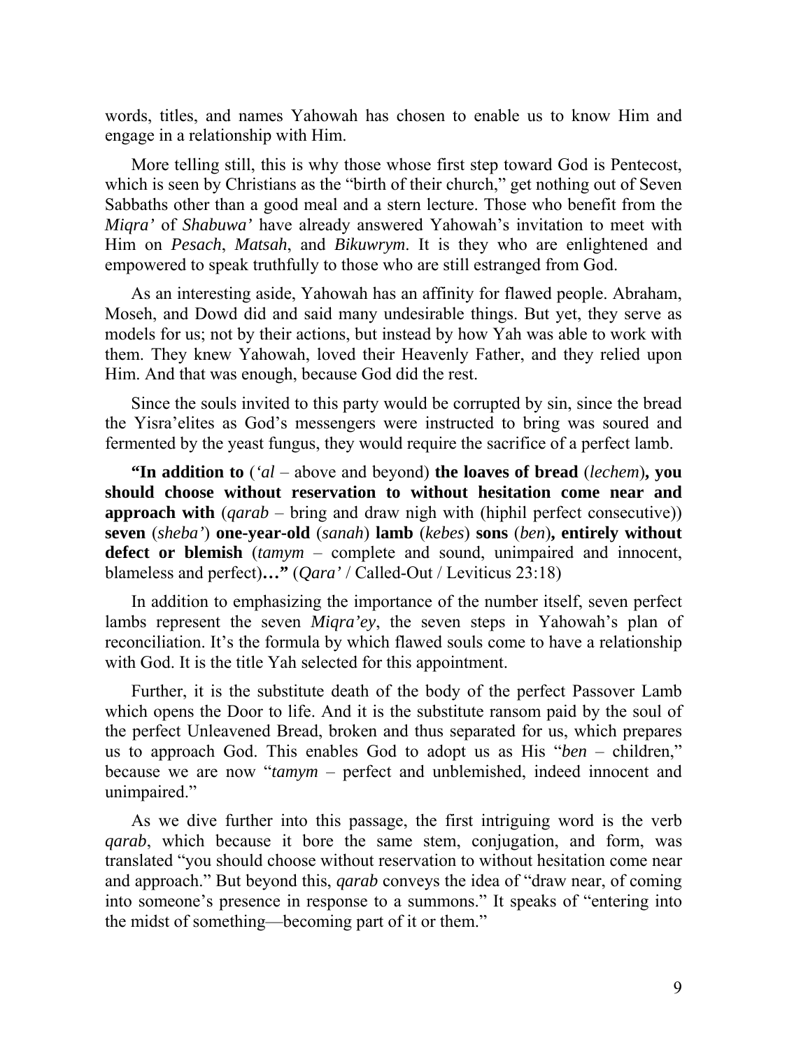words, titles, and names Yahowah has chosen to enable us to know Him and engage in a relationship with Him.

More telling still, this is why those whose first step toward God is Pentecost, which is seen by Christians as the "birth of their church," get nothing out of Seven Sabbaths other than a good meal and a stern lecture. Those who benefit from the *Miqra'* of *Shabuwa'* have already answered Yahowah's invitation to meet with Him on *Pesach*, *Matsah*, and *Bikuwrym*. It is they who are enlightened and empowered to speak truthfully to those who are still estranged from God.

As an interesting aside, Yahowah has an affinity for flawed people. Abraham, Moseh, and Dowd did and said many undesirable things. But yet, they serve as models for us; not by their actions, but instead by how Yah was able to work with them. They knew Yahowah, loved their Heavenly Father, and they relied upon Him. And that was enough, because God did the rest.

Since the souls invited to this party would be corrupted by sin, since the bread the Yisra'elites as God's messengers were instructed to bring was soured and fermented by the yeast fungus, they would require the sacrifice of a perfect lamb.

**"In addition to** (*'al* – above and beyond) **the loaves of bread** (*lechem*)**, you should choose without reservation to without hesitation come near and approach with** (*qarab* – bring and draw nigh with (hiphil perfect consecutive)) **seven** (*sheba'*) **one-year-old** (*sanah*) **lamb** (*kebes*) **sons** (*ben*)**, entirely without defect or blemish** (*tamym* – complete and sound, unimpaired and innocent, blameless and perfect)**…"** (*Qara'* / Called-Out / Leviticus 23:18)

In addition to emphasizing the importance of the number itself, seven perfect lambs represent the seven *Miqra'ey*, the seven steps in Yahowah's plan of reconciliation. It's the formula by which flawed souls come to have a relationship with God. It is the title Yah selected for this appointment.

Further, it is the substitute death of the body of the perfect Passover Lamb which opens the Door to life. And it is the substitute ransom paid by the soul of the perfect Unleavened Bread, broken and thus separated for us, which prepares us to approach God. This enables God to adopt us as His "*ben* – children," because we are now "*tamym* – perfect and unblemished, indeed innocent and unimpaired."

As we dive further into this passage, the first intriguing word is the verb *qarab*, which because it bore the same stem, conjugation, and form, was translated "you should choose without reservation to without hesitation come near and approach." But beyond this, *qarab* conveys the idea of "draw near, of coming into someone's presence in response to a summons." It speaks of "entering into the midst of something—becoming part of it or them."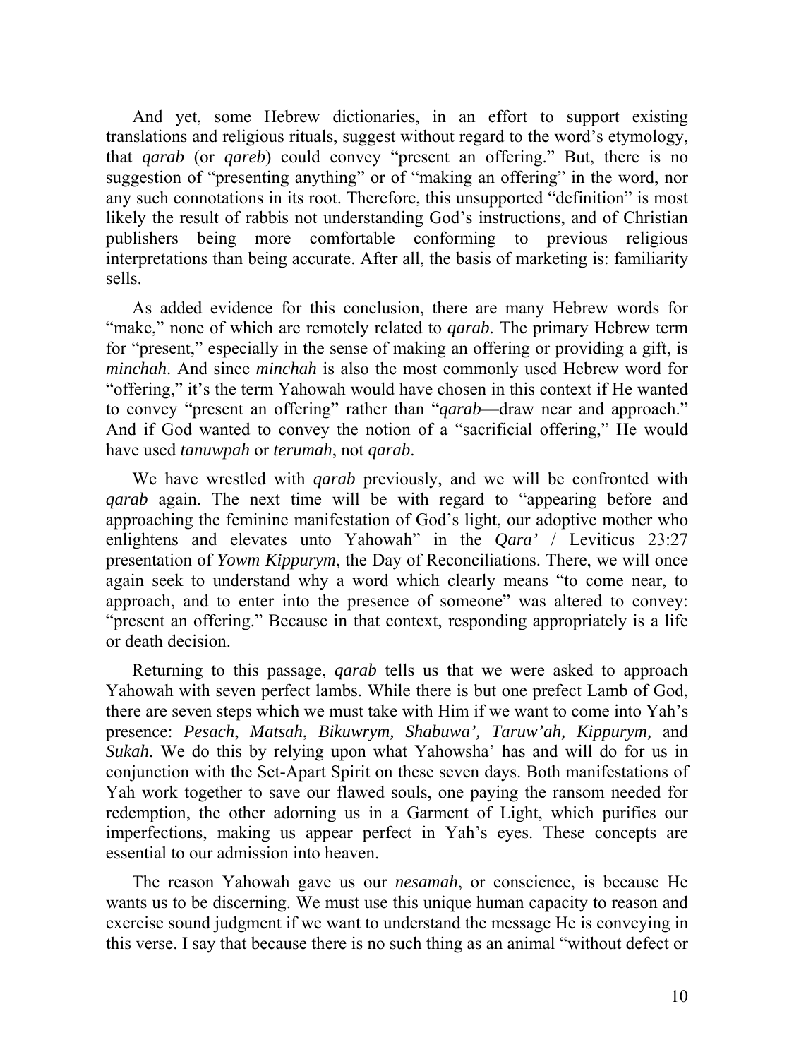And yet, some Hebrew dictionaries, in an effort to support existing translations and religious rituals, suggest without regard to the word's etymology, that *qarab* (or *qareb*) could convey "present an offering." But, there is no suggestion of "presenting anything" or of "making an offering" in the word, nor any such connotations in its root. Therefore, this unsupported "definition" is most likely the result of rabbis not understanding God's instructions, and of Christian publishers being more comfortable conforming to previous religious interpretations than being accurate. After all, the basis of marketing is: familiarity sells.

As added evidence for this conclusion, there are many Hebrew words for "make," none of which are remotely related to *qarab*. The primary Hebrew term for "present," especially in the sense of making an offering or providing a gift, is *minchah*. And since *minchah* is also the most commonly used Hebrew word for "offering," it's the term Yahowah would have chosen in this context if He wanted to convey "present an offering" rather than "*qarab*—draw near and approach." And if God wanted to convey the notion of a "sacrificial offering," He would have used *tanuwpah* or *terumah*, not *qarab*.

We have wrestled with *qarab* previously, and we will be confronted with *qarab* again. The next time will be with regard to "appearing before and approaching the feminine manifestation of God's light, our adoptive mother who enlightens and elevates unto Yahowah" in the *Qara'* / Leviticus 23:27 presentation of *Yowm Kippurym*, the Day of Reconciliations. There, we will once again seek to understand why a word which clearly means "to come near, to approach, and to enter into the presence of someone" was altered to convey: "present an offering." Because in that context, responding appropriately is a life or death decision.

Returning to this passage, *qarab* tells us that we were asked to approach Yahowah with seven perfect lambs. While there is but one prefect Lamb of God, there are seven steps which we must take with Him if we want to come into Yah's presence: *Pesach*, *Matsah*, *Bikuwrym, Shabuwa', Taruw'ah, Kippurym,* and *Sukah*. We do this by relying upon what Yahowsha' has and will do for us in conjunction with the Set-Apart Spirit on these seven days. Both manifestations of Yah work together to save our flawed souls, one paying the ransom needed for redemption, the other adorning us in a Garment of Light, which purifies our imperfections, making us appear perfect in Yah's eyes. These concepts are essential to our admission into heaven.

The reason Yahowah gave us our *nesamah*, or conscience, is because He wants us to be discerning. We must use this unique human capacity to reason and exercise sound judgment if we want to understand the message He is conveying in this verse. I say that because there is no such thing as an animal "without defect or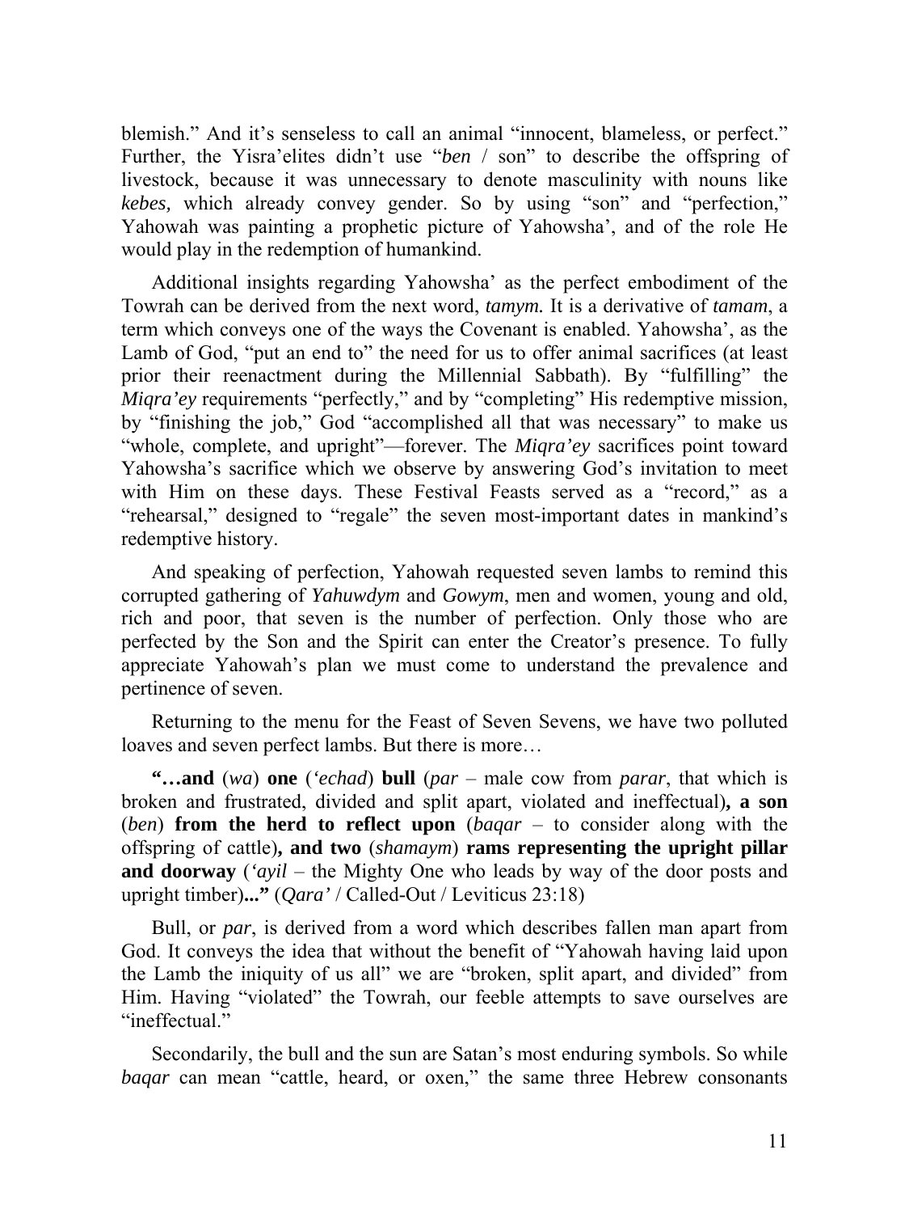blemish." And it's senseless to call an animal "innocent, blameless, or perfect." Further, the Yisra'elites didn't use "*ben* / son" to describe the offspring of livestock, because it was unnecessary to denote masculinity with nouns like *kebes,* which already convey gender. So by using "son" and "perfection," Yahowah was painting a prophetic picture of Yahowsha', and of the role He would play in the redemption of humankind.

Additional insights regarding Yahowsha' as the perfect embodiment of the Towrah can be derived from the next word, *tamym.* It is a derivative of *tamam*, a term which conveys one of the ways the Covenant is enabled. Yahowsha', as the Lamb of God, "put an end to" the need for us to offer animal sacrifices (at least prior their reenactment during the Millennial Sabbath). By "fulfilling" the *Miqra'ey* requirements "perfectly," and by "completing" His redemptive mission, by "finishing the job," God "accomplished all that was necessary" to make us "whole, complete, and upright"—forever. The *Miqra'ey* sacrifices point toward Yahowsha's sacrifice which we observe by answering God's invitation to meet with Him on these days. These Festival Feasts served as a "record," as a "rehearsal," designed to "regale" the seven most-important dates in mankind's redemptive history.

And speaking of perfection, Yahowah requested seven lambs to remind this corrupted gathering of *Yahuwdym* and *Gowym*, men and women, young and old, rich and poor, that seven is the number of perfection. Only those who are perfected by the Son and the Spirit can enter the Creator's presence. To fully appreciate Yahowah's plan we must come to understand the prevalence and pertinence of seven.

Returning to the menu for the Feast of Seven Sevens, we have two polluted loaves and seven perfect lambs. But there is more…

**"…and** (*wa*) **one** (*'echad*) **bull** (*par* – male cow from *parar*, that which is broken and frustrated, divided and split apart, violated and ineffectual)**, a son** (*ben*) **from the herd to reflect upon** (*baqar* – to consider along with the offspring of cattle)**, and two** (*shamaym*) **rams representing the upright pillar and doorway** (*'ayil* – the Mighty One who leads by way of the door posts and upright timber)**..."** (*Qara'* / Called-Out / Leviticus 23:18)

Bull, or *par*, is derived from a word which describes fallen man apart from God. It conveys the idea that without the benefit of "Yahowah having laid upon the Lamb the iniquity of us all" we are "broken, split apart, and divided" from Him. Having "violated" the Towrah, our feeble attempts to save ourselves are "ineffectual."

Secondarily, the bull and the sun are Satan's most enduring symbols. So while *baqar* can mean "cattle, heard, or oxen," the same three Hebrew consonants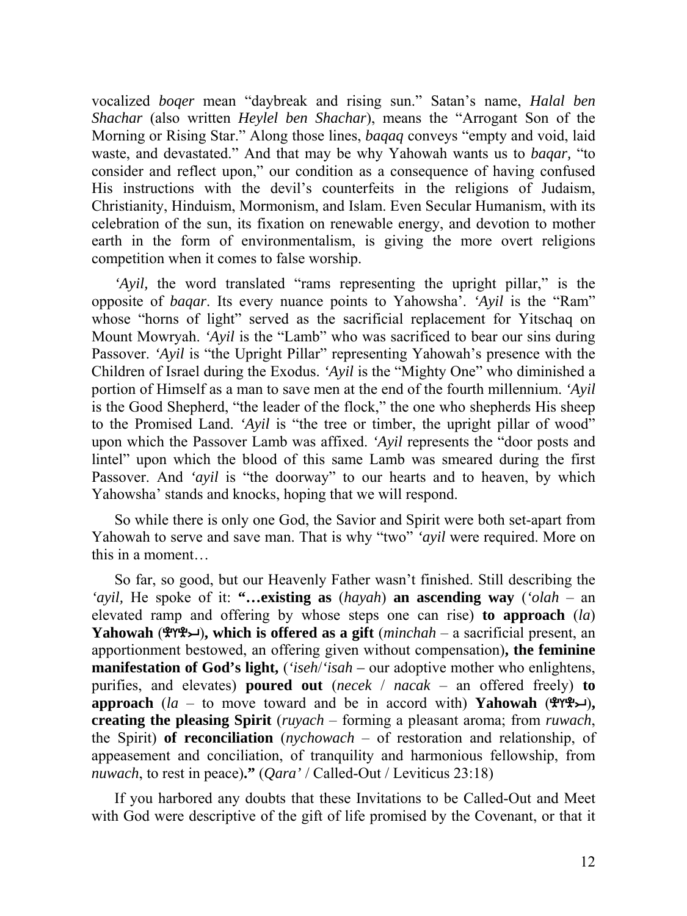vocalized *boqer* mean "daybreak and rising sun." Satan's name, *Halal ben Shachar* (also written *Heylel ben Shachar*), means the "Arrogant Son of the Morning or Rising Star." Along those lines, *baqaq* conveys "empty and void, laid waste, and devastated." And that may be why Yahowah wants us to *baqar,* "to consider and reflect upon," our condition as a consequence of having confused His instructions with the devil's counterfeits in the religions of Judaism, Christianity, Hinduism, Mormonism, and Islam. Even Secular Humanism, with its celebration of the sun, its fixation on renewable energy, and devotion to mother earth in the form of environmentalism, is giving the more overt religions competition when it comes to false worship.

*'Ayil,* the word translated "rams representing the upright pillar," is the opposite of *baqar*. Its every nuance points to Yahowsha'. *'Ayil* is the "Ram" whose "horns of light" served as the sacrificial replacement for Yitschaq on Mount Mowryah. *'Ayil* is the "Lamb" who was sacrificed to bear our sins during Passover. *'Ayil* is "the Upright Pillar" representing Yahowah's presence with the Children of Israel during the Exodus. *'Ayil* is the "Mighty One" who diminished a portion of Himself as a man to save men at the end of the fourth millennium. *'Ayil* is the Good Shepherd, "the leader of the flock," the one who shepherds His sheep to the Promised Land. *'Ayil* is "the tree or timber, the upright pillar of wood" upon which the Passover Lamb was affixed. *'Ayil* represents the "door posts and lintel" upon which the blood of this same Lamb was smeared during the first Passover. And *'ayil* is "the doorway" to our hearts and to heaven, by which Yahowsha' stands and knocks, hoping that we will respond.

So while there is only one God, the Savior and Spirit were both set-apart from Yahowah to serve and save man. That is why "two" *'ayil* were required. More on this in a moment…

So far, so good, but our Heavenly Father wasn't finished. Still describing the *'ayil,* He spoke of it: **"…existing as** (*hayah*) **an ascending way** (*'olah* – an elevated ramp and offering by whose steps one can rise) **to approach** (*la*) **Yahowah** (𐤄𐤅𐤄𐤉)**, which is offered as a gift** (*minchah* – a sacrificial present, an apportionment bestowed, an offering given without compensation)**, the feminine manifestation of God's light,** (*'iseh*/*'isah* – our adoptive mother who enlightens, purifies, and elevates) **poured out** (*necek* / *nacak* – an offered freely) **to approach** (*la* – to move toward and be in accord with) **Yahowah** (𐤄𐤅𐤄𐤉)**, creating the pleasing Spirit** (*ruyach* – forming a pleasant aroma; from *ruwach*, the Spirit) **of reconciliation** (*nychowach* – of restoration and relationship, of appeasement and conciliation, of tranquility and harmonious fellowship, from *nuwach*, to rest in peace)**."** (*Qara'* / Called-Out / Leviticus 23:18)

If you harbored any doubts that these Invitations to be Called-Out and Meet with God were descriptive of the gift of life promised by the Covenant, or that it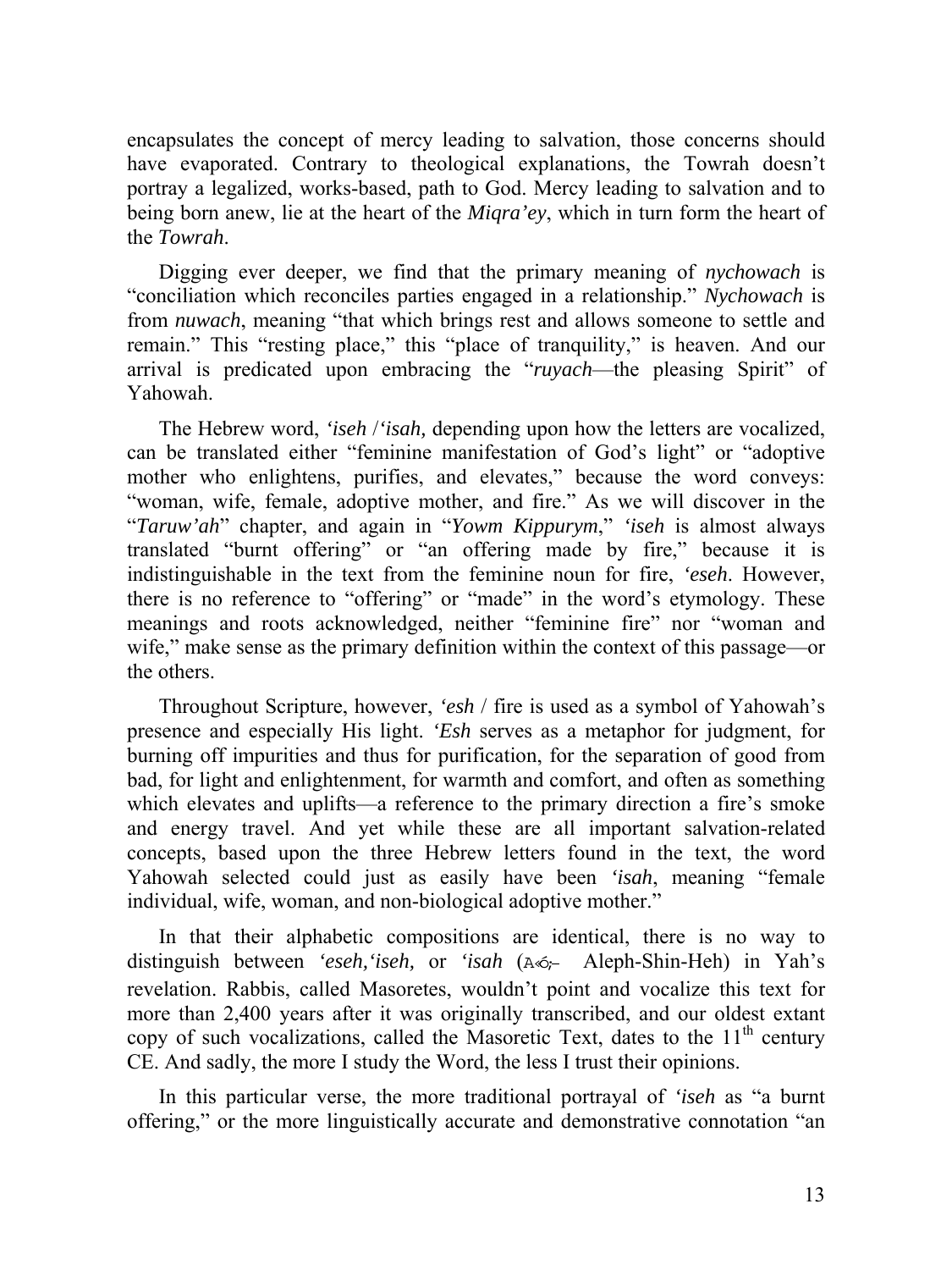encapsulates the concept of mercy leading to salvation, those concerns should have evaporated. Contrary to theological explanations, the Towrah doesn't portray a legalized, works-based, path to God. Mercy leading to salvation and to being born anew, lie at the heart of the *Miqra'ey*, which in turn form the heart of the *Towrah*.

Digging ever deeper, we find that the primary meaning of *nychowach* is "conciliation which reconciles parties engaged in a relationship." *Nychowach* is from *nuwach*, meaning "that which brings rest and allows someone to settle and remain." This "resting place," this "place of tranquility," is heaven. And our arrival is predicated upon embracing the "*ruyach*—the pleasing Spirit" of Yahowah.

The Hebrew word, *'iseh* /*'isah,* depending upon how the letters are vocalized, can be translated either "feminine manifestation of God's light" or "adoptive mother who enlightens, purifies, and elevates," because the word conveys: "woman, wife, female, adoptive mother, and fire." As we will discover in the "*Taruw'ah*" chapter, and again in "*Yowm Kippurym*," *'iseh* is almost always translated "burnt offering" or "an offering made by fire," because it is indistinguishable in the text from the feminine noun for fire, *'eseh*. However, there is no reference to "offering" or "made" in the word's etymology. These meanings and roots acknowledged, neither "feminine fire" nor "woman and wife," make sense as the primary definition within the context of this passage—or the others.

Throughout Scripture, however, *'esh* / fire is used as a symbol of Yahowah's presence and especially His light. *'Esh* serves as a metaphor for judgment, for burning off impurities and thus for purification, for the separation of good from bad, for light and enlightenment, for warmth and comfort, and often as something which elevates and uplifts—a reference to the primary direction a fire's smoke and energy travel. And yet while these are all important salvation-related concepts, based upon the three Hebrew letters found in the text, the word Yahowah selected could just as easily have been *'isah*, meaning "female individual, wife, woman, and non-biological adoptive mother."

In that their alphabetic compositions are identical, there is no way to distinguish between *'eseh,'iseh,* or *'isah* (A<ô;- Aleph-Shin-Heh) in Yah's revelation. Rabbis, called Masoretes, wouldn't point and vocalize this text for more than 2,400 years after it was originally transcribed, and our oldest extant copy of such vocalizations, called the Masoretic Text, dates to the 11th century CE. And sadly, the more I study the Word, the less I trust their opinions.

In this particular verse, the more traditional portrayal of *'iseh* as "a burnt offering," or the more linguistically accurate and demonstrative connotation "an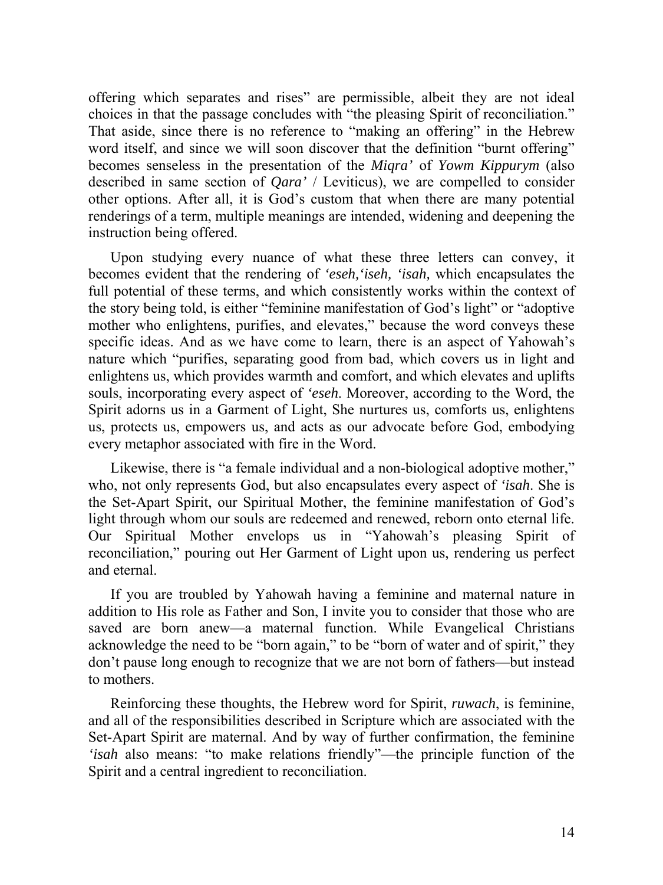offering which separates and rises" are permissible, albeit they are not ideal choices in that the passage concludes with "the pleasing Spirit of reconciliation." That aside, since there is no reference to "making an offering" in the Hebrew word itself, and since we will soon discover that the definition "burnt offering" becomes senseless in the presentation of the *Miqra'* of *Yowm Kippurym* (also described in same section of *Qara'* / Leviticus), we are compelled to consider other options. After all, it is God's custom that when there are many potential renderings of a term, multiple meanings are intended, widening and deepening the instruction being offered.

Upon studying every nuance of what these three letters can convey, it becomes evident that the rendering of *'eseh,'iseh, 'isah,* which encapsulates the full potential of these terms, and which consistently works within the context of the story being told, is either "feminine manifestation of God's light" or "adoptive mother who enlightens, purifies, and elevates," because the word conveys these specific ideas. And as we have come to learn, there is an aspect of Yahowah's nature which "purifies, separating good from bad, which covers us in light and enlightens us, which provides warmth and comfort, and which elevates and uplifts souls, incorporating every aspect of *'eseh*. Moreover, according to the Word, the Spirit adorns us in a Garment of Light, She nurtures us, comforts us, enlightens us, protects us, empowers us, and acts as our advocate before God, embodying every metaphor associated with fire in the Word.

Likewise, there is "a female individual and a non-biological adoptive mother," who, not only represents God, but also encapsulates every aspect of *'isah*. She is the Set-Apart Spirit, our Spiritual Mother, the feminine manifestation of God's light through whom our souls are redeemed and renewed, reborn onto eternal life. Our Spiritual Mother envelops us in "Yahowah's pleasing Spirit of reconciliation," pouring out Her Garment of Light upon us, rendering us perfect and eternal.

If you are troubled by Yahowah having a feminine and maternal nature in addition to His role as Father and Son, I invite you to consider that those who are saved are born anew—a maternal function. While Evangelical Christians acknowledge the need to be "born again," to be "born of water and of spirit," they don't pause long enough to recognize that we are not born of fathers—but instead to mothers.

Reinforcing these thoughts, the Hebrew word for Spirit, *ruwach*, is feminine, and all of the responsibilities described in Scripture which are associated with the Set-Apart Spirit are maternal. And by way of further confirmation, the feminine *'isah* also means: "to make relations friendly"—the principle function of the Spirit and a central ingredient to reconciliation.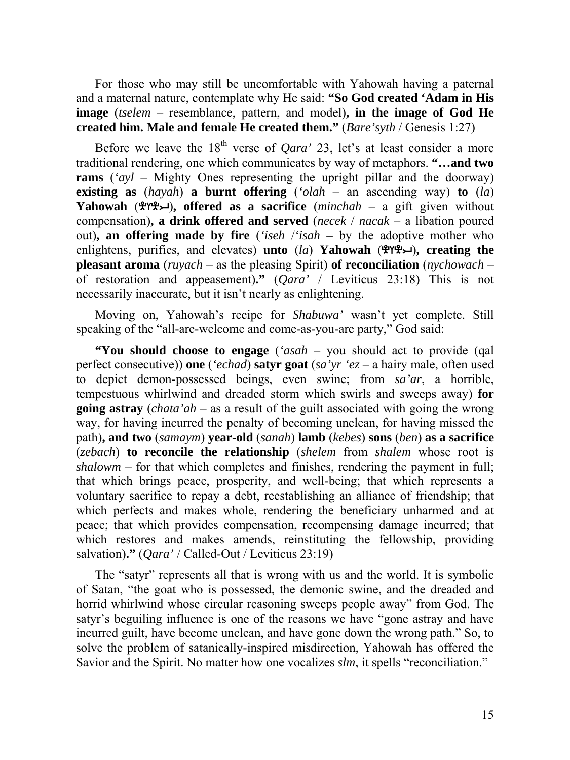For those who may still be uncomfortable with Yahowah having a paternal and a maternal nature, contemplate why He said: **"So God created 'Adam in His image** (*tselem* – resemblance, pattern, and model)**, in the image of God He created him. Male and female He created them."** (*Bare'syth* / Genesis 1:27)

Before we leave the 18th verse of *Qara'* 23, let's at least consider a more traditional rendering, one which communicates by way of metaphors. **"…and two rams** (*'ayl* – Mighty Ones representing the upright pillar and the doorway) **existing as** (*hayah*) **a burnt offering** (*'olah* – an ascending way) **to** (*la*) **Yahowah (𐤄𐤅𐤄𐤉), offered as a sacrifice** (*minchah* – a gift given without compensation)**, a drink offered and served** (*necek* / *nacak* – a libation poured out)**, an offering made by fire** (*'iseh* /*'isah* – by the adoptive mother who enlightens, purifies, and elevates) **unto** (*la*) **Yahowah (𐤄𐤅𐤄𐤉), creating the pleasant aroma** (*ruyach* – as the pleasing Spirit) **of reconciliation** (*nychowach* – of restoration and appeasement)**."** (*Qara'* / Leviticus 23:18) This is not necessarily inaccurate, but it isn't nearly as enlightening.

Moving on, Yahowah's recipe for *Shabuwa'* wasn't yet complete. Still speaking of the "all-are-welcome and come-as-you-are party," God said:

**"You should choose to engage** (*'asah* – you should act to provide (qal perfect consecutive)) **one** (*'echad*) **satyr goat** (*sa'yr 'ez* – a hairy male, often used to depict demon-possessed beings, even swine; from *sa'ar*, a horrible, tempestuous whirlwind and dreaded storm which swirls and sweeps away) **for going astray** (*chata'ah* – as a result of the guilt associated with going the wrong way, for having incurred the penalty of becoming unclean, for having missed the path)**, and two** (*samaym*) **year-old** (*sanah*) **lamb** (*kebes*) **sons** (*ben*) **as a sacrifice** (*zebach*) **to reconcile the relationship** (*shelem* from *shalem* whose root is *shalowm* – for that which completes and finishes, rendering the payment in full; that which brings peace, prosperity, and well-being; that which represents a voluntary sacrifice to repay a debt, reestablishing an alliance of friendship; that which perfects and makes whole, rendering the beneficiary unharmed and at peace; that which provides compensation, recompensing damage incurred; that which restores and makes amends, reinstituting the fellowship, providing salvation)**."** (*Qara'* / Called-Out / Leviticus 23:19)

The "satyr" represents all that is wrong with us and the world. It is symbolic of Satan, "the goat who is possessed, the demonic swine, and the dreaded and horrid whirlwind whose circular reasoning sweeps people away" from God. The satyr's beguiling influence is one of the reasons we have "gone astray and have incurred guilt, have become unclean, and have gone down the wrong path." So, to solve the problem of satanically-inspired misdirection, Yahowah has offered the Savior and the Spirit. No matter how one vocalizes *slm*, it spells "reconciliation."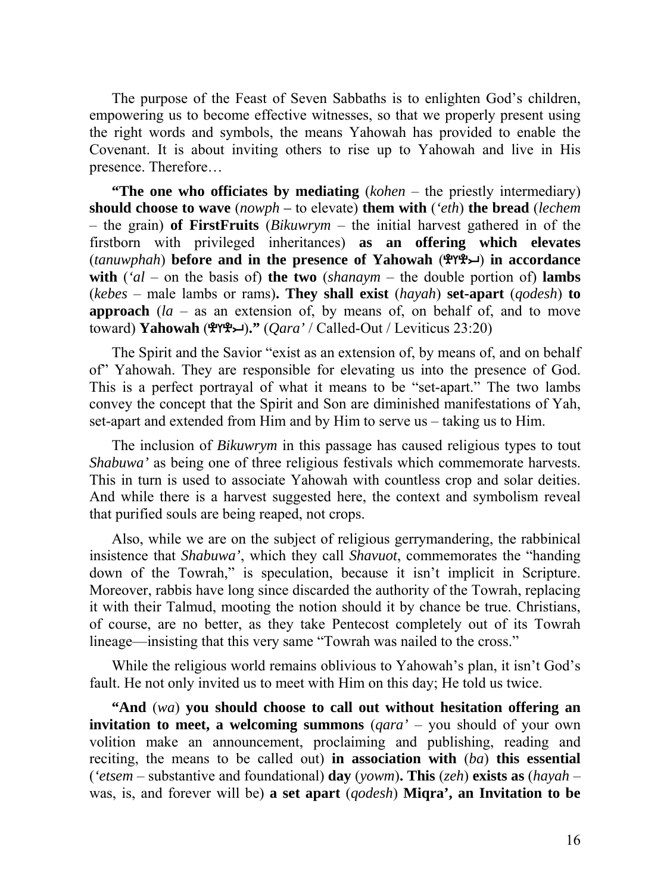The purpose of the Feast of Seven Sabbaths is to enlighten God's children, empowering us to become effective witnesses, so that we properly present using the right words and symbols, the means Yahowah has provided to enable the Covenant. It is about inviting others to rise up to Yahowah and live in His presence. Therefore…

**"The one who officiates by mediating** (*kohen* – the priestly intermediary) **should choose to wave** (*nowph* – to elevate) **them with** (*'eth*) **the bread** (*lechem* – the grain) **of FirstFruits** (*Bikuwrym* – the initial harvest gathered in of the firstborn with privileged inheritances) **as an offering which elevates** (*tanuwphah*) **before and in the presence of Yahowah** (𐤄𐤅𐤄𐤉) **in accordance with** (*'al* – on the basis of) **the two** (*shanaym* – the double portion of) **lambs** (*kebes* – male lambs or rams)**. They shall exist** (*hayah*) **set-apart** (*qodesh*) **to approach** (*la* – as an extension of, by means of, on behalf of, and to move toward) **Yahowah** (𐤄𐤅𐤄𐤉)**."** (*Qara'* / Called-Out / Leviticus 23:20)

The Spirit and the Savior "exist as an extension of, by means of, and on behalf of" Yahowah. They are responsible for elevating us into the presence of God. This is a perfect portrayal of what it means to be "set-apart." The two lambs convey the concept that the Spirit and Son are diminished manifestations of Yah, set-apart and extended from Him and by Him to serve us – taking us to Him.

The inclusion of *Bikuwrym* in this passage has caused religious types to tout *Shabuwa'* as being one of three religious festivals which commemorate harvests. This in turn is used to associate Yahowah with countless crop and solar deities. And while there is a harvest suggested here, the context and symbolism reveal that purified souls are being reaped, not crops.

Also, while we are on the subject of religious gerrymandering, the rabbinical insistence that *Shabuwa'*, which they call *Shavuot*, commemorates the "handing down of the Towrah," is speculation, because it isn't implicit in Scripture. Moreover, rabbis have long since discarded the authority of the Towrah, replacing it with their Talmud, mooting the notion should it by chance be true. Christians, of course, are no better, as they take Pentecost completely out of its Towrah lineage—insisting that this very same "Towrah was nailed to the cross."

While the religious world remains oblivious to Yahowah's plan, it isn't God's fault. He not only invited us to meet with Him on this day; He told us twice.

**"And** (*wa*) **you should choose to call out without hesitation offering an invitation to meet, a welcoming summons** (*qara'* – you should of your own volition make an announcement, proclaiming and publishing, reading and reciting, the means to be called out) **in association with** (*ba*) **this essential** (*'etsem* – substantive and foundational) **day** (*yowm*)**. This** (*zeh*) **exists as** (*hayah* – was, is, and forever will be) **a set apart** (*qodesh*) **Miqra', an Invitation to be**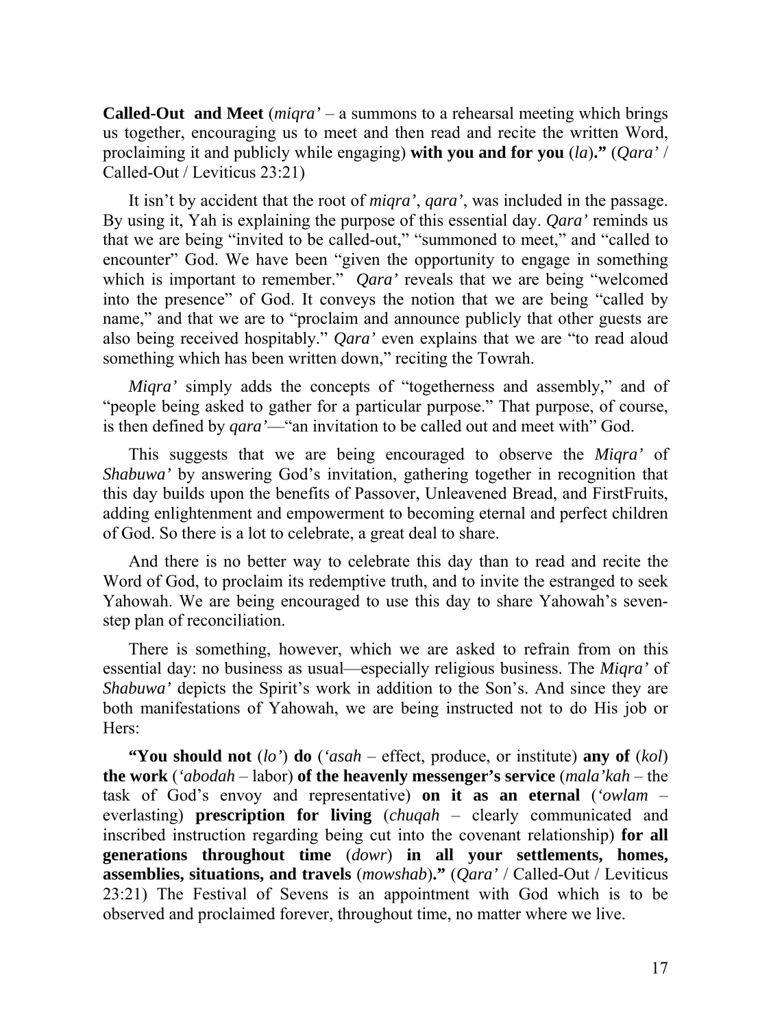**Called-Out  and Meet** (*miqra'* – a summons to a rehearsal meeting which brings us together, encouraging us to meet and then read and recite the written Word, proclaiming it and publicly while engaging) **with you and for you** (*la*)**."** (*Qara'* / Called-Out / Leviticus 23:21)

It isn't by accident that the root of *miqra'*, *qara'*, was included in the passage. By using it, Yah is explaining the purpose of this essential day. *Qara'* reminds us that we are being "invited to be called-out," "summoned to meet," and "called to encounter" God. We have been "given the opportunity to engage in something which is important to remember."  *Qara'* reveals that we are being "welcomed into the presence" of God. It conveys the notion that we are being "called by name," and that we are to "proclaim and announce publicly that other guests are also being received hospitably." *Qara'* even explains that we are "to read aloud something which has been written down," reciting the Towrah.

*Miqra'* simply adds the concepts of "togetherness and assembly," and of "people being asked to gather for a particular purpose." That purpose, of course, is then defined by *qara'*—"an invitation to be called out and meet with" God.

This suggests that we are being encouraged to observe the *Miqra'* of *Shabuwa'* by answering God's invitation, gathering together in recognition that this day builds upon the benefits of Passover, Unleavened Bread, and FirstFruits, adding enlightenment and empowerment to becoming eternal and perfect children of God. So there is a lot to celebrate, a great deal to share.

And there is no better way to celebrate this day than to read and recite the Word of God, to proclaim its redemptive truth, and to invite the estranged to seek Yahowah. We are being encouraged to use this day to share Yahowah's seven-step plan of reconciliation.

There is something, however, which we are asked to refrain from on this essential day: no business as usual—especially religious business. The *Miqra'* of *Shabuwa'* depicts the Spirit's work in addition to the Son's. And since they are both manifestations of Yahowah, we are being instructed not to do His job or Hers:

**"You should not** (*lo'*) **do** (*'asah* – effect, produce, or institute) **any of** (*kol*) **the work** (*'abodah* – labor) **of the heavenly messenger's service** (*mala'kah* – the task of God's envoy and representative) **on it as an eternal** (*'owlam* – everlasting) **prescription for living** (*chuqah* – clearly communicated and inscribed instruction regarding being cut into the covenant relationship) **for all generations throughout time** (*dowr*) **in all your settlements, homes, assemblies, situations, and travels** (*mowshab*)**."** (*Qara'* / Called-Out / Leviticus 23:21) The Festival of Sevens is an appointment with God which is to be observed and proclaimed forever, throughout time, no matter where we live.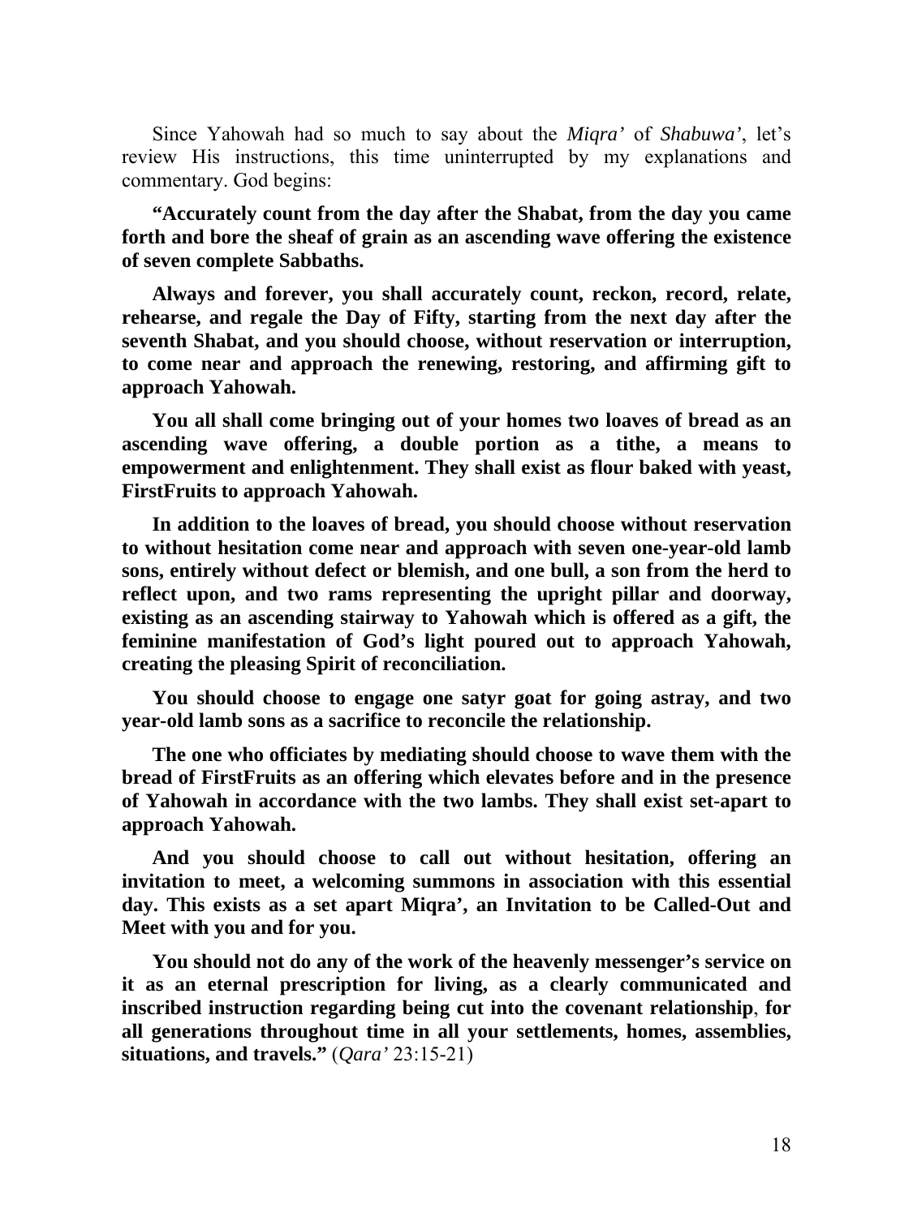Since Yahowah had so much to say about the *Miqra'* of *Shabuwa'*, let's review His instructions, this time uninterrupted by my explanations and commentary. God begins:

**"Accurately count from the day after the Shabat, from the day you came forth and bore the sheaf of grain as an ascending wave offering the existence of seven complete Sabbaths.**

**Always and forever, you shall accurately count, reckon, record, relate, rehearse, and regale the Day of Fifty, starting from the next day after the seventh Shabat, and you should choose, without reservation or interruption, to come near and approach the renewing, restoring, and affirming gift to approach Yahowah.**

**You all shall come bringing out of your homes two loaves of bread as an ascending wave offering, a double portion as a tithe, a means to empowerment and enlightenment. They shall exist as flour baked with yeast, FirstFruits to approach Yahowah.**

**In addition to the loaves of bread, you should choose without reservation to without hesitation come near and approach with seven one-year-old lamb sons, entirely without defect or blemish, and one bull, a son from the herd to reflect upon, and two rams representing the upright pillar and doorway, existing as an ascending stairway to Yahowah which is offered as a gift, the feminine manifestation of God's light poured out to approach Yahowah, creating the pleasing Spirit of reconciliation.**

**You should choose to engage one satyr goat for going astray, and two year-old lamb sons as a sacrifice to reconcile the relationship.**

**The one who officiates by mediating should choose to wave them with the bread of FirstFruits as an offering which elevates before and in the presence of Yahowah in accordance with the two lambs. They shall exist set-apart to approach Yahowah.**

**And you should choose to call out without hesitation, offering an invitation to meet, a welcoming summons in association with this essential day. This exists as a set apart Miqra', an Invitation to be Called-Out and Meet with you and for you.**

**You should not do any of the work of the heavenly messenger's service on it as an eternal prescription for living, as a clearly communicated and inscribed instruction regarding being cut into the covenant relationship, for all generations throughout time in all your settlements, homes, assemblies, situations, and travels."** (*Qara'* 23:15-21)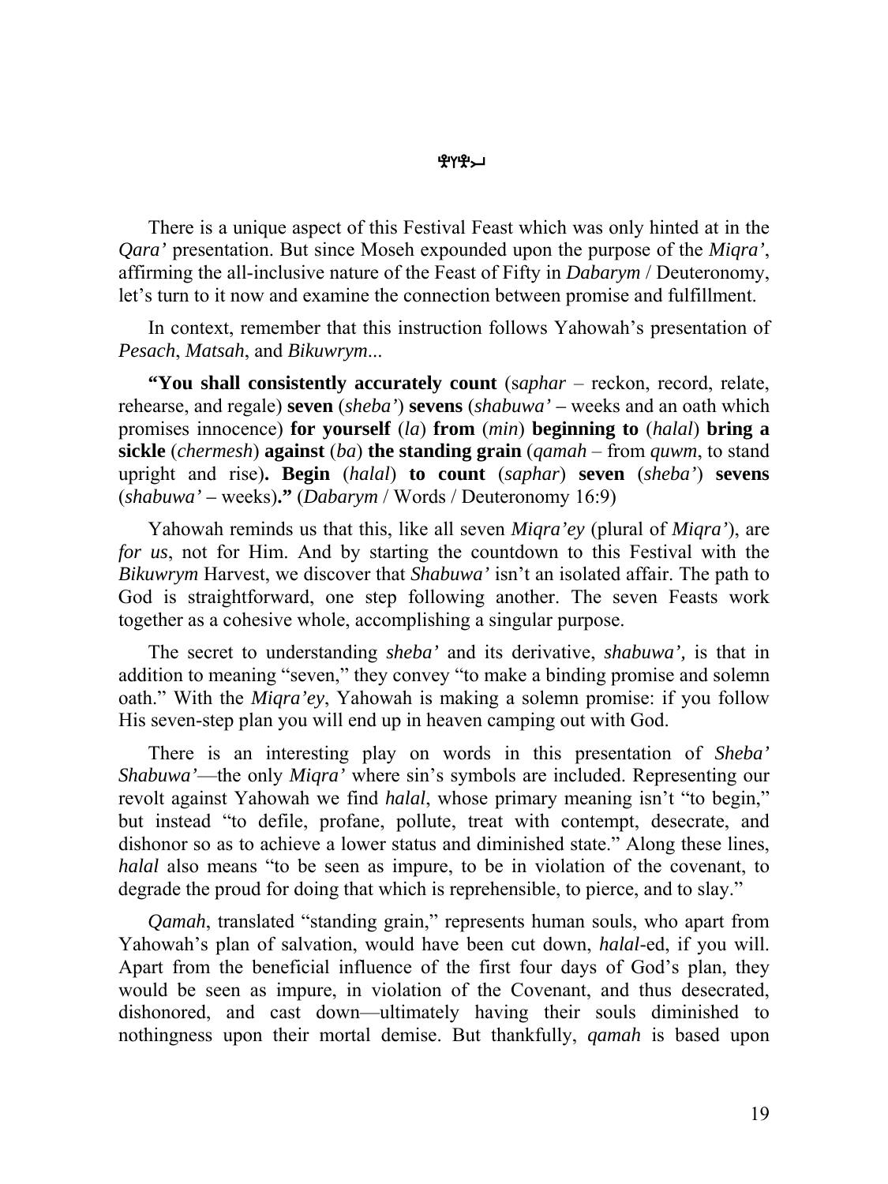There is a unique aspect of this Festival Feast which was only hinted at in the *Qara'* presentation. But since Moseh expounded upon the purpose of the *Miqra'*, affirming the all-inclusive nature of the Feast of Fifty in *Dabarym* / Deuteronomy, let's turn to it now and examine the connection between promise and fulfillment.

In context, remember that this instruction follows Yahowah's presentation of *Pesach*, *Matsah*, and *Bikuwrym*...

**"You shall consistently accurately count** (*saphar* – reckon, record, relate, rehearse, and regale) **seven** (*sheba'*) **sevens** (*shabuwa'* – weeks and an oath which promises innocence) **for yourself** (*la*) **from** (*min*) **beginning to** (*halal*) **bring a sickle** (*chermesh*) **against** (*ba*) **the standing grain** (*qamah* – from *quwm*, to stand upright and rise)**. Begin** (*halal*) **to count** (*saphar*) **seven** (*sheba'*) **sevens** (*shabuwa'* – weeks)**."** (*Dabarym* / Words / Deuteronomy 16:9)

Yahowah reminds us that this, like all seven *Miqra'ey* (plural of *Miqra'*), are *for us*, not for Him. And by starting the countdown to this Festival with the *Bikuwrym* Harvest, we discover that *Shabuwa'* isn't an isolated affair. The path to God is straightforward, one step following another. The seven Feasts work together as a cohesive whole, accomplishing a singular purpose.

The secret to understanding *sheba'* and its derivative, *shabuwa',* is that in addition to meaning "seven," they convey "to make a binding promise and solemn oath." With the *Miqra'ey*, Yahowah is making a solemn promise: if you follow His seven-step plan you will end up in heaven camping out with God.

There is an interesting play on words in this presentation of *Sheba' Shabuwa'*—the only *Miqra'* where sin's symbols are included. Representing our revolt against Yahowah we find *halal*, whose primary meaning isn't "to begin," but instead "to defile, profane, pollute, treat with contempt, desecrate, and dishonor so as to achieve a lower status and diminished state." Along these lines, *halal* also means "to be seen as impure, to be in violation of the covenant, to degrade the proud for doing that which is reprehensible, to pierce, and to slay."

*Qamah*, translated "standing grain," represents human souls, who apart from Yahowah's plan of salvation, would have been cut down, *halal*-ed, if you will. Apart from the beneficial influence of the first four days of God's plan, they would be seen as impure, in violation of the Covenant, and thus desecrated, dishonored, and cast down—ultimately having their souls diminished to nothingness upon their mortal demise. But thankfully, *qamah* is based upon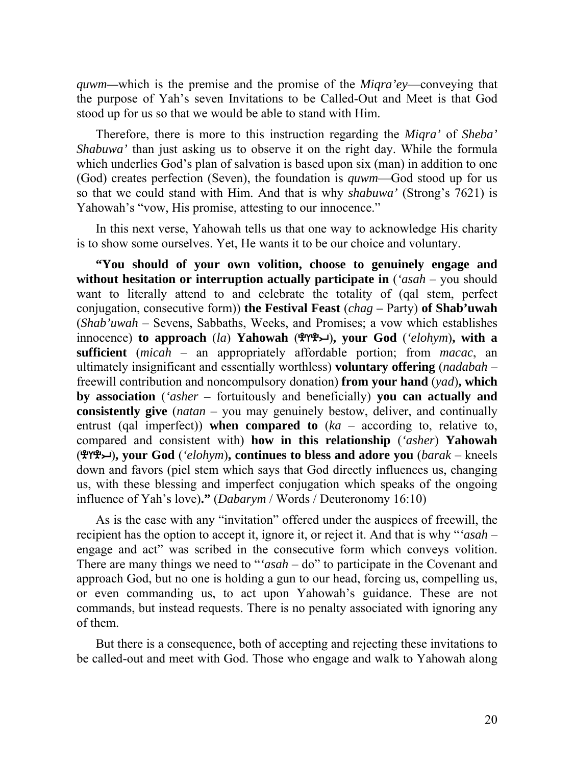*quwm*—which is the premise and the promise of the *Miqra'ey*—conveying that the purpose of Yah's seven Invitations to be Called-Out and Meet is that God stood up for us so that we would be able to stand with Him.

Therefore, there is more to this instruction regarding the *Miqra'* of *Sheba' Shabuwa'* than just asking us to observe it on the right day. While the formula which underlies God's plan of salvation is based upon six (man) in addition to one (God) creates perfection (Seven), the foundation is *quwm*—God stood up for us so that we could stand with Him. And that is why *shabuwa'* (Strong's 7621) is Yahowah's "vow, His promise, attesting to our innocence."

In this next verse, Yahowah tells us that one way to acknowledge His charity is to show some ourselves. Yet, He wants it to be our choice and voluntary.

**"You should of your own volition, choose to genuinely engage and without hesitation or interruption actually participate in** (*'asah* – you should want to literally attend to and celebrate the totality of (qal stem, perfect conjugation, consecutive form)) **the Festival Feast** (*chag* **–** Party) **of Shab'uwah** (*Shab'uwah* – Sevens, Sabbaths, Weeks, and Promises; a vow which establishes innocence) **to approach** (*la*) **Yahowah** (𐤉𐤄𐤅𐤄)**, your God** (*'elohym*)**, with a sufficient** (*micah* – an appropriately affordable portion; from *macac*, an ultimately insignificant and essentially worthless) **voluntary offering** (*nadabah* – freewill contribution and noncompulsory donation) **from your hand** (*yad*)**, which by association** (*'asher* **–** fortuitously and beneficially) **you can actually and consistently give** (*natan* – you may genuinely bestow, deliver, and continually entrust (qal imperfect)) **when compared to** (*ka* – according to, relative to, compared and consistent with) **how in this relationship** (*'asher*) **Yahowah** (𐤉𐤄𐤅𐤄)**, your God** (*'elohym*)**, continues to bless and adore you** (*barak* – kneels down and favors (piel stem which says that God directly influences us, changing us, with these blessing and imperfect conjugation which speaks of the ongoing influence of Yah's love)**."** (*Dabarym* / Words / Deuteronomy 16:10)

As is the case with any "invitation" offered under the auspices of freewill, the recipient has the option to accept it, ignore it, or reject it. And that is why "*'asah* – engage and act" was scribed in the consecutive form which conveys volition. There are many things we need to "*'asah* – do" to participate in the Covenant and approach God, but no one is holding a gun to our head, forcing us, compelling us, or even commanding us, to act upon Yahowah's guidance. These are not commands, but instead requests. There is no penalty associated with ignoring any of them.

But there is a consequence, both of accepting and rejecting these invitations to be called-out and meet with God. Those who engage and walk to Yahowah along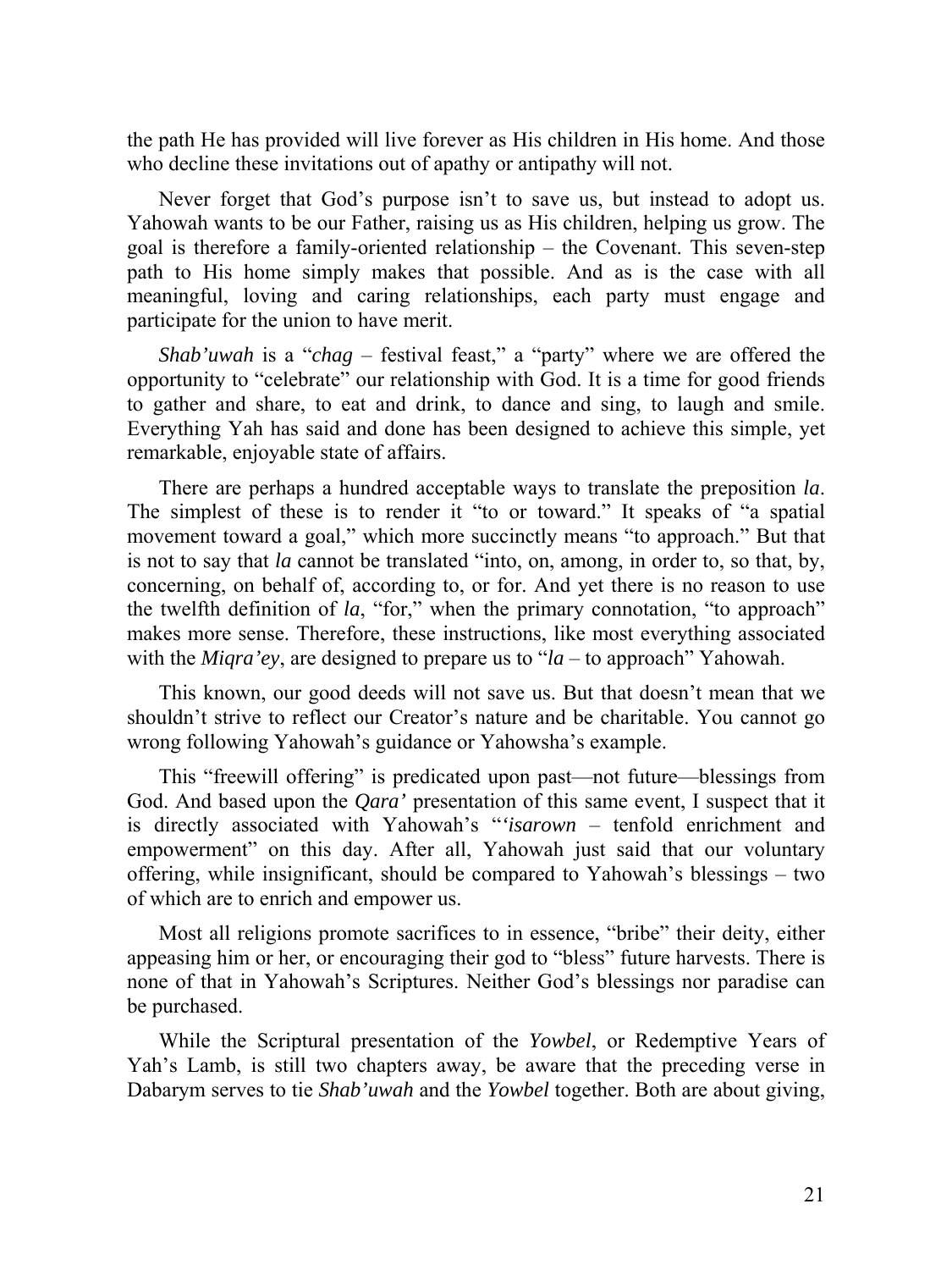the path He has provided will live forever as His children in His home. And those who decline these invitations out of apathy or antipathy will not.

Never forget that God's purpose isn't to save us, but instead to adopt us. Yahowah wants to be our Father, raising us as His children, helping us grow. The goal is therefore a family-oriented relationship – the Covenant. This seven-step path to His home simply makes that possible. And as is the case with all meaningful, loving and caring relationships, each party must engage and participate for the union to have merit.

*Shab'uwah* is a "*chag* – festival feast," a "party" where we are offered the opportunity to "celebrate" our relationship with God. It is a time for good friends to gather and share, to eat and drink, to dance and sing, to laugh and smile. Everything Yah has said and done has been designed to achieve this simple, yet remarkable, enjoyable state of affairs.

There are perhaps a hundred acceptable ways to translate the preposition *la*. The simplest of these is to render it "to or toward." It speaks of "a spatial movement toward a goal," which more succinctly means "to approach." But that is not to say that *la* cannot be translated "into, on, among, in order to, so that, by, concerning, on behalf of, according to, or for. And yet there is no reason to use the twelfth definition of *la*, "for," when the primary connotation, "to approach" makes more sense. Therefore, these instructions, like most everything associated with the *Miqra'ey*, are designed to prepare us to "*la* – to approach" Yahowah.

This known, our good deeds will not save us. But that doesn't mean that we shouldn't strive to reflect our Creator's nature and be charitable. You cannot go wrong following Yahowah's guidance or Yahowsha's example.

This "freewill offering" is predicated upon past—not future—blessings from God. And based upon the *Qara'* presentation of this same event, I suspect that it is directly associated with Yahowah's "*'isarown* – tenfold enrichment and empowerment" on this day. After all, Yahowah just said that our voluntary offering, while insignificant, should be compared to Yahowah's blessings – two of which are to enrich and empower us.

Most all religions promote sacrifices to in essence, "bribe" their deity, either appeasing him or her, or encouraging their god to "bless" future harvests. There is none of that in Yahowah's Scriptures. Neither God's blessings nor paradise can be purchased.

While the Scriptural presentation of the *Yowbel*, or Redemptive Years of Yah's Lamb, is still two chapters away, be aware that the preceding verse in Dabarym serves to tie *Shab'uwah* and the *Yowbel* together. Both are about giving,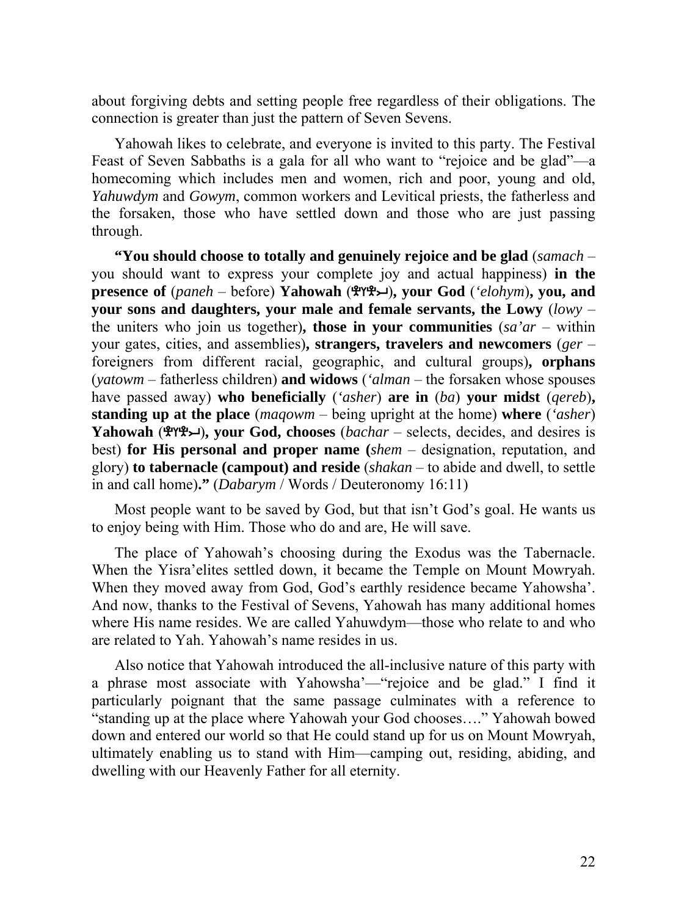about forgiving debts and setting people free regardless of their obligations. The connection is greater than just the pattern of Seven Sevens.

Yahowah likes to celebrate, and everyone is invited to this party. The Festival Feast of Seven Sabbaths is a gala for all who want to "rejoice and be glad"—a homecoming which includes men and women, rich and poor, young and old, *Yahuwdym* and *Gowym*, common workers and Levitical priests, the fatherless and the forsaken, those who have settled down and those who are just passing through.

**"You should choose to totally and genuinely rejoice and be glad** (*samach* – you should want to express your complete joy and actual happiness) **in the presence of** (*paneh* – before) **Yahowah** (𐤄𐤅𐤄𐤉)**, your God** (*'elohym*)**, you, and your sons and daughters, your male and female servants, the Lowy** (*lowy* – the uniters who join us together)**, those in your communities** (*sa'ar* – within your gates, cities, and assemblies)**, strangers, travelers and newcomers** (*ger* – foreigners from different racial, geographic, and cultural groups)**, orphans** (*yatowm* – fatherless children) **and widows** (*'alman* – the forsaken whose spouses have passed away) **who beneficially** (*'asher*) **are in** (*ba*) **your midst** (*qereb*)**, standing up at the place** (*maqowm* – being upright at the home) **where** (*'asher*) **Yahowah** (𐤄𐤅𐤄𐤉)**, your God, chooses** (*bachar* – selects, decides, and desires is best) **for His personal and proper name (***shem* – designation, reputation, and glory) **to tabernacle (campout) and reside** (*shakan* – to abide and dwell, to settle in and call home)**."** (*Dabarym* / Words / Deuteronomy 16:11)

Most people want to be saved by God, but that isn't God's goal. He wants us to enjoy being with Him. Those who do and are, He will save.

The place of Yahowah's choosing during the Exodus was the Tabernacle. When the Yisra'elites settled down, it became the Temple on Mount Mowryah. When they moved away from God, God's earthly residence became Yahowsha'. And now, thanks to the Festival of Sevens, Yahowah has many additional homes where His name resides. We are called Yahuwdym—those who relate to and who are related to Yah. Yahowah's name resides in us.

Also notice that Yahowah introduced the all-inclusive nature of this party with a phrase most associate with Yahowsha'—"rejoice and be glad." I find it particularly poignant that the same passage culminates with a reference to "standing up at the place where Yahowah your God chooses…." Yahowah bowed down and entered our world so that He could stand up for us on Mount Mowryah, ultimately enabling us to stand with Him—camping out, residing, abiding, and dwelling with our Heavenly Father for all eternity.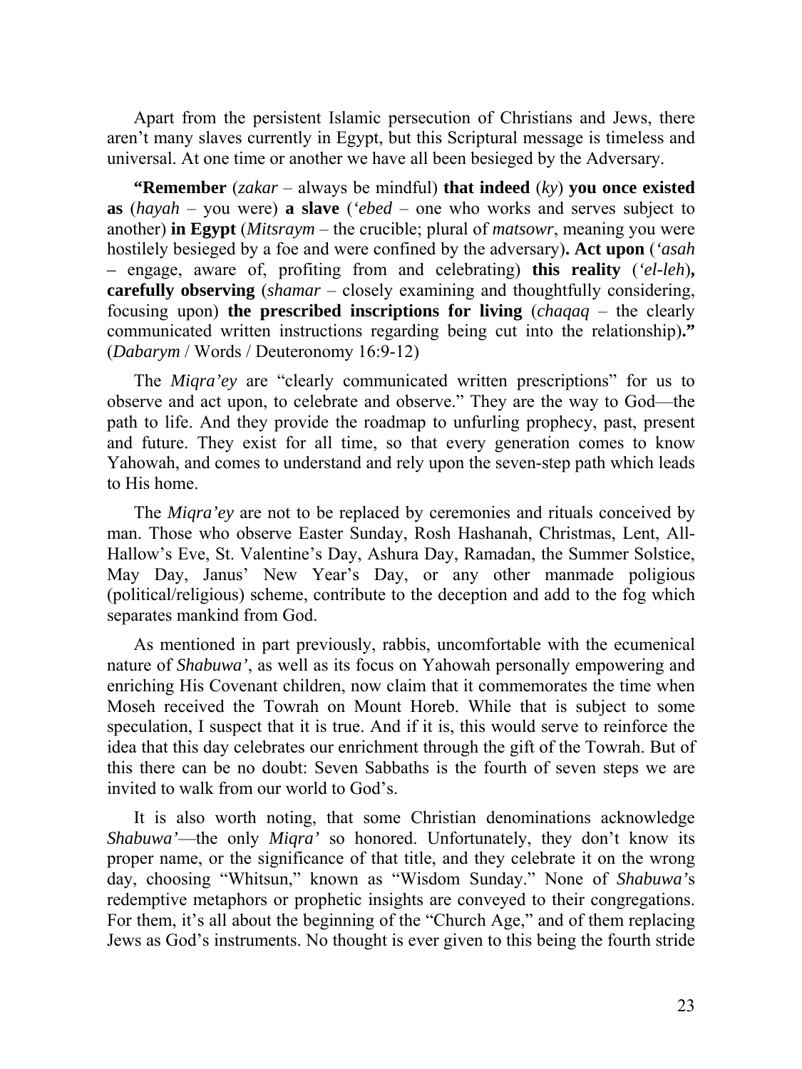Apart from the persistent Islamic persecution of Christians and Jews, there aren't many slaves currently in Egypt, but this Scriptural message is timeless and universal. At one time or another we have all been besieged by the Adversary.

**"Remember** (*zakar* – always be mindful) **that indeed** (*ky*) **you once existed as** (*hayah* – you were) **a slave** (*'ebed* – one who works and serves subject to another) **in Egypt** (*Mitsraym* – the crucible; plural of *matsowr*, meaning you were hostilely besieged by a foe and were confined by the adversary)**. Act upon** (*'asah* – engage, aware of, profiting from and celebrating) **this reality** (*'el-leh*)**, carefully observing** (*shamar* – closely examining and thoughtfully considering, focusing upon) **the prescribed inscriptions for living** (*chaqaq* – the clearly communicated written instructions regarding being cut into the relationship)**."** (*Dabarym* / Words / Deuteronomy 16:9-12)

The *Miqra'ey* are "clearly communicated written prescriptions" for us to observe and act upon, to celebrate and observe." They are the way to God—the path to life. And they provide the roadmap to unfurling prophecy, past, present and future. They exist for all time, so that every generation comes to know Yahowah, and comes to understand and rely upon the seven-step path which leads to His home.

The *Miqra'ey* are not to be replaced by ceremonies and rituals conceived by man. Those who observe Easter Sunday, Rosh Hashanah, Christmas, Lent, All-Hallow's Eve, St. Valentine's Day, Ashura Day, Ramadan, the Summer Solstice, May Day, Janus' New Year's Day, or any other manmade poligious (political/religious) scheme, contribute to the deception and add to the fog which separates mankind from God.

As mentioned in part previously, rabbis, uncomfortable with the ecumenical nature of *Shabuwa'*, as well as its focus on Yahowah personally empowering and enriching His Covenant children, now claim that it commemorates the time when Moseh received the Towrah on Mount Horeb. While that is subject to some speculation, I suspect that it is true. And if it is, this would serve to reinforce the idea that this day celebrates our enrichment through the gift of the Towrah. But of this there can be no doubt: Seven Sabbaths is the fourth of seven steps we are invited to walk from our world to God's.

It is also worth noting, that some Christian denominations acknowledge *Shabuwa'*—the only *Miqra'* so honored. Unfortunately, they don't know its proper name, or the significance of that title, and they celebrate it on the wrong day, choosing "Whitsun," known as "Wisdom Sunday." None of *Shabuwa'*s redemptive metaphors or prophetic insights are conveyed to their congregations. For them, it's all about the beginning of the "Church Age," and of them replacing Jews as God's instruments. No thought is ever given to this being the fourth stride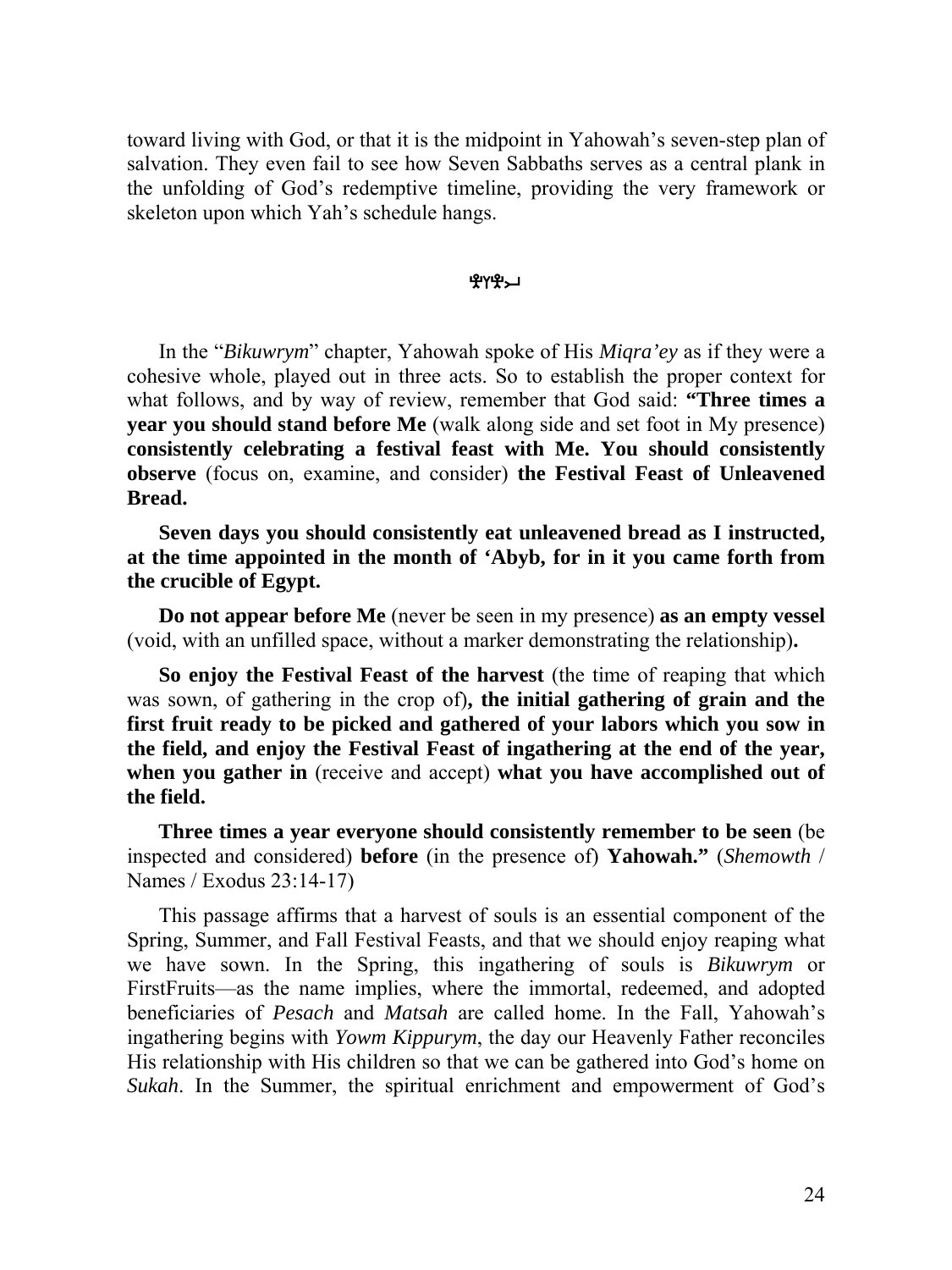toward living with God, or that it is the midpoint in Yahowah's seven-step plan of salvation. They even fail to see how Seven Sabbaths serves as a central plank in the unfolding of God's redemptive timeline, providing the very framework or skeleton upon which Yah's schedule hangs.

𐤄𐤅𐤄𐤉

In the "*Bikuwrym*" chapter, Yahowah spoke of His *Miqra'ey* as if they were a cohesive whole, played out in three acts. So to establish the proper context for what follows, and by way of review, remember that God said: **"Three times a year you should stand before Me** (walk along side and set foot in My presence) **consistently celebrating a festival feast with Me. You should consistently observe** (focus on, examine, and consider) **the Festival Feast of Unleavened Bread.**

**Seven days you should consistently eat unleavened bread as I instructed, at the time appointed in the month of 'Abyb, for in it you came forth from the crucible of Egypt.**

**Do not appear before Me** (never be seen in my presence) **as an empty vessel** (void, with an unfilled space, without a marker demonstrating the relationship)**.**

**So enjoy the Festival Feast of the harvest** (the time of reaping that which was sown, of gathering in the crop of)**, the initial gathering of grain and the first fruit ready to be picked and gathered of your labors which you sow in the field, and enjoy the Festival Feast of ingathering at the end of the year, when you gather in** (receive and accept) **what you have accomplished out of the field.**

**Three times a year everyone should consistently remember to be seen** (be inspected and considered) **before** (in the presence of) **Yahowah."** (*Shemowth* / Names / Exodus 23:14-17)

This passage affirms that a harvest of souls is an essential component of the Spring, Summer, and Fall Festival Feasts, and that we should enjoy reaping what we have sown. In the Spring, this ingathering of souls is *Bikuwrym* or FirstFruits—as the name implies, where the immortal, redeemed, and adopted beneficiaries of *Pesach* and *Matsah* are called home. In the Fall, Yahowah's ingathering begins with *Yowm Kippurym*, the day our Heavenly Father reconciles His relationship with His children so that we can be gathered into God's home on *Sukah*. In the Summer, the spiritual enrichment and empowerment of God's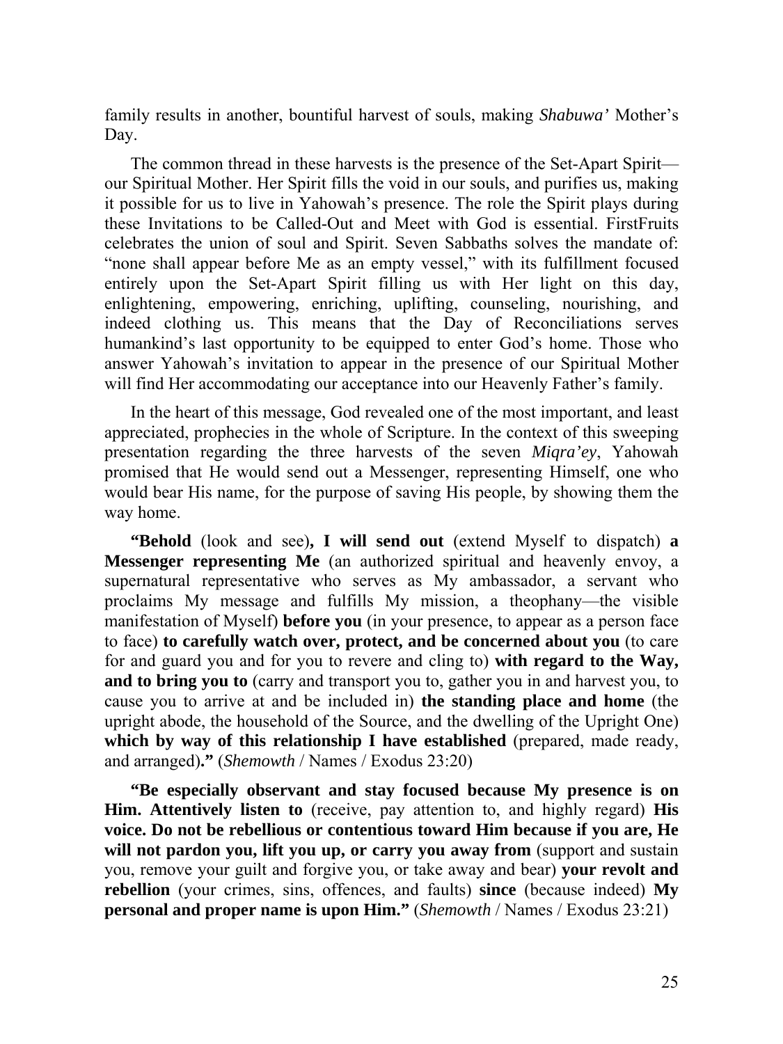family results in another, bountiful harvest of souls, making *Shabuwa'* Mother's Day.

The common thread in these harvests is the presence of the Set-Apart Spirit—our Spiritual Mother. Her Spirit fills the void in our souls, and purifies us, making it possible for us to live in Yahowah's presence. The role the Spirit plays during these Invitations to be Called-Out and Meet with God is essential. FirstFruits celebrates the union of soul and Spirit. Seven Sabbaths solves the mandate of: "none shall appear before Me as an empty vessel," with its fulfillment focused entirely upon the Set-Apart Spirit filling us with Her light on this day, enlightening, empowering, enriching, uplifting, counseling, nourishing, and indeed clothing us. This means that the Day of Reconciliations serves humankind's last opportunity to be equipped to enter God's home. Those who answer Yahowah's invitation to appear in the presence of our Spiritual Mother will find Her accommodating our acceptance into our Heavenly Father's family.

In the heart of this message, God revealed one of the most important, and least appreciated, prophecies in the whole of Scripture. In the context of this sweeping presentation regarding the three harvests of the seven *Miqra'ey*, Yahowah promised that He would send out a Messenger, representing Himself, one who would bear His name, for the purpose of saving His people, by showing them the way home.

**"Behold** (look and see)**, I will send out** (extend Myself to dispatch) **a Messenger representing Me** (an authorized spiritual and heavenly envoy, a supernatural representative who serves as My ambassador, a servant who proclaims My message and fulfills My mission, a theophany—the visible manifestation of Myself) **before you** (in your presence, to appear as a person face to face) **to carefully watch over, protect, and be concerned about you** (to care for and guard you and for you to revere and cling to) **with regard to the Way, and to bring you to** (carry and transport you to, gather you in and harvest you, to cause you to arrive at and be included in) **the standing place and home** (the upright abode, the household of the Source, and the dwelling of the Upright One) **which by way of this relationship I have established** (prepared, made ready, and arranged)**."** (*Shemowth* / Names / Exodus 23:20)

**"Be especially observant and stay focused because My presence is on Him. Attentively listen to** (receive, pay attention to, and highly regard) **His voice. Do not be rebellious or contentious toward Him because if you are, He will not pardon you, lift you up, or carry you away from** (support and sustain you, remove your guilt and forgive you, or take away and bear) **your revolt and rebellion** (your crimes, sins, offences, and faults) **since** (because indeed) **My personal and proper name is upon Him."** (*Shemowth* / Names / Exodus 23:21)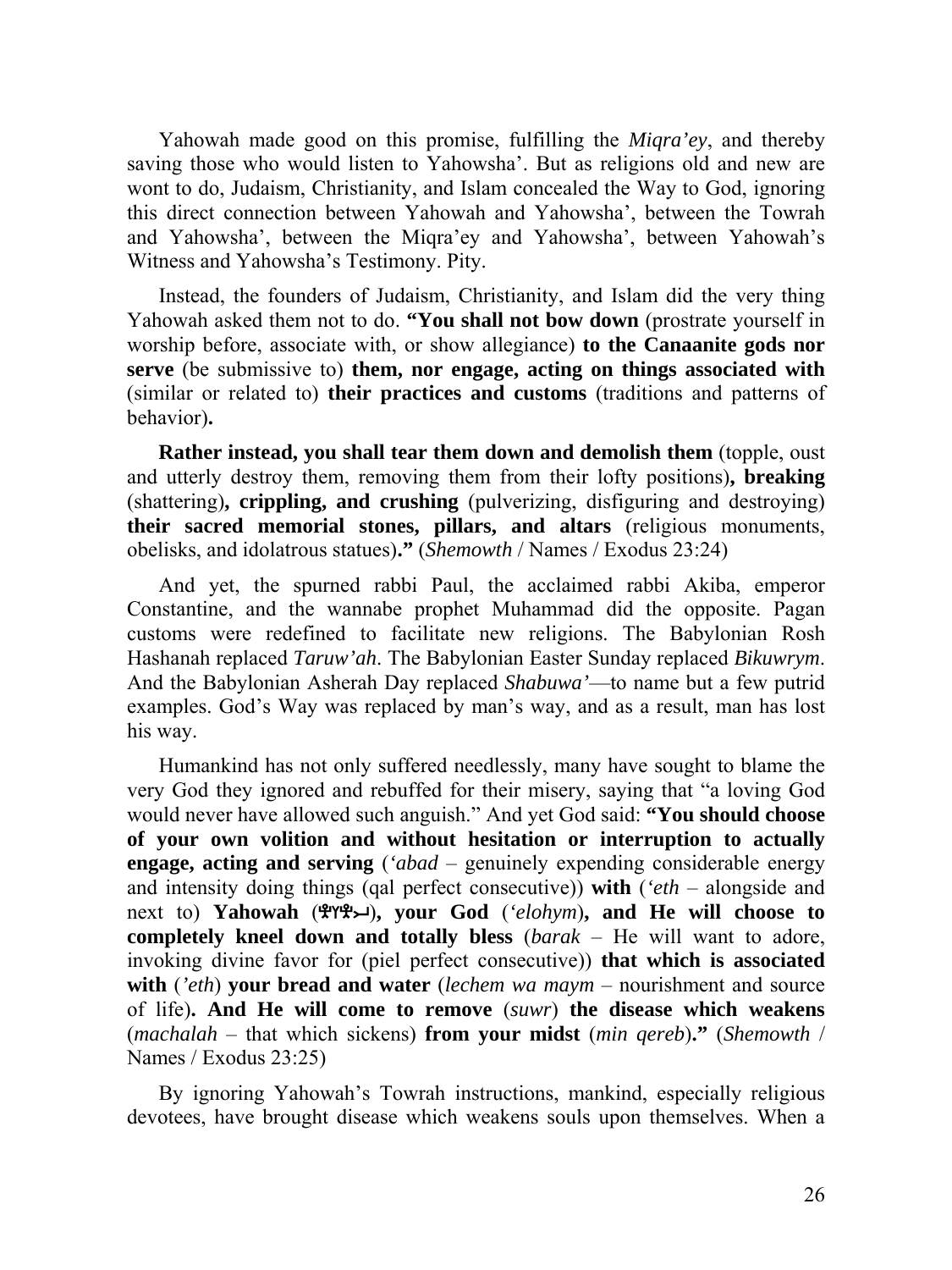Yahowah made good on this promise, fulfilling the *Miqra'ey*, and thereby saving those who would listen to Yahowsha'. But as religions old and new are wont to do, Judaism, Christianity, and Islam concealed the Way to God, ignoring this direct connection between Yahowah and Yahowsha', between the Towrah and Yahowsha', between the Miqra'ey and Yahowsha', between Yahowah's Witness and Yahowsha's Testimony. Pity.

Instead, the founders of Judaism, Christianity, and Islam did the very thing Yahowah asked them not to do. **"You shall not bow down** (prostrate yourself in worship before, associate with, or show allegiance) **to the Canaanite gods nor serve** (be submissive to) **them, nor engage, acting on things associated with** (similar or related to) **their practices and customs** (traditions and patterns of behavior)**.**

**Rather instead, you shall tear them down and demolish them** (topple, oust and utterly destroy them, removing them from their lofty positions)**, breaking** (shattering)**, crippling, and crushing** (pulverizing, disfiguring and destroying) **their sacred memorial stones, pillars, and altars** (religious monuments, obelisks, and idolatrous statues)**."** (*Shemowth* / Names / Exodus 23:24)

And yet, the spurned rabbi Paul, the acclaimed rabbi Akiba, emperor Constantine, and the wannabe prophet Muhammad did the opposite. Pagan customs were redefined to facilitate new religions. The Babylonian Rosh Hashanah replaced *Taruw'ah*. The Babylonian Easter Sunday replaced *Bikuwrym*. And the Babylonian Asherah Day replaced *Shabuwa'*—to name but a few putrid examples. God's Way was replaced by man's way, and as a result, man has lost his way.

Humankind has not only suffered needlessly, many have sought to blame the very God they ignored and rebuffed for their misery, saying that "a loving God would never have allowed such anguish." And yet God said: **"You should choose of your own volition and without hesitation or interruption to actually engage, acting and serving** (*'abad* – genuinely expending considerable energy and intensity doing things (qal perfect consecutive)) **with** (*'eth* – alongside and next to) **Yahowah** (𐤄𐤅𐤄𐤉)**, your God** (*'elohym*)**, and He will choose to completely kneel down and totally bless** (*barak* – He will want to adore, invoking divine favor for (piel perfect consecutive)) **that which is associated with** (*'eth*) **your bread and water** (*lechem wa maym* – nourishment and source of life)**. And He will come to remove** (*suwr*) **the disease which weakens** (*machalah* – that which sickens) **from your midst** (*min qereb*)**."** (*Shemowth* / Names / Exodus 23:25)

By ignoring Yahowah's Towrah instructions, mankind, especially religious devotees, have brought disease which weakens souls upon themselves. When a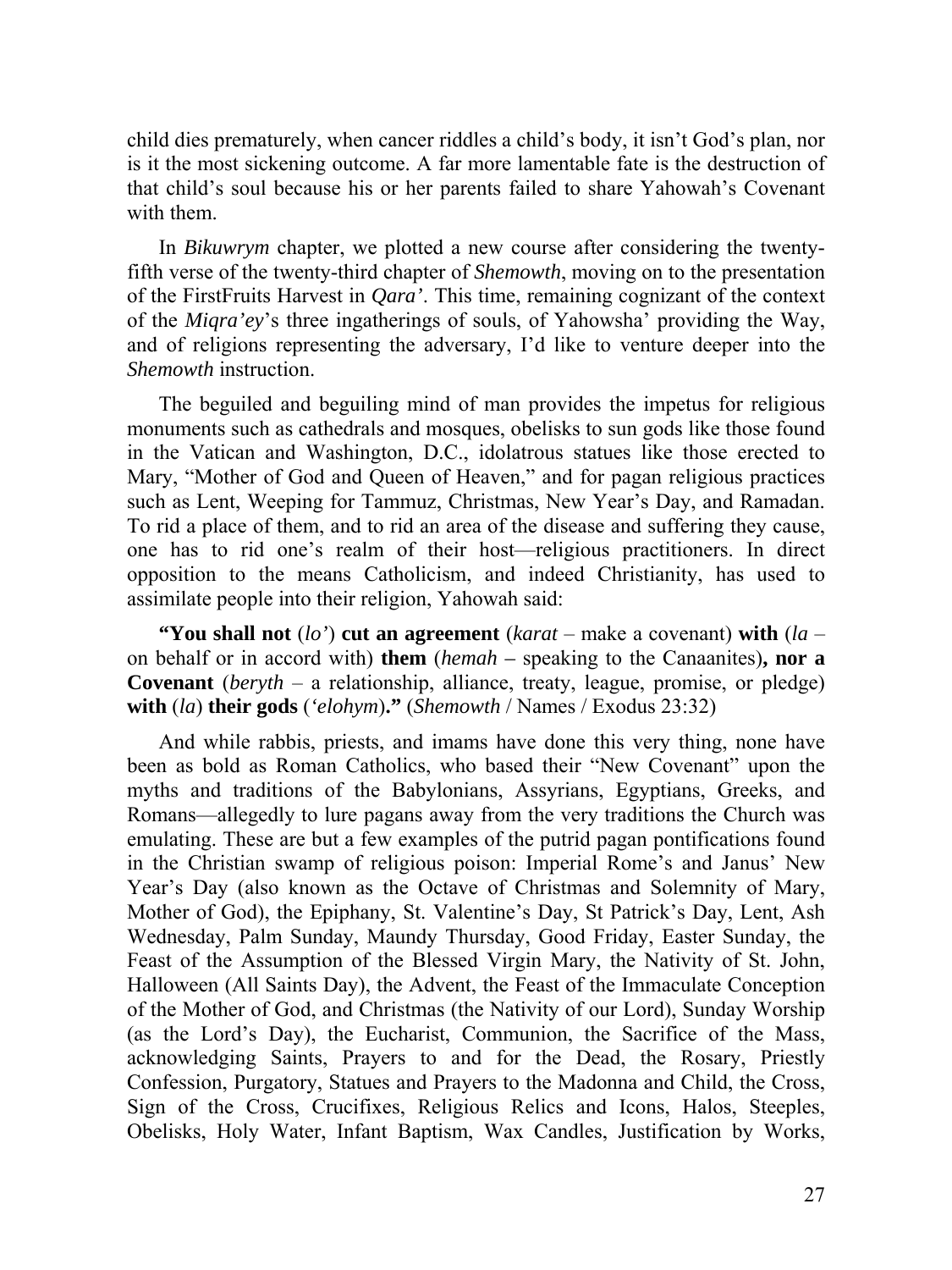child dies prematurely, when cancer riddles a child's body, it isn't God's plan, nor is it the most sickening outcome. A far more lamentable fate is the destruction of that child's soul because his or her parents failed to share Yahowah's Covenant with them.

In *Bikuwrym* chapter, we plotted a new course after considering the twenty-fifth verse of the twenty-third chapter of *Shemowth*, moving on to the presentation of the FirstFruits Harvest in *Qara'*. This time, remaining cognizant of the context of the *Miqra'ey*'s three ingatherings of souls, of Yahowsha' providing the Way, and of religions representing the adversary, I'd like to venture deeper into the *Shemowth* instruction.

The beguiled and beguiling mind of man provides the impetus for religious monuments such as cathedrals and mosques, obelisks to sun gods like those found in the Vatican and Washington, D.C., idolatrous statues like those erected to Mary, "Mother of God and Queen of Heaven," and for pagan religious practices such as Lent, Weeping for Tammuz, Christmas, New Year's Day, and Ramadan. To rid a place of them, and to rid an area of the disease and suffering they cause, one has to rid one's realm of their host—religious practitioners. In direct opposition to the means Catholicism, and indeed Christianity, has used to assimilate people into their religion, Yahowah said:

**"You shall not** (*lo'*) **cut an agreement** (*karat* – make a covenant) **with** (*la* – on behalf or in accord with) **them** (*hemah* – speaking to the Canaanites)**, nor a Covenant** (*beryth* – a relationship, alliance, treaty, league, promise, or pledge) **with** (*la*) **their gods** (*'elohym*)**."** (*Shemowth* / Names / Exodus 23:32)

And while rabbis, priests, and imams have done this very thing, none have been as bold as Roman Catholics, who based their "New Covenant" upon the myths and traditions of the Babylonians, Assyrians, Egyptians, Greeks, and Romans—allegedly to lure pagans away from the very traditions the Church was emulating. These are but a few examples of the putrid pagan pontifications found in the Christian swamp of religious poison: Imperial Rome's and Janus' New Year's Day (also known as the Octave of Christmas and Solemnity of Mary, Mother of God), the Epiphany, St. Valentine's Day, St Patrick's Day, Lent, Ash Wednesday, Palm Sunday, Maundy Thursday, Good Friday, Easter Sunday, the Feast of the Assumption of the Blessed Virgin Mary, the Nativity of St. John, Halloween (All Saints Day), the Advent, the Feast of the Immaculate Conception of the Mother of God, and Christmas (the Nativity of our Lord), Sunday Worship (as the Lord's Day), the Eucharist, Communion, the Sacrifice of the Mass, acknowledging Saints, Prayers to and for the Dead, the Rosary, Priestly Confession, Purgatory, Statues and Prayers to the Madonna and Child, the Cross, Sign of the Cross, Crucifixes, Religious Relics and Icons, Halos, Steeples, Obelisks, Holy Water, Infant Baptism, Wax Candles, Justification by Works,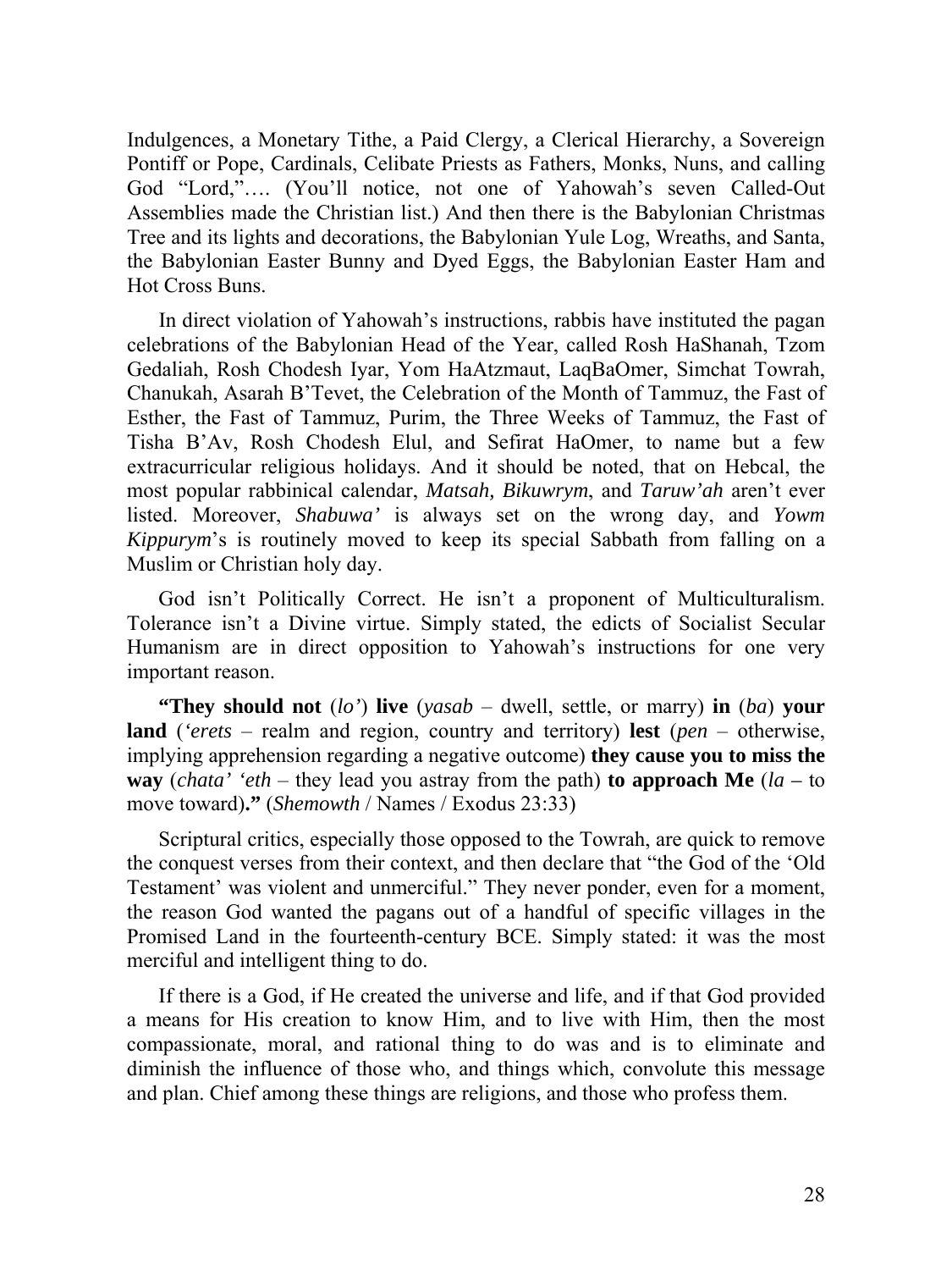Indulgences, a Monetary Tithe, a Paid Clergy, a Clerical Hierarchy, a Sovereign Pontiff or Pope, Cardinals, Celibate Priests as Fathers, Monks, Nuns, and calling God "Lord,"…. (You'll notice, not one of Yahowah's seven Called-Out Assemblies made the Christian list.) And then there is the Babylonian Christmas Tree and its lights and decorations, the Babylonian Yule Log, Wreaths, and Santa, the Babylonian Easter Bunny and Dyed Eggs, the Babylonian Easter Ham and Hot Cross Buns.

In direct violation of Yahowah's instructions, rabbis have instituted the pagan celebrations of the Babylonian Head of the Year, called Rosh HaShanah, Tzom Gedaliah, Rosh Chodesh Iyar, Yom HaAtzmaut, LaqBaOmer, Simchat Towrah, Chanukah, Asarah B'Tevet, the Celebration of the Month of Tammuz, the Fast of Esther, the Fast of Tammuz, Purim, the Three Weeks of Tammuz, the Fast of Tisha B'Av, Rosh Chodesh Elul, and Sefirat HaOmer, to name but a few extracurricular religious holidays. And it should be noted, that on Hebcal, the most popular rabbinical calendar, *Matsah, Bikuwrym*, and *Taruw'ah* aren't ever listed. Moreover, *Shabuwa'* is always set on the wrong day, and *Yowm Kippurym*'s is routinely moved to keep its special Sabbath from falling on a Muslim or Christian holy day.

God isn't Politically Correct. He isn't a proponent of Multiculturalism. Tolerance isn't a Divine virtue. Simply stated, the edicts of Socialist Secular Humanism are in direct opposition to Yahowah's instructions for one very important reason.

**"They should not** (*lo'*) **live** (*yasab* – dwell, settle, or marry) **in** (*ba*) **your land** (*'erets* – realm and region, country and territory) **lest** (*pen* – otherwise, implying apprehension regarding a negative outcome) **they cause you to miss the way** (*chata' 'eth* – they lead you astray from the path) **to approach Me** (*la* – to move toward)**."** (*Shemowth* / Names / Exodus 23:33)

Scriptural critics, especially those opposed to the Towrah, are quick to remove the conquest verses from their context, and then declare that "the God of the 'Old Testament' was violent and unmerciful." They never ponder, even for a moment, the reason God wanted the pagans out of a handful of specific villages in the Promised Land in the fourteenth-century BCE. Simply stated: it was the most merciful and intelligent thing to do.

If there is a God, if He created the universe and life, and if that God provided a means for His creation to know Him, and to live with Him, then the most compassionate, moral, and rational thing to do was and is to eliminate and diminish the influence of those who, and things which, convolute this message and plan. Chief among these things are religions, and those who profess them.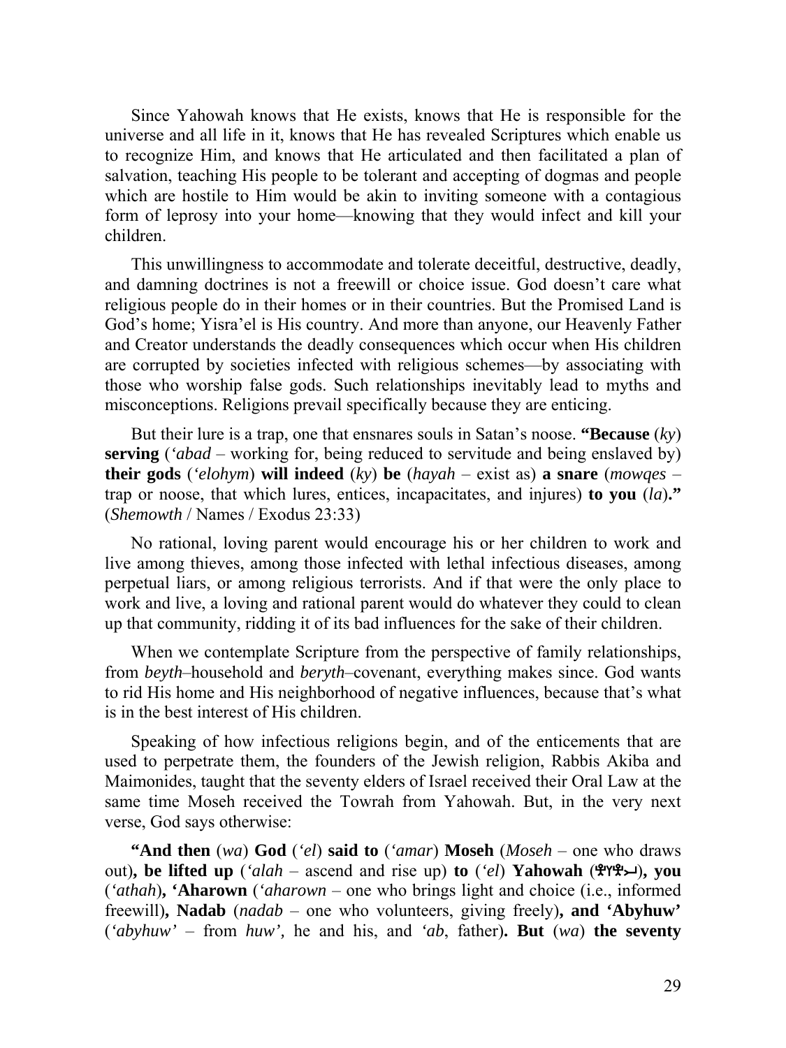Since Yahowah knows that He exists, knows that He is responsible for the universe and all life in it, knows that He has revealed Scriptures which enable us to recognize Him, and knows that He articulated and then facilitated a plan of salvation, teaching His people to be tolerant and accepting of dogmas and people which are hostile to Him would be akin to inviting someone with a contagious form of leprosy into your home—knowing that they would infect and kill your children.

This unwillingness to accommodate and tolerate deceitful, destructive, deadly, and damning doctrines is not a freewill or choice issue. God doesn't care what religious people do in their homes or in their countries. But the Promised Land is God's home; Yisra'el is His country. And more than anyone, our Heavenly Father and Creator understands the deadly consequences which occur when His children are corrupted by societies infected with religious schemes—by associating with those who worship false gods. Such relationships inevitably lead to myths and misconceptions. Religions prevail specifically because they are enticing.

But their lure is a trap, one that ensnares souls in Satan's noose. **"Because** (*ky*) **serving** (*'abad* – working for, being reduced to servitude and being enslaved by) **their gods** (*'elohym*) **will indeed** (*ky*) **be** (*hayah* – exist as) **a snare** (*mowqes* – trap or noose, that which lures, entices, incapacitates, and injures) **to you** (*la*)**."** (*Shemowth* / Names / Exodus 23:33)

No rational, loving parent would encourage his or her children to work and live among thieves, among those infected with lethal infectious diseases, among perpetual liars, or among religious terrorists. And if that were the only place to work and live, a loving and rational parent would do whatever they could to clean up that community, ridding it of its bad influences for the sake of their children.

When we contemplate Scripture from the perspective of family relationships, from *beyth*–household and *beryth*–covenant, everything makes since. God wants to rid His home and His neighborhood of negative influences, because that's what is in the best interest of His children.

Speaking of how infectious religions begin, and of the enticements that are used to perpetrate them, the founders of the Jewish religion, Rabbis Akiba and Maimonides, taught that the seventy elders of Israel received their Oral Law at the same time Moseh received the Towrah from Yahowah. But, in the very next verse, God says otherwise:

**"And then** (*wa*) **God** (*'el*) **said to** (*'amar*) **Moseh** (*Moseh* – one who draws out)**, be lifted up** (*'alah* – ascend and rise up) **to** (*'el*) **Yahowah** (𐤄𐤅𐤄𐤉)**, you** (*'athah*)**, 'Aharown** (*'aharown* – one who brings light and choice (i.e., informed freewill)**, Nadab** (*nadab* – one who volunteers, giving freely)**, and 'Abyhuw'** (*'abyhuw'* – from *huw'*, he and his, and *'ab*, father)**. But** (*wa*) **the seventy**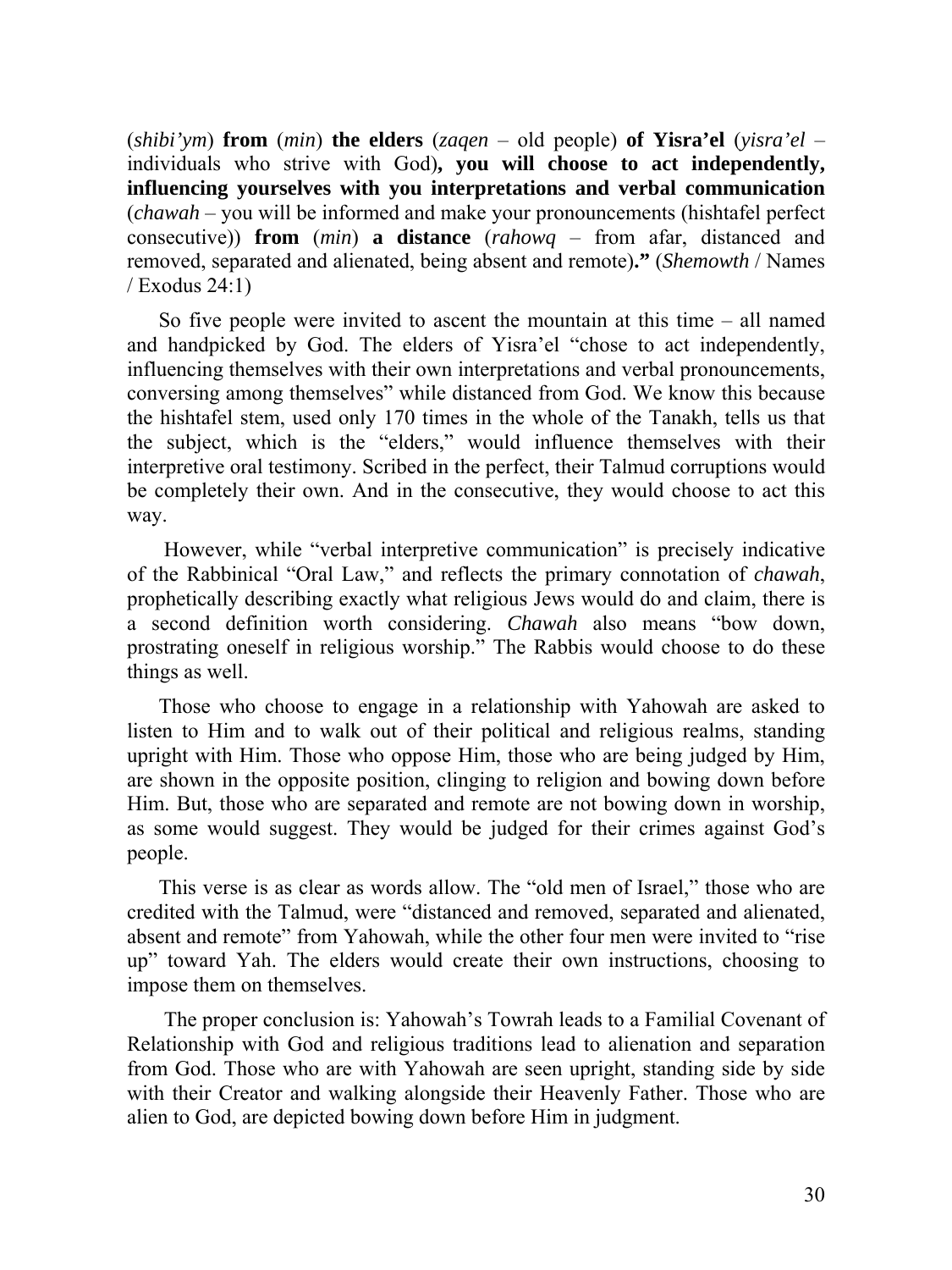(*shibi'ym*) **from** (*min*) **the elders** (*zaqen* – old people) **of Yisra'el** (*yisra'el* – individuals who strive with God)**, you will choose to act independently, influencing yourselves with you interpretations and verbal communication** (*chawah* – you will be informed and make your pronouncements (hishtafel perfect consecutive)) **from** (*min*) **a distance** (*rahowq* – from afar, distanced and removed, separated and alienated, being absent and remote)**."** (*Shemowth* / Names / Exodus 24:1)

So five people were invited to ascent the mountain at this time – all named and handpicked by God. The elders of Yisra'el "chose to act independently, influencing themselves with their own interpretations and verbal pronouncements, conversing among themselves" while distanced from God. We know this because the hishtafel stem, used only 170 times in the whole of the Tanakh, tells us that the subject, which is the "elders," would influence themselves with their interpretive oral testimony. Scribed in the perfect, their Talmud corruptions would be completely their own. And in the consecutive, they would choose to act this way.

However, while "verbal interpretive communication" is precisely indicative of the Rabbinical "Oral Law," and reflects the primary connotation of *chawah*, prophetically describing exactly what religious Jews would do and claim, there is a second definition worth considering. *Chawah* also means "bow down, prostrating oneself in religious worship." The Rabbis would choose to do these things as well.

Those who choose to engage in a relationship with Yahowah are asked to listen to Him and to walk out of their political and religious realms, standing upright with Him. Those who oppose Him, those who are being judged by Him, are shown in the opposite position, clinging to religion and bowing down before Him. But, those who are separated and remote are not bowing down in worship, as some would suggest. They would be judged for their crimes against God's people.

This verse is as clear as words allow. The "old men of Israel," those who are credited with the Talmud, were "distanced and removed, separated and alienated, absent and remote" from Yahowah, while the other four men were invited to "rise up" toward Yah. The elders would create their own instructions, choosing to impose them on themselves.

The proper conclusion is: Yahowah's Towrah leads to a Familial Covenant of Relationship with God and religious traditions lead to alienation and separation from God. Those who are with Yahowah are seen upright, standing side by side with their Creator and walking alongside their Heavenly Father. Those who are alien to God, are depicted bowing down before Him in judgment.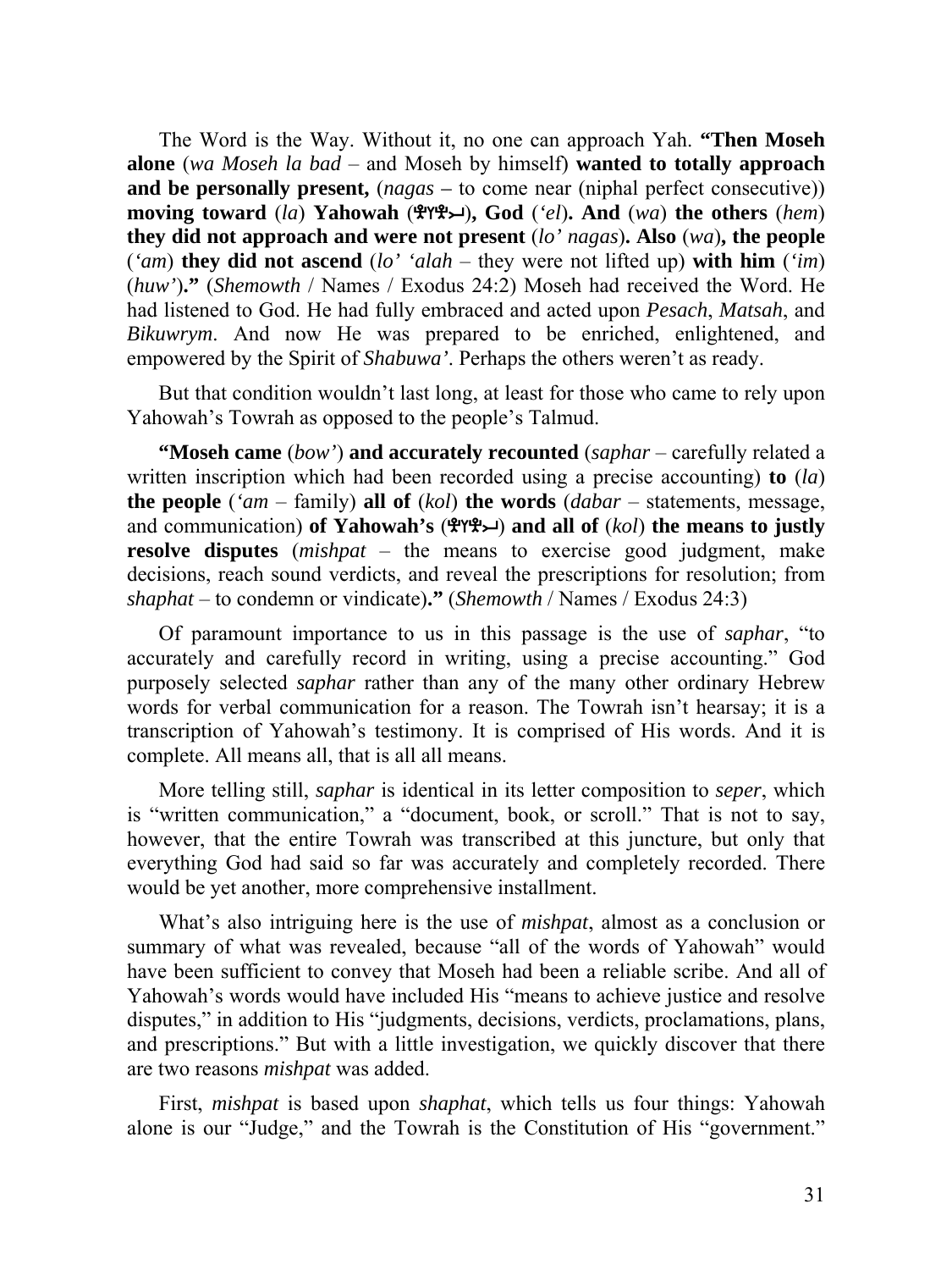The Word is the Way. Without it, no one can approach Yah. **"Then Moseh alone** (*wa Moseh la bad* – and Moseh by himself) **wanted to totally approach and be personally present,** (*nagas* – to come near (niphal perfect consecutive)) **moving toward** (*la*) **Yahowah** (𐤉𐤄𐤅𐤄)**, God** (*'el*)**. And** (*wa*) **the others** (*hem*) **they did not approach and were not present** (*lo' nagas*)**. Also** (*wa*)**, the people** (*'am*) **they did not ascend** (*lo' 'alah* – they were not lifted up) **with him** (*'im*) (*huw'*)**."** (*Shemowth* / Names / Exodus 24:2) Moseh had received the Word. He had listened to God. He had fully embraced and acted upon *Pesach*, *Matsah*, and *Bikuwrym*. And now He was prepared to be enriched, enlightened, and empowered by the Spirit of *Shabuwa'*. Perhaps the others weren't as ready.

But that condition wouldn't last long, at least for those who came to rely upon Yahowah's Towrah as opposed to the people's Talmud.

**"Moseh came** (*bow'*) **and accurately recounted** (*saphar* – carefully related a written inscription which had been recorded using a precise accounting) **to** (*la*) **the people** (*'am* – family) **all of** (*kol*) **the words** (*dabar* – statements, message, and communication) **of Yahowah's** (𐤉𐤄𐤅𐤄) **and all of** (*kol*) **the means to justly resolve disputes** (*mishpat* – the means to exercise good judgment, make decisions, reach sound verdicts, and reveal the prescriptions for resolution; from *shaphat* – to condemn or vindicate)**."** (*Shemowth* / Names / Exodus 24:3)

Of paramount importance to us in this passage is the use of *saphar*, "to accurately and carefully record in writing, using a precise accounting." God purposely selected *saphar* rather than any of the many other ordinary Hebrew words for verbal communication for a reason. The Towrah isn't hearsay; it is a transcription of Yahowah's testimony. It is comprised of His words. And it is complete. All means all, that is all all means.

More telling still, *saphar* is identical in its letter composition to *seper*, which is "written communication," a "document, book, or scroll." That is not to say, however, that the entire Towrah was transcribed at this juncture, but only that everything God had said so far was accurately and completely recorded. There would be yet another, more comprehensive installment.

What's also intriguing here is the use of *mishpat*, almost as a conclusion or summary of what was revealed, because "all of the words of Yahowah" would have been sufficient to convey that Moseh had been a reliable scribe. And all of Yahowah's words would have included His "means to achieve justice and resolve disputes," in addition to His "judgments, decisions, verdicts, proclamations, plans, and prescriptions." But with a little investigation, we quickly discover that there are two reasons *mishpat* was added.

First, *mishpat* is based upon *shaphat*, which tells us four things: Yahowah alone is our "Judge," and the Towrah is the Constitution of His "government."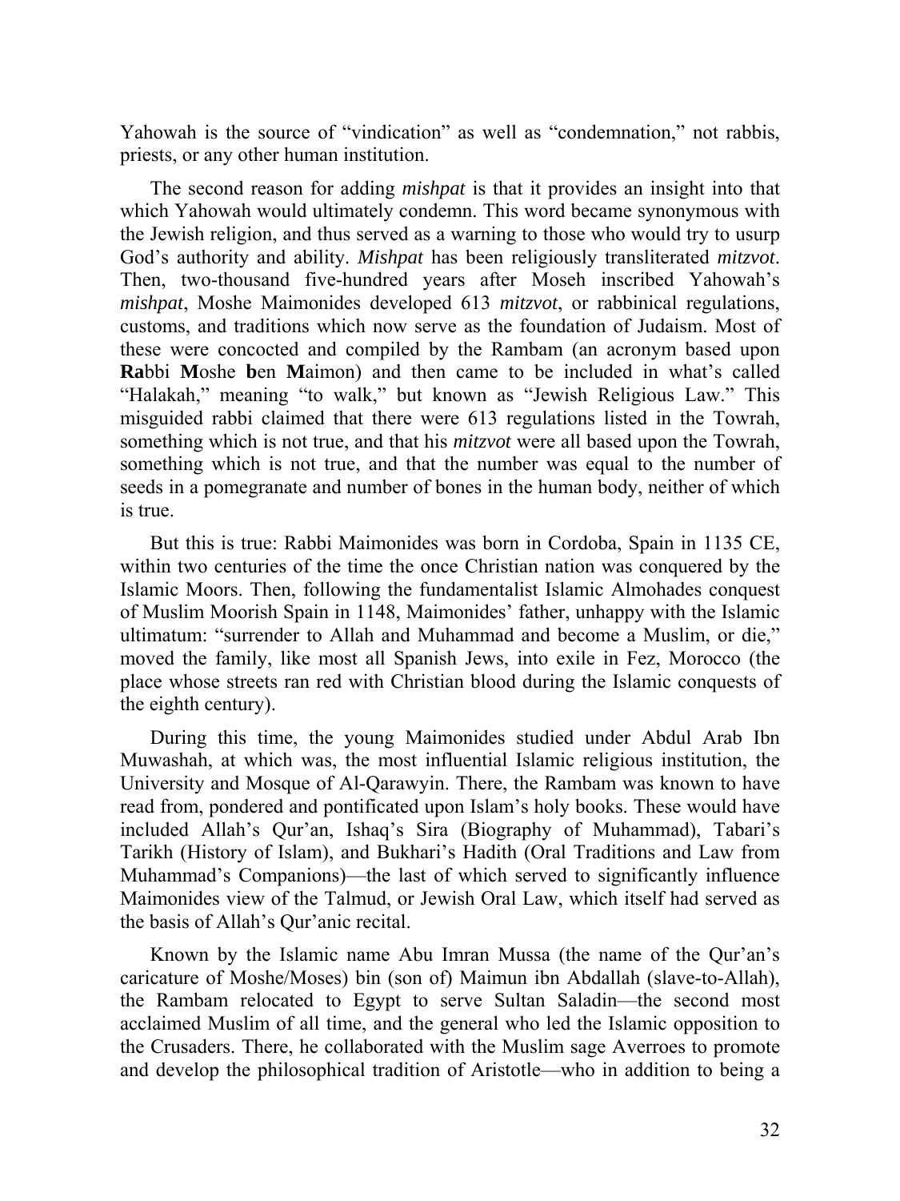Yahowah is the source of "vindication" as well as "condemnation," not rabbis, priests, or any other human institution.

The second reason for adding *mishpat* is that it provides an insight into that which Yahowah would ultimately condemn. This word became synonymous with the Jewish religion, and thus served as a warning to those who would try to usurp God's authority and ability. *Mishpat* has been religiously transliterated *mitzvot*. Then, two-thousand five-hundred years after Moseh inscribed Yahowah's *mishpat*, Moshe Maimonides developed 613 *mitzvot*, or rabbinical regulations, customs, and traditions which now serve as the foundation of Judaism. Most of these were concocted and compiled by the Rambam (an acronym based upon **Ra**bbi **M**oshe **b**en **M**aimon) and then came to be included in what's called "Halakah," meaning "to walk," but known as "Jewish Religious Law." This misguided rabbi claimed that there were 613 regulations listed in the Towrah, something which is not true, and that his *mitzvot* were all based upon the Towrah, something which is not true, and that the number was equal to the number of seeds in a pomegranate and number of bones in the human body, neither of which is true.

But this is true: Rabbi Maimonides was born in Cordoba, Spain in 1135 CE, within two centuries of the time the once Christian nation was conquered by the Islamic Moors. Then, following the fundamentalist Islamic Almohades conquest of Muslim Moorish Spain in 1148, Maimonides' father, unhappy with the Islamic ultimatum: "surrender to Allah and Muhammad and become a Muslim, or die," moved the family, like most all Spanish Jews, into exile in Fez, Morocco (the place whose streets ran red with Christian blood during the Islamic conquests of the eighth century).

During this time, the young Maimonides studied under Abdul Arab Ibn Muwashah, at which was, the most influential Islamic religious institution, the University and Mosque of Al-Qarawyin. There, the Rambam was known to have read from, pondered and pontificated upon Islam's holy books. These would have included Allah's Qur'an, Ishaq's Sira (Biography of Muhammad), Tabari's Tarikh (History of Islam), and Bukhari's Hadith (Oral Traditions and Law from Muhammad's Companions)—the last of which served to significantly influence Maimonides view of the Talmud, or Jewish Oral Law, which itself had served as the basis of Allah's Qur'anic recital.

Known by the Islamic name Abu Imran Mussa (the name of the Qur'an's caricature of Moshe/Moses) bin (son of) Maimun ibn Abdallah (slave-to-Allah), the Rambam relocated to Egypt to serve Sultan Saladin—the second most acclaimed Muslim of all time, and the general who led the Islamic opposition to the Crusaders. There, he collaborated with the Muslim sage Averroes to promote and develop the philosophical tradition of Aristotle—who in addition to being a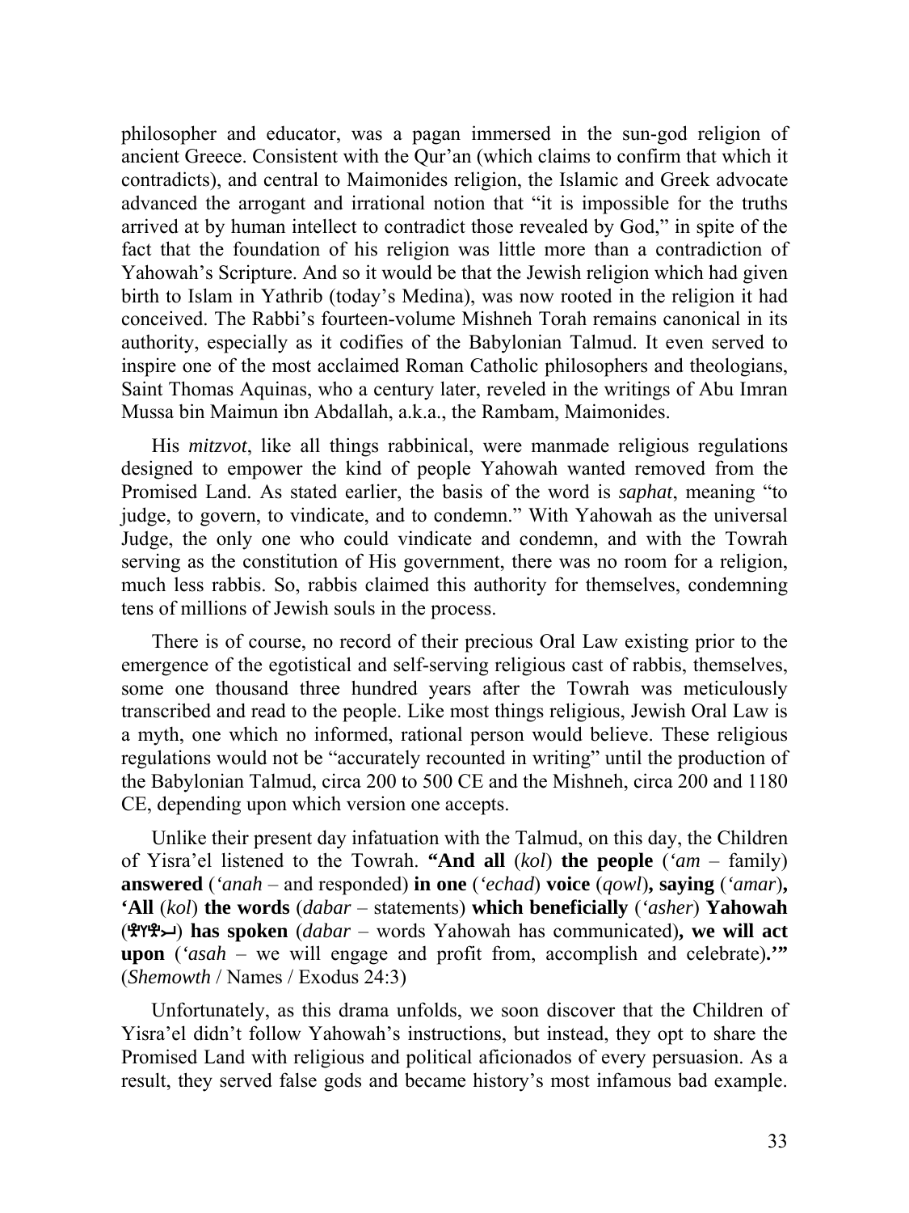philosopher and educator, was a pagan immersed in the sun-god religion of ancient Greece. Consistent with the Qur'an (which claims to confirm that which it contradicts), and central to Maimonides religion, the Islamic and Greek advocate advanced the arrogant and irrational notion that "it is impossible for the truths arrived at by human intellect to contradict those revealed by God," in spite of the fact that the foundation of his religion was little more than a contradiction of Yahowah's Scripture. And so it would be that the Jewish religion which had given birth to Islam in Yathrib (today's Medina), was now rooted in the religion it had conceived. The Rabbi's fourteen-volume Mishneh Torah remains canonical in its authority, especially as it codifies of the Babylonian Talmud. It even served to inspire one of the most acclaimed Roman Catholic philosophers and theologians, Saint Thomas Aquinas, who a century later, reveled in the writings of Abu Imran Mussa bin Maimun ibn Abdallah, a.k.a., the Rambam, Maimonides.

His *mitzvot*, like all things rabbinical, were manmade religious regulations designed to empower the kind of people Yahowah wanted removed from the Promised Land. As stated earlier, the basis of the word is *saphat*, meaning "to judge, to govern, to vindicate, and to condemn." With Yahowah as the universal Judge, the only one who could vindicate and condemn, and with the Towrah serving as the constitution of His government, there was no room for a religion, much less rabbis. So, rabbis claimed this authority for themselves, condemning tens of millions of Jewish souls in the process.

There is of course, no record of their precious Oral Law existing prior to the emergence of the egotistical and self-serving religious cast of rabbis, themselves, some one thousand three hundred years after the Towrah was meticulously transcribed and read to the people. Like most things religious, Jewish Oral Law is a myth, one which no informed, rational person would believe. These religious regulations would not be "accurately recounted in writing" until the production of the Babylonian Talmud, circa 200 to 500 CE and the Mishneh, circa 200 and 1180 CE, depending upon which version one accepts.

Unlike their present day infatuation with the Talmud, on this day, the Children of Yisra'el listened to the Towrah. **"And all** (*kol*) **the people** (*'am* – family) **answered** (*'anah* – and responded) **in one** (*'echad*) **voice** (*qowl*)**, saying** (*'amar*)**, 'All** (*kol*) **the words** (*dabar* – statements) **which beneficially** (*'asher*) **Yahowah** (𐤄𐤅𐤄𐤉) **has spoken** (*dabar* – words Yahowah has communicated)**, we will act upon** (*'asah* – we will engage and profit from, accomplish and celebrate)**.'"** (*Shemowth* / Names / Exodus 24:3)

Unfortunately, as this drama unfolds, we soon discover that the Children of Yisra'el didn't follow Yahowah's instructions, but instead, they opt to share the Promised Land with religious and political aficionados of every persuasion. As a result, they served false gods and became history's most infamous bad example.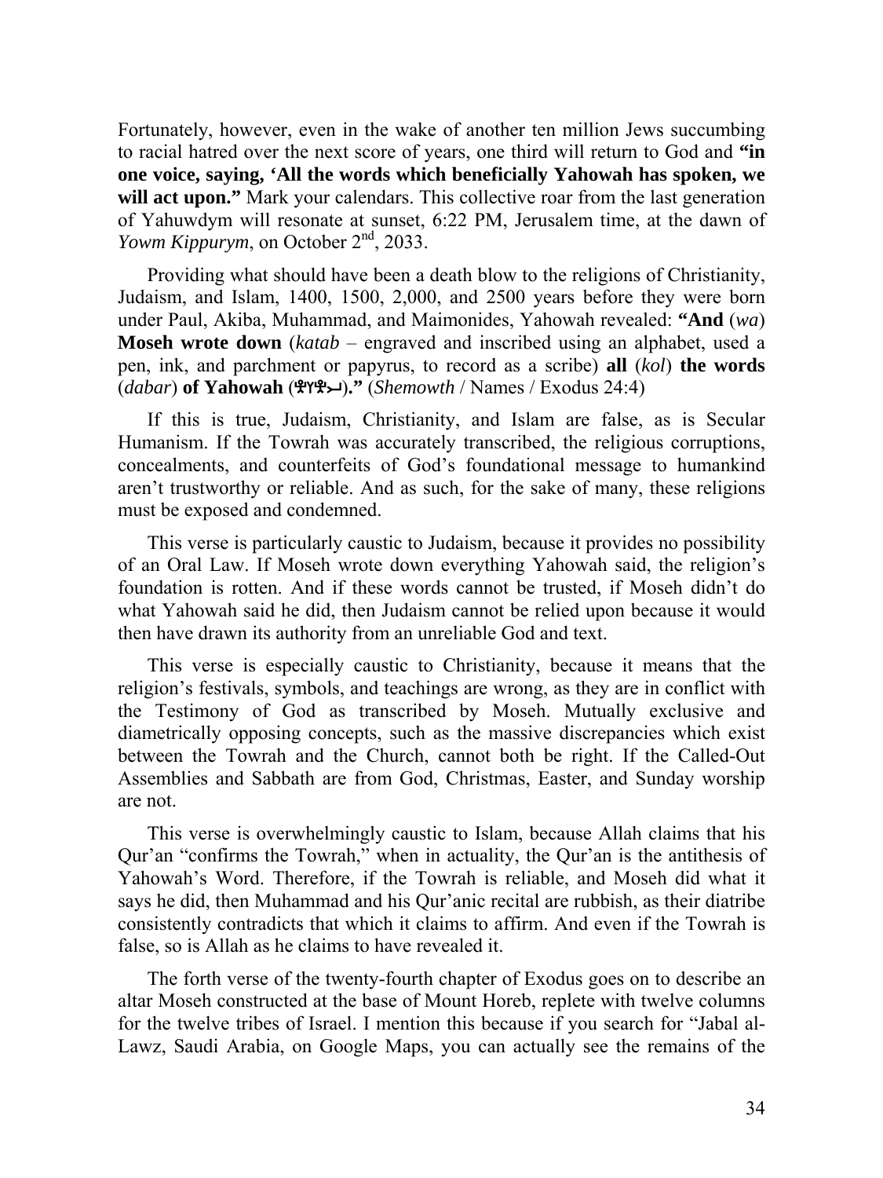Fortunately, however, even in the wake of another ten million Jews succumbing to racial hatred over the next score of years, one third will return to God and **"in one voice, saying, 'All the words which beneficially Yahowah has spoken, we will act upon."** Mark your calendars. This collective roar from the last generation of Yahuwdym will resonate at sunset, 6:22 PM, Jerusalem time, at the dawn of *Yowm Kippurym*, on October 2nd, 2033.

Providing what should have been a death blow to the religions of Christianity, Judaism, and Islam, 1400, 1500, 2,000, and 2500 years before they were born under Paul, Akiba, Muhammad, and Maimonides, Yahowah revealed: **"And** (*wa*) **Moseh wrote down** (*katab* – engraved and inscribed using an alphabet, used a pen, ink, and parchment or papyrus, to record as a scribe) **all** (*kol*) **the words** (*dabar*) **of Yahowah (𐤉𐤄𐤅𐤄)."** (*Shemowth* / Names / Exodus 24:4)

If this is true, Judaism, Christianity, and Islam are false, as is Secular Humanism. If the Towrah was accurately transcribed, the religious corruptions, concealments, and counterfeits of God's foundational message to humankind aren't trustworthy or reliable. And as such, for the sake of many, these religions must be exposed and condemned.

This verse is particularly caustic to Judaism, because it provides no possibility of an Oral Law. If Moseh wrote down everything Yahowah said, the religion's foundation is rotten. And if these words cannot be trusted, if Moseh didn't do what Yahowah said he did, then Judaism cannot be relied upon because it would then have drawn its authority from an unreliable God and text.

This verse is especially caustic to Christianity, because it means that the religion's festivals, symbols, and teachings are wrong, as they are in conflict with the Testimony of God as transcribed by Moseh. Mutually exclusive and diametrically opposing concepts, such as the massive discrepancies which exist between the Towrah and the Church, cannot both be right. If the Called-Out Assemblies and Sabbath are from God, Christmas, Easter, and Sunday worship are not.

This verse is overwhelmingly caustic to Islam, because Allah claims that his Qur'an "confirms the Towrah," when in actuality, the Qur'an is the antithesis of Yahowah's Word. Therefore, if the Towrah is reliable, and Moseh did what it says he did, then Muhammad and his Qur'anic recital are rubbish, as their diatribe consistently contradicts that which it claims to affirm. And even if the Towrah is false, so is Allah as he claims to have revealed it.

The forth verse of the twenty-fourth chapter of Exodus goes on to describe an altar Moseh constructed at the base of Mount Horeb, replete with twelve columns for the twelve tribes of Israel. I mention this because if you search for "Jabal al-Lawz, Saudi Arabia, on Google Maps, you can actually see the remains of the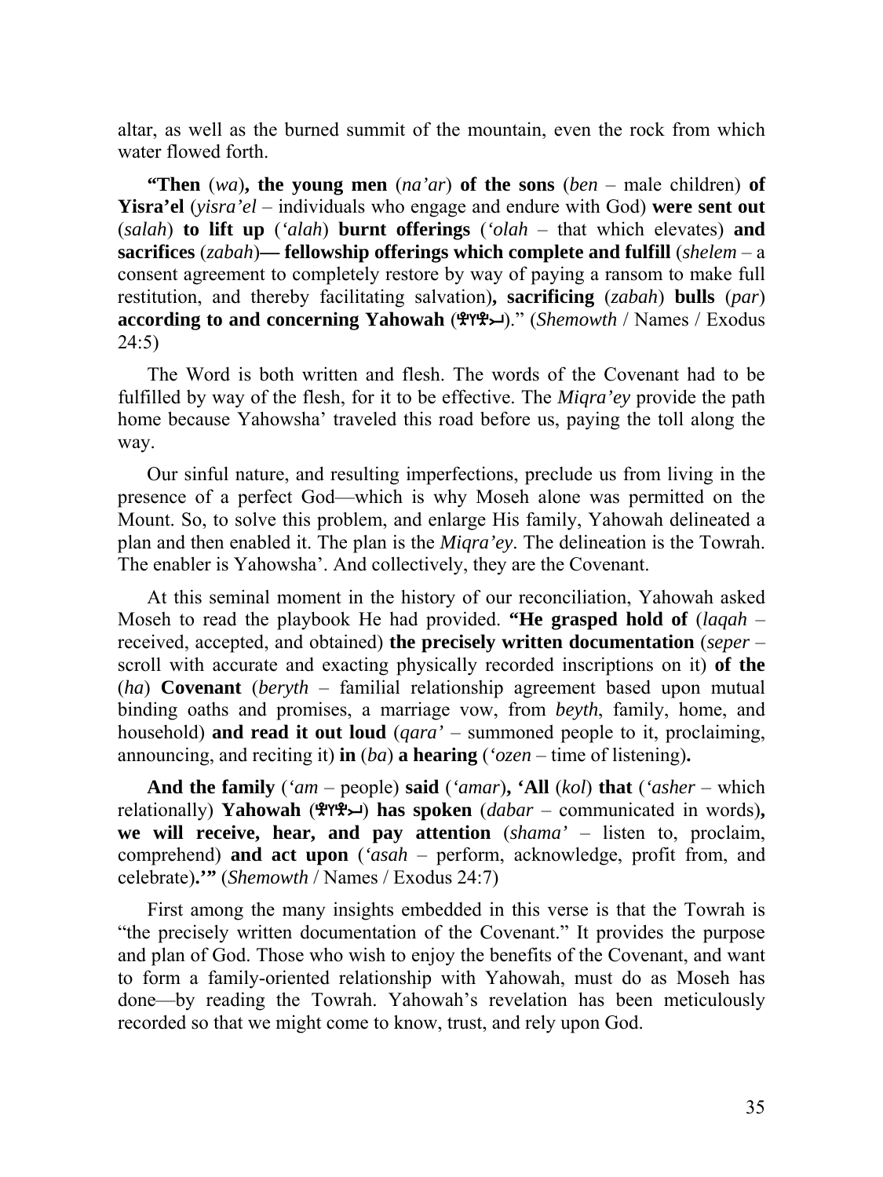altar, as well as the burned summit of the mountain, even the rock from which water flowed forth.

**"Then** (*wa*)**, the young men** (*na'ar*) **of the sons** (*ben* – male children) **of Yisra'el** (*yisra'el* – individuals who engage and endure with God) **were sent out** (*salah*) **to lift up** (*'alah*) **burnt offerings** (*'olah* – that which elevates) **and sacrifices** (*zabah*)**— fellowship offerings which complete and fulfill** (*shelem* – a consent agreement to completely restore by way of paying a ransom to make full restitution, and thereby facilitating salvation)**, sacrificing** (*zabah*) **bulls** (*par*) **according to and concerning Yahowah** (𐤉𐤄𐤅𐤄)." (*Shemowth* / Names / Exodus 24:5)

The Word is both written and flesh. The words of the Covenant had to be fulfilled by way of the flesh, for it to be effective. The *Miqra'ey* provide the path home because Yahowsha' traveled this road before us, paying the toll along the way.

Our sinful nature, and resulting imperfections, preclude us from living in the presence of a perfect God—which is why Moseh alone was permitted on the Mount. So, to solve this problem, and enlarge His family, Yahowah delineated a plan and then enabled it. The plan is the *Miqra'ey*. The delineation is the Towrah. The enabler is Yahowsha'. And collectively, they are the Covenant.

At this seminal moment in the history of our reconciliation, Yahowah asked Moseh to read the playbook He had provided. **"He grasped hold of** (*laqah* – received, accepted, and obtained) **the precisely written documentation** (*seper* – scroll with accurate and exacting physically recorded inscriptions on it) **of the** (*ha*) **Covenant** (*beryth* – familial relationship agreement based upon mutual binding oaths and promises, a marriage vow, from *beyth*, family, home, and household) **and read it out loud** (*qara'* – summoned people to it, proclaiming, announcing, and reciting it) **in** (*ba*) **a hearing** (*'ozen* – time of listening)**.**

**And the family** (*'am* – people) **said** (*'amar*)**, 'All** (*kol*) **that** (*'asher* – which relationally) **Yahowah** (𐤉𐤄𐤅𐤄) **has spoken** (*dabar* – communicated in words)**, we will receive, hear, and pay attention** (*shama'* – listen to, proclaim, comprehend) **and act upon** (*'asah* – perform, acknowledge, profit from, and celebrate)**.'"** (*Shemowth* / Names / Exodus 24:7)

First among the many insights embedded in this verse is that the Towrah is "the precisely written documentation of the Covenant." It provides the purpose and plan of God. Those who wish to enjoy the benefits of the Covenant, and want to form a family-oriented relationship with Yahowah, must do as Moseh has done—by reading the Towrah. Yahowah's revelation has been meticulously recorded so that we might come to know, trust, and rely upon God.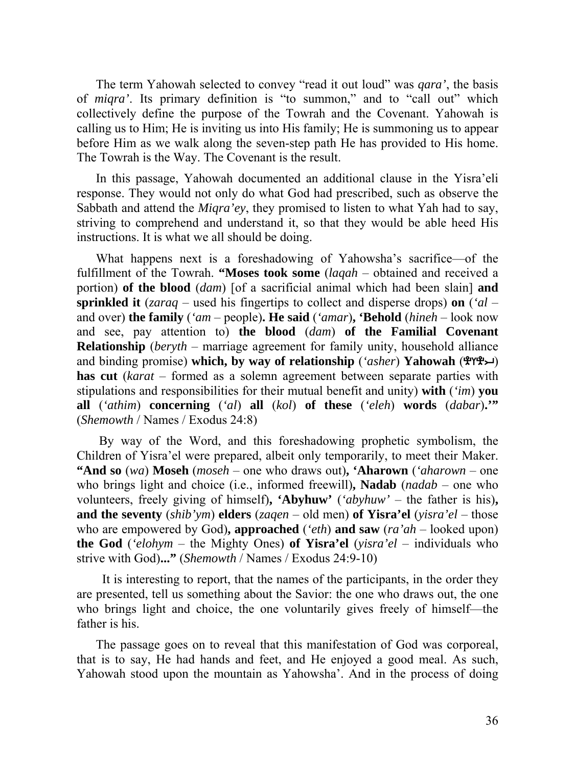The term Yahowah selected to convey "read it out loud" was *qara'*, the basis of *miqra'*. Its primary definition is "to summon," and to "call out" which collectively define the purpose of the Towrah and the Covenant. Yahowah is calling us to Him; He is inviting us into His family; He is summoning us to appear before Him as we walk along the seven-step path He has provided to His home. The Towrah is the Way. The Covenant is the result.

In this passage, Yahowah documented an additional clause in the Yisra'eli response. They would not only do what God had prescribed, such as observe the Sabbath and attend the *Miqra'ey*, they promised to listen to what Yah had to say, striving to comprehend and understand it, so that they would be able heed His instructions. It is what we all should be doing.

What happens next is a foreshadowing of Yahowsha's sacrifice—of the fulfillment of the Towrah. **"Moses took some** (*laqah* – obtained and received a portion) **of the blood** (*dam*) [of a sacrificial animal which had been slain] **and sprinkled it** (*zaraq* – used his fingertips to collect and disperse drops) **on** (*'al* – and over) **the family** (*'am* – people)**. He said** (*'amar*)**, 'Behold** (*hineh* – look now and see, pay attention to) **the blood** (*dam*) **of the Familial Covenant Relationship** (*beryth* – marriage agreement for family unity, household alliance and binding promise) **which, by way of relationship** (*'asher*) **Yahowah** (𐤉𐤄𐤅𐤄) **has cut** (*karat* – formed as a solemn agreement between separate parties with stipulations and responsibilities for their mutual benefit and unity) **with** (*'im*) **you all** (*'athim*) **concerning** (*'al*) **all** (*kol*) **of these** (*'eleh*) **words** (*dabar*)**.'"** (*Shemowth* / Names / Exodus 24:8)

By way of the Word, and this foreshadowing prophetic symbolism, the Children of Yisra'el were prepared, albeit only temporarily, to meet their Maker. **"And so** (*wa*) **Moseh** (*moseh* – one who draws out)**, 'Aharown** (*'aharown* – one who brings light and choice (i.e., informed freewill)**, Nadab** (*nadab* – one who volunteers, freely giving of himself)**, 'Abyhuw'** (*'abyhuw'* – the father is his)**, and the seventy** (*shib'ym*) **elders** (*zaqen* – old men) **of Yisra'el** (*yisra'el* – those who are empowered by God)**, approached** (*'eth*) **and saw** (*ra'ah* – looked upon) **the God** (*'elohym* – the Mighty Ones) **of Yisra'el** (*yisra'el* – individuals who strive with God)**..."** (*Shemowth* / Names / Exodus 24:9-10)

It is interesting to report, that the names of the participants, in the order they are presented, tell us something about the Savior: the one who draws out, the one who brings light and choice, the one voluntarily gives freely of himself—the father is his.

The passage goes on to reveal that this manifestation of God was corporeal, that is to say, He had hands and feet, and He enjoyed a good meal. As such, Yahowah stood upon the mountain as Yahowsha'. And in the process of doing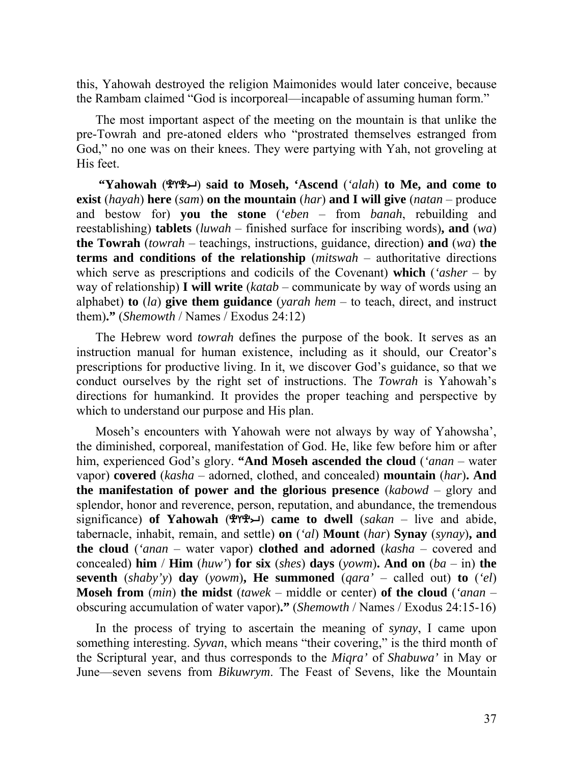this, Yahowah destroyed the religion Maimonides would later conceive, because the Rambam claimed "God is incorporeal—incapable of assuming human form."

The most important aspect of the meeting on the mountain is that unlike the pre-Towrah and pre-atoned elders who "prostrated themselves estranged from God," no one was on their knees. They were partying with Yah, not groveling at His feet.

**"Yahowah (𐤉𐤄𐤅𐤄) said to Moseh, 'Ascend** (*'alah*) **to Me, and come to exist** (*hayah*) **here** (*sam*) **on the mountain** (*har*) **and I will give** (*natan* – produce and bestow for) **you the stone** (*'eben* – from *banah*, rebuilding and reestablishing) **tablets** (*luwah* – finished surface for inscribing words)**, and** (*wa*) **the Towrah** (*towrah* – teachings, instructions, guidance, direction) **and** (*wa*) **the terms and conditions of the relationship** (*mitswah* – authoritative directions which serve as prescriptions and codicils of the Covenant) **which** (*'asher* – by way of relationship) **I will write** (*katab* – communicate by way of words using an alphabet) **to** (*la*) **give them guidance** (*yarah hem* – to teach, direct, and instruct them)**."** (*Shemowth* / Names / Exodus 24:12)

The Hebrew word *towrah* defines the purpose of the book. It serves as an instruction manual for human existence, including as it should, our Creator's prescriptions for productive living. In it, we discover God's guidance, so that we conduct ourselves by the right set of instructions. The *Towrah* is Yahowah's directions for humankind. It provides the proper teaching and perspective by which to understand our purpose and His plan.

Moseh's encounters with Yahowah were not always by way of Yahowsha', the diminished, corporeal, manifestation of God. He, like few before him or after him, experienced God's glory. **"And Moseh ascended the cloud** (*'anan* – water vapor) **covered** (*kasha* – adorned, clothed, and concealed) **mountain** (*har*)**. And the manifestation of power and the glorious presence** (*kabowd* – glory and splendor, honor and reverence, person, reputation, and abundance, the tremendous significance) **of Yahowah (𐤉𐤄𐤅𐤄) came to dwell** (*sakan* – live and abide, tabernacle, inhabit, remain, and settle) **on** (*'al*) **Mount** (*har*) **Synay** (*synay*)**, and the cloud** (*'anan* – water vapor) **clothed and adorned** (*kasha* – covered and concealed) **him / Him** (*huw'*) **for six** (*shes*) **days** (*yowm*)**. And on** (*ba* – in) **the seventh** (*shaby'y*) **day** (*yowm*)**, He summoned** (*qara'* – called out) **to** (*'el*) **Moseh from** (*min*) **the midst** (*tawek* – middle or center) **of the cloud** (*'anan* – obscuring accumulation of water vapor)**."** (*Shemowth* / Names / Exodus 24:15-16)

In the process of trying to ascertain the meaning of *synay*, I came upon something interesting. *Syvan*, which means "their covering," is the third month of the Scriptural year, and thus corresponds to the *Miqra'* of *Shabuwa'* in May or June—seven sevens from *Bikuwrym*. The Feast of Sevens, like the Mountain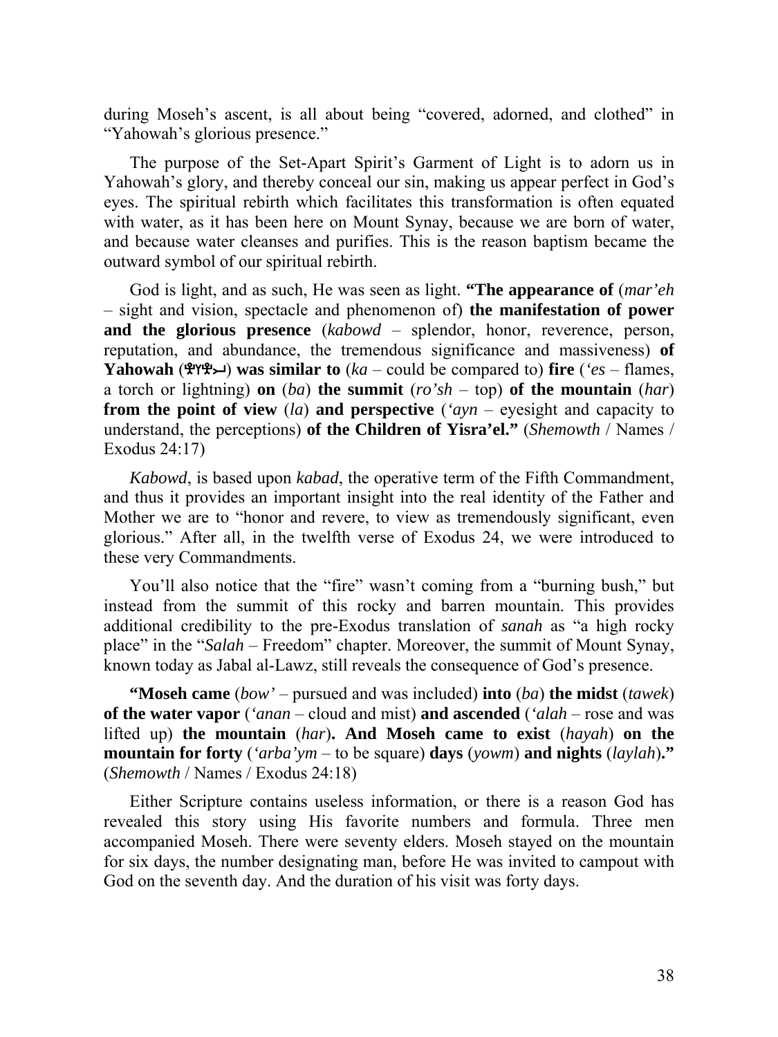during Moseh's ascent, is all about being "covered, adorned, and clothed" in "Yahowah's glorious presence."

The purpose of the Set-Apart Spirit's Garment of Light is to adorn us in Yahowah's glory, and thereby conceal our sin, making us appear perfect in God's eyes. The spiritual rebirth which facilitates this transformation is often equated with water, as it has been here on Mount Synay, because we are born of water, and because water cleanses and purifies. This is the reason baptism became the outward symbol of our spiritual rebirth.

God is light, and as such, He was seen as light. **"The appearance of** (*mar'eh* – sight and vision, spectacle and phenomenon of) **the manifestation of power and the glorious presence** (*kabowd* – splendor, honor, reverence, person, reputation, and abundance, the tremendous significance and massiveness) **of Yahowah** (𐤉𐤄𐤅𐤄) **was similar to** (*ka* – could be compared to) **fire** (*'es* – flames, a torch or lightning) **on** (*ba*) **the summit** (*ro'sh* – top) **of the mountain** (*har*) **from the point of view** (*la*) **and perspective** (*'ayn* – eyesight and capacity to understand, the perceptions) **of the Children of Yisra'el."** (*Shemowth* / Names / Exodus 24:17)

*Kabowd*, is based upon *kabad*, the operative term of the Fifth Commandment, and thus it provides an important insight into the real identity of the Father and Mother we are to "honor and revere, to view as tremendously significant, even glorious." After all, in the twelfth verse of Exodus 24, we were introduced to these very Commandments.

You'll also notice that the "fire" wasn't coming from a "burning bush," but instead from the summit of this rocky and barren mountain. This provides additional credibility to the pre-Exodus translation of *sanah* as "a high rocky place" in the "*Salah* – Freedom" chapter. Moreover, the summit of Mount Synay, known today as Jabal al-Lawz, still reveals the consequence of God's presence.

**"Moseh came** (*bow'* – pursued and was included) **into** (*ba*) **the midst** (*tawek*) **of the water vapor** (*'anan* – cloud and mist) **and ascended** (*'alah* – rose and was lifted up) **the mountain** (*har*)**. And Moseh came to exist** (*hayah*) **on the mountain for forty** (*'arba'ym* – to be square) **days** (*yowm*) **and nights** (*laylah*)**."** (*Shemowth* / Names / Exodus 24:18)

Either Scripture contains useless information, or there is a reason God has revealed this story using His favorite numbers and formula. Three men accompanied Moseh. There were seventy elders. Moseh stayed on the mountain for six days, the number designating man, before He was invited to campout with God on the seventh day. And the duration of his visit was forty days.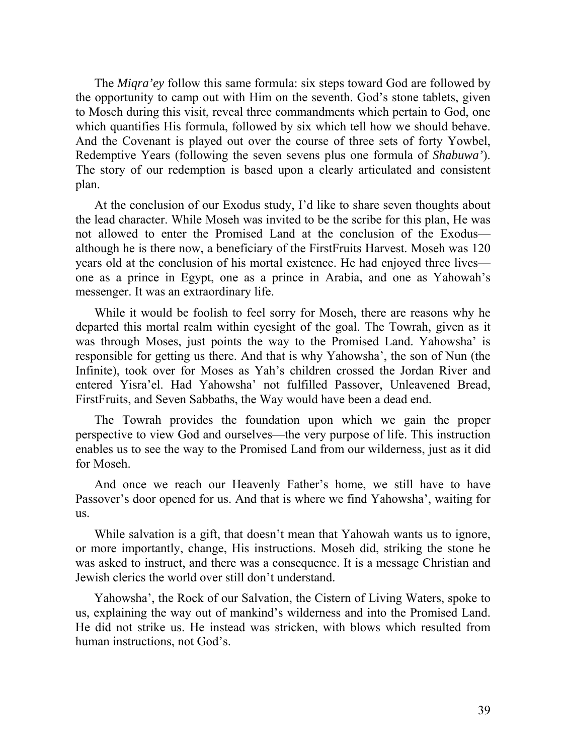The *Miqra'ey* follow this same formula: six steps toward God are followed by the opportunity to camp out with Him on the seventh. God's stone tablets, given to Moseh during this visit, reveal three commandments which pertain to God, one which quantifies His formula, followed by six which tell how we should behave. And the Covenant is played out over the course of three sets of forty Yowbel, Redemptive Years (following the seven sevens plus one formula of *Shabuwa'*). The story of our redemption is based upon a clearly articulated and consistent plan.

At the conclusion of our Exodus study, I'd like to share seven thoughts about the lead character. While Moseh was invited to be the scribe for this plan, He was not allowed to enter the Promised Land at the conclusion of the Exodus—although he is there now, a beneficiary of the FirstFruits Harvest. Moseh was 120 years old at the conclusion of his mortal existence. He had enjoyed three lives—one as a prince in Egypt, one as a prince in Arabia, and one as Yahowah's messenger. It was an extraordinary life.

While it would be foolish to feel sorry for Moseh, there are reasons why he departed this mortal realm within eyesight of the goal. The Towrah, given as it was through Moses, just points the way to the Promised Land. Yahowsha' is responsible for getting us there. And that is why Yahowsha', the son of Nun (the Infinite), took over for Moses as Yah's children crossed the Jordan River and entered Yisra'el. Had Yahowsha' not fulfilled Passover, Unleavened Bread, FirstFruits, and Seven Sabbaths, the Way would have been a dead end.

The Towrah provides the foundation upon which we gain the proper perspective to view God and ourselves—the very purpose of life. This instruction enables us to see the way to the Promised Land from our wilderness, just as it did for Moseh.

And once we reach our Heavenly Father's home, we still have to have Passover's door opened for us. And that is where we find Yahowsha', waiting for us.

While salvation is a gift, that doesn't mean that Yahowah wants us to ignore, or more importantly, change, His instructions. Moseh did, striking the stone he was asked to instruct, and there was a consequence. It is a message Christian and Jewish clerics the world over still don't understand.

Yahowsha', the Rock of our Salvation, the Cistern of Living Waters, spoke to us, explaining the way out of mankind's wilderness and into the Promised Land. He did not strike us. He instead was stricken, with blows which resulted from human instructions, not God's.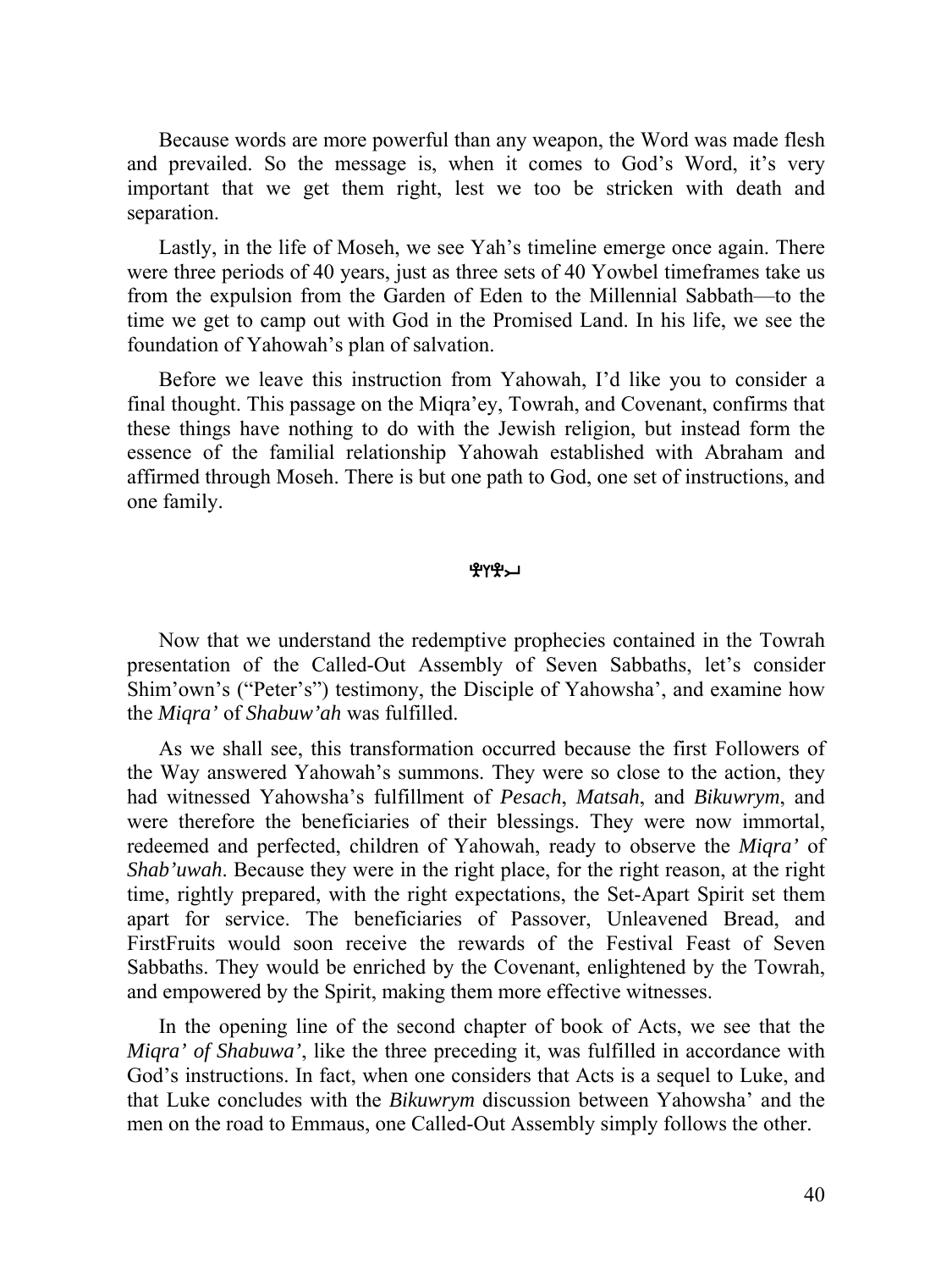Because words are more powerful than any weapon, the Word was made flesh and prevailed. So the message is, when it comes to God's Word, it's very important that we get them right, lest we too be stricken with death and separation.

Lastly, in the life of Moseh, we see Yah's timeline emerge once again. There were three periods of 40 years, just as three sets of 40 Yowbel timeframes take us from the expulsion from the Garden of Eden to the Millennial Sabbath—to the time we get to camp out with God in the Promised Land. In his life, we see the foundation of Yahowah's plan of salvation.

Before we leave this instruction from Yahowah, I'd like you to consider a final thought. This passage on the Miqra'ey, Towrah, and Covenant, confirms that these things have nothing to do with the Jewish religion, but instead form the essence of the familial relationship Yahowah established with Abraham and affirmed through Moseh. There is but one path to God, one set of instructions, and one family.

Now that we understand the redemptive prophecies contained in the Towrah presentation of the Called-Out Assembly of Seven Sabbaths, let's consider Shim'own's ("Peter's") testimony, the Disciple of Yahowsha', and examine how the *Miqra'* of *Shabuw'ah* was fulfilled.

As we shall see, this transformation occurred because the first Followers of the Way answered Yahowah's summons. They were so close to the action, they had witnessed Yahowsha's fulfillment of *Pesach*, *Matsah*, and *Bikuwrym*, and were therefore the beneficiaries of their blessings. They were now immortal, redeemed and perfected, children of Yahowah, ready to observe the *Miqra'* of *Shab'uwah*. Because they were in the right place, for the right reason, at the right time, rightly prepared, with the right expectations, the Set-Apart Spirit set them apart for service. The beneficiaries of Passover, Unleavened Bread, and FirstFruits would soon receive the rewards of the Festival Feast of Seven Sabbaths. They would be enriched by the Covenant, enlightened by the Towrah, and empowered by the Spirit, making them more effective witnesses.

In the opening line of the second chapter of book of Acts, we see that the *Miqra' of Shabuwa'*, like the three preceding it, was fulfilled in accordance with God's instructions. In fact, when one considers that Acts is a sequel to Luke, and that Luke concludes with the *Bikuwrym* discussion between Yahowsha' and the men on the road to Emmaus, one Called-Out Assembly simply follows the other.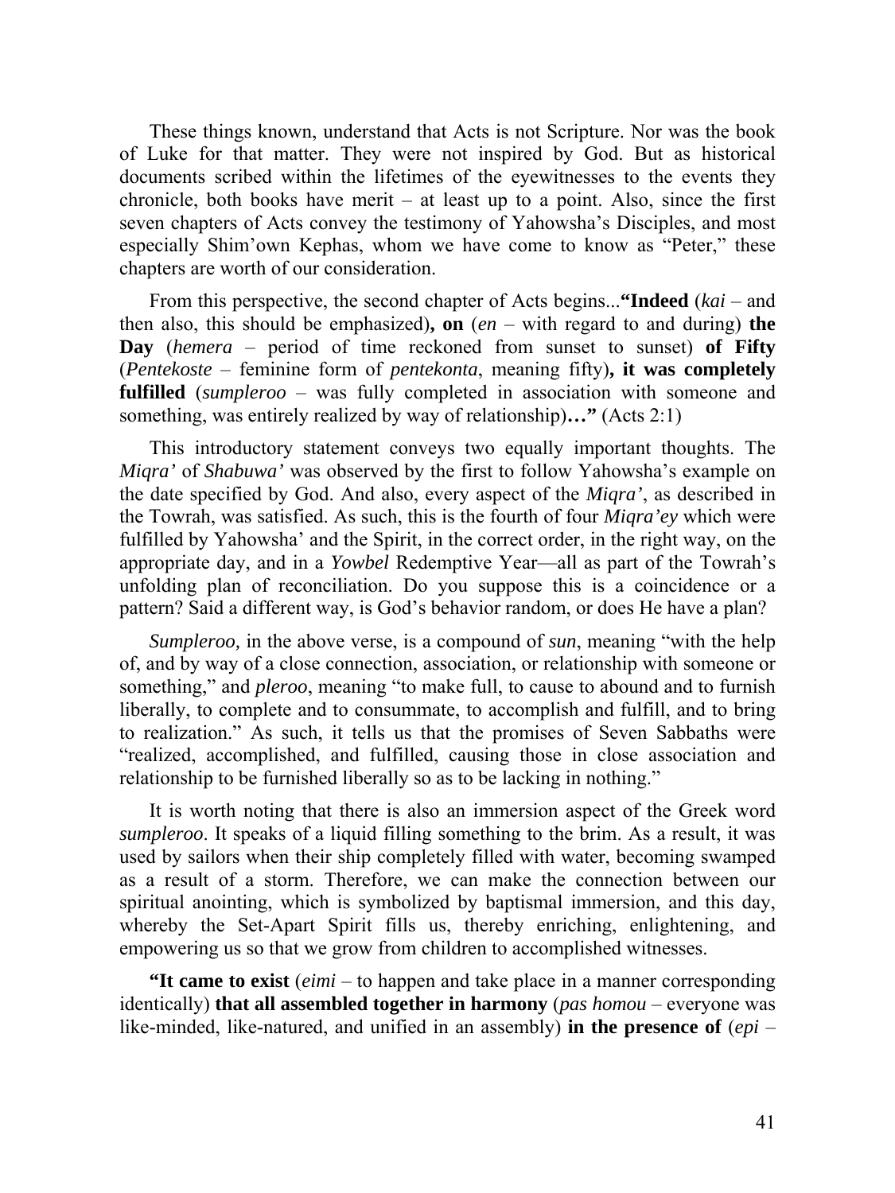These things known, understand that Acts is not Scripture. Nor was the book of Luke for that matter. They were not inspired by God. But as historical documents scribed within the lifetimes of the eyewitnesses to the events they chronicle, both books have merit – at least up to a point. Also, since the first seven chapters of Acts convey the testimony of Yahowsha's Disciples, and most especially Shim'own Kephas, whom we have come to know as "Peter," these chapters are worth of our consideration.

From this perspective, the second chapter of Acts begins...**"Indeed** (*kai* – and then also, this should be emphasized)**, on** (*en* – with regard to and during) **the Day** (*hemera* – period of time reckoned from sunset to sunset) **of Fifty** (*Pentekoste* – feminine form of *pentekonta*, meaning fifty)**, it was completely fulfilled** (*sumpleroo* – was fully completed in association with someone and something, was entirely realized by way of relationship)**…"** (Acts 2:1)

This introductory statement conveys two equally important thoughts. The *Miqra'* of *Shabuwa'* was observed by the first to follow Yahowsha's example on the date specified by God. And also, every aspect of the *Miqra'*, as described in the Towrah, was satisfied. As such, this is the fourth of four *Miqra'ey* which were fulfilled by Yahowsha' and the Spirit, in the correct order, in the right way, on the appropriate day, and in a *Yowbel* Redemptive Year—all as part of the Towrah's unfolding plan of reconciliation. Do you suppose this is a coincidence or a pattern? Said a different way, is God's behavior random, or does He have a plan?

*Sumpleroo,* in the above verse, is a compound of *sun*, meaning "with the help of, and by way of a close connection, association, or relationship with someone or something," and *pleroo*, meaning "to make full, to cause to abound and to furnish liberally, to complete and to consummate, to accomplish and fulfill, and to bring to realization." As such, it tells us that the promises of Seven Sabbaths were "realized, accomplished, and fulfilled, causing those in close association and relationship to be furnished liberally so as to be lacking in nothing."

It is worth noting that there is also an immersion aspect of the Greek word *sumpleroo*. It speaks of a liquid filling something to the brim. As a result, it was used by sailors when their ship completely filled with water, becoming swamped as a result of a storm. Therefore, we can make the connection between our spiritual anointing, which is symbolized by baptismal immersion, and this day, whereby the Set-Apart Spirit fills us, thereby enriching, enlightening, and empowering us so that we grow from children to accomplished witnesses.

**"It came to exist** (*eimi* – to happen and take place in a manner corresponding identically) **that all assembled together in harmony** (*pas homou* – everyone was like-minded, like-natured, and unified in an assembly) **in the presence of** (*epi* –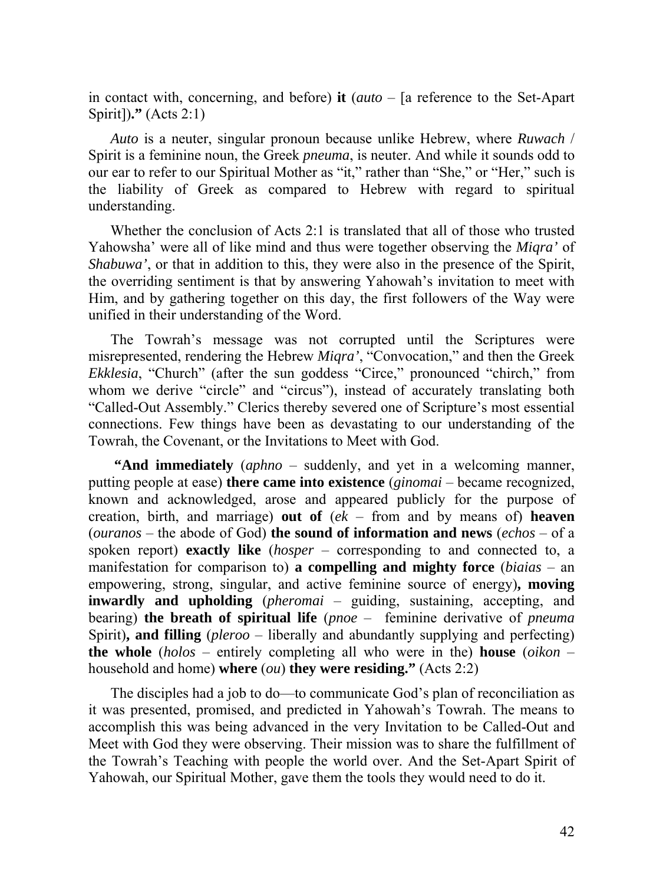in contact with, concerning, and before) **it** (*auto* – [a reference to the Set-Apart Spirit])**.”** (Acts 2:1)

*Auto* is a neuter, singular pronoun because unlike Hebrew, where *Ruwach* / Spirit is a feminine noun, the Greek *pneuma*, is neuter. And while it sounds odd to our ear to refer to our Spiritual Mother as “it,” rather than “She,” or “Her,” such is the liability of Greek as compared to Hebrew with regard to spiritual understanding.

Whether the conclusion of Acts 2:1 is translated that all of those who trusted Yahowsha’ were all of like mind and thus were together observing the *Miqra’* of *Shabuwa’*, or that in addition to this, they were also in the presence of the Spirit, the overriding sentiment is that by answering Yahowah’s invitation to meet with Him, and by gathering together on this day, the first followers of the Way were unified in their understanding of the Word.

The Towrah’s message was not corrupted until the Scriptures were misrepresented, rendering the Hebrew *Miqra’*, “Convocation,” and then the Greek *Ekklesia*, “Church” (after the sun goddess “Circe,” pronounced “chirch,” from whom we derive “circle” and “circus”), instead of accurately translating both “Called-Out Assembly.” Clerics thereby severed one of Scripture’s most essential connections. Few things have been as devastating to our understanding of the Towrah, the Covenant, or the Invitations to Meet with God.

**“And immediately** (*aphno* – suddenly, and yet in a welcoming manner, putting people at ease) **there came into existence** (*ginomai* – became recognized, known and acknowledged, arose and appeared publicly for the purpose of creation, birth, and marriage) **out of** (*ek* – from and by means of) **heaven** (*ouranos* – the abode of God) **the sound of information and news** (*echos* – of a spoken report) **exactly like** (*hosper* – corresponding to and connected to, a manifestation for comparison to) **a compelling and mighty force** (*biaias* – an empowering, strong, singular, and active feminine source of energy)**, moving inwardly and upholding** (*pheromai* – guiding, sustaining, accepting, and bearing) **the breath of spiritual life** (*pnoe* – feminine derivative of *pneuma* Spirit)**, and filling** (*pleroo* – liberally and abundantly supplying and perfecting) **the whole** (*holos* – entirely completing all who were in the) **house** (*oikon* – household and home) **where** (*ou*) **they were residing.”** (Acts 2:2)

The disciples had a job to do—to communicate God’s plan of reconciliation as it was presented, promised, and predicted in Yahowah’s Towrah. The means to accomplish this was being advanced in the very Invitation to be Called-Out and Meet with God they were observing. Their mission was to share the fulfillment of the Towrah’s Teaching with people the world over. And the Set-Apart Spirit of Yahowah, our Spiritual Mother, gave them the tools they would need to do it.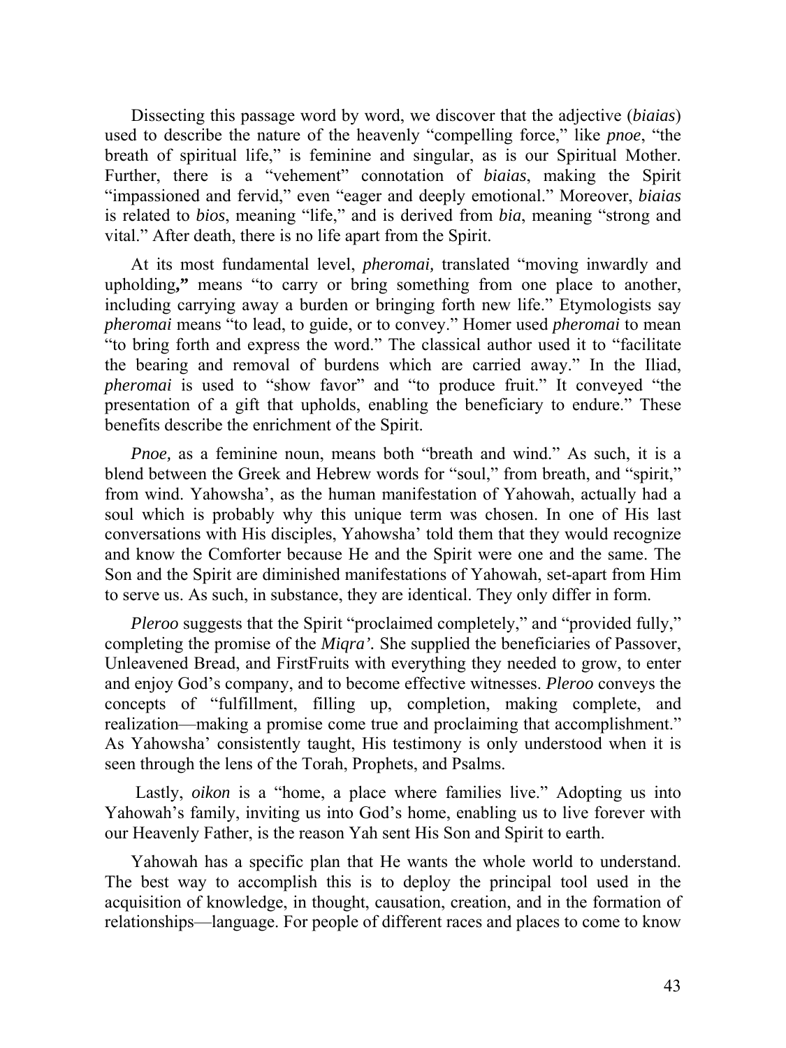Dissecting this passage word by word, we discover that the adjective (*biaias*) used to describe the nature of the heavenly "compelling force," like *pnoe*, "the breath of spiritual life," is feminine and singular, as is our Spiritual Mother. Further, there is a "vehement" connotation of *biaias*, making the Spirit "impassioned and fervid," even "eager and deeply emotional." Moreover, *biaias* is related to *bios*, meaning "life," and is derived from *bia*, meaning "strong and vital." After death, there is no life apart from the Spirit.

At its most fundamental level, *pheromai,* translated "moving inwardly and upholding**,"** means "to carry or bring something from one place to another, including carrying away a burden or bringing forth new life." Etymologists say *pheromai* means "to lead, to guide, or to convey." Homer used *pheromai* to mean "to bring forth and express the word." The classical author used it to "facilitate the bearing and removal of burdens which are carried away." In the Iliad, *pheromai* is used to "show favor" and "to produce fruit." It conveyed "the presentation of a gift that upholds, enabling the beneficiary to endure." These benefits describe the enrichment of the Spirit.

*Pnoe,* as a feminine noun, means both "breath and wind." As such, it is a blend between the Greek and Hebrew words for "soul," from breath, and "spirit," from wind. Yahowsha', as the human manifestation of Yahowah, actually had a soul which is probably why this unique term was chosen. In one of His last conversations with His disciples, Yahowsha' told them that they would recognize and know the Comforter because He and the Spirit were one and the same. The Son and the Spirit are diminished manifestations of Yahowah, set-apart from Him to serve us. As such, in substance, they are identical. They only differ in form.

*Pleroo* suggests that the Spirit "proclaimed completely," and "provided fully," completing the promise of the *Miqra'.* She supplied the beneficiaries of Passover, Unleavened Bread, and FirstFruits with everything they needed to grow, to enter and enjoy God's company, and to become effective witnesses. *Pleroo* conveys the concepts of "fulfillment, filling up, completion, making complete, and realization—making a promise come true and proclaiming that accomplishment." As Yahowsha' consistently taught, His testimony is only understood when it is seen through the lens of the Torah, Prophets, and Psalms.

Lastly, *oikon* is a "home, a place where families live." Adopting us into Yahowah's family, inviting us into God's home, enabling us to live forever with our Heavenly Father, is the reason Yah sent His Son and Spirit to earth.

Yahowah has a specific plan that He wants the whole world to understand. The best way to accomplish this is to deploy the principal tool used in the acquisition of knowledge, in thought, causation, creation, and in the formation of relationships—language. For people of different races and places to come to know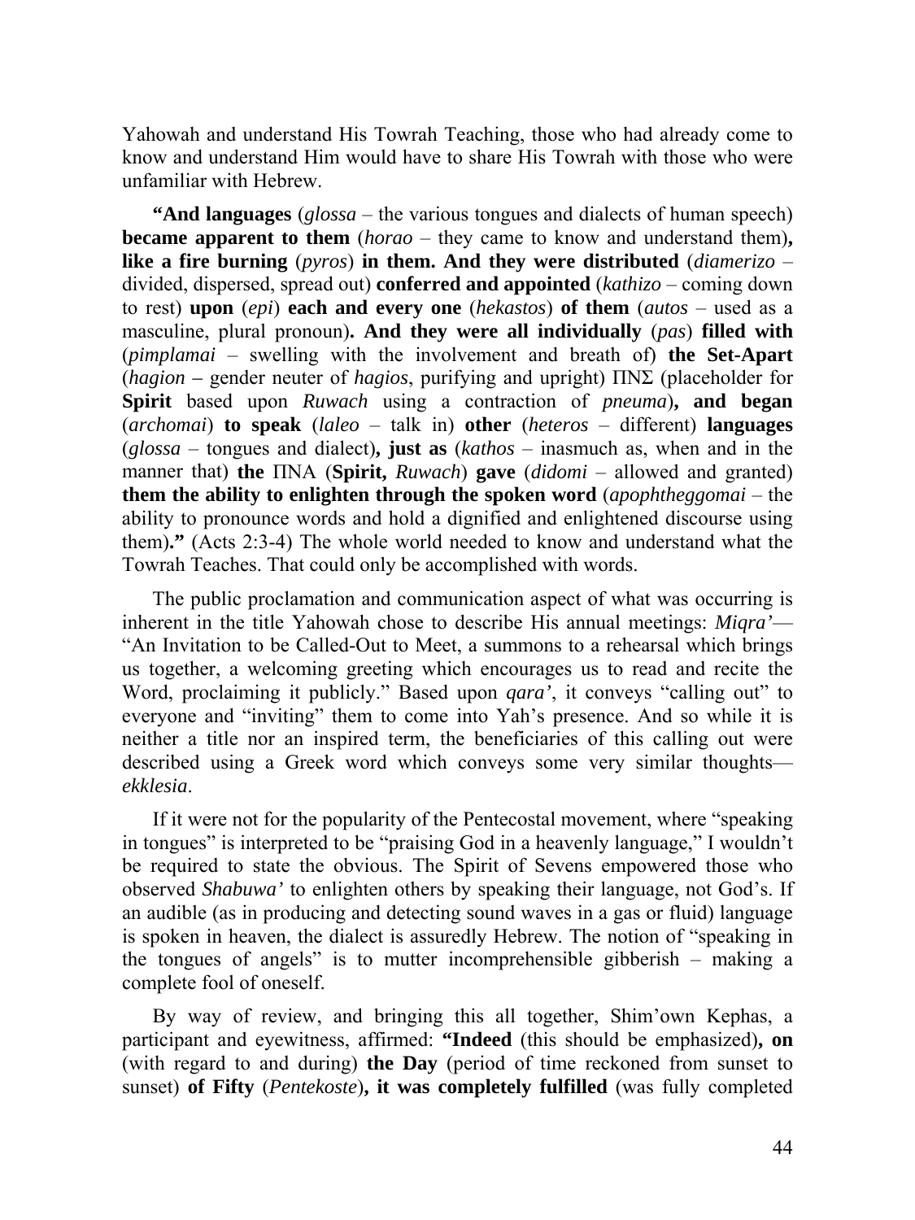Yahowah and understand His Towrah Teaching, those who had already come to know and understand Him would have to share His Towrah with those who were unfamiliar with Hebrew.

**"And languages** (*glossa* – the various tongues and dialects of human speech) **became apparent to them** (*horao* – they came to know and understand them)**, like a fire burning** (*pyros*) **in them. And they were distributed** (*diamerizo* – divided, dispersed, spread out) **conferred and appointed** (*kathizo* – coming down to rest) **upon** (*epi*) **each and every one** (*hekastos*) **of them** (*autos* – used as a masculine, plural pronoun)**. And they were all individually** (*pas*) **filled with** (*pimplamai* – swelling with the involvement and breath of) **the Set-Apart** (*hagion* **–** gender neuter of *hagios*, purifying and upright) ΠΝΣ (placeholder for **Spirit** based upon *Ruwach* using a contraction of *pneuma*)**, and began** (*archomai*) **to speak** (*laleo* – talk in) **other** (*heteros* – different) **languages** (*glossa* – tongues and dialect)**, just as** (*kathos* – inasmuch as, when and in the manner that) **the** ΠΝΑ (**Spirit,** *Ruwach*) **gave** (*didomi* – allowed and granted) **them the ability to enlighten through the spoken word** (*apophtheggomai* – the ability to pronounce words and hold a dignified and enlightened discourse using them)**."** (Acts 2:3-4) The whole world needed to know and understand what the Towrah Teaches. That could only be accomplished with words.

The public proclamation and communication aspect of what was occurring is inherent in the title Yahowah chose to describe His annual meetings: *Miqra'*—"An Invitation to be Called-Out to Meet, a summons to a rehearsal which brings us together, a welcoming greeting which encourages us to read and recite the Word, proclaiming it publicly." Based upon *qara'*, it conveys "calling out" to everyone and "inviting" them to come into Yah's presence. And so while it is neither a title nor an inspired term, the beneficiaries of this calling out were described using a Greek word which conveys some very similar thoughts—*ekklesia*.

If it were not for the popularity of the Pentecostal movement, where "speaking in tongues" is interpreted to be "praising God in a heavenly language," I wouldn't be required to state the obvious. The Spirit of Sevens empowered those who observed *Shabuwa'* to enlighten others by speaking their language, not God's. If an audible (as in producing and detecting sound waves in a gas or fluid) language is spoken in heaven, the dialect is assuredly Hebrew. The notion of "speaking in the tongues of angels" is to mutter incomprehensible gibberish – making a complete fool of oneself.

By way of review, and bringing this all together, Shim'own Kephas, a participant and eyewitness, affirmed: **"Indeed** (this should be emphasized)**, on** (with regard to and during) **the Day** (period of time reckoned from sunset to sunset) **of Fifty** (*Pentekoste*)**, it was completely fulfilled** (was fully completed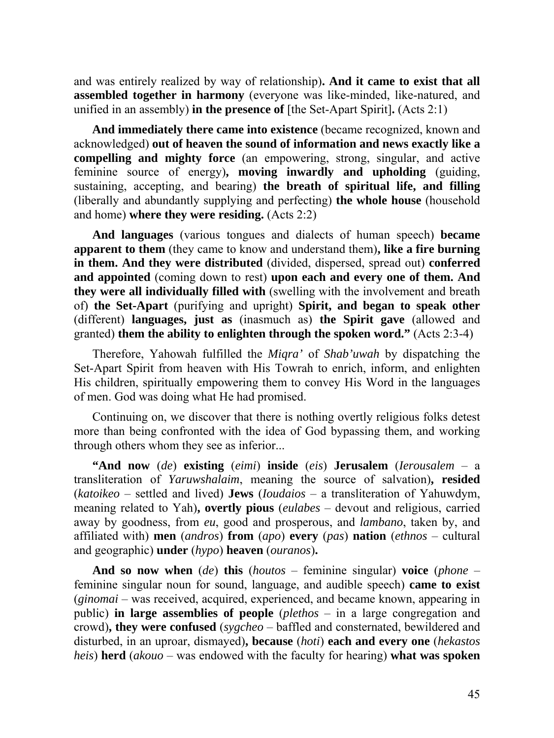and was entirely realized by way of relationship)**. And it came to exist that all assembled together in harmony** (everyone was like-minded, like-natured, and unified in an assembly) **in the presence of** [the Set-Apart Spirit]**.** (Acts 2:1)

**And immediately there came into existence** (became recognized, known and acknowledged) **out of heaven the sound of information and news exactly like a compelling and mighty force** (an empowering, strong, singular, and active feminine source of energy)**, moving inwardly and upholding** (guiding, sustaining, accepting, and bearing) **the breath of spiritual life, and filling** (liberally and abundantly supplying and perfecting) **the whole house** (household and home) **where they were residing.** (Acts 2:2)

**And languages** (various tongues and dialects of human speech) **became apparent to them** (they came to know and understand them)**, like a fire burning in them. And they were distributed** (divided, dispersed, spread out) **conferred and appointed** (coming down to rest) **upon each and every one of them. And they were all individually filled with** (swelling with the involvement and breath of) **the Set-Apart** (purifying and upright) **Spirit, and began to speak other** (different) **languages, just as** (inasmuch as) **the Spirit gave** (allowed and granted) **them the ability to enlighten through the spoken word."** (Acts 2:3-4)

Therefore, Yahowah fulfilled the *Miqra'* of *Shab'uwah* by dispatching the Set-Apart Spirit from heaven with His Towrah to enrich, inform, and enlighten His children, spiritually empowering them to convey His Word in the languages of men. God was doing what He had promised.

Continuing on, we discover that there is nothing overtly religious folks detest more than being confronted with the idea of God bypassing them, and working through others whom they see as inferior...

**"And now** (*de*) **existing** (*eimi*) **inside** (*eis*) **Jerusalem** (*Ierousalem* – a transliteration of *Yaruwshalaim*, meaning the source of salvation)**, resided** (*katoikeo* – settled and lived) **Jews** (*Ioudaios* – a transliteration of Yahuwdym, meaning related to Yah)**, overtly pious** (*eulabes* – devout and religious, carried away by goodness, from *eu*, good and prosperous, and *lambano*, taken by, and affiliated with) **men** (*andros*) **from** (*apo*) **every** (*pas*) **nation** (*ethnos* – cultural and geographic) **under** (*hypo*) **heaven** (*ouranos*)**.**

**And so now when** (*de*) **this** (*houtos* – feminine singular) **voice** (*phone* – feminine singular noun for sound, language, and audible speech) **came to exist** (*ginomai* – was received, acquired, experienced, and became known, appearing in public) **in large assemblies of people** (*plethos* – in a large congregation and crowd)**, they were confused** (*sygcheo* – baffled and consternated, bewildered and disturbed, in an uproar, dismayed)**, because** (*hoti*) **each and every one** (*hekastos heis*) **herd** (*akouo* – was endowed with the faculty for hearing) **what was spoken**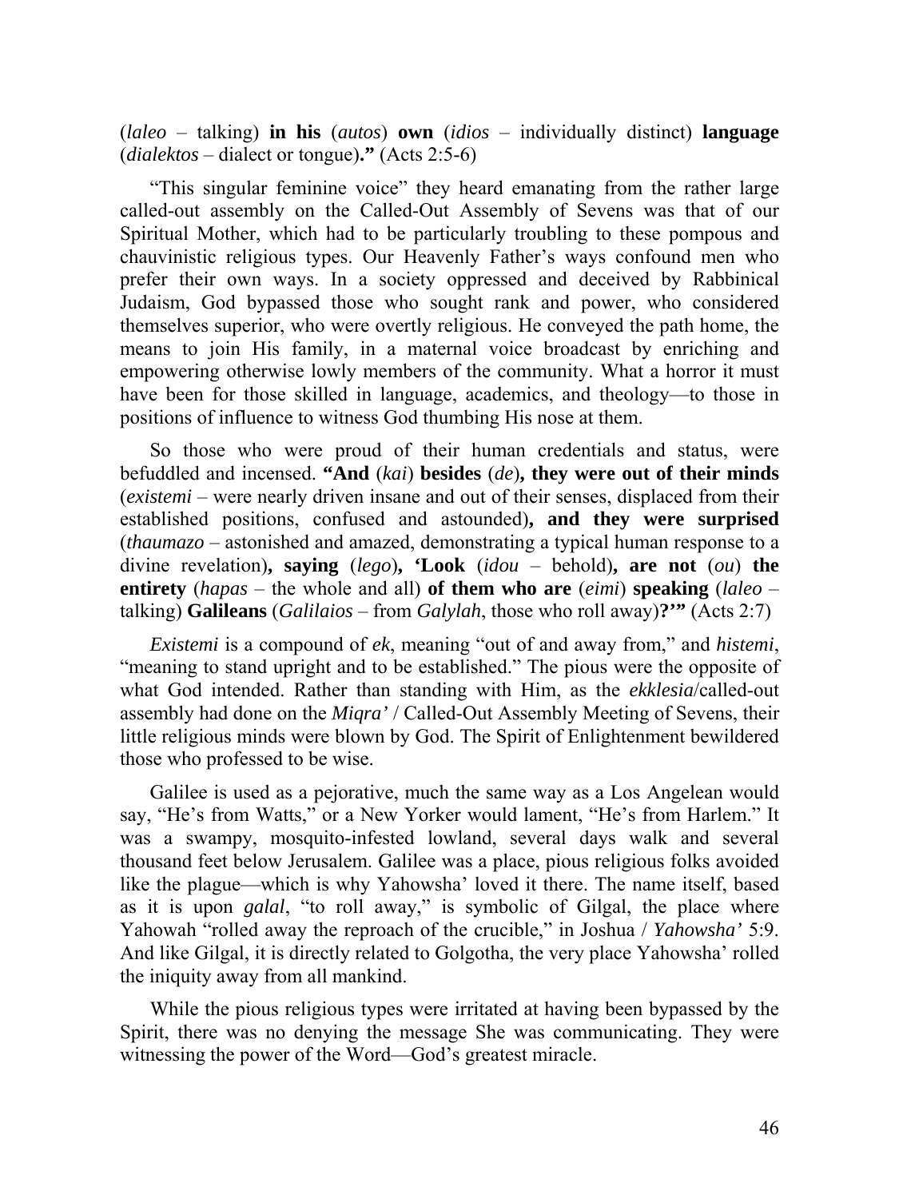(*laleo* – talking) **in his** (*autos*) **own** (*idios* – individually distinct) **language** (*dialektos* – dialect or tongue)**."** (Acts 2:5-6)

"This singular feminine voice" they heard emanating from the rather large called-out assembly on the Called-Out Assembly of Sevens was that of our Spiritual Mother, which had to be particularly troubling to these pompous and chauvinistic religious types. Our Heavenly Father's ways confound men who prefer their own ways. In a society oppressed and deceived by Rabbinical Judaism, God bypassed those who sought rank and power, who considered themselves superior, who were overtly religious. He conveyed the path home, the means to join His family, in a maternal voice broadcast by enriching and empowering otherwise lowly members of the community. What a horror it must have been for those skilled in language, academics, and theology—to those in positions of influence to witness God thumbing His nose at them.

So those who were proud of their human credentials and status, were befuddled and incensed. **"And** (*kai*) **besides** (*de*)**, they were out of their minds** (*existemi* – were nearly driven insane and out of their senses, displaced from their established positions, confused and astounded)**, and they were surprised** (*thaumazo* – astonished and amazed, demonstrating a typical human response to a divine revelation)**, saying** (*lego*)**, 'Look** (*idou* – behold)**, are not** (*ou*) **the entirety** (*hapas* – the whole and all) **of them who are** (*eimi*) **speaking** (*laleo* – talking) **Galileans** (*Galilaios* – from *Galylah*, those who roll away)**?'"** (Acts 2:7)

*Existemi* is a compound of *ek*, meaning "out of and away from," and *histemi*, "meaning to stand upright and to be established." The pious were the opposite of what God intended. Rather than standing with Him, as the *ekklesia*/called-out assembly had done on the *Miqra'* / Called-Out Assembly Meeting of Sevens, their little religious minds were blown by God. The Spirit of Enlightenment bewildered those who professed to be wise.

Galilee is used as a pejorative, much the same way as a Los Angelean would say, "He's from Watts," or a New Yorker would lament, "He's from Harlem." It was a swampy, mosquito-infested lowland, several days walk and several thousand feet below Jerusalem. Galilee was a place, pious religious folks avoided like the plague—which is why Yahowsha' loved it there. The name itself, based as it is upon *galal*, "to roll away," is symbolic of Gilgal, the place where Yahowah "rolled away the reproach of the crucible," in Joshua / *Yahowsha'* 5:9. And like Gilgal, it is directly related to Golgotha, the very place Yahowsha' rolled the iniquity away from all mankind.

While the pious religious types were irritated at having been bypassed by the Spirit, there was no denying the message She was communicating. They were witnessing the power of the Word—God's greatest miracle.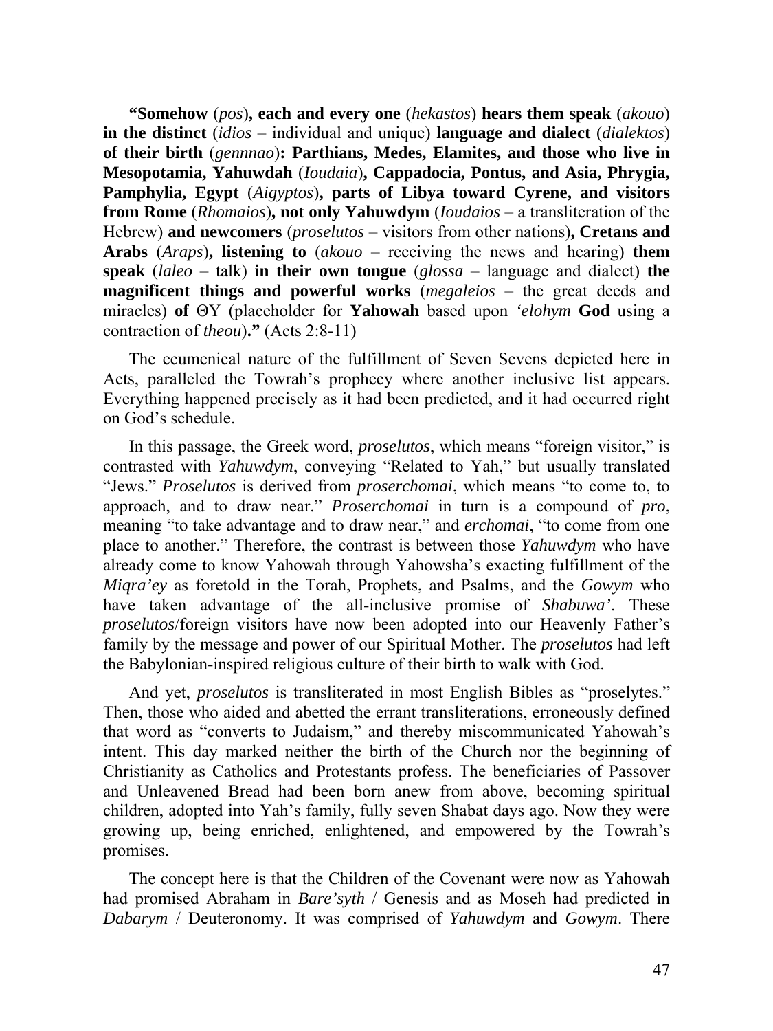**“Somehow** (*pos*)**, each and every one** (*hekastos*) **hears them speak** (*akouo*) **in the distinct** (*idios* – individual and unique) **language and dialect** (*dialektos*) **of their birth** (*gennnao*)**: Parthians, Medes, Elamites, and those who live in Mesopotamia, Yahuwdah** (*Ioudaia*)**, Cappadocia, Pontus, and Asia, Phrygia, Pamphylia, Egypt** (*Aigyptos*)**, parts of Libya toward Cyrene, and visitors from Rome** (*Rhomaios*)**, not only Yahuwdym** (*Ioudaios* – a transliteration of the Hebrew) **and newcomers** (*proselutos* – visitors from other nations)**, Cretans and Arabs** (*Araps*)**, listening to** (*akouo* – receiving the news and hearing) **them speak** (*laleo* – talk) **in their own tongue** (*glossa* – language and dialect) **the magnificent things and powerful works** (*megaleios* – the great deeds and miracles) **of** ΘΥ (placeholder for **Yahowah** based upon *‘elohym* **God** using a contraction of *theou*)**.”** (Acts 2:8-11)

The ecumenical nature of the fulfillment of Seven Sevens depicted here in Acts, paralleled the Towrah’s prophecy where another inclusive list appears. Everything happened precisely as it had been predicted, and it had occurred right on God’s schedule.

In this passage, the Greek word, *proselutos*, which means “foreign visitor,” is contrasted with *Yahuwdym*, conveying “Related to Yah,” but usually translated “Jews.” *Proselutos* is derived from *proserchomai*, which means “to come to, to approach, and to draw near.” *Proserchomai* in turn is a compound of *pro*, meaning “to take advantage and to draw near,” and *erchomai*, “to come from one place to another.” Therefore, the contrast is between those *Yahuwdym* who have already come to know Yahowah through Yahowsha’s exacting fulfillment of the *Miqra’ey* as foretold in the Torah, Prophets, and Psalms, and the *Gowym* who have taken advantage of the all-inclusive promise of *Shabuwa’*. These *proselutos*/foreign visitors have now been adopted into our Heavenly Father’s family by the message and power of our Spiritual Mother. The *proselutos* had left the Babylonian-inspired religious culture of their birth to walk with God.

And yet, *proselutos* is transliterated in most English Bibles as “proselytes.” Then, those who aided and abetted the errant transliterations, erroneously defined that word as “converts to Judaism,” and thereby miscommunicated Yahowah’s intent. This day marked neither the birth of the Church nor the beginning of Christianity as Catholics and Protestants profess. The beneficiaries of Passover and Unleavened Bread had been born anew from above, becoming spiritual children, adopted into Yah’s family, fully seven Shabat days ago. Now they were growing up, being enriched, enlightened, and empowered by the Towrah’s promises.

The concept here is that the Children of the Covenant were now as Yahowah had promised Abraham in *Bare’syth* / Genesis and as Moseh had predicted in *Dabarym* / Deuteronomy. It was comprised of *Yahuwdym* and *Gowym*. There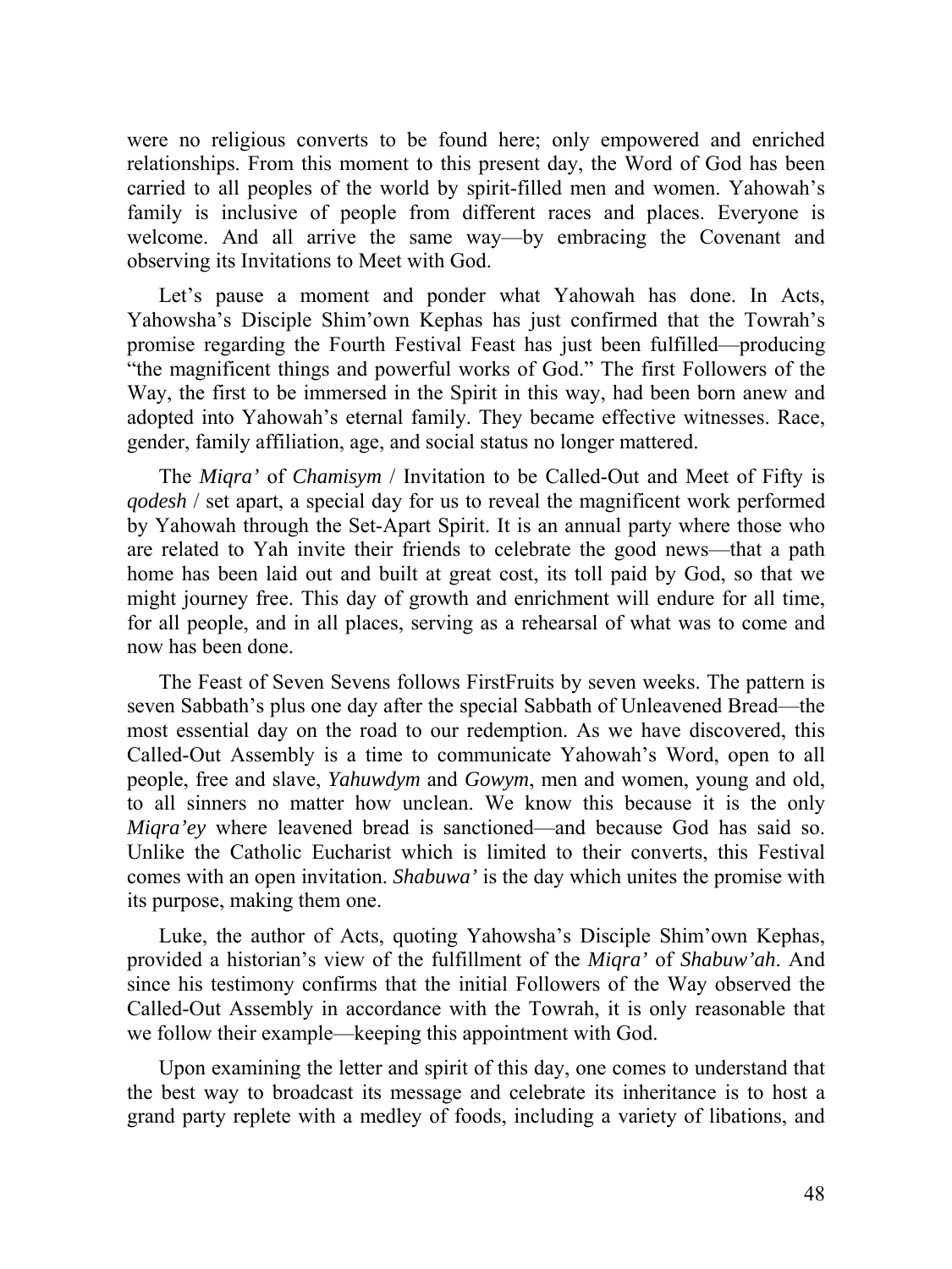were no religious converts to be found here; only empowered and enriched relationships. From this moment to this present day, the Word of God has been carried to all peoples of the world by spirit-filled men and women. Yahowah's family is inclusive of people from different races and places. Everyone is welcome. And all arrive the same way—by embracing the Covenant and observing its Invitations to Meet with God.

Let's pause a moment and ponder what Yahowah has done. In Acts, Yahowsha's Disciple Shim'own Kephas has just confirmed that the Towrah's promise regarding the Fourth Festival Feast has just been fulfilled—producing "the magnificent things and powerful works of God." The first Followers of the Way, the first to be immersed in the Spirit in this way, had been born anew and adopted into Yahowah's eternal family. They became effective witnesses. Race, gender, family affiliation, age, and social status no longer mattered.

The *Miqra'* of *Chamisym* / Invitation to be Called-Out and Meet of Fifty is *qodesh* / set apart, a special day for us to reveal the magnificent work performed by Yahowah through the Set-Apart Spirit. It is an annual party where those who are related to Yah invite their friends to celebrate the good news—that a path home has been laid out and built at great cost, its toll paid by God, so that we might journey free. This day of growth and enrichment will endure for all time, for all people, and in all places, serving as a rehearsal of what was to come and now has been done.

The Feast of Seven Sevens follows FirstFruits by seven weeks. The pattern is seven Sabbath's plus one day after the special Sabbath of Unleavened Bread—the most essential day on the road to our redemption. As we have discovered, this Called-Out Assembly is a time to communicate Yahowah's Word, open to all people, free and slave, *Yahuwdym* and *Gowym*, men and women, young and old, to all sinners no matter how unclean. We know this because it is the only *Miqra'ey* where leavened bread is sanctioned—and because God has said so. Unlike the Catholic Eucharist which is limited to their converts, this Festival comes with an open invitation. *Shabuwa'* is the day which unites the promise with its purpose, making them one.

Luke, the author of Acts, quoting Yahowsha's Disciple Shim'own Kephas, provided a historian's view of the fulfillment of the *Miqra'* of *Shabuw'ah*. And since his testimony confirms that the initial Followers of the Way observed the Called-Out Assembly in accordance with the Towrah, it is only reasonable that we follow their example—keeping this appointment with God.

Upon examining the letter and spirit of this day, one comes to understand that the best way to broadcast its message and celebrate its inheritance is to host a grand party replete with a medley of foods, including a variety of libations, and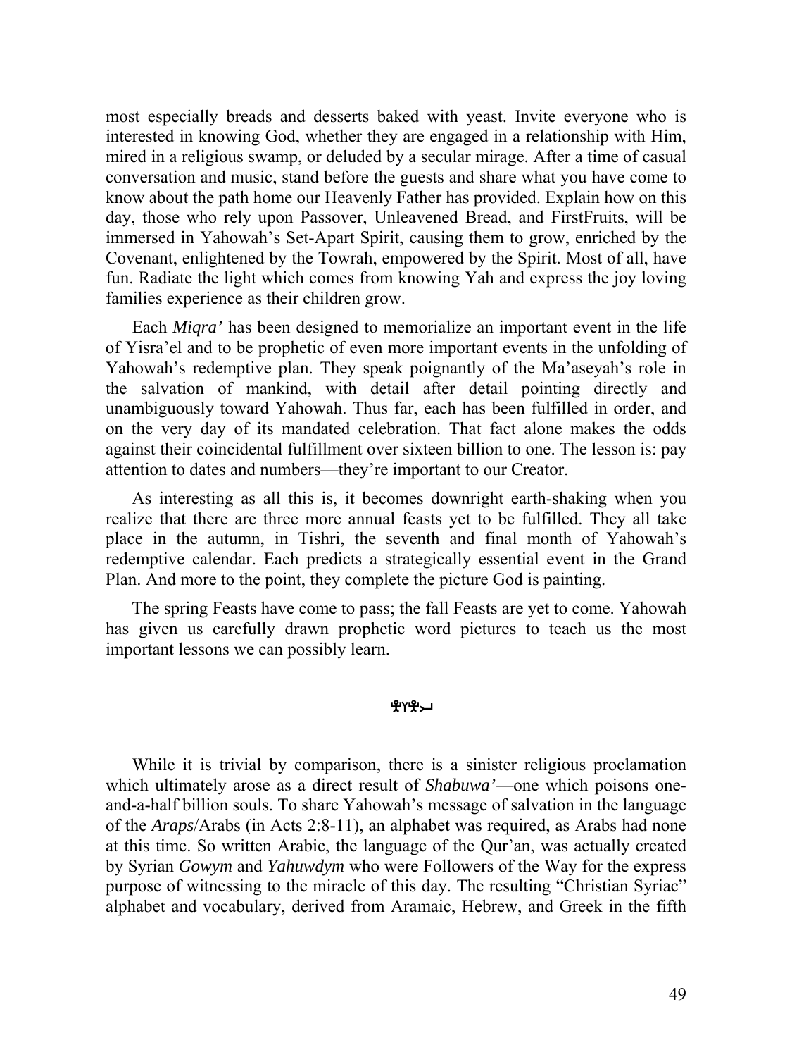most especially breads and desserts baked with yeast. Invite everyone who is interested in knowing God, whether they are engaged in a relationship with Him, mired in a religious swamp, or deluded by a secular mirage. After a time of casual conversation and music, stand before the guests and share what you have come to know about the path home our Heavenly Father has provided. Explain how on this day, those who rely upon Passover, Unleavened Bread, and FirstFruits, will be immersed in Yahowah's Set-Apart Spirit, causing them to grow, enriched by the Covenant, enlightened by the Towrah, empowered by the Spirit. Most of all, have fun. Radiate the light which comes from knowing Yah and express the joy loving families experience as their children grow.

Each *Miqra'* has been designed to memorialize an important event in the life of Yisra'el and to be prophetic of even more important events in the unfolding of Yahowah's redemptive plan. They speak poignantly of the Ma'aseyah's role in the salvation of mankind, with detail after detail pointing directly and unambiguously toward Yahowah. Thus far, each has been fulfilled in order, and on the very day of its mandated celebration. That fact alone makes the odds against their coincidental fulfillment over sixteen billion to one. The lesson is: pay attention to dates and numbers—they're important to our Creator.

As interesting as all this is, it becomes downright earth-shaking when you realize that there are three more annual feasts yet to be fulfilled. They all take place in the autumn, in Tishri, the seventh and final month of Yahowah's redemptive calendar. Each predicts a strategically essential event in the Grand Plan. And more to the point, they complete the picture God is painting.

The spring Feasts have come to pass; the fall Feasts are yet to come. Yahowah has given us carefully drawn prophetic word pictures to teach us the most important lessons we can possibly learn.

While it is trivial by comparison, there is a sinister religious proclamation which ultimately arose as a direct result of *Shabuwa'*—one which poisons one-and-a-half billion souls. To share Yahowah's message of salvation in the language of the *Araps*/Arabs (in Acts 2:8-11), an alphabet was required, as Arabs had none at this time. So written Arabic, the language of the Qur'an, was actually created by Syrian *Gowym* and *Yahuwdym* who were Followers of the Way for the express purpose of witnessing to the miracle of this day. The resulting "Christian Syriac" alphabet and vocabulary, derived from Aramaic, Hebrew, and Greek in the fifth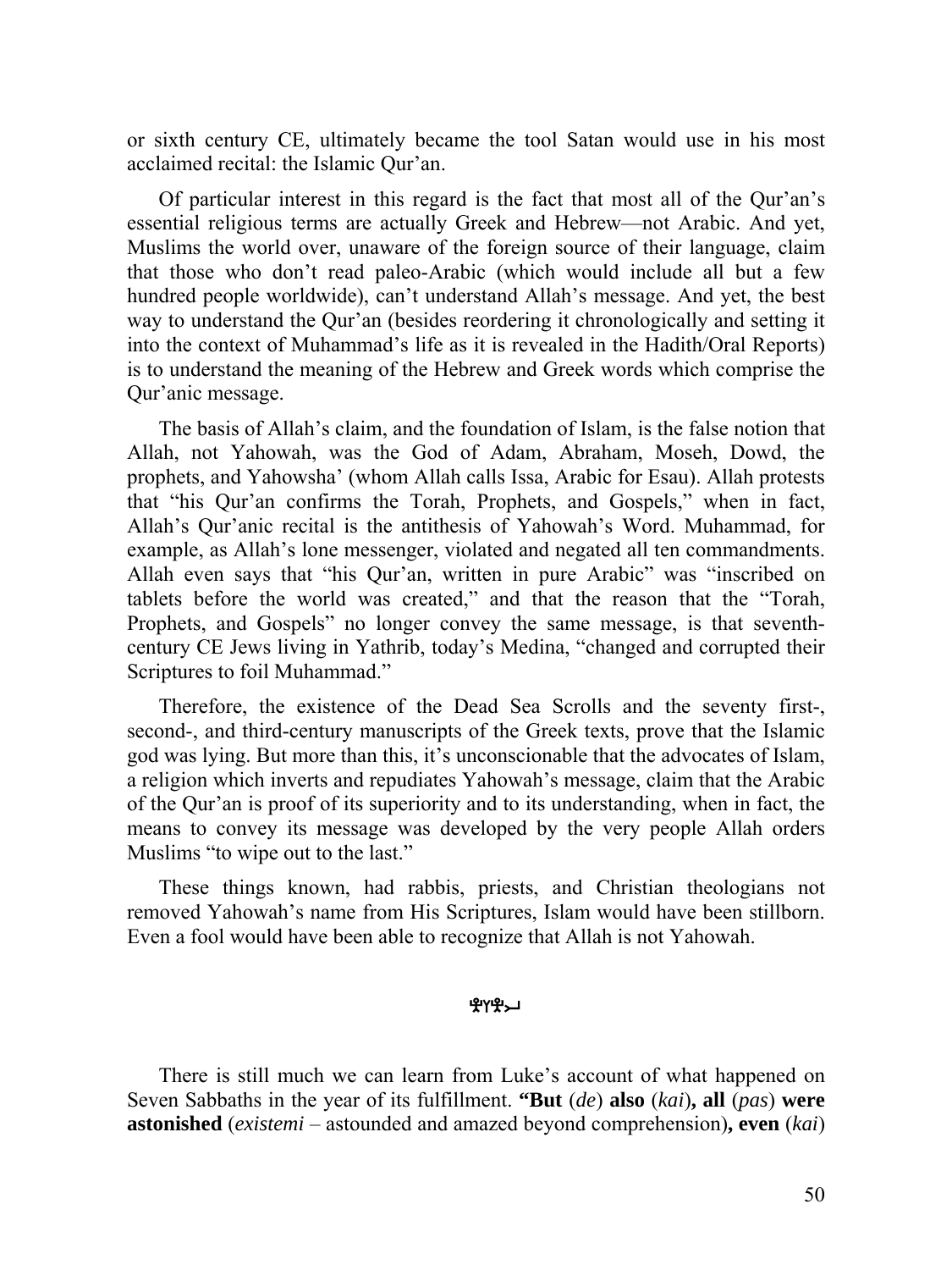or sixth century CE, ultimately became the tool Satan would use in his most acclaimed recital: the Islamic Qur'an.

Of particular interest in this regard is the fact that most all of the Qur'an's essential religious terms are actually Greek and Hebrew—not Arabic. And yet, Muslims the world over, unaware of the foreign source of their language, claim that those who don't read paleo-Arabic (which would include all but a few hundred people worldwide), can't understand Allah's message. And yet, the best way to understand the Qur'an (besides reordering it chronologically and setting it into the context of Muhammad's life as it is revealed in the Hadith/Oral Reports) is to understand the meaning of the Hebrew and Greek words which comprise the Qur'anic message.

The basis of Allah's claim, and the foundation of Islam, is the false notion that Allah, not Yahowah, was the God of Adam, Abraham, Moseh, Dowd, the prophets, and Yahowsha' (whom Allah calls Issa, Arabic for Esau). Allah protests that "his Qur'an confirms the Torah, Prophets, and Gospels," when in fact, Allah's Qur'anic recital is the antithesis of Yahowah's Word. Muhammad, for example, as Allah's lone messenger, violated and negated all ten commandments. Allah even says that "his Qur'an, written in pure Arabic" was "inscribed on tablets before the world was created," and that the reason that the "Torah, Prophets, and Gospels" no longer convey the same message, is that seventh-century CE Jews living in Yathrib, today's Medina, "changed and corrupted their Scriptures to foil Muhammad."

Therefore, the existence of the Dead Sea Scrolls and the seventy first-, second-, and third-century manuscripts of the Greek texts, prove that the Islamic god was lying. But more than this, it's unconscionable that the advocates of Islam, a religion which inverts and repudiates Yahowah's message, claim that the Arabic of the Qur'an is proof of its superiority and to its understanding, when in fact, the means to convey its message was developed by the very people Allah orders Muslims "to wipe out to the last."

These things known, had rabbis, priests, and Christian theologians not removed Yahowah's name from His Scriptures, Islam would have been stillborn. Even a fool would have been able to recognize that Allah is not Yahowah.

There is still much we can learn from Luke's account of what happened on Seven Sabbaths in the year of its fulfillment. **"But** (*de*) **also** (*kai*)**, all** (*pas*) **were astonished** (*existemi* – astounded and amazed beyond comprehension)**, even** (*kai*)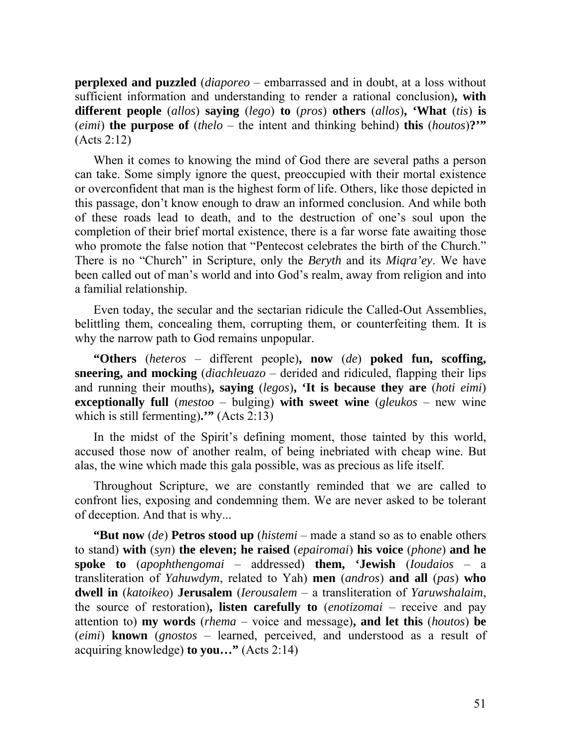**perplexed and puzzled** (*diaporeo* – embarrassed and in doubt, at a loss without sufficient information and understanding to render a rational conclusion)**, with different people** (*allos*) **saying** (*lego*) **to** (*pros*) **others** (*allos*)**, 'What** (*tis*) **is** (*eimi*) **the purpose of** (*thelo* – the intent and thinking behind) **this** (*houtos*)**?'"** (Acts 2:12)

When it comes to knowing the mind of God there are several paths a person can take. Some simply ignore the quest, preoccupied with their mortal existence or overconfident that man is the highest form of life. Others, like those depicted in this passage, don't know enough to draw an informed conclusion. And while both of these roads lead to death, and to the destruction of one's soul upon the completion of their brief mortal existence, there is a far worse fate awaiting those who promote the false notion that "Pentecost celebrates the birth of the Church." There is no "Church" in Scripture, only the *Beryth* and its *Miqra'ey*. We have been called out of man's world and into God's realm, away from religion and into a familial relationship.

Even today, the secular and the sectarian ridicule the Called-Out Assemblies, belittling them, concealing them, corrupting them, or counterfeiting them. It is why the narrow path to God remains unpopular.

**"Others** (*heteros* – different people)**, now** (*de*) **poked fun, scoffing, sneering, and mocking** (*diachleuazo* – derided and ridiculed, flapping their lips and running their mouths)**, saying** (*legos*)**, 'It is because they are** (*hoti eimi*) **exceptionally full** (*mestoo* – bulging) **with sweet wine** (*gleukos* – new wine which is still fermenting)**.'"** (Acts 2:13)

In the midst of the Spirit's defining moment, those tainted by this world, accused those now of another realm, of being inebriated with cheap wine. But alas, the wine which made this gala possible, was as precious as life itself.

Throughout Scripture, we are constantly reminded that we are called to confront lies, exposing and condemning them. We are never asked to be tolerant of deception. And that is why...

**"But now** (*de*) **Petros stood up** (*histemi* – made a stand so as to enable others to stand) **with** (*syn*) **the eleven; he raised** (*epairomai*) **his voice** (*phone*) **and he spoke to** (*apophthengomai* – addressed) **them, 'Jewish** (*Ioudaios* – a transliteration of *Yahuwdym*, related to Yah) **men** (*andros*) **and all** (*pas*) **who dwell in** (*katoikeo*) **Jerusalem** (*Ierousalem* – a transliteration of *Yaruwshalaim*, the source of restoration)**, listen carefully to** (*enotizomai* – receive and pay attention to) **my words** (*rhema* – voice and message)**, and let this** (*houtos*) **be** (*eimi*) **known** (*gnostos* – learned, perceived, and understood as a result of acquiring knowledge) **to you…"** (Acts 2:14)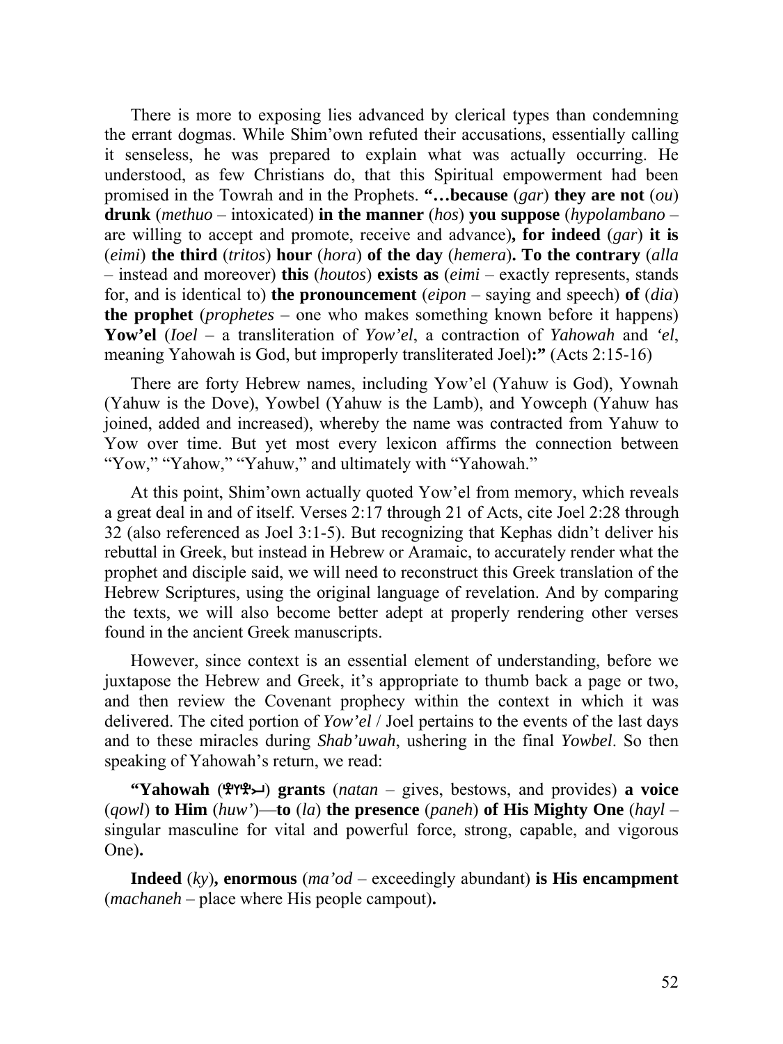There is more to exposing lies advanced by clerical types than condemning the errant dogmas. While Shim'own refuted their accusations, essentially calling it senseless, he was prepared to explain what was actually occurring. He understood, as few Christians do, that this Spiritual empowerment had been promised in the Towrah and in the Prophets. **"…because** (*gar*) **they are not** (*ou*) **drunk** (*methuo* – intoxicated) **in the manner** (*hos*) **you suppose** (*hypolambano* – are willing to accept and promote, receive and advance)**, for indeed** (*gar*) **it is** (*eimi*) **the third** (*tritos*) **hour** (*hora*) **of the day** (*hemera*)**. To the contrary** (*alla* – instead and moreover) **this** (*houtos*) **exists as** (*eimi* – exactly represents, stands for, and is identical to) **the pronouncement** (*eipon* – saying and speech) **of** (*dia*) **the prophet** (*prophetes* – one who makes something known before it happens) **Yow'el** (*Ioel* – a transliteration of *Yow'el*, a contraction of *Yahowah* and *'el*, meaning Yahowah is God, but improperly transliterated Joel)**:"** (Acts 2:15-16)

There are forty Hebrew names, including Yow'el (Yahuw is God), Yownah (Yahuw is the Dove), Yowbel (Yahuw is the Lamb), and Yowceph (Yahuw has joined, added and increased), whereby the name was contracted from Yahuw to Yow over time. But yet most every lexicon affirms the connection between "Yow," "Yahow," "Yahuw," and ultimately with "Yahowah."

At this point, Shim'own actually quoted Yow'el from memory, which reveals a great deal in and of itself. Verses 2:17 through 21 of Acts, cite Joel 2:28 through 32 (also referenced as Joel 3:1-5). But recognizing that Kephas didn't deliver his rebuttal in Greek, but instead in Hebrew or Aramaic, to accurately render what the prophet and disciple said, we will need to reconstruct this Greek translation of the Hebrew Scriptures, using the original language of revelation. And by comparing the texts, we will also become better adept at properly rendering other verses found in the ancient Greek manuscripts.

However, since context is an essential element of understanding, before we juxtapose the Hebrew and Greek, it's appropriate to thumb back a page or two, and then review the Covenant prophecy within the context in which it was delivered. The cited portion of *Yow'el* / Joel pertains to the events of the last days and to these miracles during *Shab'uwah*, ushering in the final *Yowbel*. So then speaking of Yahowah's return, we read:

**"Yahowah** (𐤉𐤄𐤅𐤄) **grants** (*natan* – gives, bestows, and provides) **a voice** (*qowl*) **to Him** (*huw'*)—**to** (*la*) **the presence** (*paneh*) **of His Mighty One** (*hayl* – singular masculine for vital and powerful force, strong, capable, and vigorous One)**.**

**Indeed** (*ky*)**, enormous** (*ma'od* – exceedingly abundant) **is His encampment** (*machaneh* – place where His people campout)**.**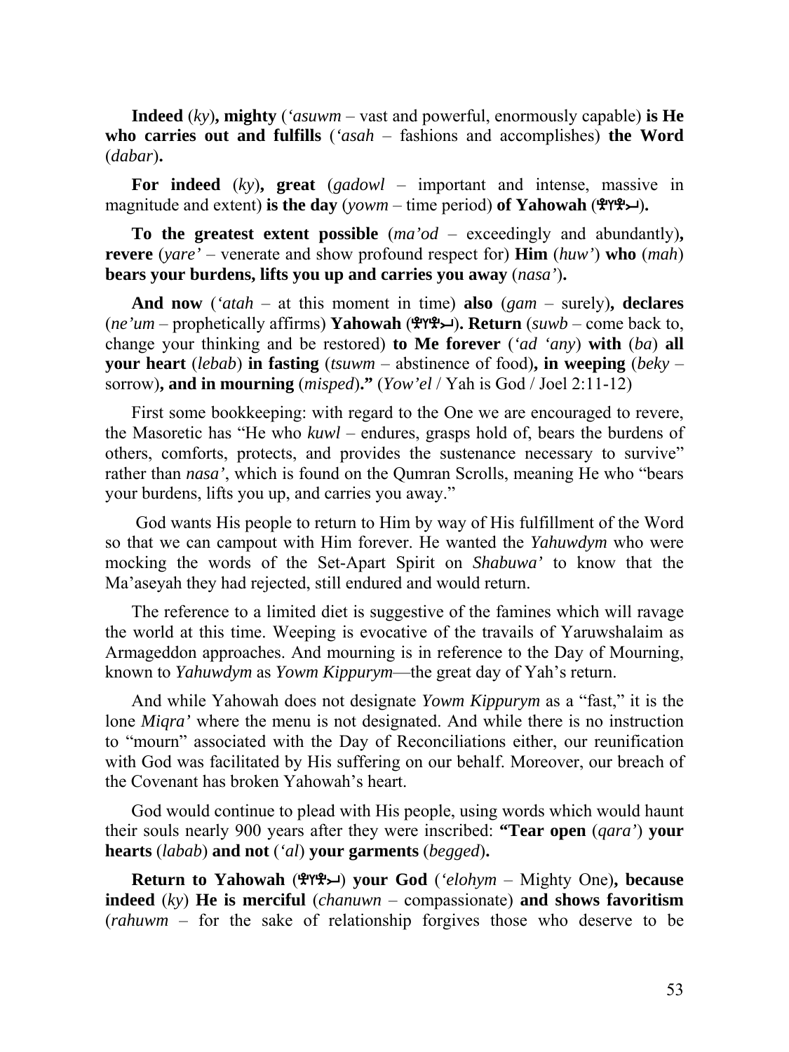**Indeed** (*ky*)**, mighty** (*'asuwm* – vast and powerful, enormously capable) **is He who carries out and fulfills** (*'asah* – fashions and accomplishes) **the Word** (*dabar*)**.**

**For indeed** (*ky*)**, great** (*gadowl* – important and intense, massive in magnitude and extent) **is the day** (*yowm* – time period) **of Yahowah** (𐤄𐤅𐤄𐤉)**.**

**To the greatest extent possible** (*ma'od* – exceedingly and abundantly)**, revere** (*yare'* – venerate and show profound respect for) **Him** (*huw'*) **who** (*mah*) **bears your burdens, lifts you up and carries you away** (*nasa'*)**.**

**And now** (*'atah* – at this moment in time) **also** (*gam* – surely)**, declares** (*ne'um* – prophetically affirms) **Yahowah** (𐤄𐤅𐤄𐤉)**. Return** (*suwb* – come back to, change your thinking and be restored) **to Me forever** (*'ad 'any*) **with** (*ba*) **all your heart** (*lebab*) **in fasting** (*tsuwm* – abstinence of food)**, in weeping** (*beky* – sorrow)**, and in mourning** (*misped*)**."** (*Yow'el* / Yah is God / Joel 2:11-12)

First some bookkeeping: with regard to the One we are encouraged to revere, the Masoretic has "He who *kuwl* – endures, grasps hold of, bears the burdens of others, comforts, protects, and provides the sustenance necessary to survive" rather than *nasa'*, which is found on the Qumran Scrolls, meaning He who "bears your burdens, lifts you up, and carries you away."

God wants His people to return to Him by way of His fulfillment of the Word so that we can campout with Him forever. He wanted the *Yahuwdym* who were mocking the words of the Set-Apart Spirit on *Shabuwa'* to know that the Ma'aseyah they had rejected, still endured and would return.

The reference to a limited diet is suggestive of the famines which will ravage the world at this time. Weeping is evocative of the travails of Yaruwshalaim as Armageddon approaches. And mourning is in reference to the Day of Mourning, known to *Yahuwdym* as *Yowm Kippurym*—the great day of Yah's return.

And while Yahowah does not designate *Yowm Kippurym* as a "fast," it is the lone *Miqra'* where the menu is not designated. And while there is no instruction to "mourn" associated with the Day of Reconciliations either, our reunification with God was facilitated by His suffering on our behalf. Moreover, our breach of the Covenant has broken Yahowah's heart.

God would continue to plead with His people, using words which would haunt their souls nearly 900 years after they were inscribed: **"Tear open** (*qara'*) **your hearts** (*labab*) **and not** (*'al*) **your garments** (*begged*)**.**

**Return to Yahowah** (𐤄𐤅𐤄𐤉) **your God** (*'elohym* – Mighty One)**, because indeed** (*ky*) **He is merciful** (*chanuwn* – compassionate) **and shows favoritism** (*rahuwm* – for the sake of relationship forgives those who deserve to be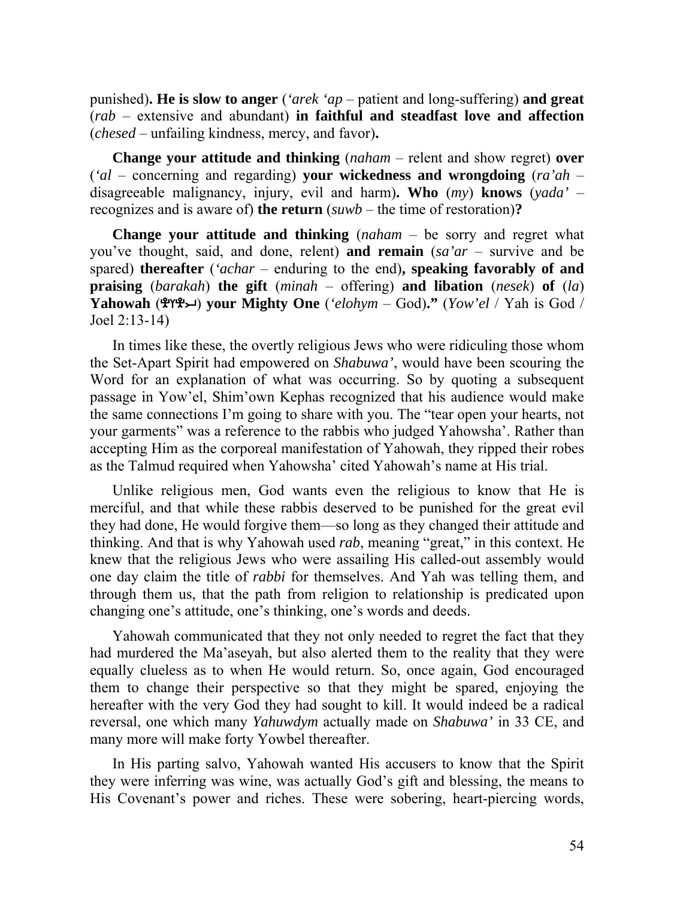punished)**. He is slow to anger** (*'arek 'ap* – patient and long-suffering) **and great** (*rab* – extensive and abundant) **in faithful and steadfast love and affection** (*chesed* – unfailing kindness, mercy, and favor)**.**

**Change your attitude and thinking** (*naham* – relent and show regret) **over** (*'al* – concerning and regarding) **your wickedness and wrongdoing** (*ra'ah* – disagreeable malignancy, injury, evil and harm)**. Who** (*my*) **knows** (*yada'* – recognizes and is aware of) **the return** (*suwb* – the time of restoration)**?**

**Change your attitude and thinking** (*naham* – be sorry and regret what you've thought, said, and done, relent) **and remain** (*sa'ar* – survive and be spared) **thereafter** (*'achar* – enduring to the end)**, speaking favorably of and praising** (*barakah*) **the gift** (*minah* – offering) **and libation** (*nesek*) **of** (*la*) **Yahowah** (𐤉𐤄𐤅𐤄) **your Mighty One** (*'elohym* – God)**."** (*Yow'el* / Yah is God / Joel 2:13-14)

In times like these, the overtly religious Jews who were ridiculing those whom the Set-Apart Spirit had empowered on *Shabuwa'*, would have been scouring the Word for an explanation of what was occurring. So by quoting a subsequent passage in Yow'el, Shim'own Kephas recognized that his audience would make the same connections I'm going to share with you. The "tear open your hearts, not your garments" was a reference to the rabbis who judged Yahowsha'. Rather than accepting Him as the corporeal manifestation of Yahowah, they ripped their robes as the Talmud required when Yahowsha' cited Yahowah's name at His trial.

Unlike religious men, God wants even the religious to know that He is merciful, and that while these rabbis deserved to be punished for the great evil they had done, He would forgive them—so long as they changed their attitude and thinking. And that is why Yahowah used *rab*, meaning "great," in this context. He knew that the religious Jews who were assailing His called-out assembly would one day claim the title of *rabbi* for themselves. And Yah was telling them, and through them us, that the path from religion to relationship is predicated upon changing one's attitude, one's thinking, one's words and deeds.

Yahowah communicated that they not only needed to regret the fact that they had murdered the Ma'aseyah, but also alerted them to the reality that they were equally clueless as to when He would return. So, once again, God encouraged them to change their perspective so that they might be spared, enjoying the hereafter with the very God they had sought to kill. It would indeed be a radical reversal, one which many *Yahuwdym* actually made on *Shabuwa'* in 33 CE, and many more will make forty Yowbel thereafter.

In His parting salvo, Yahowah wanted His accusers to know that the Spirit they were inferring was wine, was actually God's gift and blessing, the means to His Covenant's power and riches. These were sobering, heart-piercing words,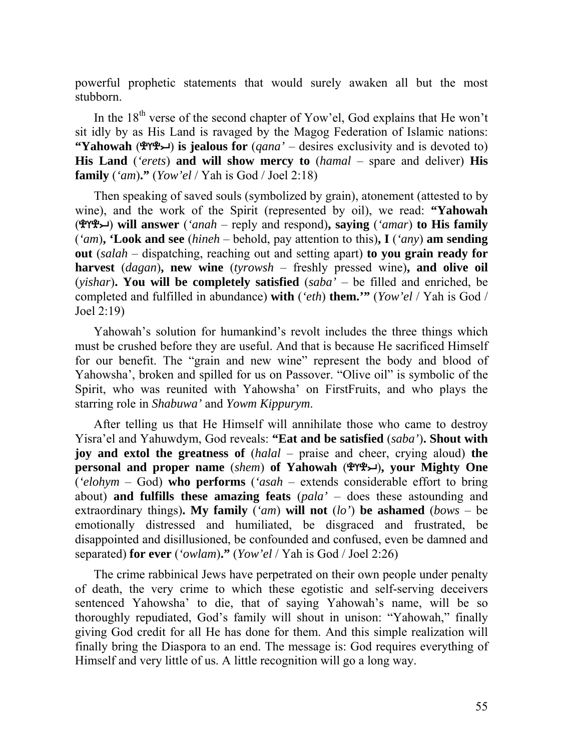powerful prophetic statements that would surely awaken all but the most stubborn.

In the 18th verse of the second chapter of Yow'el, God explains that He won't sit idly by as His Land is ravaged by the Magog Federation of Islamic nations: **"Yahowah (𐤄𐤅𐤄𐤉) is jealous for** (*qana'* – desires exclusivity and is devoted to) **His Land** (*'erets*) **and will show mercy to** (*hamal* – spare and deliver) **His family** (*'am*)**."** (*Yow'el* / Yah is God / Joel 2:18)

Then speaking of saved souls (symbolized by grain), atonement (attested to by wine), and the work of the Spirit (represented by oil), we read: **"Yahowah (𐤄𐤅𐤄𐤉) will answer** (*'anah* – reply and respond)**, saying** (*'amar*) **to His family** (*'am*)**, 'Look and see** (*hineh* – behold, pay attention to this)**, I** (*'any*) **am sending out** (*salah* – dispatching, reaching out and setting apart) **to you grain ready for harvest** (*dagan*)**, new wine** (*tyrowsh* – freshly pressed wine)**, and olive oil** (*yishar*)**. You will be completely satisfied** (*saba'* – be filled and enriched, be completed and fulfilled in abundance) **with** (*'eth*) **them.'"** (*Yow'el* / Yah is God / Joel 2:19)

Yahowah's solution for humankind's revolt includes the three things which must be crushed before they are useful. And that is because He sacrificed Himself for our benefit. The "grain and new wine" represent the body and blood of Yahowsha', broken and spilled for us on Passover. "Olive oil" is symbolic of the Spirit, who was reunited with Yahowsha' on FirstFruits, and who plays the starring role in *Shabuwa'* and *Yowm Kippurym.*

After telling us that He Himself will annihilate those who came to destroy Yisra'el and Yahuwdym, God reveals: **"Eat and be satisfied** (*saba'*)**. Shout with joy and extol the greatness of** (*halal* – praise and cheer, crying aloud) **the personal and proper name** (*shem*) **of Yahowah (𐤄𐤅𐤄𐤉), your Mighty One** (*'elohym* – God) **who performs** (*'asah* – extends considerable effort to bring about) **and fulfills these amazing feats** (*pala'* – does these astounding and extraordinary things)**. My family** (*'am*) **will not** (*lo'*) **be ashamed** (*bows* – be emotionally distressed and humiliated, be disgraced and frustrated, be disappointed and disillusioned, be confounded and confused, even be damned and separated) **for ever** (*'owlam*)**."** (*Yow'el* / Yah is God / Joel 2:26)

The crime rabbinical Jews have perpetrated on their own people under penalty of death, the very crime to which these egotistic and self-serving deceivers sentenced Yahowsha' to die, that of saying Yahowah's name, will be so thoroughly repudiated, God's family will shout in unison: "Yahowah," finally giving God credit for all He has done for them. And this simple realization will finally bring the Diaspora to an end. The message is: God requires everything of Himself and very little of us. A little recognition will go a long way.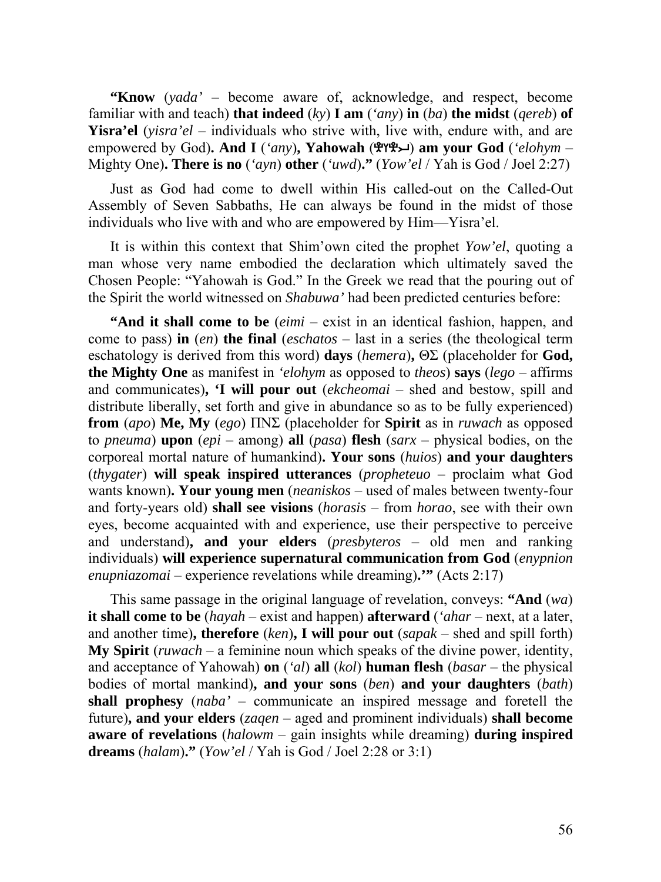**"Know** (*yada'* – become aware of, acknowledge, and respect, become familiar with and teach) **that indeed** (*ky*) **I am** (*'any*) **in** (*ba*) **the midst** (*qereb*) **of Yisra'el** (*yisra'el* – individuals who strive with, live with, endure with, and are empowered by God)**. And I** (*'any*)**, Yahowah** (𐤄𐤅𐤄𐤉) **am your God** (*'elohym* – Mighty One)**. There is no** (*'ayn*) **other** (*'uwd*)**."** (*Yow'el* / Yah is God / Joel 2:27)

Just as God had come to dwell within His called-out on the Called-Out Assembly of Seven Sabbaths, He can always be found in the midst of those individuals who live with and who are empowered by Him—Yisra'el.

It is within this context that Shim'own cited the prophet *Yow'el*, quoting a man whose very name embodied the declaration which ultimately saved the Chosen People: "Yahowah is God." In the Greek we read that the pouring out of the Spirit the world witnessed on *Shabuwa'* had been predicted centuries before:

**"And it shall come to be** (*eimi* – exist in an identical fashion, happen, and come to pass) **in** (*en*) **the final** (*eschatos* – last in a series (the theological term eschatology is derived from this word) **days** (*hemera*)**,** ΘΣ (placeholder for **God, the Mighty One** as manifest in *'elohym* as opposed to *theos*) **says** (*lego* – affirms and communicates)**, 'I will pour out** (*ekcheomai* – shed and bestow, spill and distribute liberally, set forth and give in abundance so as to be fully experienced) **from** (*apo*) **Me, My** (*ego*) ΠΝΣ (placeholder for **Spirit** as in *ruwach* as opposed to *pneuma*) **upon** (*epi* – among) **all** (*pasa*) **flesh** (*sarx* – physical bodies, on the corporeal mortal nature of humankind)**. Your sons** (*huios*) **and your daughters** (*thygater*) **will speak inspired utterances** (*propheteuo* – proclaim what God wants known)**. Your young men** (*neaniskos* – used of males between twenty-four and forty-years old) **shall see visions** (*horasis* – from *horao*, see with their own eyes, become acquainted with and experience, use their perspective to perceive and understand)**, and your elders** (*presbyteros* – old men and ranking individuals) **will experience supernatural communication from God** (*enypnion enupniazomai* – experience revelations while dreaming)**.'"** (Acts 2:17)

This same passage in the original language of revelation, conveys: **"And** (*wa*) **it shall come to be** (*hayah* – exist and happen) **afterward** (*'ahar* – next, at a later, and another time)**, therefore** (*ken*)**, I will pour out** (*sapak* – shed and spill forth) **My Spirit** (*ruwach* – a feminine noun which speaks of the divine power, identity, and acceptance of Yahowah) **on** (*'al*) **all** (*kol*) **human flesh** (*basar* – the physical bodies of mortal mankind)**, and your sons** (*ben*) **and your daughters** (*bath*) **shall prophesy** (*naba'* – communicate an inspired message and foretell the future)**, and your elders** (*zaqen* – aged and prominent individuals) **shall become aware of revelations** (*halowm* – gain insights while dreaming) **during inspired dreams** (*halam*)**."** (*Yow'el* / Yah is God / Joel 2:28 or 3:1)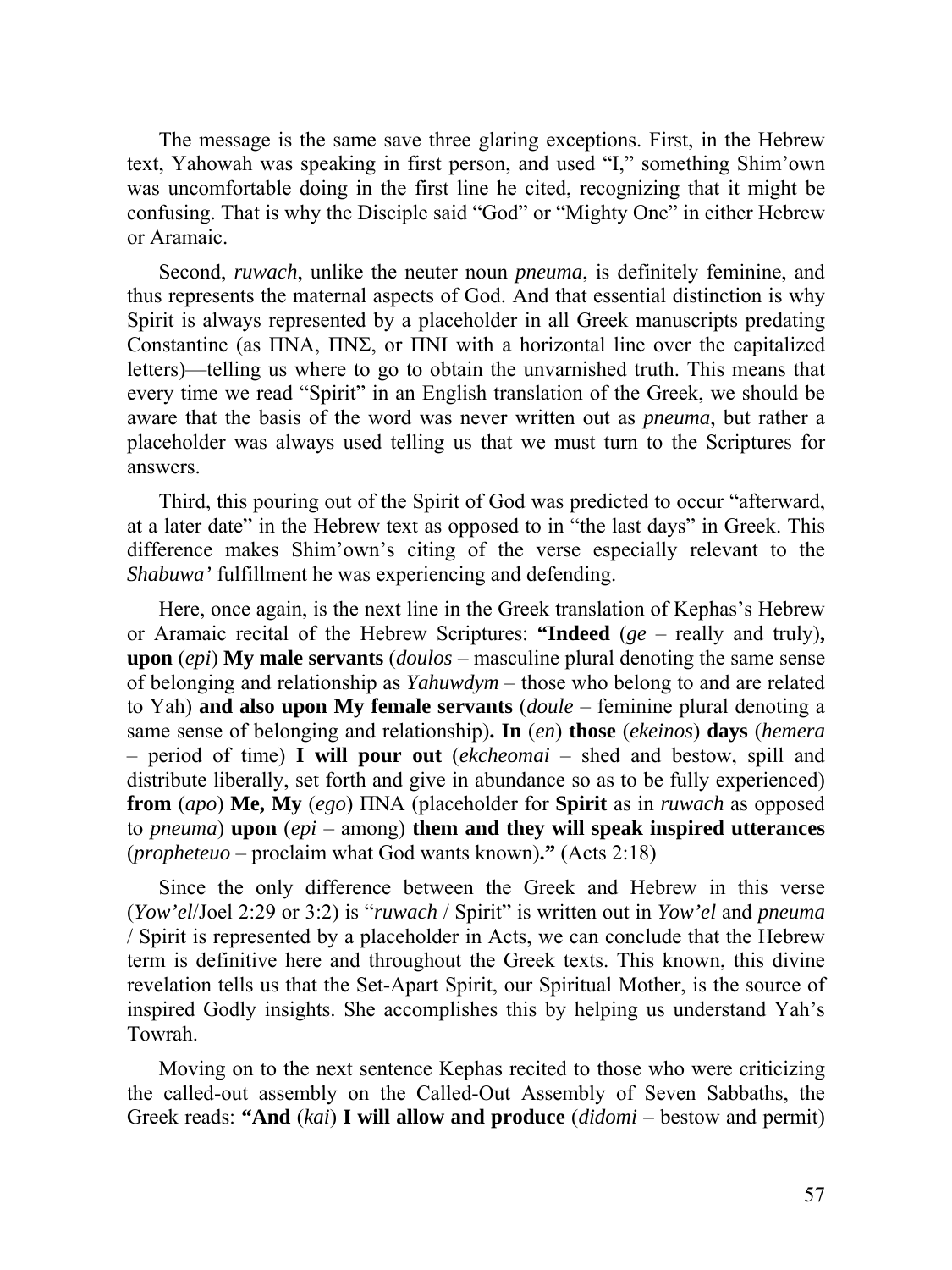The message is the same save three glaring exceptions. First, in the Hebrew text, Yahowah was speaking in first person, and used "I," something Shim'own was uncomfortable doing in the first line he cited, recognizing that it might be confusing. That is why the Disciple said "God" or "Mighty One" in either Hebrew or Aramaic.

Second, *ruwach*, unlike the neuter noun *pneuma*, is definitely feminine, and thus represents the maternal aspects of God. And that essential distinction is why Spirit is always represented by a placeholder in all Greek manuscripts predating Constantine (as ΠΝΑ, ΠΝΣ, or ΠΝΙ with a horizontal line over the capitalized letters)—telling us where to go to obtain the unvarnished truth. This means that every time we read "Spirit" in an English translation of the Greek, we should be aware that the basis of the word was never written out as *pneuma*, but rather a placeholder was always used telling us that we must turn to the Scriptures for answers.

Third, this pouring out of the Spirit of God was predicted to occur "afterward, at a later date" in the Hebrew text as opposed to in "the last days" in Greek. This difference makes Shim'own's citing of the verse especially relevant to the *Shabuwa'* fulfillment he was experiencing and defending.

Here, once again, is the next line in the Greek translation of Kephas's Hebrew or Aramaic recital of the Hebrew Scriptures: **"Indeed** (*ge* – really and truly)**, upon** (*epi*) **My male servants** (*doulos* – masculine plural denoting the same sense of belonging and relationship as *Yahuwdym* – those who belong to and are related to Yah) **and also upon My female servants** (*doule* – feminine plural denoting a same sense of belonging and relationship)**. In** (*en*) **those** (*ekeinos*) **days** (*hemera* – period of time) **I will pour out** (*ekcheomai* – shed and bestow, spill and distribute liberally, set forth and give in abundance so as to be fully experienced) **from** (*apo*) **Me, My** (*ego*) ΠΝΑ (placeholder for **Spirit** as in *ruwach* as opposed to *pneuma*) **upon** (*epi* – among) **them and they will speak inspired utterances** (*propheteuo* – proclaim what God wants known)**."** (Acts 2:18)

Since the only difference between the Greek and Hebrew in this verse (*Yow'el*/Joel 2:29 or 3:2) is "*ruwach* / Spirit" is written out in *Yow'el* and *pneuma* / Spirit is represented by a placeholder in Acts, we can conclude that the Hebrew term is definitive here and throughout the Greek texts. This known, this divine revelation tells us that the Set-Apart Spirit, our Spiritual Mother, is the source of inspired Godly insights. She accomplishes this by helping us understand Yah's Towrah.

Moving on to the next sentence Kephas recited to those who were criticizing the called-out assembly on the Called-Out Assembly of Seven Sabbaths, the Greek reads: **"And** (*kai*) **I will allow and produce** (*didomi* – bestow and permit)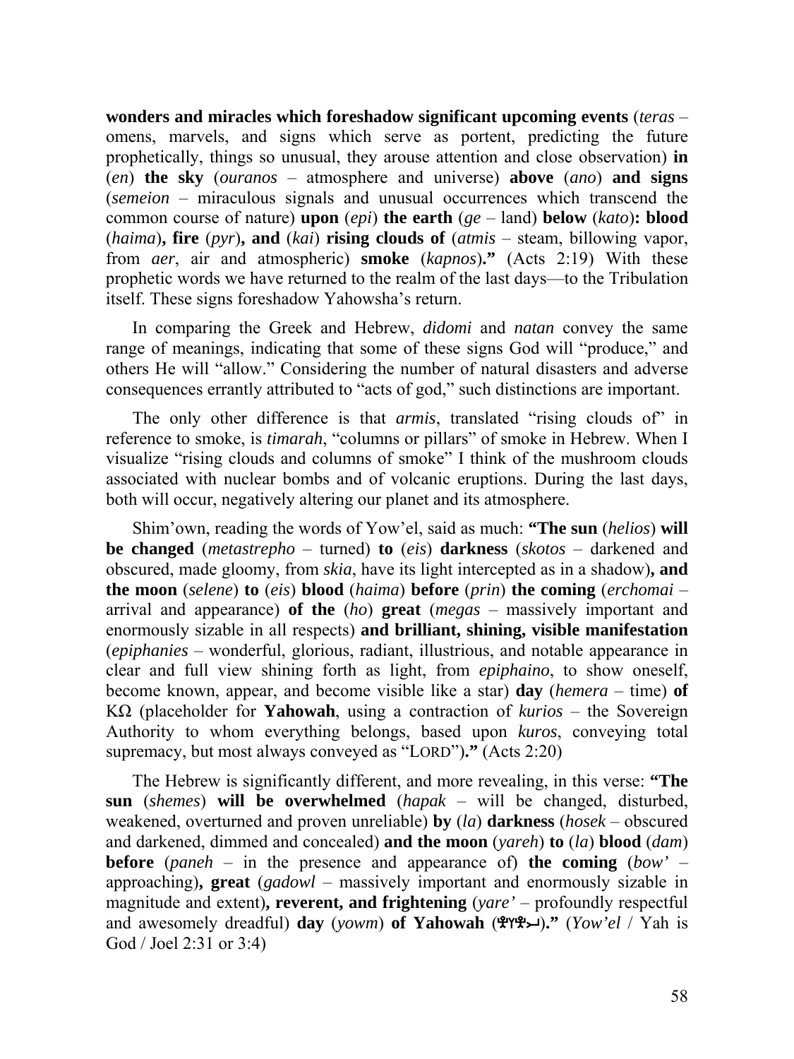**wonders and miracles which foreshadow significant upcoming events** (*teras* – omens, marvels, and signs which serve as portent, predicting the future prophetically, things so unusual, they arouse attention and close observation) **in** (*en*) **the sky** (*ouranos* – atmosphere and universe) **above** (*ano*) **and signs** (*semeion* – miraculous signals and unusual occurrences which transcend the common course of nature) **upon** (*epi*) **the earth** (*ge* – land) **below** (*kato*)**: blood** (*haima*)**, fire** (*pyr*)**, and** (*kai*) **rising clouds of** (*atmis* – steam, billowing vapor, from *aer*, air and atmospheric) **smoke** (*kapnos*)**."** (Acts 2:19) With these prophetic words we have returned to the realm of the last days—to the Tribulation itself. These signs foreshadow Yahowsha's return.

In comparing the Greek and Hebrew, *didomi* and *natan* convey the same range of meanings, indicating that some of these signs God will "produce," and others He will "allow." Considering the number of natural disasters and adverse consequences errantly attributed to "acts of god," such distinctions are important.

The only other difference is that *armis*, translated "rising clouds of" in reference to smoke, is *timarah*, "columns or pillars" of smoke in Hebrew. When I visualize "rising clouds and columns of smoke" I think of the mushroom clouds associated with nuclear bombs and of volcanic eruptions. During the last days, both will occur, negatively altering our planet and its atmosphere.

Shim'own, reading the words of Yow'el, said as much: **"The sun** (*helios*) **will be changed** (*metastrepho* – turned) **to** (*eis*) **darkness** (*skotos* – darkened and obscured, made gloomy, from *skia*, have its light intercepted as in a shadow)**, and the moon** (*selene*) **to** (*eis*) **blood** (*haima*) **before** (*prin*) **the coming** (*erchomai* – arrival and appearance) **of the** (*ho*) **great** (*megas* – massively important and enormously sizable in all respects) **and brilliant, shining, visible manifestation** (*epiphanies* – wonderful, glorious, radiant, illustrious, and notable appearance in clear and full view shining forth as light, from *epiphaino*, to show oneself, become known, appear, and become visible like a star) **day** (*hemera* – time) **of** ΚΩ (placeholder for **Yahowah**, using a contraction of *kurios* – the Sovereign Authority to whom everything belongs, based upon *kuros*, conveying total supremacy, but most always conveyed as "LORD")**."** (Acts 2:20)

The Hebrew is significantly different, and more revealing, in this verse: **"The sun** (*shemes*) **will be overwhelmed** (*hapak* – will be changed, disturbed, weakened, overturned and proven unreliable) **by** (*la*) **darkness** (*hosek* – obscured and darkened, dimmed and concealed) **and the moon** (*yareh*) **to** (*la*) **blood** (*dam*) **before** (*paneh* – in the presence and appearance of) **the coming** (*bow'* – approaching)**, great** (*gadowl* – massively important and enormously sizable in magnitude and extent)**, reverent, and frightening** (*yare'* – profoundly respectful and awesomely dreadful) **day** (*yowm*) **of Yahowah** (𐤉𐤄𐤅𐤄)**."** (*Yow'el* / Yah is God / Joel 2:31 or 3:4)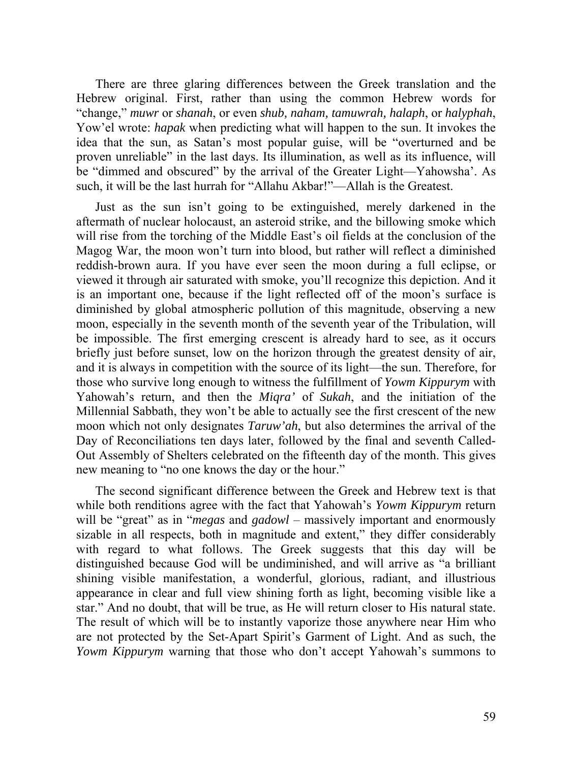There are three glaring differences between the Greek translation and the Hebrew original. First, rather than using the common Hebrew words for "change," *muwr* or *shanah*, or even *shub, naham, tamuwrah, halaph*, or *halyphah*, Yow'el wrote: *hapak* when predicting what will happen to the sun. It invokes the idea that the sun, as Satan's most popular guise, will be "overturned and be proven unreliable" in the last days. Its illumination, as well as its influence, will be "dimmed and obscured" by the arrival of the Greater Light—Yahowsha'. As such, it will be the last hurrah for "Allahu Akbar!"—Allah is the Greatest.

Just as the sun isn't going to be extinguished, merely darkened in the aftermath of nuclear holocaust, an asteroid strike, and the billowing smoke which will rise from the torching of the Middle East's oil fields at the conclusion of the Magog War, the moon won't turn into blood, but rather will reflect a diminished reddish-brown aura. If you have ever seen the moon during a full eclipse, or viewed it through air saturated with smoke, you'll recognize this depiction. And it is an important one, because if the light reflected off of the moon's surface is diminished by global atmospheric pollution of this magnitude, observing a new moon, especially in the seventh month of the seventh year of the Tribulation, will be impossible. The first emerging crescent is already hard to see, as it occurs briefly just before sunset, low on the horizon through the greatest density of air, and it is always in competition with the source of its light—the sun. Therefore, for those who survive long enough to witness the fulfillment of *Yowm Kippurym* with Yahowah's return, and then the *Miqra'* of *Sukah*, and the initiation of the Millennial Sabbath, they won't be able to actually see the first crescent of the new moon which not only designates *Taruw'ah*, but also determines the arrival of the Day of Reconciliations ten days later, followed by the final and seventh Called-Out Assembly of Shelters celebrated on the fifteenth day of the month. This gives new meaning to "no one knows the day or the hour."

The second significant difference between the Greek and Hebrew text is that while both renditions agree with the fact that Yahowah's *Yowm Kippurym* return will be "great" as in "*megas* and *gadowl* – massively important and enormously sizable in all respects, both in magnitude and extent," they differ considerably with regard to what follows. The Greek suggests that this day will be distinguished because God will be undiminished, and will arrive as "a brilliant shining visible manifestation, a wonderful, glorious, radiant, and illustrious appearance in clear and full view shining forth as light, becoming visible like a star." And no doubt, that will be true, as He will return closer to His natural state. The result of which will be to instantly vaporize those anywhere near Him who are not protected by the Set-Apart Spirit's Garment of Light. And as such, the *Yowm Kippurym* warning that those who don't accept Yahowah's summons to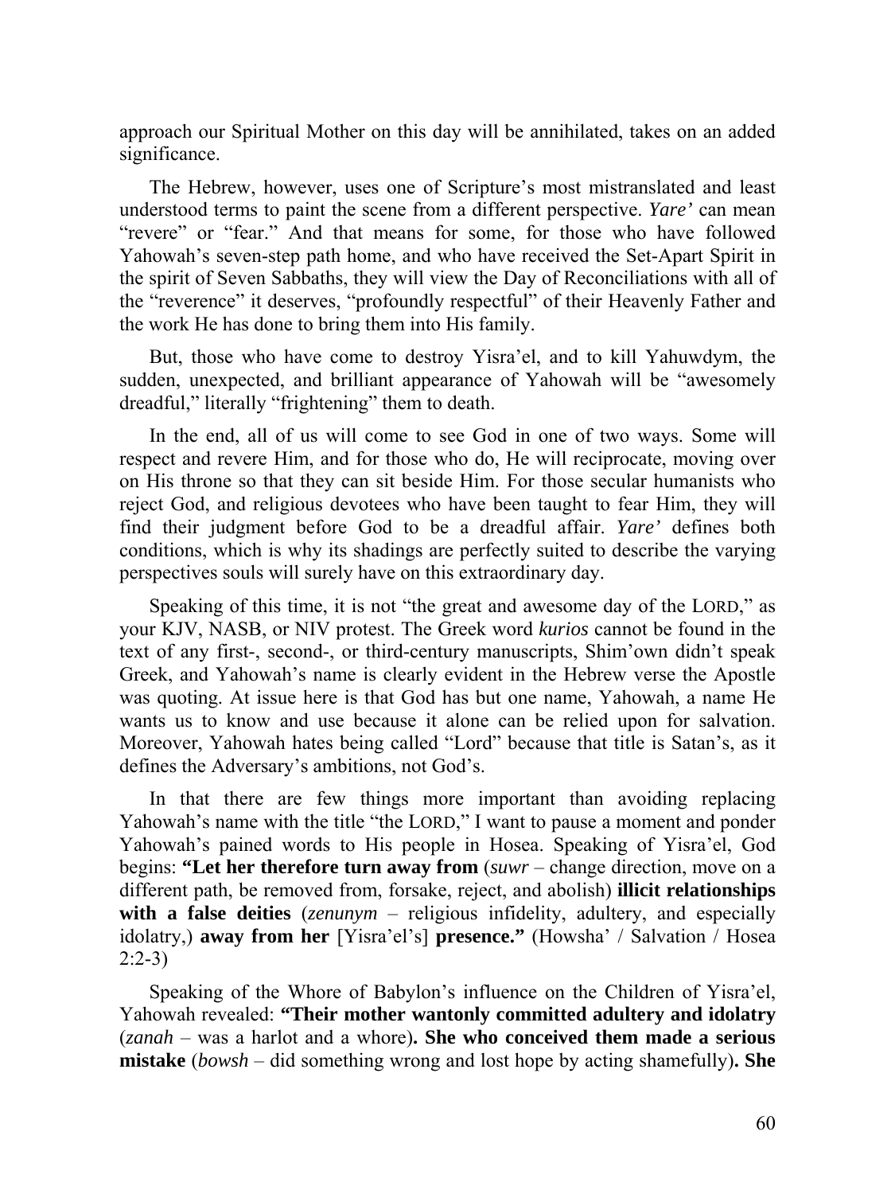approach our Spiritual Mother on this day will be annihilated, takes on an added significance.

The Hebrew, however, uses one of Scripture's most mistranslated and least understood terms to paint the scene from a different perspective. *Yare'* can mean "revere" or "fear." And that means for some, for those who have followed Yahowah's seven-step path home, and who have received the Set-Apart Spirit in the spirit of Seven Sabbaths, they will view the Day of Reconciliations with all of the "reverence" it deserves, "profoundly respectful" of their Heavenly Father and the work He has done to bring them into His family.

But, those who have come to destroy Yisra'el, and to kill Yahuwdym, the sudden, unexpected, and brilliant appearance of Yahowah will be "awesomely dreadful," literally "frightening" them to death.

In the end, all of us will come to see God in one of two ways. Some will respect and revere Him, and for those who do, He will reciprocate, moving over on His throne so that they can sit beside Him. For those secular humanists who reject God, and religious devotees who have been taught to fear Him, they will find their judgment before God to be a dreadful affair. *Yare'* defines both conditions, which is why its shadings are perfectly suited to describe the varying perspectives souls will surely have on this extraordinary day.

Speaking of this time, it is not "the great and awesome day of the LORD," as your KJV, NASB, or NIV protest. The Greek word *kurios* cannot be found in the text of any first-, second-, or third-century manuscripts, Shim'own didn't speak Greek, and Yahowah's name is clearly evident in the Hebrew verse the Apostle was quoting. At issue here is that God has but one name, Yahowah, a name He wants us to know and use because it alone can be relied upon for salvation. Moreover, Yahowah hates being called "Lord" because that title is Satan's, as it defines the Adversary's ambitions, not God's.

In that there are few things more important than avoiding replacing Yahowah's name with the title "the LORD," I want to pause a moment and ponder Yahowah's pained words to His people in Hosea. Speaking of Yisra'el, God begins: **"Let her therefore turn away from** (*suwr* – change direction, move on a different path, be removed from, forsake, reject, and abolish) **illicit relationships with a false deities** (*zenunym* – religious infidelity, adultery, and especially idolatry,) **away from her** [Yisra'el's] **presence."** (Howsha' / Salvation / Hosea 2:2-3)

Speaking of the Whore of Babylon's influence on the Children of Yisra'el, Yahowah revealed: **"Their mother wantonly committed adultery and idolatry** (*zanah* – was a harlot and a whore)**. She who conceived them made a serious mistake** (*bowsh* – did something wrong and lost hope by acting shamefully)**. She**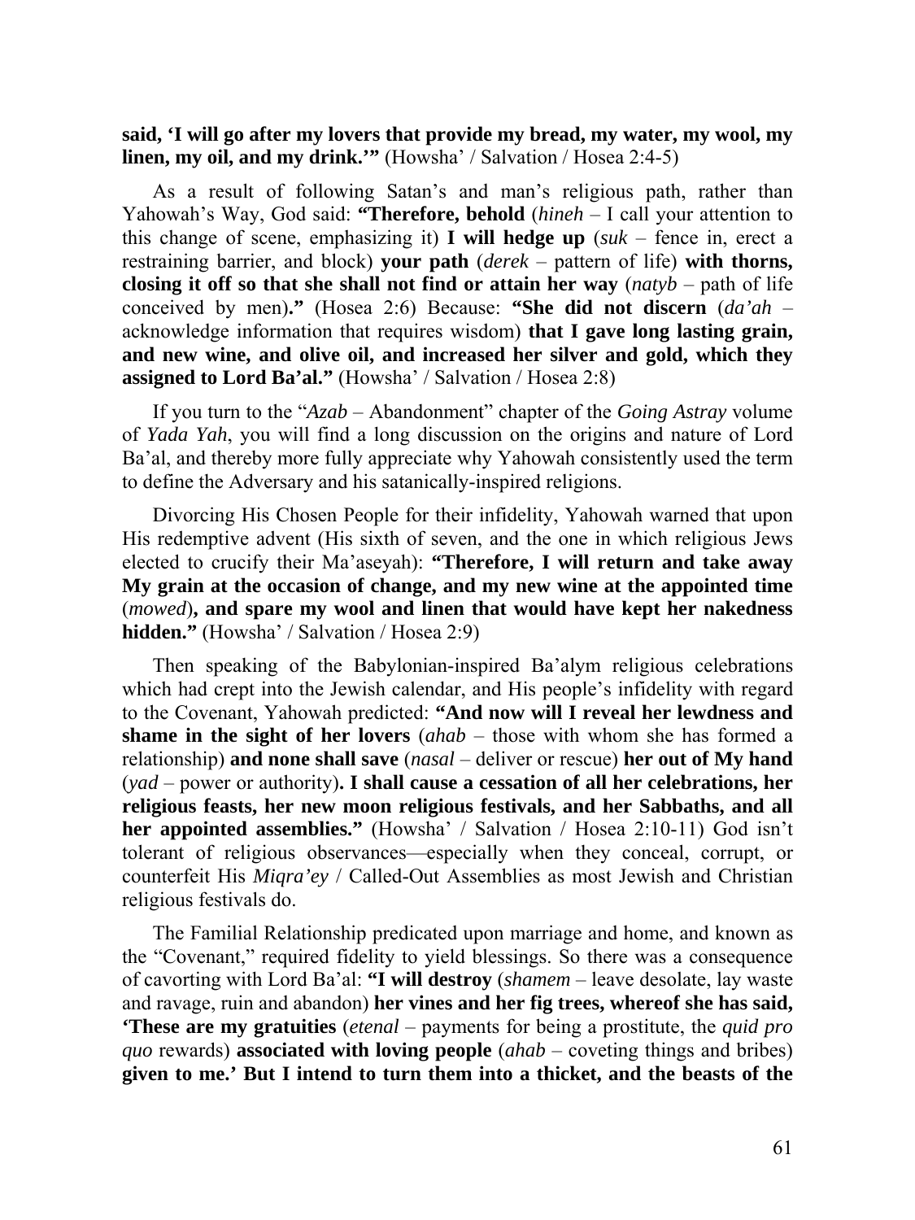**said, 'I will go after my lovers that provide my bread, my water, my wool, my linen, my oil, and my drink.'"** (Howsha' / Salvation / Hosea 2:4-5)

As a result of following Satan's and man's religious path, rather than Yahowah's Way, God said: **"Therefore, behold** (*hineh* – I call your attention to this change of scene, emphasizing it) **I will hedge up** (*suk* – fence in, erect a restraining barrier, and block) **your path** (*derek* – pattern of life) **with thorns, closing it off so that she shall not find or attain her way** (*natyb* – path of life conceived by men)**."** (Hosea 2:6) Because: **"She did not discern** (*da'ah* – acknowledge information that requires wisdom) **that I gave long lasting grain, and new wine, and olive oil, and increased her silver and gold, which they assigned to Lord Ba'al."** (Howsha' / Salvation / Hosea 2:8)

If you turn to the "*Azab* – Abandonment" chapter of the *Going Astray* volume of *Yada Yah*, you will find a long discussion on the origins and nature of Lord Ba'al, and thereby more fully appreciate why Yahowah consistently used the term to define the Adversary and his satanically-inspired religions.

Divorcing His Chosen People for their infidelity, Yahowah warned that upon His redemptive advent (His sixth of seven, and the one in which religious Jews elected to crucify their Ma'aseyah): **"Therefore, I will return and take away My grain at the occasion of change, and my new wine at the appointed time** (*mowed*)**, and spare my wool and linen that would have kept her nakedness hidden."** (Howsha' / Salvation / Hosea 2:9)

Then speaking of the Babylonian-inspired Ba'alym religious celebrations which had crept into the Jewish calendar, and His people's infidelity with regard to the Covenant, Yahowah predicted: **"And now will I reveal her lewdness and shame in the sight of her lovers** (*ahab* – those with whom she has formed a relationship) **and none shall save** (*nasal* – deliver or rescue) **her out of My hand** (*yad* – power or authority)**. I shall cause a cessation of all her celebrations, her religious feasts, her new moon religious festivals, and her Sabbaths, and all her appointed assemblies."** (Howsha' / Salvation / Hosea 2:10-11) God isn't tolerant of religious observances—especially when they conceal, corrupt, or counterfeit His *Miqra'ey* / Called-Out Assemblies as most Jewish and Christian religious festivals do.

The Familial Relationship predicated upon marriage and home, and known as the "Covenant," required fidelity to yield blessings. So there was a consequence of cavorting with Lord Ba'al: **"I will destroy** (*shamem* – leave desolate, lay waste and ravage, ruin and abandon) **her vines and her fig trees, whereof she has said, 'These are my gratuities** (*etenal* – payments for being a prostitute, the *quid pro quo* rewards) **associated with loving people** (*ahab* – coveting things and bribes) **given to me.' But I intend to turn them into a thicket, and the beasts of the**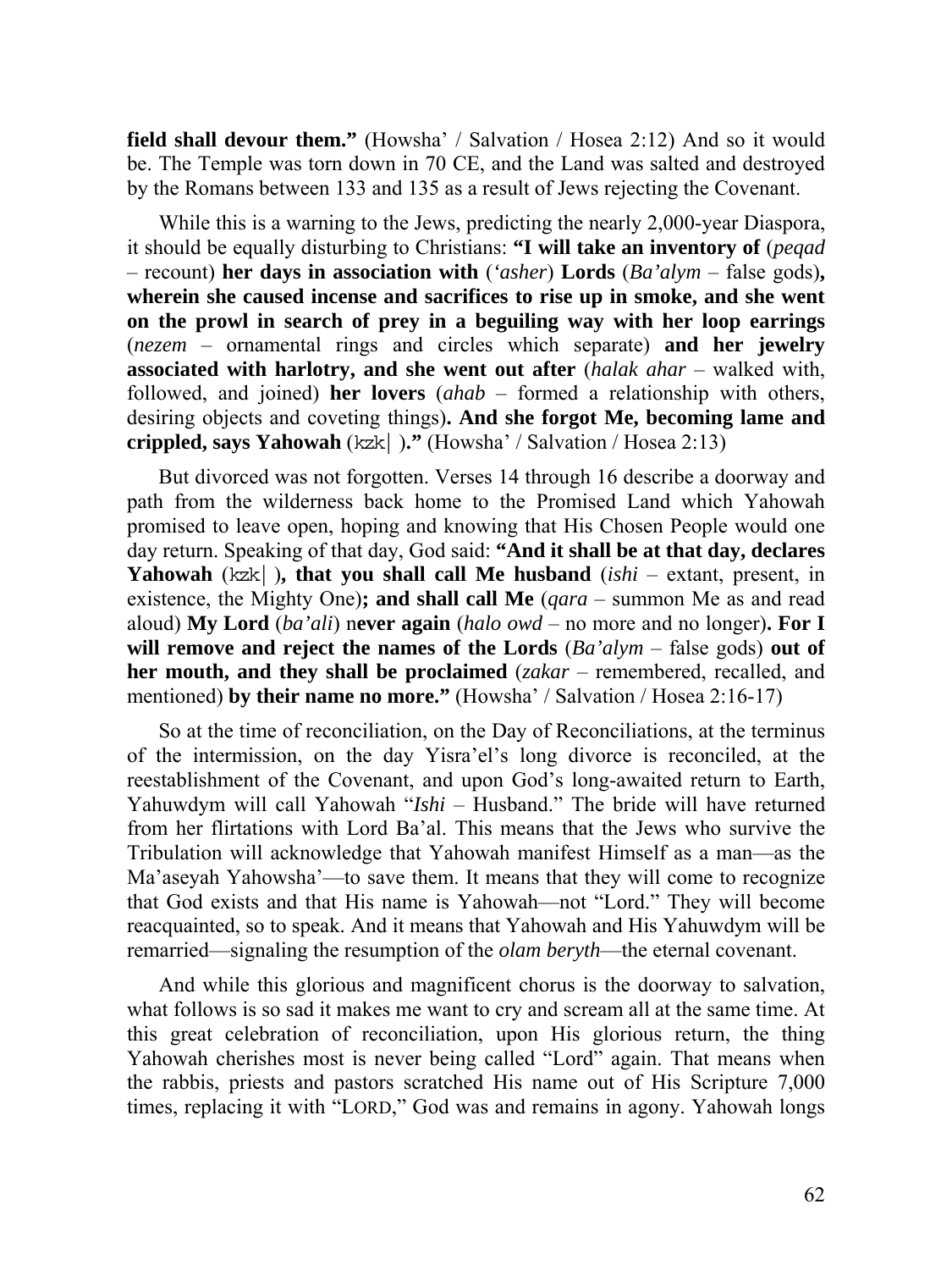**field shall devour them."** (Howsha' / Salvation / Hosea 2:12) And so it would be. The Temple was torn down in 70 CE, and the Land was salted and destroyed by the Romans between 133 and 135 as a result of Jews rejecting the Covenant.

While this is a warning to the Jews, predicting the nearly 2,000-year Diaspora, it should be equally disturbing to Christians: **"I will take an inventory of** (*peqad* – recount) **her days in association with** (*'asher*) **Lords** (*Ba'alym* – false gods)**, wherein she caused incense and sacrifices to rise up in smoke, and she went on the prowl in search of prey in a beguiling way with her loop earrings** (*nezem* – ornamental rings and circles which separate) **and her jewelry associated with harlotry, and she went out after** (*halak ahar* – walked with, followed, and joined) **her lovers** (*ahab* – formed a relationship with others, desiring objects and coveting things)**. And she forgot Me, becoming lame and crippled, says Yahowah** (kzk| )**."** (Howsha' / Salvation / Hosea 2:13)

But divorced was not forgotten. Verses 14 through 16 describe a doorway and path from the wilderness back home to the Promised Land which Yahowah promised to leave open, hoping and knowing that His Chosen People would one day return. Speaking of that day, God said: **"And it shall be at that day, declares Yahowah** (kzk| )**, that you shall call Me husband** (*ishi* – extant, present, in existence, the Mighty One)**; and shall call Me** (*qara* – summon Me as and read aloud) **My Lord** (*ba'ali*) **never again** (*halo owd* – no more and no longer)**. For I will remove and reject the names of the Lords** (*Ba'alym* – false gods) **out of her mouth, and they shall be proclaimed** (*zakar* – remembered, recalled, and mentioned) **by their name no more."** (Howsha' / Salvation / Hosea 2:16-17)

So at the time of reconciliation, on the Day of Reconciliations, at the terminus of the intermission, on the day Yisra'el's long divorce is reconciled, at the reestablishment of the Covenant, and upon God's long-awaited return to Earth, Yahuwdym will call Yahowah "*Ishi* – Husband." The bride will have returned from her flirtations with Lord Ba'al. This means that the Jews who survive the Tribulation will acknowledge that Yahowah manifest Himself as a man—as the Ma'aseyah Yahowsha'—to save them. It means that they will come to recognize that God exists and that His name is Yahowah—not "Lord." They will become reacquainted, so to speak. And it means that Yahowah and His Yahuwdym will be remarried—signaling the resumption of the *olam beryth*—the eternal covenant.

And while this glorious and magnificent chorus is the doorway to salvation, what follows is so sad it makes me want to cry and scream all at the same time. At this great celebration of reconciliation, upon His glorious return, the thing Yahowah cherishes most is never being called "Lord" again. That means when the rabbis, priests and pastors scratched His name out of His Scripture 7,000 times, replacing it with "LORD," God was and remains in agony. Yahowah longs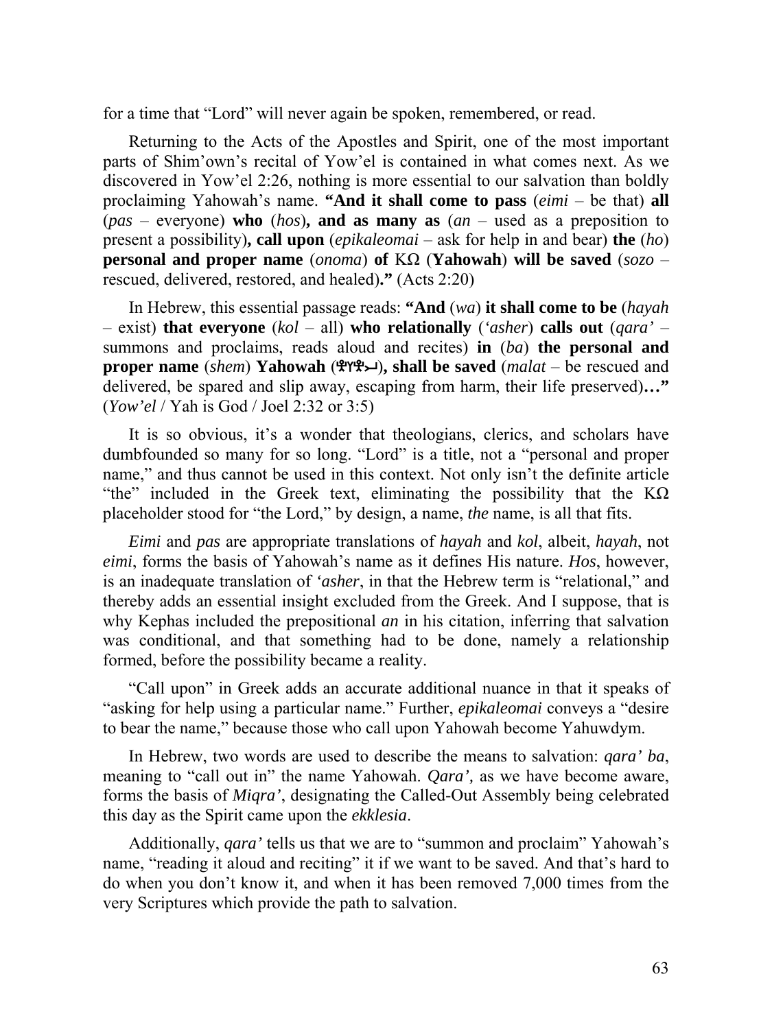for a time that "Lord" will never again be spoken, remembered, or read.

Returning to the Acts of the Apostles and Spirit, one of the most important parts of Shim'own's recital of Yow'el is contained in what comes next. As we discovered in Yow'el 2:26, nothing is more essential to our salvation than boldly proclaiming Yahowah's name. **"And it shall come to pass** (*eimi* – be that) **all** (*pas* – everyone) **who** (*hos*)**, and as many as** (*an* – used as a preposition to present a possibility)**, call upon** (*epikaleomai* – ask for help in and bear) **the** (*ho*) **personal and proper name** (*onoma*) **of** ΚΩ (**Yahowah**) **will be saved** (*sozo* – rescued, delivered, restored, and healed)**."** (Acts 2:20)

In Hebrew, this essential passage reads: **"And** (*wa*) **it shall come to be** (*hayah* – exist) **that everyone** (*kol* – all) **who relationally** (*'asher*) **calls out** (*qara'* – summons and proclaims, reads aloud and recites) **in** (*ba*) **the personal and proper name** (*shem*) **Yahowah** (𐤉𐤄𐤅𐤄)**, shall be saved** (*malat* – be rescued and delivered, be spared and slip away, escaping from harm, their life preserved)**…"** (*Yow'el* / Yah is God / Joel 2:32 or 3:5)

It is so obvious, it's a wonder that theologians, clerics, and scholars have dumbfounded so many for so long. "Lord" is a title, not a "personal and proper name," and thus cannot be used in this context. Not only isn't the definite article "the" included in the Greek text, eliminating the possibility that the ΚΩ placeholder stood for "the Lord," by design, a name, *the* name, is all that fits.

*Eimi* and *pas* are appropriate translations of *hayah* and *kol*, albeit, *hayah*, not *eimi*, forms the basis of Yahowah's name as it defines His nature. *Hos*, however, is an inadequate translation of *'asher*, in that the Hebrew term is "relational," and thereby adds an essential insight excluded from the Greek. And I suppose, that is why Kephas included the prepositional *an* in his citation, inferring that salvation was conditional, and that something had to be done, namely a relationship formed, before the possibility became a reality.

"Call upon" in Greek adds an accurate additional nuance in that it speaks of "asking for help using a particular name." Further, *epikaleomai* conveys a "desire to bear the name," because those who call upon Yahowah become Yahuwdym.

In Hebrew, two words are used to describe the means to salvation: *qara' ba*, meaning to "call out in" the name Yahowah. *Qara',* as we have become aware, forms the basis of *Miqra'*, designating the Called-Out Assembly being celebrated this day as the Spirit came upon the *ekklesia*.

Additionally, *qara'* tells us that we are to "summon and proclaim" Yahowah's name, "reading it aloud and reciting" it if we want to be saved. And that's hard to do when you don't know it, and when it has been removed 7,000 times from the very Scriptures which provide the path to salvation.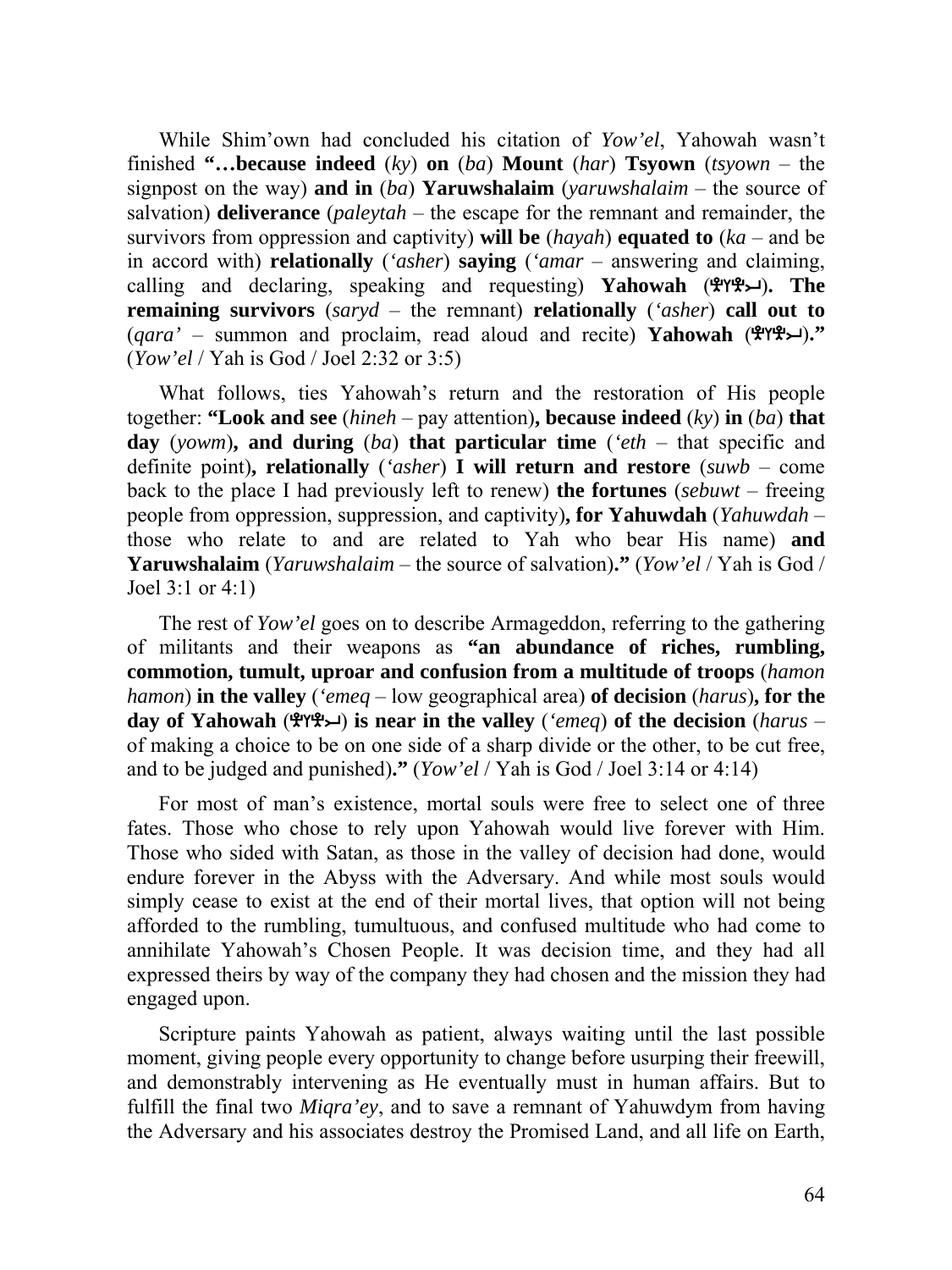While Shim'own had concluded his citation of *Yow'el*, Yahowah wasn't finished **"…because indeed** (*ky*) **on** (*ba*) **Mount** (*har*) **Tsyown** (*tsyown* – the signpost on the way) **and in** (*ba*) **Yaruwshalaim** (*yaruwshalaim* – the source of salvation) **deliverance** (*paleytah* – the escape for the remnant and remainder, the survivors from oppression and captivity) **will be** (*hayah*) **equated to** (*ka* – and be in accord with) **relationally** (*'asher*) **saying** (*'amar* – answering and claiming, calling and declaring, speaking and requesting) **Yahowah** (𐤄𐤅𐤄𐤉)**. The remaining survivors** (*saryd* – the remnant) **relationally** (*'asher*) **call out to** (*qara'* – summon and proclaim, read aloud and recite) **Yahowah** (𐤄𐤅𐤄𐤉)**."** (*Yow'el* / Yah is God / Joel 2:32 or 3:5)

What follows, ties Yahowah's return and the restoration of His people together: **"Look and see** (*hineh* – pay attention)**, because indeed** (*ky*) **in** (*ba*) **that day** (*yowm*)**, and during** (*ba*) **that particular time** (*'eth* – that specific and definite point)**, relationally** (*'asher*) **I will return and restore** (*suwb* – come back to the place I had previously left to renew) **the fortunes** (*sebuwt* – freeing people from oppression, suppression, and captivity)**, for Yahuwdah** (*Yahuwdah* – those who relate to and are related to Yah who bear His name) **and Yaruwshalaim** (*Yaruwshalaim* – the source of salvation)**."** (*Yow'el* / Yah is God / Joel 3:1 or 4:1)

The rest of *Yow'el* goes on to describe Armageddon, referring to the gathering of militants and their weapons as **"an abundance of riches, rumbling, commotion, tumult, uproar and confusion from a multitude of troops** (*hamon hamon*) **in the valley** (*'emeq* – low geographical area) **of decision** (*harus*)**, for the day of Yahowah** (𐤄𐤅𐤄𐤉) **is near in the valley** (*'emeq*) **of the decision** (*harus* – of making a choice to be on one side of a sharp divide or the other, to be cut free, and to be judged and punished)**."** (*Yow'el* / Yah is God / Joel 3:14 or 4:14)

For most of man's existence, mortal souls were free to select one of three fates. Those who chose to rely upon Yahowah would live forever with Him. Those who sided with Satan, as those in the valley of decision had done, would endure forever in the Abyss with the Adversary. And while most souls would simply cease to exist at the end of their mortal lives, that option will not being afforded to the rumbling, tumultuous, and confused multitude who had come to annihilate Yahowah's Chosen People. It was decision time, and they had all expressed theirs by way of the company they had chosen and the mission they had engaged upon.

Scripture paints Yahowah as patient, always waiting until the last possible moment, giving people every opportunity to change before usurping their freewill, and demonstrably intervening as He eventually must in human affairs. But to fulfill the final two *Miqra'ey*, and to save a remnant of Yahuwdym from having the Adversary and his associates destroy the Promised Land, and all life on Earth,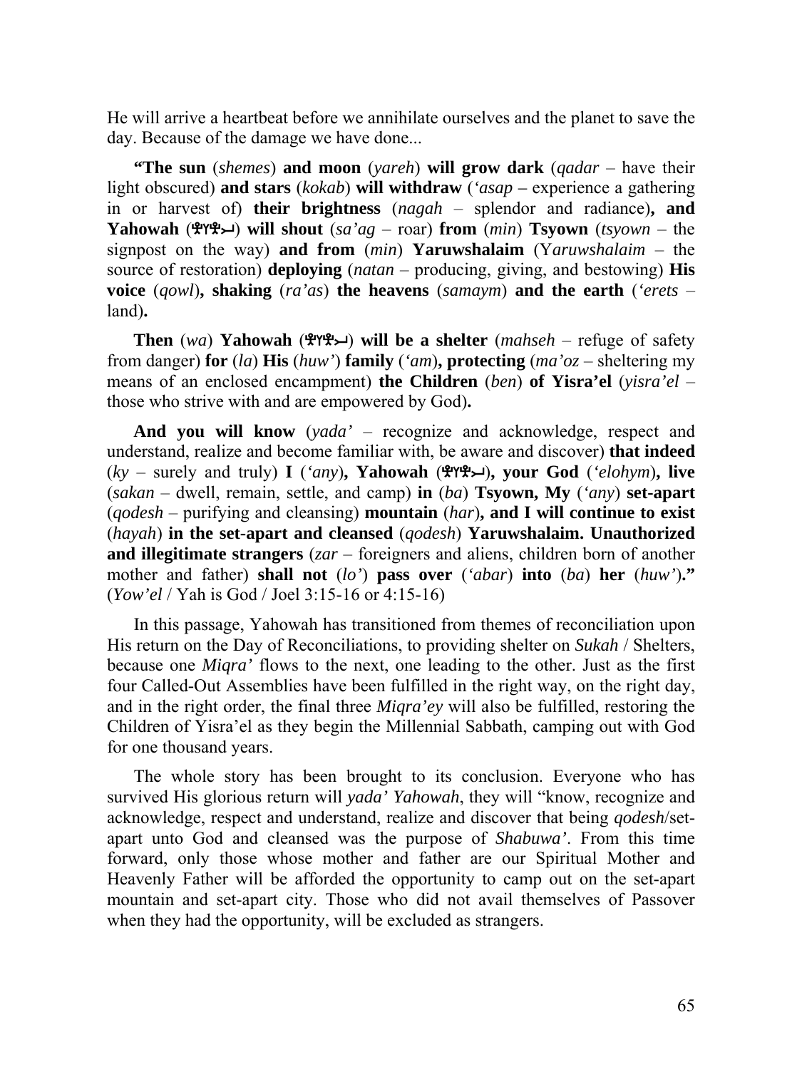He will arrive a heartbeat before we annihilate ourselves and the planet to save the day. Because of the damage we have done...

**"The sun** (*shemes*) **and moon** (*yareh*) **will grow dark** (*qadar* – have their light obscured) **and stars** (*kokab*) **will withdraw** (*'asap* – experience a gathering in or harvest of) **their brightness** (*nagah* – splendor and radiance)**, and Yahowah** (𐤉𐤄𐤅𐤄) **will shout** (*sa'ag* – roar) **from** (*min*) **Tsyown** (*tsyown* – the signpost on the way) **and from** (*min*) **Yaruwshalaim** (*Yaruwshalaim* – the source of restoration) **deploying** (*natan* – producing, giving, and bestowing) **His voice** (*qowl*)**, shaking** (*ra'as*) **the heavens** (*samaym*) **and the earth** (*'erets* – land)**.**

**Then** (*wa*) **Yahowah** (𐤉𐤄𐤅𐤄) **will be a shelter** (*mahseh* – refuge of safety from danger) **for** (*la*) **His** (*huw'*) **family** (*'am*)**, protecting** (*ma'oz* – sheltering my means of an enclosed encampment) **the Children** (*ben*) **of Yisra'el** (*yisra'el* – those who strive with and are empowered by God)**.**

**And you will know** (*yada'* – recognize and acknowledge, respect and understand, realize and become familiar with, be aware and discover) **that indeed** (*ky* – surely and truly) **I** (*'any*)**, Yahowah** (𐤉𐤄𐤅𐤄)**, your God** (*'elohym*)**, live** (*sakan* – dwell, remain, settle, and camp) **in** (*ba*) **Tsyown, My** (*'any*) **set-apart** (*qodesh* – purifying and cleansing) **mountain** (*har*)**, and I will continue to exist** (*hayah*) **in the set-apart and cleansed** (*qodesh*) **Yaruwshalaim. Unauthorized and illegitimate strangers** (*zar* – foreigners and aliens, children born of another mother and father) **shall not** (*lo'*) **pass over** (*'abar*) **into** (*ba*) **her** (*huw'*)**."** (*Yow'el* / Yah is God / Joel 3:15-16 or 4:15-16)

In this passage, Yahowah has transitioned from themes of reconciliation upon His return on the Day of Reconciliations, to providing shelter on *Sukah* / Shelters, because one *Miqra'* flows to the next, one leading to the other. Just as the first four Called-Out Assemblies have been fulfilled in the right way, on the right day, and in the right order, the final three *Miqra'ey* will also be fulfilled, restoring the Children of Yisra'el as they begin the Millennial Sabbath, camping out with God for one thousand years.

The whole story has been brought to its conclusion. Everyone who has survived His glorious return will *yada' Yahowah*, they will "know, recognize and acknowledge, respect and understand, realize and discover that being *qodesh*/set-apart unto God and cleansed was the purpose of *Shabuwa'*. From this time forward, only those whose mother and father are our Spiritual Mother and Heavenly Father will be afforded the opportunity to camp out on the set-apart mountain and set-apart city. Those who did not avail themselves of Passover when they had the opportunity, will be excluded as strangers.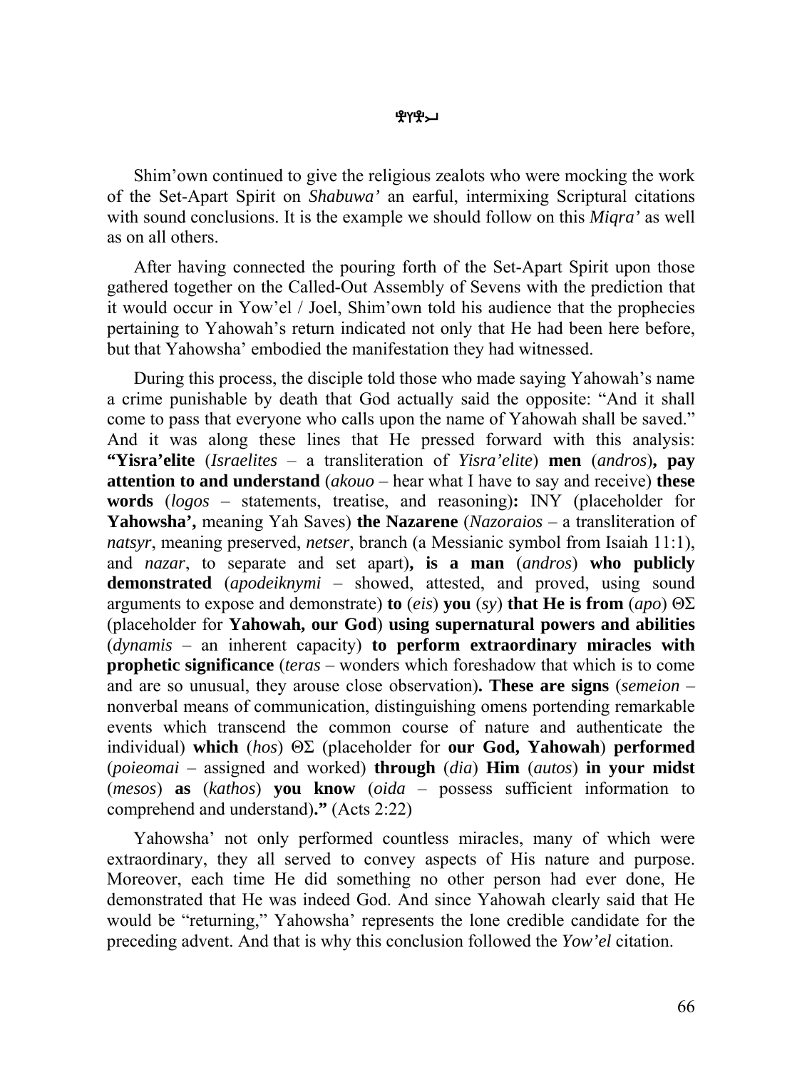Shim'own continued to give the religious zealots who were mocking the work of the Set-Apart Spirit on *Shabuwa'* an earful, intermixing Scriptural citations with sound conclusions. It is the example we should follow on this *Miqra'* as well as on all others.

After having connected the pouring forth of the Set-Apart Spirit upon those gathered together on the Called-Out Assembly of Sevens with the prediction that it would occur in Yow'el / Joel, Shim'own told his audience that the prophecies pertaining to Yahowah's return indicated not only that He had been here before, but that Yahowsha' embodied the manifestation they had witnessed.

During this process, the disciple told those who made saying Yahowah's name a crime punishable by death that God actually said the opposite: "And it shall come to pass that everyone who calls upon the name of Yahowah shall be saved." And it was along these lines that He pressed forward with this analysis: **"Yisra'elite** (*Israelites* – a transliteration of *Yisra'elite*) **men** (*andros*)**, pay attention to and understand** (*akouo* – hear what I have to say and receive) **these words** (*logos* – statements, treatise, and reasoning)**:** INY (placeholder for **Yahowsha',** meaning Yah Saves) **the Nazarene** (*Nazoraios* – a transliteration of *natsyr*, meaning preserved, *netser*, branch (a Messianic symbol from Isaiah 11:1), and *nazar*, to separate and set apart)**, is a man** (*andros*) **who publicly demonstrated** (*apodeiknymi* – showed, attested, and proved, using sound arguments to expose and demonstrate) **to** (*eis*) **you** (*sy*) **that He is from** (*apo*) ΘΣ (placeholder for **Yahowah, our God**) **using supernatural powers and abilities** (*dynamis* – an inherent capacity) **to perform extraordinary miracles with prophetic significance** (*teras* – wonders which foreshadow that which is to come and are so unusual, they arouse close observation)**. These are signs** (*semeion* – nonverbal means of communication, distinguishing omens portending remarkable events which transcend the common course of nature and authenticate the individual) **which** (*hos*) ΘΣ (placeholder for **our God, Yahowah**) **performed** (*poieomai* – assigned and worked) **through** (*dia*) **Him** (*autos*) **in your midst** (*mesos*) **as** (*kathos*) **you know** (*oida* – possess sufficient information to comprehend and understand)**."** (Acts 2:22)

Yahowsha' not only performed countless miracles, many of which were extraordinary, they all served to convey aspects of His nature and purpose. Moreover, each time He did something no other person had ever done, He demonstrated that He was indeed God. And since Yahowah clearly said that He would be "returning," Yahowsha' represents the lone credible candidate for the preceding advent. And that is why this conclusion followed the *Yow'el* citation.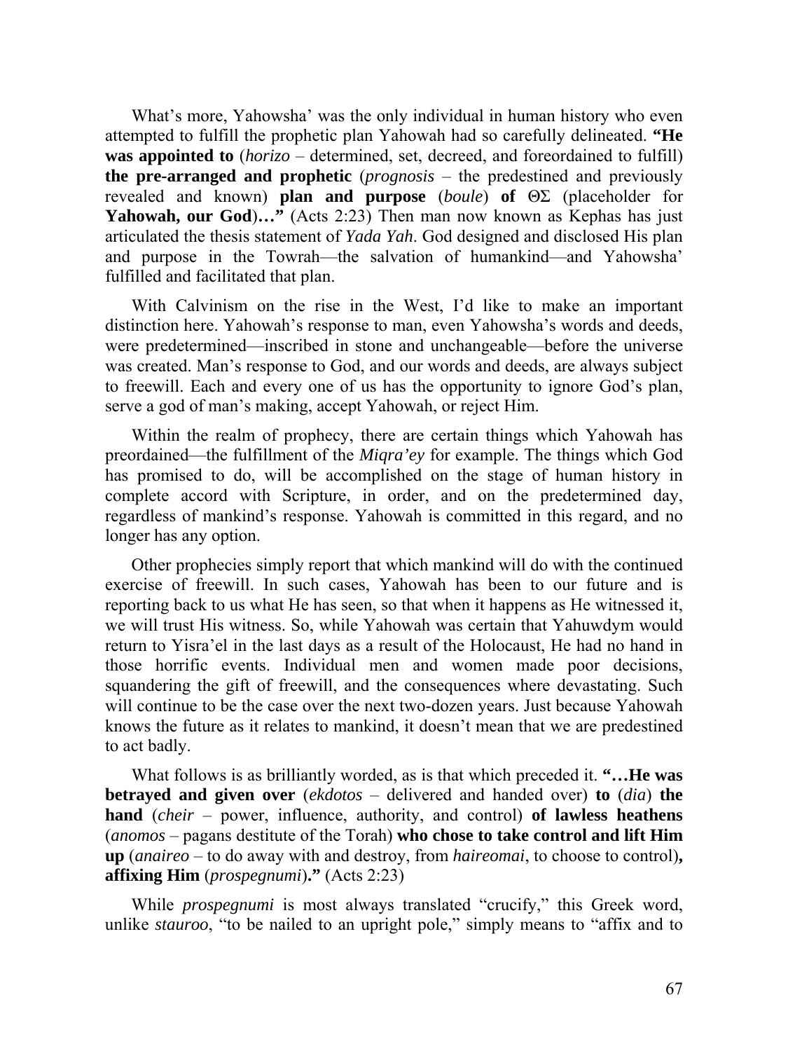What's more, Yahowsha' was the only individual in human history who even attempted to fulfill the prophetic plan Yahowah had so carefully delineated. **"He was appointed to** (*horizo* – determined, set, decreed, and foreordained to fulfill) **the pre-arranged and prophetic** (*prognosis* – the predestined and previously revealed and known) **plan and purpose** (*boule*) **of** ΘΣ (placeholder for **Yahowah, our God**)**…"** (Acts 2:23) Then man now known as Kephas has just articulated the thesis statement of *Yada Yah*. God designed and disclosed His plan and purpose in the Towrah—the salvation of humankind—and Yahowsha' fulfilled and facilitated that plan.

With Calvinism on the rise in the West, I'd like to make an important distinction here. Yahowah's response to man, even Yahowsha's words and deeds, were predetermined—inscribed in stone and unchangeable—before the universe was created. Man's response to God, and our words and deeds, are always subject to freewill. Each and every one of us has the opportunity to ignore God's plan, serve a god of man's making, accept Yahowah, or reject Him.

Within the realm of prophecy, there are certain things which Yahowah has preordained—the fulfillment of the *Miqra'ey* for example. The things which God has promised to do, will be accomplished on the stage of human history in complete accord with Scripture, in order, and on the predetermined day, regardless of mankind's response. Yahowah is committed in this regard, and no longer has any option.

Other prophecies simply report that which mankind will do with the continued exercise of freewill. In such cases, Yahowah has been to our future and is reporting back to us what He has seen, so that when it happens as He witnessed it, we will trust His witness. So, while Yahowah was certain that Yahuwdym would return to Yisra'el in the last days as a result of the Holocaust, He had no hand in those horrific events. Individual men and women made poor decisions, squandering the gift of freewill, and the consequences where devastating. Such will continue to be the case over the next two-dozen years. Just because Yahowah knows the future as it relates to mankind, it doesn't mean that we are predestined to act badly.

What follows is as brilliantly worded, as is that which preceded it. **"…He was betrayed and given over** (*ekdotos* – delivered and handed over) **to** (*dia*) **the hand** (*cheir* – power, influence, authority, and control) **of lawless heathens** (*anomos* – pagans destitute of the Torah) **who chose to take control and lift Him up** (*anaireo* – to do away with and destroy, from *haireomai*, to choose to control)**, affixing Him** (*prospegnumi*)**."** (Acts 2:23)

While *prospegnumi* is most always translated "crucify," this Greek word, unlike *stauroo*, "to be nailed to an upright pole," simply means to "affix and to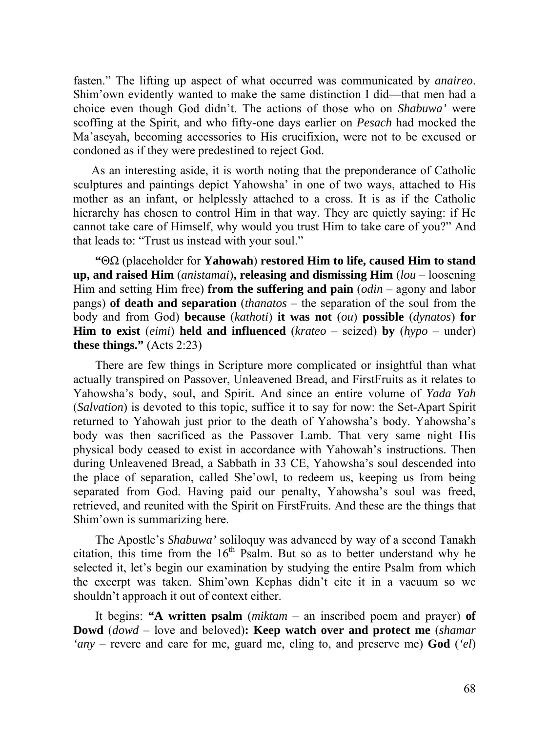fasten." The lifting up aspect of what occurred was communicated by *anaireo*. Shim'own evidently wanted to make the same distinction I did—that men had a choice even though God didn't. The actions of those who on *Shabuwa'* were scoffing at the Spirit, and who fifty-one days earlier on *Pesach* had mocked the Ma'aseyah, becoming accessories to His crucifixion, were not to be excused or condoned as if they were predestined to reject God.

As an interesting aside, it is worth noting that the preponderance of Catholic sculptures and paintings depict Yahowsha' in one of two ways, attached to His mother as an infant, or helplessly attached to a cross. It is as if the Catholic hierarchy has chosen to control Him in that way. They are quietly saying: if He cannot take care of Himself, why would you trust Him to take care of you?" And that leads to: "Trust us instead with your soul."

**"**ΘΩ (placeholder for **Yahowah**) **restored Him to life, caused Him to stand up, and raised Him** (*anistamai*)**, releasing and dismissing Him** (*lou* – loosening Him and setting Him free) **from the suffering and pain** (*odin* – agony and labor pangs) **of death and separation** (*thanatos* – the separation of the soul from the body and from God) **because** (*kathoti*) **it was not** (*ou*) **possible** (*dynatos*) **for Him to exist** (*eimi*) **held and influenced** (*krateo* – seized) **by** (*hypo* – under) **these things."** (Acts 2:23)

There are few things in Scripture more complicated or insightful than what actually transpired on Passover, Unleavened Bread, and FirstFruits as it relates to Yahowsha's body, soul, and Spirit. And since an entire volume of *Yada Yah* (*Salvation*) is devoted to this topic, suffice it to say for now: the Set-Apart Spirit returned to Yahowah just prior to the death of Yahowsha's body. Yahowsha's body was then sacrificed as the Passover Lamb. That very same night His physical body ceased to exist in accordance with Yahowah's instructions. Then during Unleavened Bread, a Sabbath in 33 CE, Yahowsha's soul descended into the place of separation, called She'owl, to redeem us, keeping us from being separated from God. Having paid our penalty, Yahowsha's soul was freed, retrieved, and reunited with the Spirit on FirstFruits. And these are the things that Shim'own is summarizing here.

The Apostle's *Shabuwa'* soliloquy was advanced by way of a second Tanakh citation, this time from the 16th Psalm. But so as to better understand why he selected it, let's begin our examination by studying the entire Psalm from which the excerpt was taken. Shim'own Kephas didn't cite it in a vacuum so we shouldn't approach it out of context either.

It begins: **"A written psalm** (*miktam* – an inscribed poem and prayer) **of Dowd** (*dowd* – love and beloved)**: Keep watch over and protect me** (*shamar 'any* – revere and care for me, guard me, cling to, and preserve me) **God** (*'el*)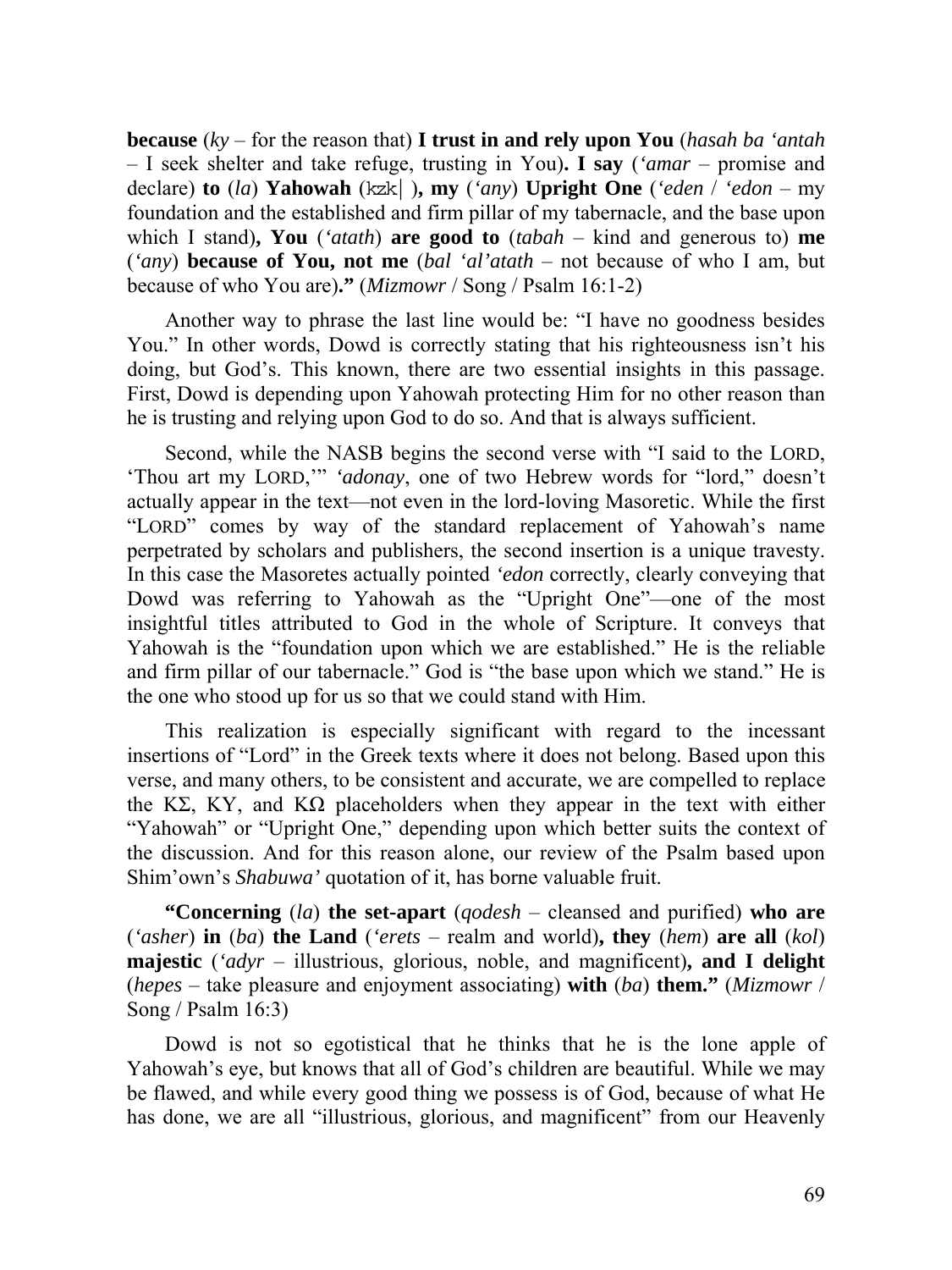**because** (*ky* – for the reason that) **I trust in and rely upon You** (*hasah ba 'antah* – I seek shelter and take refuge, trusting in You)**. I say** (*'amar* – promise and declare) **to** (*la*) **Yahowah** (kzk| )**, my** (*'any*) **Upright One** (*'eden* / *'edon* – my foundation and the established and firm pillar of my tabernacle, and the base upon which I stand)**, You** (*'atath*) **are good to** (*tabah* – kind and generous to) **me** (*'any*) **because of You, not me** (*bal 'al'atath* – not because of who I am, but because of who You are)**."** (*Mizmowr* / Song / Psalm 16:1-2)

Another way to phrase the last line would be: "I have no goodness besides You." In other words, Dowd is correctly stating that his righteousness isn't his doing, but God's. This known, there are two essential insights in this passage. First, Dowd is depending upon Yahowah protecting Him for no other reason than he is trusting and relying upon God to do so. And that is always sufficient.

Second, while the NASB begins the second verse with "I said to the LORD, 'Thou art my LORD,'" *'adonay*, one of two Hebrew words for "lord," doesn't actually appear in the text—not even in the lord-loving Masoretic. While the first "LORD" comes by way of the standard replacement of Yahowah's name perpetrated by scholars and publishers, the second insertion is a unique travesty. In this case the Masoretes actually pointed *'edon* correctly, clearly conveying that Dowd was referring to Yahowah as the "Upright One"—one of the most insightful titles attributed to God in the whole of Scripture. It conveys that Yahowah is the "foundation upon which we are established." He is the reliable and firm pillar of our tabernacle." God is "the base upon which we stand." He is the one who stood up for us so that we could stand with Him.

This realization is especially significant with regard to the incessant insertions of "Lord" in the Greek texts where it does not belong. Based upon this verse, and many others, to be consistent and accurate, we are compelled to replace the ΚΣ, ΚΥ, and ΚΩ placeholders when they appear in the text with either "Yahowah" or "Upright One," depending upon which better suits the context of the discussion. And for this reason alone, our review of the Psalm based upon Shim'own's *Shabuwa'* quotation of it, has borne valuable fruit.

**"Concerning** (*la*) **the set-apart** (*qodesh* – cleansed and purified) **who are** (*'asher*) **in** (*ba*) **the Land** (*'erets* – realm and world)**, they** (*hem*) **are all** (*kol*) **majestic** (*'adyr* – illustrious, glorious, noble, and magnificent)**, and I delight** (*hepes* – take pleasure and enjoyment associating) **with** (*ba*) **them."** (*Mizmowr* / Song / Psalm 16:3)

Dowd is not so egotistical that he thinks that he is the lone apple of Yahowah's eye, but knows that all of God's children are beautiful. While we may be flawed, and while every good thing we possess is of God, because of what He has done, we are all "illustrious, glorious, and magnificent" from our Heavenly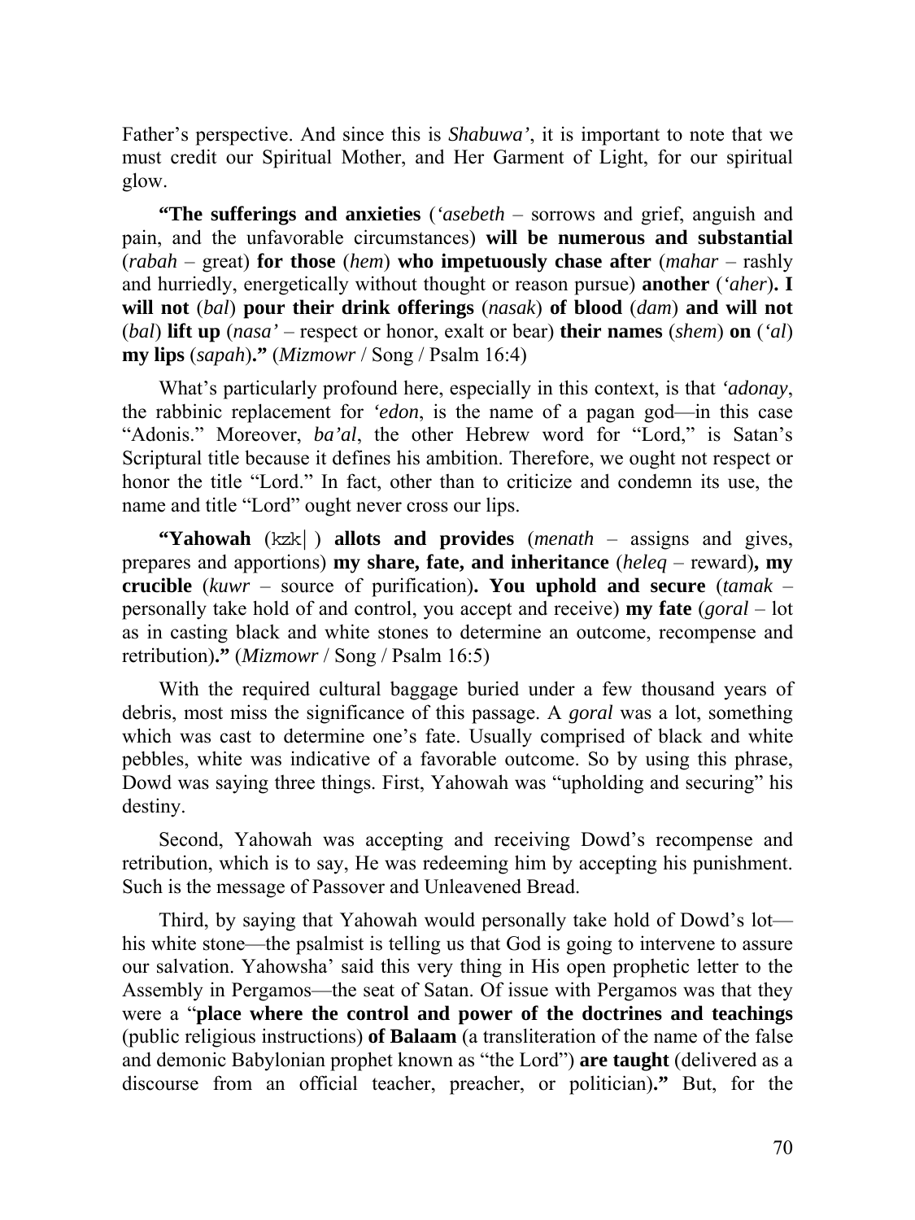Father's perspective. And since this is *Shabuwa'*, it is important to note that we must credit our Spiritual Mother, and Her Garment of Light, for our spiritual glow.

**"The sufferings and anxieties** (*'asebeth* – sorrows and grief, anguish and pain, and the unfavorable circumstances) **will be numerous and substantial** (*rabah* – great) **for those** (*hem*) **who impetuously chase after** (*mahar* – rashly and hurriedly, energetically without thought or reason pursue) **another** (*'aher*)**. I will not** (*bal*) **pour their drink offerings** (*nasak*) **of blood** (*dam*) **and will not** (*bal*) **lift up** (*nasa'* – respect or honor, exalt or bear) **their names** (*shem*) **on** (*'al*) **my lips** (*sapah*)**."** (*Mizmowr* / Song / Psalm 16:4)

What's particularly profound here, especially in this context, is that *'adonay*, the rabbinic replacement for *'edon*, is the name of a pagan god—in this case "Adonis." Moreover, *ba'al*, the other Hebrew word for "Lord," is Satan's Scriptural title because it defines his ambition. Therefore, we ought not respect or honor the title "Lord." In fact, other than to criticize and condemn its use, the name and title "Lord" ought never cross our lips.

**"Yahowah** (kzk| ) **allots and provides** (*menath* – assigns and gives, prepares and apportions) **my share, fate, and inheritance** (*heleq* – reward)**, my crucible** (*kuwr* – source of purification)**. You uphold and secure** (*tamak* – personally take hold of and control, you accept and receive) **my fate** (*goral* – lot as in casting black and white stones to determine an outcome, recompense and retribution)**."** (*Mizmowr* / Song / Psalm 16:5)

With the required cultural baggage buried under a few thousand years of debris, most miss the significance of this passage. A *goral* was a lot, something which was cast to determine one's fate. Usually comprised of black and white pebbles, white was indicative of a favorable outcome. So by using this phrase, Dowd was saying three things. First, Yahowah was "upholding and securing" his destiny.

Second, Yahowah was accepting and receiving Dowd's recompense and retribution, which is to say, He was redeeming him by accepting his punishment. Such is the message of Passover and Unleavened Bread.

Third, by saying that Yahowah would personally take hold of Dowd's lot—his white stone—the psalmist is telling us that God is going to intervene to assure our salvation. Yahowsha' said this very thing in His open prophetic letter to the Assembly in Pergamos—the seat of Satan. Of issue with Pergamos was that they were a "**place where the control and power of the doctrines and teachings** (public religious instructions) **of Balaam** (a transliteration of the name of the false and demonic Babylonian prophet known as "the Lord") **are taught** (delivered as a discourse from an official teacher, preacher, or politician)**."** But, for the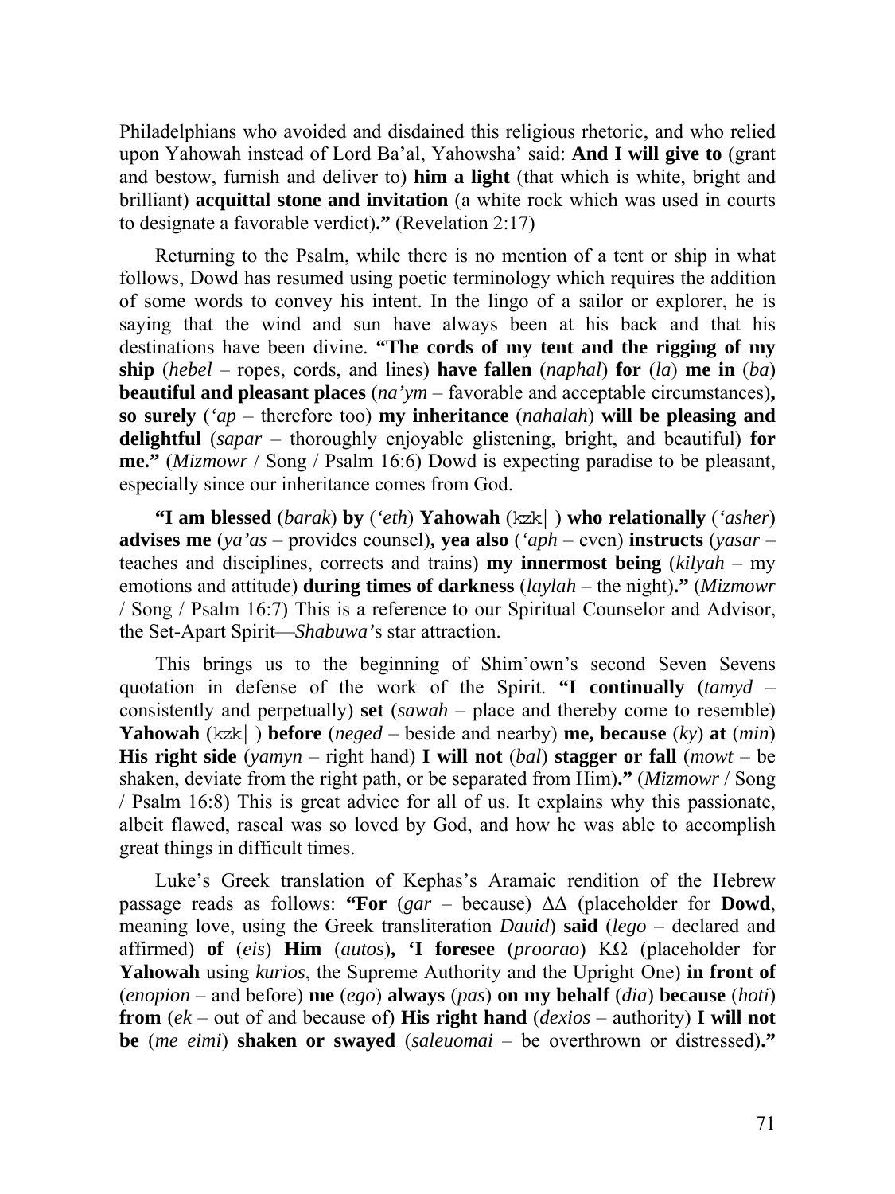Philadelphians who avoided and disdained this religious rhetoric, and who relied upon Yahowah instead of Lord Ba'al, Yahowsha' said: **And I will give to** (grant and bestow, furnish and deliver to) **him a light** (that which is white, bright and brilliant) **acquittal stone and invitation** (a white rock which was used in courts to designate a favorable verdict)**."** (Revelation 2:17)

Returning to the Psalm, while there is no mention of a tent or ship in what follows, Dowd has resumed using poetic terminology which requires the addition of some words to convey his intent. In the lingo of a sailor or explorer, he is saying that the wind and sun have always been at his back and that his destinations have been divine. **"The cords of my tent and the rigging of my ship** (*hebel* – ropes, cords, and lines) **have fallen** (*naphal*) **for** (*la*) **me in** (*ba*) **beautiful and pleasant places** (*na'ym* – favorable and acceptable circumstances)**, so surely** (*'ap* – therefore too) **my inheritance** (*nahalah*) **will be pleasing and delightful** (*sapar* – thoroughly enjoyable glistening, bright, and beautiful) **for me."** (*Mizmowr* / Song / Psalm 16:6) Dowd is expecting paradise to be pleasant, especially since our inheritance comes from God.

**"I am blessed** (*barak*) **by** (*'eth*) **Yahowah** (kzk|) **who relationally** (*'asher*) **advises me** (*ya'as* – provides counsel)**, yea also** (*'aph* – even) **instructs** (*yasar* – teaches and disciplines, corrects and trains) **my innermost being** (*kilyah* – my emotions and attitude) **during times of darkness** (*laylah* – the night)**."** (*Mizmowr* / Song / Psalm 16:7) This is a reference to our Spiritual Counselor and Advisor, the Set-Apart Spirit—*Shabuwa's* star attraction.

This brings us to the beginning of Shim'own's second Seven Sevens quotation in defense of the work of the Spirit. **"I continually** (*tamyd* – consistently and perpetually) **set** (*sawah* – place and thereby come to resemble) **Yahowah** (kzk|) **before** (*neged* – beside and nearby) **me, because** (*ky*) **at** (*min*) **His right side** (*yamyn* – right hand) **I will not** (*bal*) **stagger or fall** (*mowt* – be shaken, deviate from the right path, or be separated from Him)**."** (*Mizmowr* / Song / Psalm 16:8) This is great advice for all of us. It explains why this passionate, albeit flawed, rascal was so loved by God, and how he was able to accomplish great things in difficult times.

Luke's Greek translation of Kephas's Aramaic rendition of the Hebrew passage reads as follows: **"For** (*gar* – because) ΔΔ (placeholder for **Dowd**, meaning love, using the Greek transliteration *Dauid*) **said** (*lego* – declared and affirmed) **of** (*eis*) **Him** (*autos*)**, 'I foresee** (*proorao*) ΚΩ (placeholder for **Yahowah** using *kurios*, the Supreme Authority and the Upright One) **in front of** (*enopion* – and before) **me** (*ego*) **always** (*pas*) **on my behalf** (*dia*) **because** (*hoti*) **from** (*ek* – out of and because of) **His right hand** (*dexios* – authority) **I will not be** (*me eimi*) **shaken or swayed** (*saleuomai* – be overthrown or distressed)**."**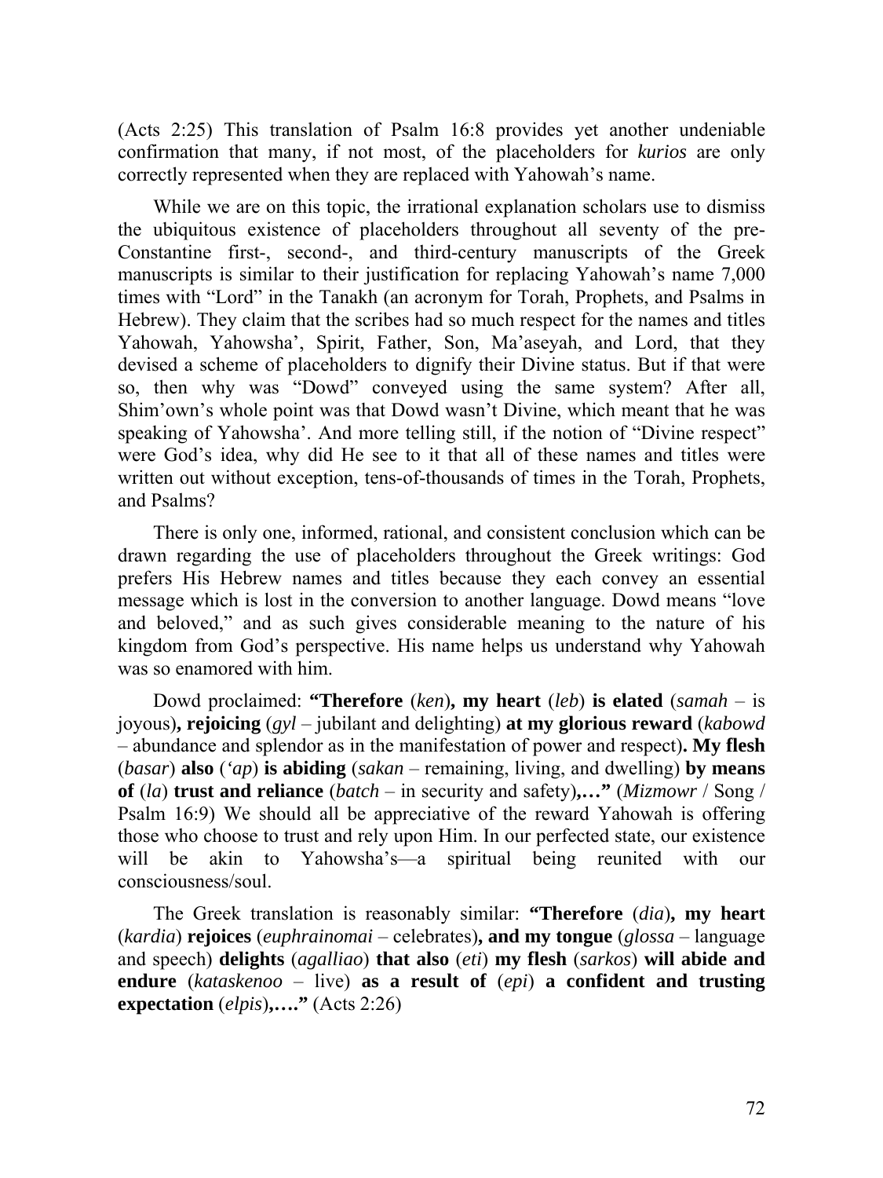(Acts 2:25) This translation of Psalm 16:8 provides yet another undeniable confirmation that many, if not most, of the placeholders for *kurios* are only correctly represented when they are replaced with Yahowah's name.

While we are on this topic, the irrational explanation scholars use to dismiss the ubiquitous existence of placeholders throughout all seventy of the pre-Constantine first-, second-, and third-century manuscripts of the Greek manuscripts is similar to their justification for replacing Yahowah's name 7,000 times with "Lord" in the Tanakh (an acronym for Torah, Prophets, and Psalms in Hebrew). They claim that the scribes had so much respect for the names and titles Yahowah, Yahowsha', Spirit, Father, Son, Ma'aseyah, and Lord, that they devised a scheme of placeholders to dignify their Divine status. But if that were so, then why was "Dowd" conveyed using the same system? After all, Shim'own's whole point was that Dowd wasn't Divine, which meant that he was speaking of Yahowsha'. And more telling still, if the notion of "Divine respect" were God's idea, why did He see to it that all of these names and titles were written out without exception, tens-of-thousands of times in the Torah, Prophets, and Psalms?

There is only one, informed, rational, and consistent conclusion which can be drawn regarding the use of placeholders throughout the Greek writings: God prefers His Hebrew names and titles because they each convey an essential message which is lost in the conversion to another language. Dowd means "love and beloved," and as such gives considerable meaning to the nature of his kingdom from God's perspective. His name helps us understand why Yahowah was so enamored with him.

Dowd proclaimed: **"Therefore** (*ken*)**, my heart** (*leb*) **is elated** (*samah* – is joyous)**, rejoicing** (*gyl* – jubilant and delighting) **at my glorious reward** (*kabowd* – abundance and splendor as in the manifestation of power and respect)**. My flesh** (*basar*) **also** (*'ap*) **is abiding** (*sakan* – remaining, living, and dwelling) **by means of** (*la*) **trust and reliance** (*batch* – in security and safety)**,…"** (*Mizmowr* / Song / Psalm 16:9) We should all be appreciative of the reward Yahowah is offering those who choose to trust and rely upon Him. In our perfected state, our existence will be akin to Yahowsha's—a spiritual being reunited with our consciousness/soul.

The Greek translation is reasonably similar: **"Therefore** (*dia*)**, my heart** (*kardia*) **rejoices** (*euphrainomai* – celebrates)**, and my tongue** (*glossa* – language and speech) **delights** (*agalliao*) **that also** (*eti*) **my flesh** (*sarkos*) **will abide and endure** (*kataskenoo* – live) **as a result of** (*epi*) **a confident and trusting expectation** (*elpis*)**,…."** (Acts 2:26)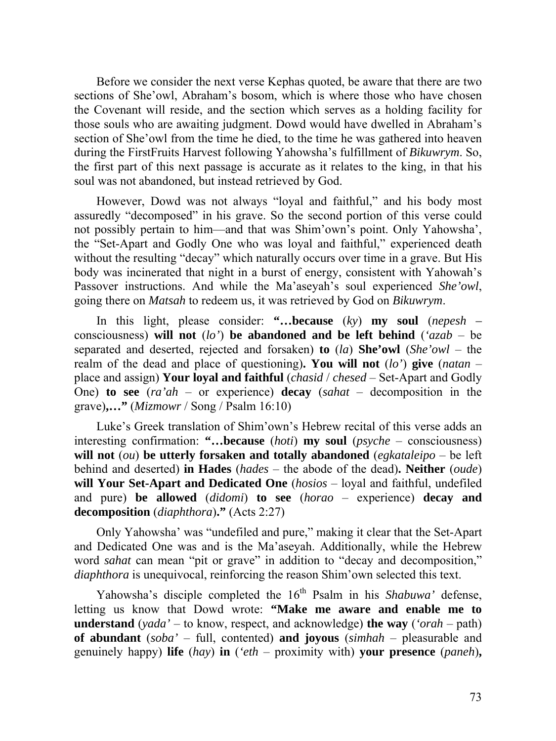Before we consider the next verse Kephas quoted, be aware that there are two sections of She'owl, Abraham's bosom, which is where those who have chosen the Covenant will reside, and the section which serves as a holding facility for those souls who are awaiting judgment. Dowd would have dwelled in Abraham's section of She'owl from the time he died, to the time he was gathered into heaven during the FirstFruits Harvest following Yahowsha's fulfillment of *Bikuwrym*. So, the first part of this next passage is accurate as it relates to the king, in that his soul was not abandoned, but instead retrieved by God.

However, Dowd was not always "loyal and faithful," and his body most assuredly "decomposed" in his grave. So the second portion of this verse could not possibly pertain to him—and that was Shim'own's point. Only Yahowsha', the "Set-Apart and Godly One who was loyal and faithful," experienced death without the resulting "decay" which naturally occurs over time in a grave. But His body was incinerated that night in a burst of energy, consistent with Yahowah's Passover instructions. And while the Ma'aseyah's soul experienced *She'owl*, going there on *Matsah* to redeem us, it was retrieved by God on *Bikuwrym*.

In this light, please consider: **"…because** (*ky*) **my soul** (*nepesh* – consciousness) **will not** (*lo'*) **be abandoned and be left behind** (*'azab* – be separated and deserted, rejected and forsaken) **to** (*la*) **She'owl** (*She'owl* – the realm of the dead and place of questioning)**. You will not** (*lo'*) **give** (*natan* – place and assign) **Your loyal and faithful** (*chasid* / *chesed* – Set-Apart and Godly One) **to see** (*ra'ah* – or experience) **decay** (*sahat* – decomposition in the grave)**,…"** (*Mizmowr* / Song / Psalm 16:10)

Luke's Greek translation of Shim'own's Hebrew recital of this verse adds an interesting confirmation: **"…because** (*hoti*) **my soul** (*psyche* – consciousness) **will not** (*ou*) **be utterly forsaken and totally abandoned** (*egkataleipo* – be left behind and deserted) **in Hades** (*hades* – the abode of the dead)**. Neither** (*oude*) **will Your Set-Apart and Dedicated One** (*hosios* – loyal and faithful, undefiled and pure) **be allowed** (*didomi*) **to see** (*horao* – experience) **decay and decomposition** (*diaphthora*)**."** (Acts 2:27)

Only Yahowsha' was "undefiled and pure," making it clear that the Set-Apart and Dedicated One was and is the Ma'aseyah. Additionally, while the Hebrew word *sahat* can mean "pit or grave" in addition to "decay and decomposition," *diaphthora* is unequivocal, reinforcing the reason Shim'own selected this text.

Yahowsha's disciple completed the 16th Psalm in his *Shabuwa'* defense, letting us know that Dowd wrote: **"Make me aware and enable me to understand** (*yada'* – to know, respect, and acknowledge) **the way** (*'orah* – path) **of abundant** (*soba'* – full, contented) **and joyous** (*simhah* – pleasurable and genuinely happy) **life** (*hay*) **in** (*'eth* – proximity with) **your presence** (*paneh*)**,**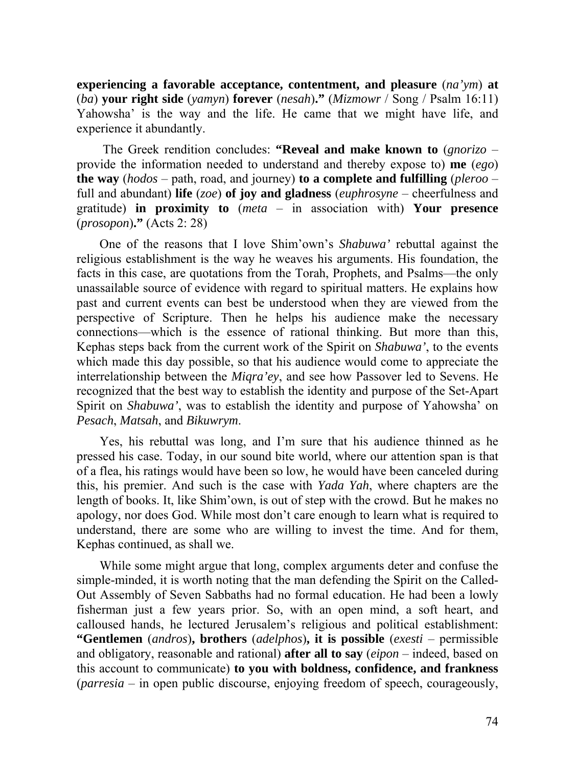**experiencing a favorable acceptance, contentment, and pleasure** (*na'ym*) **at** (*ba*) **your right side** (*yamyn*) **forever** (*nesah*)**."** (*Mizmowr* / Song / Psalm 16:11) Yahowsha' is the way and the life. He came that we might have life, and experience it abundantly.

The Greek rendition concludes: **"Reveal and make known to** (*gnorizo* – provide the information needed to understand and thereby expose to) **me** (*ego*) **the way** (*hodos* – path, road, and journey) **to a complete and fulfilling** (*pleroo* – full and abundant) **life** (*zoe*) **of joy and gladness** (*euphrosyne* – cheerfulness and gratitude) **in proximity to** (*meta* – in association with) **Your presence** (*prosopon*)**."** (Acts 2: 28)

One of the reasons that I love Shim'own's *Shabuwa'* rebuttal against the religious establishment is the way he weaves his arguments. His foundation, the facts in this case, are quotations from the Torah, Prophets, and Psalms—the only unassailable source of evidence with regard to spiritual matters. He explains how past and current events can best be understood when they are viewed from the perspective of Scripture. Then he helps his audience make the necessary connections—which is the essence of rational thinking. But more than this, Kephas steps back from the current work of the Spirit on *Shabuwa'*, to the events which made this day possible, so that his audience would come to appreciate the interrelationship between the *Miqra'ey*, and see how Passover led to Sevens. He recognized that the best way to establish the identity and purpose of the Set-Apart Spirit on *Shabuwa'*, was to establish the identity and purpose of Yahowsha' on *Pesach*, *Matsah*, and *Bikuwrym*.

Yes, his rebuttal was long, and I'm sure that his audience thinned as he pressed his case. Today, in our sound bite world, where our attention span is that of a flea, his ratings would have been so low, he would have been canceled during this, his premier. And such is the case with *Yada Yah*, where chapters are the length of books. It, like Shim'own, is out of step with the crowd. But he makes no apology, nor does God. While most don't care enough to learn what is required to understand, there are some who are willing to invest the time. And for them, Kephas continued, as shall we.

While some might argue that long, complex arguments deter and confuse the simple-minded, it is worth noting that the man defending the Spirit on the Called-Out Assembly of Seven Sabbaths had no formal education. He had been a lowly fisherman just a few years prior. So, with an open mind, a soft heart, and calloused hands, he lectured Jerusalem's religious and political establishment: **"Gentlemen** (*andros*)**, brothers** (*adelphos*)**, it is possible** (*exesti* – permissible and obligatory, reasonable and rational) **after all to say** (*eipon* – indeed, based on this account to communicate) **to you with boldness, confidence, and frankness** (*parresia* – in open public discourse, enjoying freedom of speech, courageously,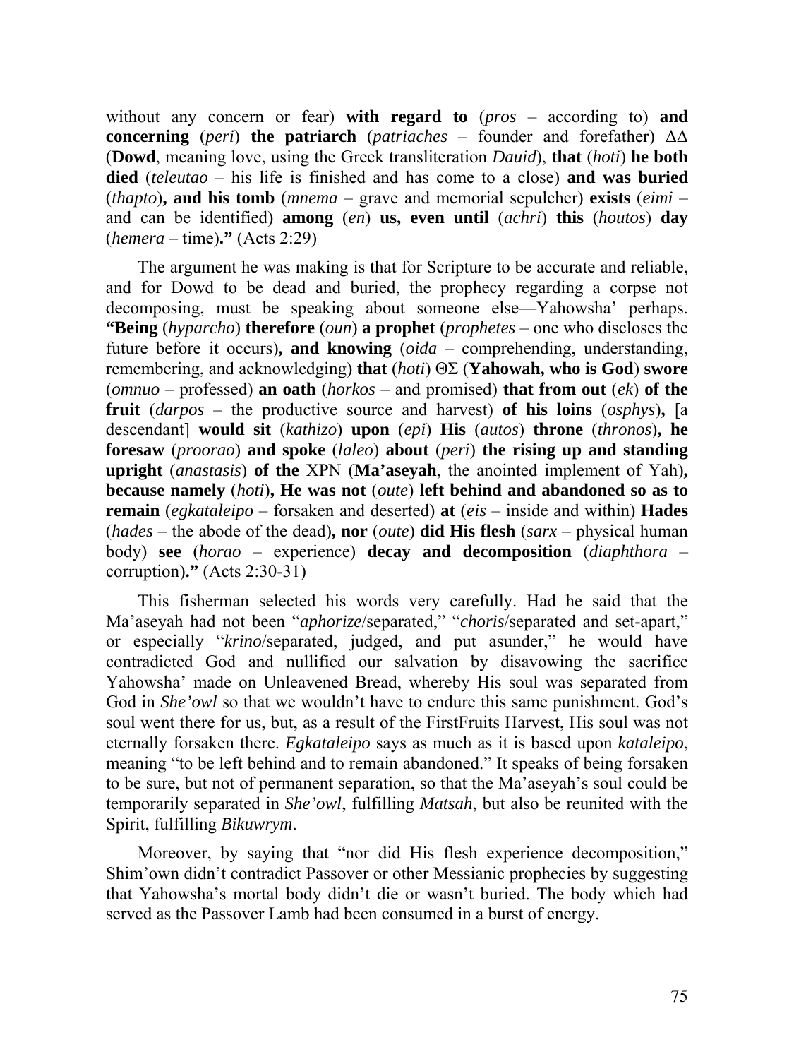without any concern or fear) **with regard to** (*pros* – according to) **and concerning** (*peri*) **the patriarch** (*patriaches* – founder and forefather) ΔΔ (**Dowd**, meaning love, using the Greek transliteration *Dauid*), **that** (*hoti*) **he both died** (*teleutao* – his life is finished and has come to a close) **and was buried** (*thapto*)**, and his tomb** (*mnema* – grave and memorial sepulcher) **exists** (*eimi* – and can be identified) **among** (*en*) **us, even until** (*achri*) **this** (*houtos*) **day** (*hemera* – time)**."** (Acts 2:29)

The argument he was making is that for Scripture to be accurate and reliable, and for Dowd to be dead and buried, the prophecy regarding a corpse not decomposing, must be speaking about someone else—Yahowsha' perhaps. **"Being** (*hyparcho*) **therefore** (*oun*) **a prophet** (*prophetes* – one who discloses the future before it occurs)**, and knowing** (*oida* – comprehending, understanding, remembering, and acknowledging) **that** (*hoti*) ΘΣ (**Yahowah, who is God**) **swore** (*omnuo* – professed) **an oath** (*horkos* – and promised) **that from out** (*ek*) **of the fruit** (*darpos* – the productive source and harvest) **of his loins** (*osphys*)**,** [a descendant] **would sit** (*kathizo*) **upon** (*epi*) **His** (*autos*) **throne** (*thronos*)**, he foresaw** (*proorao*) **and spoke** (*laleo*) **about** (*peri*) **the rising up and standing upright** (*anastasis*) **of the** XPN (**Ma'aseyah**, the anointed implement of Yah)**, because namely** (*hoti*)**, He was not** (*oute*) **left behind and abandoned so as to remain** (*egkataleipo* – forsaken and deserted) **at** (*eis* – inside and within) **Hades** (*hades* – the abode of the dead)**, nor** (*oute*) **did His flesh** (*sarx* – physical human body) **see** (*horao* – experience) **decay and decomposition** (*diaphthora* – corruption)**."** (Acts 2:30-31)

This fisherman selected his words very carefully. Had he said that the Ma'aseyah had not been "*aphorize*/separated," "*choris*/separated and set-apart," or especially "*krino*/separated, judged, and put asunder," he would have contradicted God and nullified our salvation by disavowing the sacrifice Yahowsha' made on Unleavened Bread, whereby His soul was separated from God in *She'owl* so that we wouldn't have to endure this same punishment. God's soul went there for us, but, as a result of the FirstFruits Harvest, His soul was not eternally forsaken there. *Egkataleipo* says as much as it is based upon *kataleipo*, meaning "to be left behind and to remain abandoned." It speaks of being forsaken to be sure, but not of permanent separation, so that the Ma'aseyah's soul could be temporarily separated in *She'owl*, fulfilling *Matsah*, but also be reunited with the Spirit, fulfilling *Bikuwrym*.

Moreover, by saying that "nor did His flesh experience decomposition," Shim'own didn't contradict Passover or other Messianic prophecies by suggesting that Yahowsha's mortal body didn't die or wasn't buried. The body which had served as the Passover Lamb had been consumed in a burst of energy.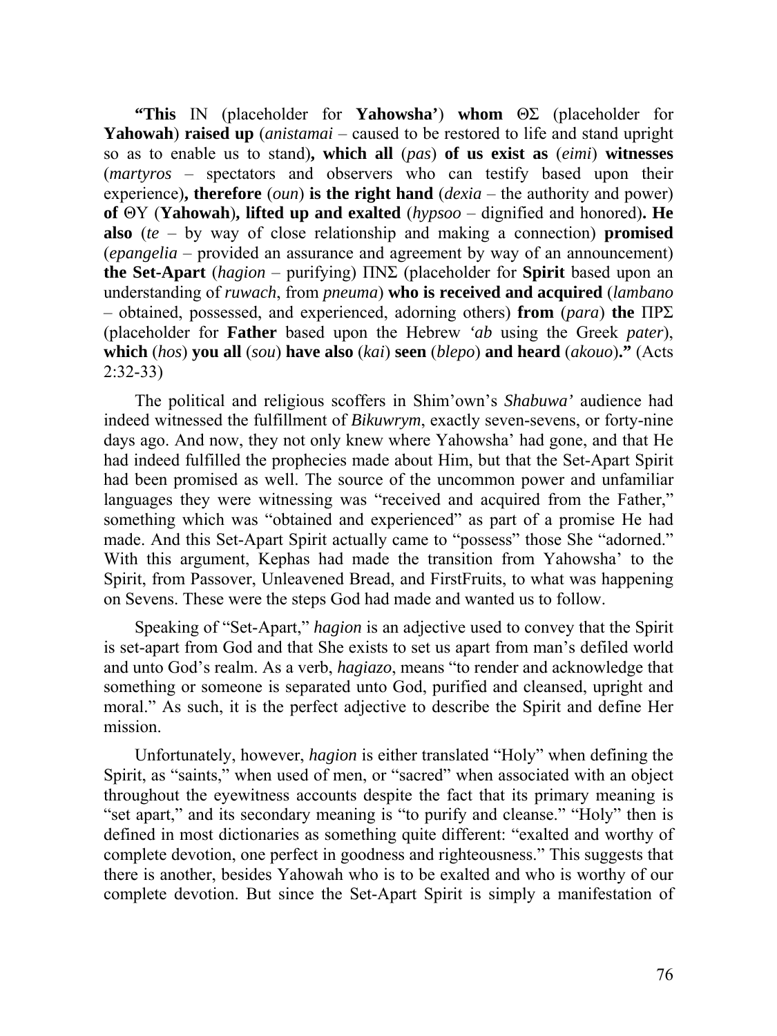**"This** IN (placeholder for **Yahowsha')** **whom** ΘΣ (placeholder for **Yahowah**) **raised up** (*anistamai* – caused to be restored to life and stand upright so as to enable us to stand)**, which all** (*pas*) **of us exist as** (*eimi*) **witnesses** (*martyros* – spectators and observers who can testify based upon their experience)**, therefore** (*oun*) **is the right hand** (*dexia* – the authority and power) **of** ΘΥ (**Yahowah**)**, lifted up and exalted** (*hypsoo* – dignified and honored)**. He also** (*te* – by way of close relationship and making a connection) **promised** (*epangelia* – provided an assurance and agreement by way of an announcement) **the Set-Apart** (*hagion* – purifying) ΠΝΣ (placeholder for **Spirit** based upon an understanding of *ruwach*, from *pneuma*) **who is received and acquired** (*lambano* – obtained, possessed, and experienced, adorning others) **from** (*para*) **the** ΠΡΣ (placeholder for **Father** based upon the Hebrew *'ab* using the Greek *pater*), **which** (*hos*) **you all** (*sou*) **have also** (*kai*) **seen** (*blepo*) **and heard** (*akouo*)**."** (Acts 2:32-33)

The political and religious scoffers in Shim'own's *Shabuwa'* audience had indeed witnessed the fulfillment of *Bikuwrym*, exactly seven-sevens, or forty-nine days ago. And now, they not only knew where Yahowsha' had gone, and that He had indeed fulfilled the prophecies made about Him, but that the Set-Apart Spirit had been promised as well. The source of the uncommon power and unfamiliar languages they were witnessing was "received and acquired from the Father," something which was "obtained and experienced" as part of a promise He had made. And this Set-Apart Spirit actually came to "possess" those She "adorned." With this argument, Kephas had made the transition from Yahowsha' to the Spirit, from Passover, Unleavened Bread, and FirstFruits, to what was happening on Sevens. These were the steps God had made and wanted us to follow.

Speaking of "Set-Apart," *hagion* is an adjective used to convey that the Spirit is set-apart from God and that She exists to set us apart from man's defiled world and unto God's realm. As a verb, *hagiazo*, means "to render and acknowledge that something or someone is separated unto God, purified and cleansed, upright and moral." As such, it is the perfect adjective to describe the Spirit and define Her mission.

Unfortunately, however, *hagion* is either translated "Holy" when defining the Spirit, as "saints," when used of men, or "sacred" when associated with an object throughout the eyewitness accounts despite the fact that its primary meaning is "set apart," and its secondary meaning is "to purify and cleanse." "Holy" then is defined in most dictionaries as something quite different: "exalted and worthy of complete devotion, one perfect in goodness and righteousness." This suggests that there is another, besides Yahowah who is to be exalted and who is worthy of our complete devotion. But since the Set-Apart Spirit is simply a manifestation of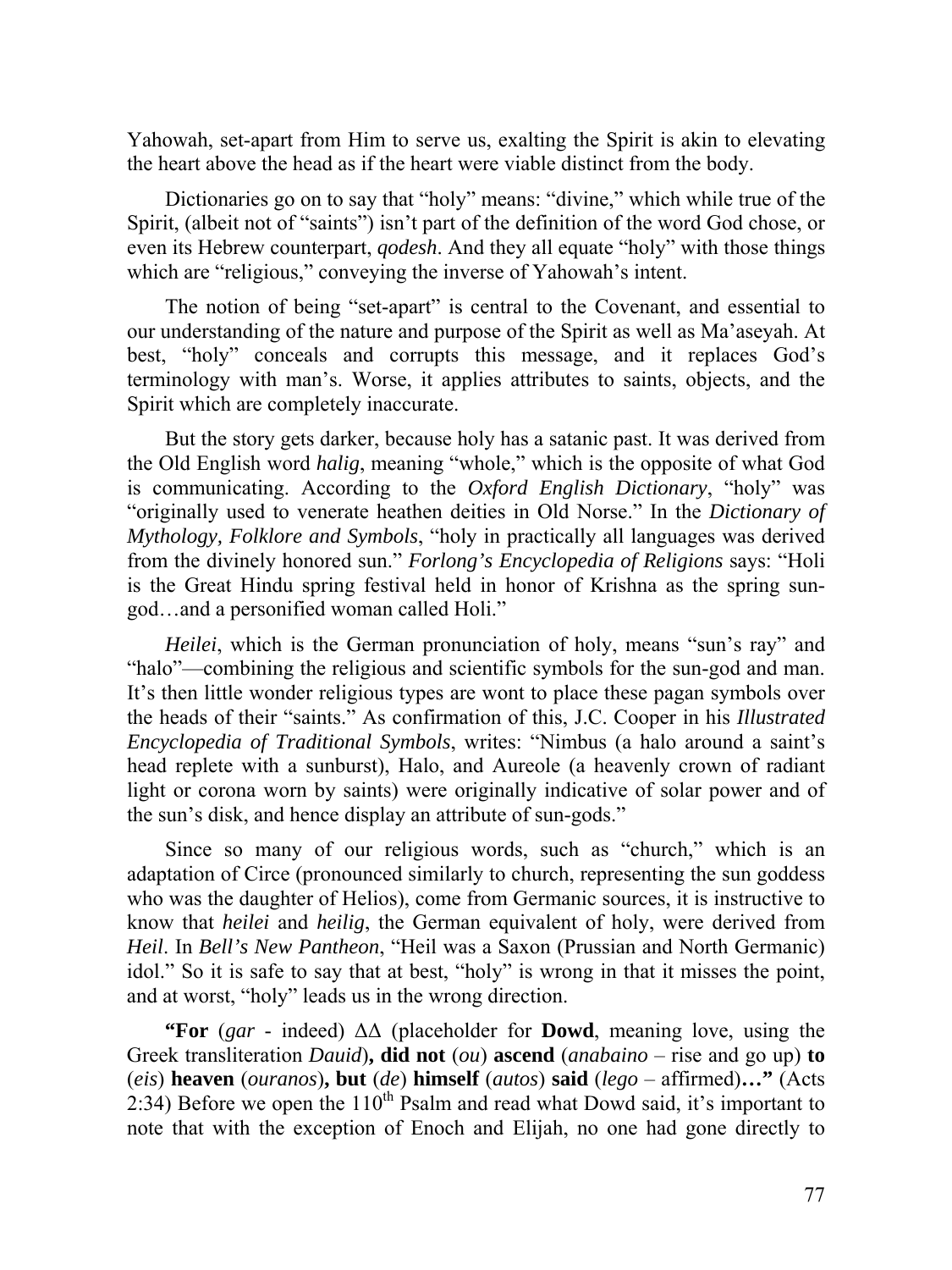Yahowah, set-apart from Him to serve us, exalting the Spirit is akin to elevating the heart above the head as if the heart were viable distinct from the body.

Dictionaries go on to say that "holy" means: "divine," which while true of the Spirit, (albeit not of "saints") isn't part of the definition of the word God chose, or even its Hebrew counterpart, *qodesh*. And they all equate "holy" with those things which are "religious," conveying the inverse of Yahowah's intent.

The notion of being "set-apart" is central to the Covenant, and essential to our understanding of the nature and purpose of the Spirit as well as Ma'aseyah. At best, "holy" conceals and corrupts this message, and it replaces God's terminology with man's. Worse, it applies attributes to saints, objects, and the Spirit which are completely inaccurate.

But the story gets darker, because holy has a satanic past. It was derived from the Old English word *halig*, meaning "whole," which is the opposite of what God is communicating. According to the *Oxford English Dictionary*, "holy" was "originally used to venerate heathen deities in Old Norse." In the *Dictionary of Mythology, Folklore and Symbols*, "holy in practically all languages was derived from the divinely honored sun." *Forlong's Encyclopedia of Religions* says: "Holi is the Great Hindu spring festival held in honor of Krishna as the spring sun-god…and a personified woman called Holi."

*Heilei*, which is the German pronunciation of holy, means "sun's ray" and "halo"—combining the religious and scientific symbols for the sun-god and man. It's then little wonder religious types are wont to place these pagan symbols over the heads of their "saints." As confirmation of this, J.C. Cooper in his *Illustrated Encyclopedia of Traditional Symbols*, writes: "Nimbus (a halo around a saint's head replete with a sunburst), Halo, and Aureole (a heavenly crown of radiant light or corona worn by saints) were originally indicative of solar power and of the sun's disk, and hence display an attribute of sun-gods."

Since so many of our religious words, such as "church," which is an adaptation of Circe (pronounced similarly to church, representing the sun goddess who was the daughter of Helios), come from Germanic sources, it is instructive to know that *heilei* and *heilig*, the German equivalent of holy, were derived from *Heil*. In *Bell's New Pantheon*, "Heil was a Saxon (Prussian and North Germanic) idol." So it is safe to say that at best, "holy" is wrong in that it misses the point, and at worst, "holy" leads us in the wrong direction.

**"For** (*gar* - indeed) ΔΔ (placeholder for **Dowd**, meaning love, using the Greek transliteration *Dauid*)**, did not** (*ou*) **ascend** (*anabaino* – rise and go up) **to** (*eis*) **heaven** (*ouranos*)**, but** (*de*) **himself** (*autos*) **said** (*lego* – affirmed)**…"** (Acts 2:34) Before we open the 110th Psalm and read what Dowd said, it's important to note that with the exception of Enoch and Elijah, no one had gone directly to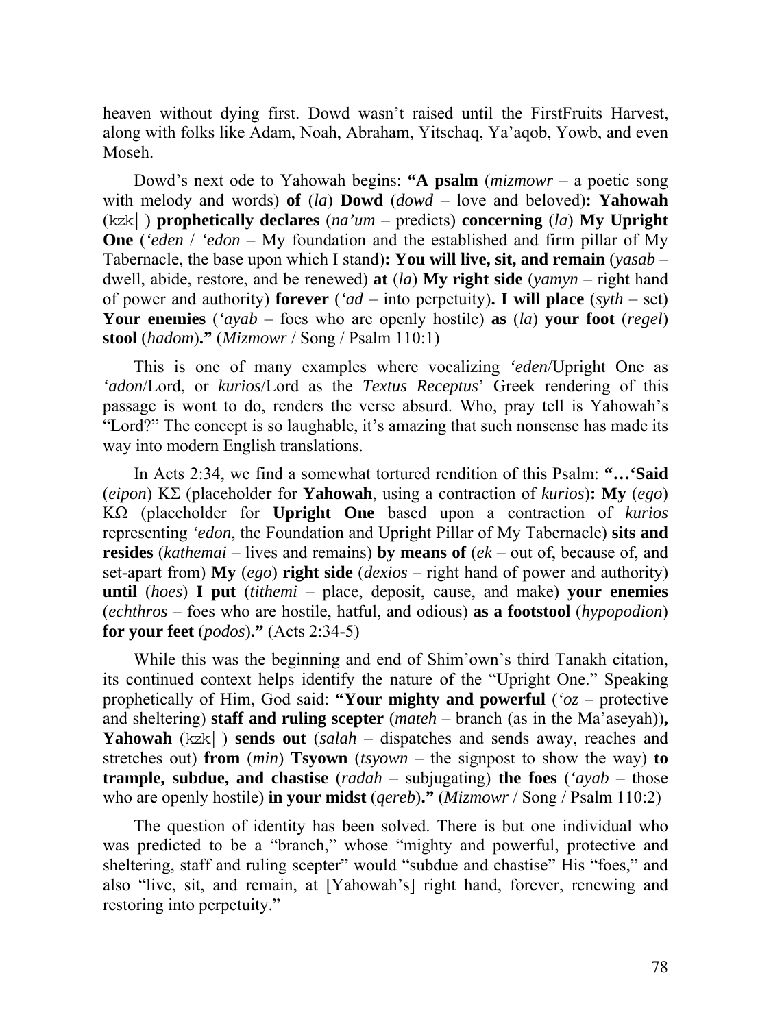heaven without dying first. Dowd wasn't raised until the FirstFruits Harvest, along with folks like Adam, Noah, Abraham, Yitschaq, Ya'aqob, Yowb, and even Moseh.

Dowd's next ode to Yahowah begins: **"A psalm** (*mizmowr* – a poetic song with melody and words) **of** (*la*) **Dowd** (*dowd* – love and beloved)**: Yahowah** (kzk| ) **prophetically declares** (*na'um* – predicts) **concerning** (*la*) **My Upright One** (*'eden* / *'edon* – My foundation and the established and firm pillar of My Tabernacle, the base upon which I stand)**: You will live, sit, and remain** (*yasab* – dwell, abide, restore, and be renewed) **at** (*la*) **My right side** (*yamyn* – right hand of power and authority) **forever** (*'ad* – into perpetuity)**. I will place** (*syth* – set) **Your enemies** (*'ayab* – foes who are openly hostile) **as** (*la*) **your foot** (*regel*) **stool** (*hadom*)**."** (*Mizmowr* / Song / Psalm 110:1)

This is one of many examples where vocalizing *'eden*/Upright One as *'adon*/Lord, or *kurios*/Lord as the *Textus Receptus*' Greek rendering of this passage is wont to do, renders the verse absurd. Who, pray tell is Yahowah's "Lord?" The concept is so laughable, it's amazing that such nonsense has made its way into modern English translations.

In Acts 2:34, we find a somewhat tortured rendition of this Psalm: **"…'Said** (*eipon*) ΚΣ (placeholder for **Yahowah**, using a contraction of *kurios*)**: My** (*ego*) ΚΩ (placeholder for **Upright One** based upon a contraction of *kurios* representing *'edon*, the Foundation and Upright Pillar of My Tabernacle) **sits and resides** (*kathemai* – lives and remains) **by means of** (*ek* – out of, because of, and set-apart from) **My** (*ego*) **right side** (*dexios* – right hand of power and authority) **until** (*hoes*) **I put** (*tithemi* – place, deposit, cause, and make) **your enemies** (*echthros* – foes who are hostile, hatful, and odious) **as a footstool** (*hypopodion*) **for your feet** (*podos*)**."** (Acts 2:34-5)

While this was the beginning and end of Shim'own's third Tanakh citation, its continued context helps identify the nature of the "Upright One." Speaking prophetically of Him, God said: **"Your mighty and powerful** (*'oz* – protective and sheltering) **staff and ruling scepter** (*mateh* – branch (as in the Ma'aseyah))**, Yahowah** (kzk| ) **sends out** (*salah* – dispatches and sends away, reaches and stretches out) **from** (*min*) **Tsyown** (*tsyown* – the signpost to show the way) **to trample, subdue, and chastise** (*radah* – subjugating) **the foes** (*'ayab* – those who are openly hostile) **in your midst** (*qereb*)**."** (*Mizmowr* / Song / Psalm 110:2)

The question of identity has been solved. There is but one individual who was predicted to be a "branch," whose "mighty and powerful, protective and sheltering, staff and ruling scepter" would "subdue and chastise" His "foes," and also "live, sit, and remain, at [Yahowah's] right hand, forever, renewing and restoring into perpetuity."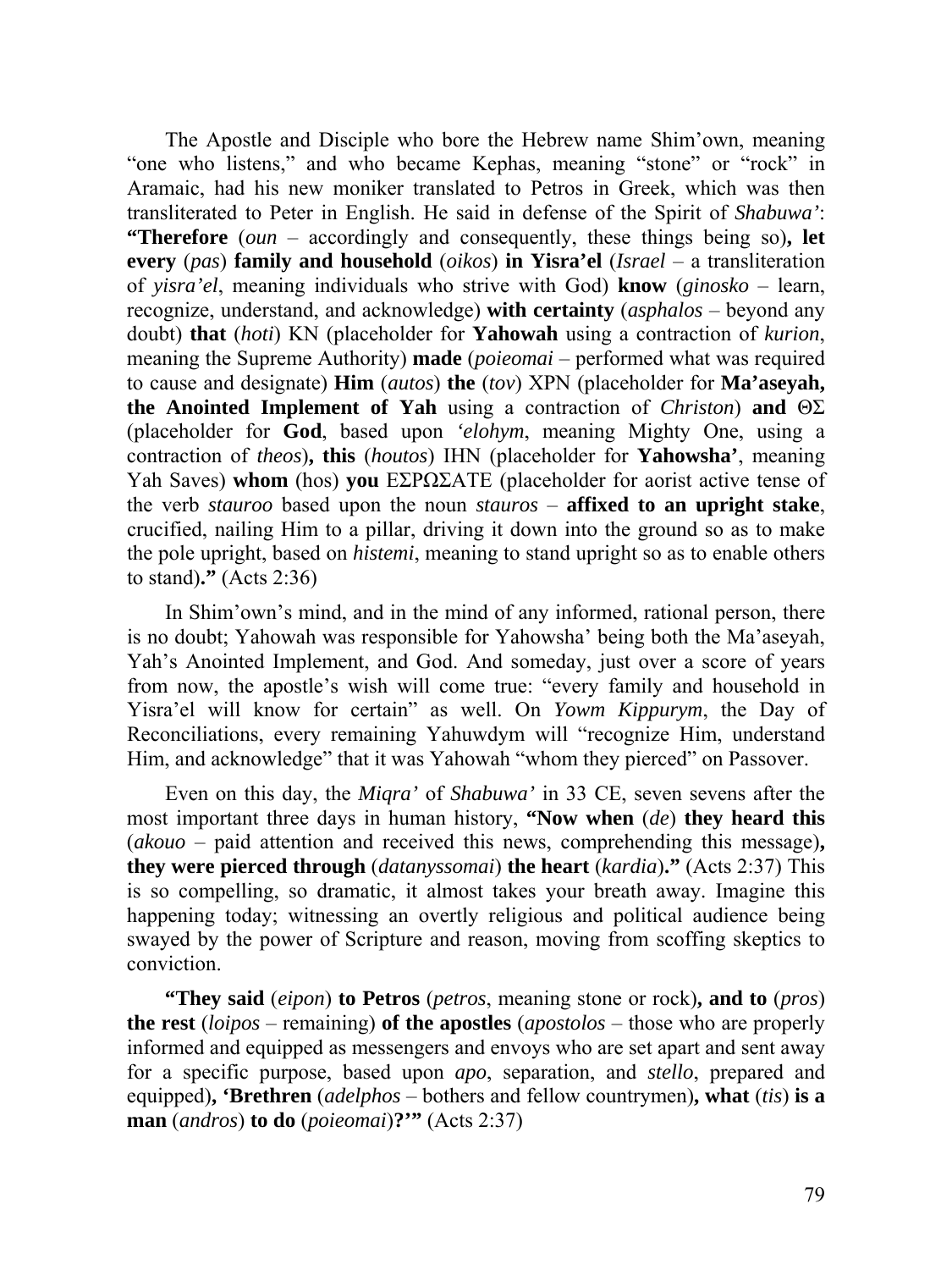The Apostle and Disciple who bore the Hebrew name Shim'own, meaning "one who listens," and who became Kephas, meaning "stone" or "rock" in Aramaic, had his new moniker translated to Petros in Greek, which was then transliterated to Peter in English. He said in defense of the Spirit of *Shabuwa'*: **"Therefore** (*oun* – accordingly and consequently, these things being so)**, let every** (*pas*) **family and household** (*oikos*) **in Yisra'el** (*Israel* – a transliteration of *yisra'el*, meaning individuals who strive with God) **know** (*ginosko* – learn, recognize, understand, and acknowledge) **with certainty** (*asphalos* – beyond any doubt) **that** (*hoti*) KN (placeholder for **Yahowah** using a contraction of *kurion*, meaning the Supreme Authority) **made** (*poieomai* – performed what was required to cause and designate) **Him** (*autos*) **the** (*tov*) XPN (placeholder for **Ma'aseyah, the Anointed Implement of Yah** using a contraction of *Christon*) **and** ΘΣ (placeholder for **God**, based upon *'elohym*, meaning Mighty One, using a contraction of *theos*)**, this** (*houtos*) IHN (placeholder for **Yahowsha'**, meaning Yah Saves) **whom** (hos) **you** ΕΣΡΩΣΑΤΕ (placeholder for aorist active tense of the verb *stauroo* based upon the noun *stauros* – **affixed to an upright stake**, crucified, nailing Him to a pillar, driving it down into the ground so as to make the pole upright, based on *histemi*, meaning to stand upright so as to enable others to stand)**."** (Acts 2:36)

In Shim'own's mind, and in the mind of any informed, rational person, there is no doubt; Yahowah was responsible for Yahowsha' being both the Ma'aseyah, Yah's Anointed Implement, and God. And someday, just over a score of years from now, the apostle's wish will come true: "every family and household in Yisra'el will know for certain" as well. On *Yowm Kippurym*, the Day of Reconciliations, every remaining Yahuwdym will "recognize Him, understand Him, and acknowledge" that it was Yahowah "whom they pierced" on Passover.

Even on this day, the *Miqra'* of *Shabuwa'* in 33 CE, seven sevens after the most important three days in human history, **"Now when** (*de*) **they heard this** (*akouo* – paid attention and received this news, comprehending this message)**, they were pierced through** (*datanyssomai*) **the heart** (*kardia*)**."** (Acts 2:37) This is so compelling, so dramatic, it almost takes your breath away. Imagine this happening today; witnessing an overtly religious and political audience being swayed by the power of Scripture and reason, moving from scoffing skeptics to conviction.

**"They said** (*eipon*) **to Petros** (*petros*, meaning stone or rock)**, and to** (*pros*) **the rest** (*loipos* – remaining) **of the apostles** (*apostolos* – those who are properly informed and equipped as messengers and envoys who are set apart and sent away for a specific purpose, based upon *apo*, separation, and *stello*, prepared and equipped)**, 'Brethren** (*adelphos* – bothers and fellow countrymen)**, what** (*tis*) **is a man** (*andros*) **to do** (*poieomai*)**?'"** (Acts 2:37)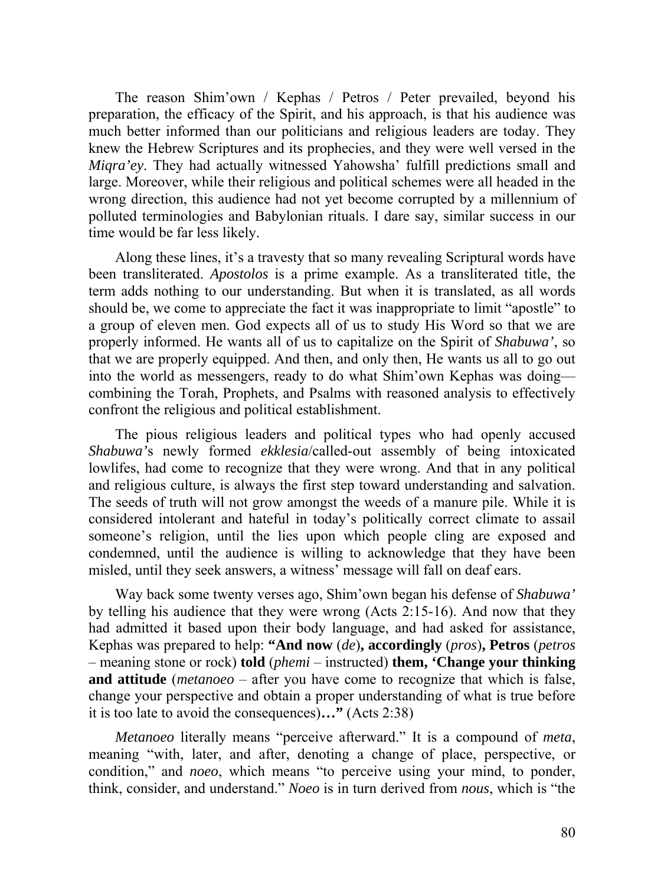The reason Shim'own / Kephas / Petros / Peter prevailed, beyond his preparation, the efficacy of the Spirit, and his approach, is that his audience was much better informed than our politicians and religious leaders are today. They knew the Hebrew Scriptures and its prophecies, and they were well versed in the *Miqra'ey*. They had actually witnessed Yahowsha' fulfill predictions small and large. Moreover, while their religious and political schemes were all headed in the wrong direction, this audience had not yet become corrupted by a millennium of polluted terminologies and Babylonian rituals. I dare say, similar success in our time would be far less likely.

Along these lines, it's a travesty that so many revealing Scriptural words have been transliterated. *Apostolos* is a prime example. As a transliterated title, the term adds nothing to our understanding. But when it is translated, as all words should be, we come to appreciate the fact it was inappropriate to limit "apostle" to a group of eleven men. God expects all of us to study His Word so that we are properly informed. He wants all of us to capitalize on the Spirit of *Shabuwa'*, so that we are properly equipped. And then, and only then, He wants us all to go out into the world as messengers, ready to do what Shim'own Kephas was doing—combining the Torah, Prophets, and Psalms with reasoned analysis to effectively confront the religious and political establishment.

The pious religious leaders and political types who had openly accused *Shabuwa'*s newly formed *ekklesia*/called-out assembly of being intoxicated lowlifes, had come to recognize that they were wrong. And that in any political and religious culture, is always the first step toward understanding and salvation. The seeds of truth will not grow amongst the weeds of a manure pile. While it is considered intolerant and hateful in today's politically correct climate to assail someone's religion, until the lies upon which people cling are exposed and condemned, until the audience is willing to acknowledge that they have been misled, until they seek answers, a witness' message will fall on deaf ears.

Way back some twenty verses ago, Shim'own began his defense of *Shabuwa'* by telling his audience that they were wrong (Acts 2:15-16). And now that they had admitted it based upon their body language, and had asked for assistance, Kephas was prepared to help: **"And now** (*de*)**, accordingly** (*pros*)**, Petros** (*petros* – meaning stone or rock) **told** (*phemi* – instructed) **them, 'Change your thinking and attitude** (*metanoeo* – after you have come to recognize that which is false, change your perspective and obtain a proper understanding of what is true before it is too late to avoid the consequences)**…"** (Acts 2:38)

*Metanoeo* literally means "perceive afterward." It is a compound of *meta*, meaning "with, later, and after, denoting a change of place, perspective, or condition," and *noeo*, which means "to perceive using your mind, to ponder, think, consider, and understand." *Noeo* is in turn derived from *nous*, which is "the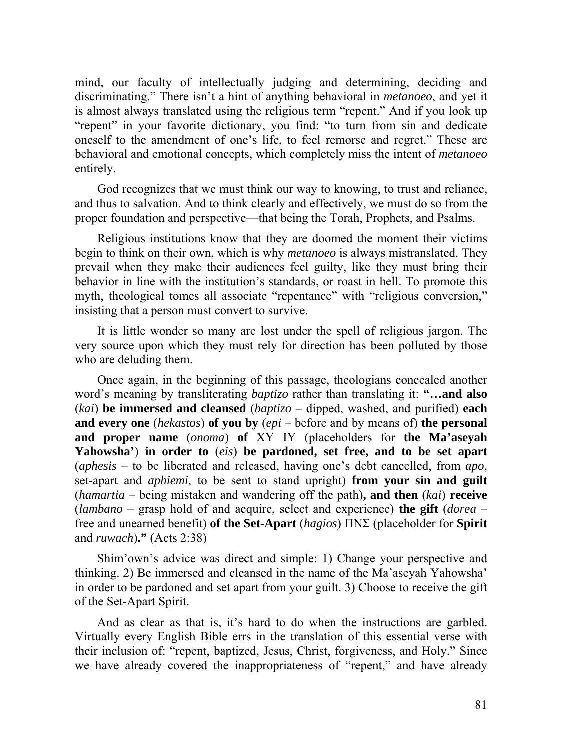mind, our faculty of intellectually judging and determining, deciding and discriminating." There isn't a hint of anything behavioral in *metanoeo*, and yet it is almost always translated using the religious term "repent." And if you look up "repent" in your favorite dictionary, you find: "to turn from sin and dedicate oneself to the amendment of one's life, to feel remorse and regret." These are behavioral and emotional concepts, which completely miss the intent of *metanoeo* entirely.

God recognizes that we must think our way to knowing, to trust and reliance, and thus to salvation. And to think clearly and effectively, we must do so from the proper foundation and perspective—that being the Torah, Prophets, and Psalms.

Religious institutions know that they are doomed the moment their victims begin to think on their own, which is why *metanoeo* is always mistranslated. They prevail when they make their audiences feel guilty, like they must bring their behavior in line with the institution's standards, or roast in hell. To promote this myth, theological tomes all associate "repentance" with "religious conversion," insisting that a person must convert to survive.

It is little wonder so many are lost under the spell of religious jargon. The very source upon which they must rely for direction has been polluted by those who are deluding them.

Once again, in the beginning of this passage, theologians concealed another word's meaning by transliterating *baptizo* rather than translating it: **"…and also** (*kai*) **be immersed and cleansed** (*baptizo* – dipped, washed, and purified) **each and every one** (*hekastos*) **of you by** (*epi* – before and by means of) **the personal and proper name** (*onoma*) **of** ΧΥ ΙΥ (placeholders for **the Ma'aseyah Yahowsha'**) **in order to** (*eis*) **be pardoned, set free, and to be set apart** (*aphesis* – to be liberated and released, having one's debt cancelled, from *apo*, set-apart and *aphiemi*, to be sent to stand upright) **from your sin and guilt** (*hamartia* – being mistaken and wandering off the path)**, and then** (*kai*) **receive** (*lambano* – grasp hold of and acquire, select and experience) **the gift** (*dorea* – free and unearned benefit) **of the Set-Apart** (*hagios*) ΠΝΣ (placeholder for **Spirit** and *ruwach*)**."** (Acts 2:38)

Shim'own's advice was direct and simple: 1) Change your perspective and thinking. 2) Be immersed and cleansed in the name of the Ma'aseyah Yahowsha' in order to be pardoned and set apart from your guilt. 3) Choose to receive the gift of the Set-Apart Spirit.

And as clear as that is, it's hard to do when the instructions are garbled. Virtually every English Bible errs in the translation of this essential verse with their inclusion of: "repent, baptized, Jesus, Christ, forgiveness, and Holy." Since we have already covered the inappropriateness of "repent," and have already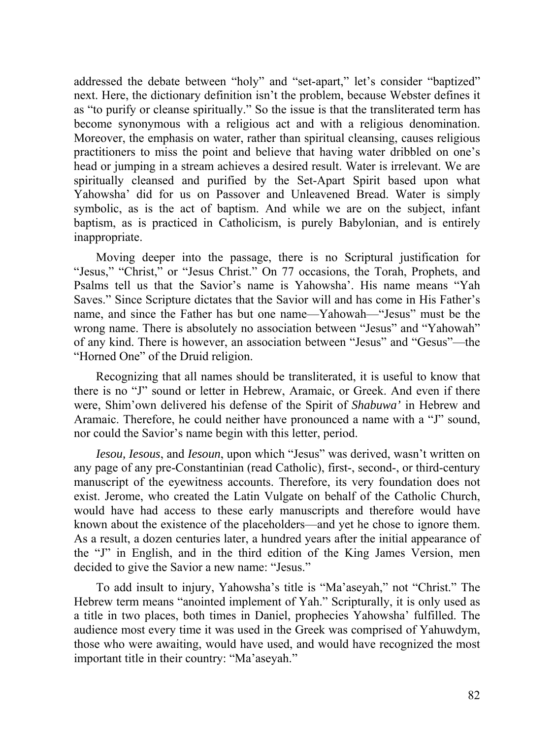addressed the debate between "holy" and "set-apart," let's consider "baptized" next. Here, the dictionary definition isn't the problem, because Webster defines it as "to purify or cleanse spiritually." So the issue is that the transliterated term has become synonymous with a religious act and with a religious denomination. Moreover, the emphasis on water, rather than spiritual cleansing, causes religious practitioners to miss the point and believe that having water dribbled on one's head or jumping in a stream achieves a desired result. Water is irrelevant. We are spiritually cleansed and purified by the Set-Apart Spirit based upon what Yahowsha' did for us on Passover and Unleavened Bread. Water is simply symbolic, as is the act of baptism. And while we are on the subject, infant baptism, as is practiced in Catholicism, is purely Babylonian, and is entirely inappropriate.

Moving deeper into the passage, there is no Scriptural justification for "Jesus," "Christ," or "Jesus Christ." On 77 occasions, the Torah, Prophets, and Psalms tell us that the Savior's name is Yahowsha'. His name means "Yah Saves." Since Scripture dictates that the Savior will and has come in His Father's name, and since the Father has but one name—Yahowah—"Jesus" must be the wrong name. There is absolutely no association between "Jesus" and "Yahowah" of any kind. There is however, an association between "Jesus" and "Gesus"—the "Horned One" of the Druid religion.

Recognizing that all names should be transliterated, it is useful to know that there is no "J" sound or letter in Hebrew, Aramaic, or Greek. And even if there were, Shim'own delivered his defense of the Spirit of *Shabuwa'* in Hebrew and Aramaic. Therefore, he could neither have pronounced a name with a "J" sound, nor could the Savior's name begin with this letter, period.

*Iesou, Iesous*, and *Iesoun*, upon which "Jesus" was derived, wasn't written on any page of any pre-Constantinian (read Catholic), first-, second-, or third-century manuscript of the eyewitness accounts. Therefore, its very foundation does not exist. Jerome, who created the Latin Vulgate on behalf of the Catholic Church, would have had access to these early manuscripts and therefore would have known about the existence of the placeholders—and yet he chose to ignore them. As a result, a dozen centuries later, a hundred years after the initial appearance of the "J" in English, and in the third edition of the King James Version, men decided to give the Savior a new name: "Jesus."

To add insult to injury, Yahowsha's title is "Ma'aseyah," not "Christ." The Hebrew term means "anointed implement of Yah." Scripturally, it is only used as a title in two places, both times in Daniel, prophecies Yahowsha' fulfilled. The audience most every time it was used in the Greek was comprised of Yahuwdym, those who were awaiting, would have used, and would have recognized the most important title in their country: "Ma'aseyah."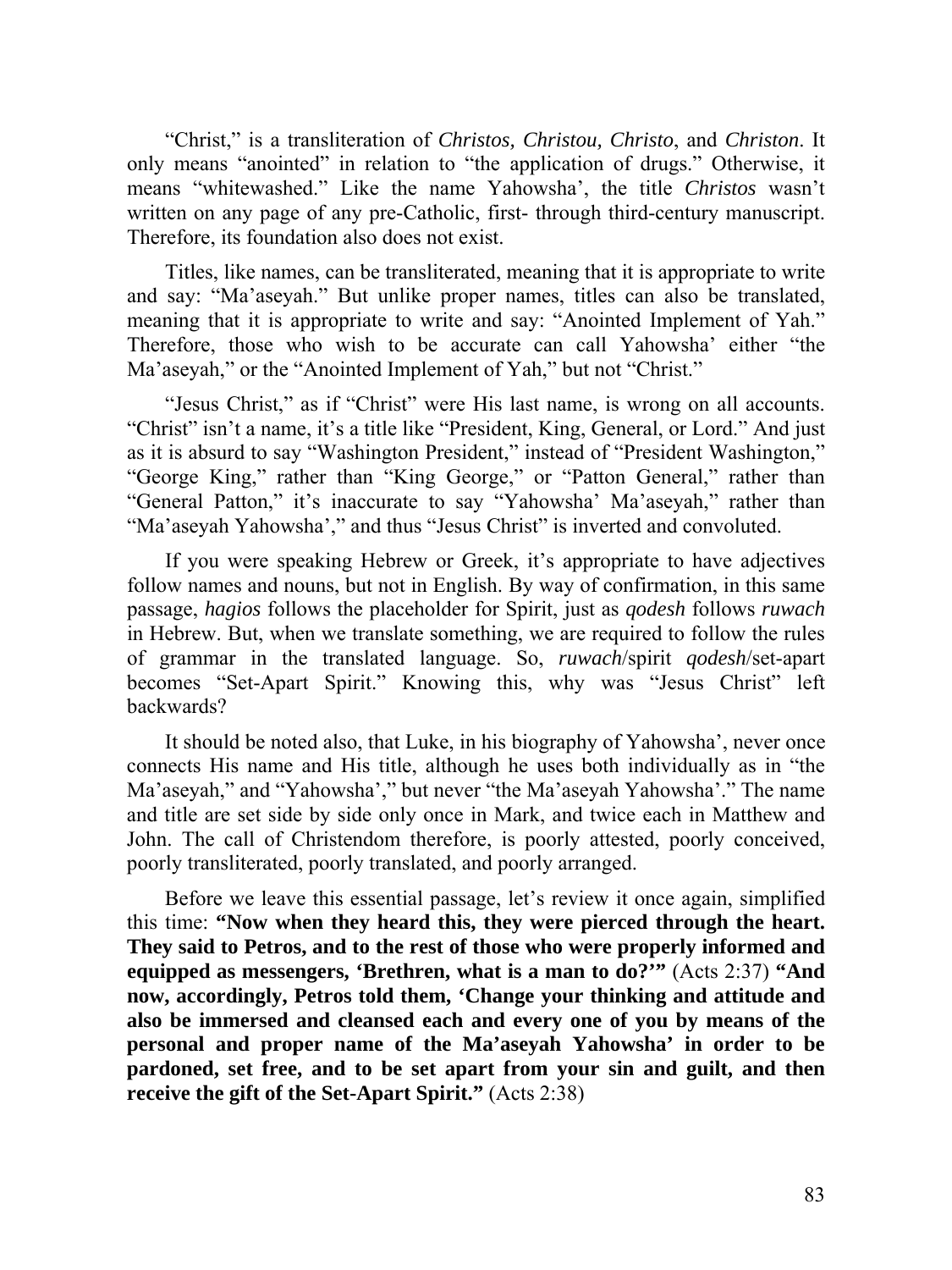"Christ," is a transliteration of *Christos, Christou, Christo*, and *Christon*. It only means "anointed" in relation to "the application of drugs." Otherwise, it means "whitewashed." Like the name Yahowsha', the title *Christos* wasn't written on any page of any pre-Catholic, first- through third-century manuscript. Therefore, its foundation also does not exist.

Titles, like names, can be transliterated, meaning that it is appropriate to write and say: "Ma'aseyah." But unlike proper names, titles can also be translated, meaning that it is appropriate to write and say: "Anointed Implement of Yah." Therefore, those who wish to be accurate can call Yahowsha' either "the Ma'aseyah," or the "Anointed Implement of Yah," but not "Christ."

"Jesus Christ," as if "Christ" were His last name, is wrong on all accounts. "Christ" isn't a name, it's a title like "President, King, General, or Lord." And just as it is absurd to say "Washington President," instead of "President Washington," "George King," rather than "King George," or "Patton General," rather than "General Patton," it's inaccurate to say "Yahowsha' Ma'aseyah," rather than "Ma'aseyah Yahowsha'," and thus "Jesus Christ" is inverted and convoluted.

If you were speaking Hebrew or Greek, it's appropriate to have adjectives follow names and nouns, but not in English. By way of confirmation, in this same passage, *hagios* follows the placeholder for Spirit, just as *qodesh* follows *ruwach* in Hebrew. But, when we translate something, we are required to follow the rules of grammar in the translated language. So, *ruwach*/spirit *qodesh*/set-apart becomes "Set-Apart Spirit." Knowing this, why was "Jesus Christ" left backwards?

It should be noted also, that Luke, in his biography of Yahowsha', never once connects His name and His title, although he uses both individually as in "the Ma'aseyah," and "Yahowsha'," but never "the Ma'aseyah Yahowsha'." The name and title are set side by side only once in Mark, and twice each in Matthew and John. The call of Christendom therefore, is poorly attested, poorly conceived, poorly transliterated, poorly translated, and poorly arranged.

Before we leave this essential passage, let's review it once again, simplified this time: **"Now when they heard this, they were pierced through the heart. They said to Petros, and to the rest of those who were properly informed and equipped as messengers, 'Brethren, what is a man to do?'"** (Acts 2:37) **"And now, accordingly, Petros told them, 'Change your thinking and attitude and also be immersed and cleansed each and every one of you by means of the personal and proper name of the Ma'aseyah Yahowsha' in order to be pardoned, set free, and to be set apart from your sin and guilt, and then receive the gift of the Set-Apart Spirit."** (Acts 2:38)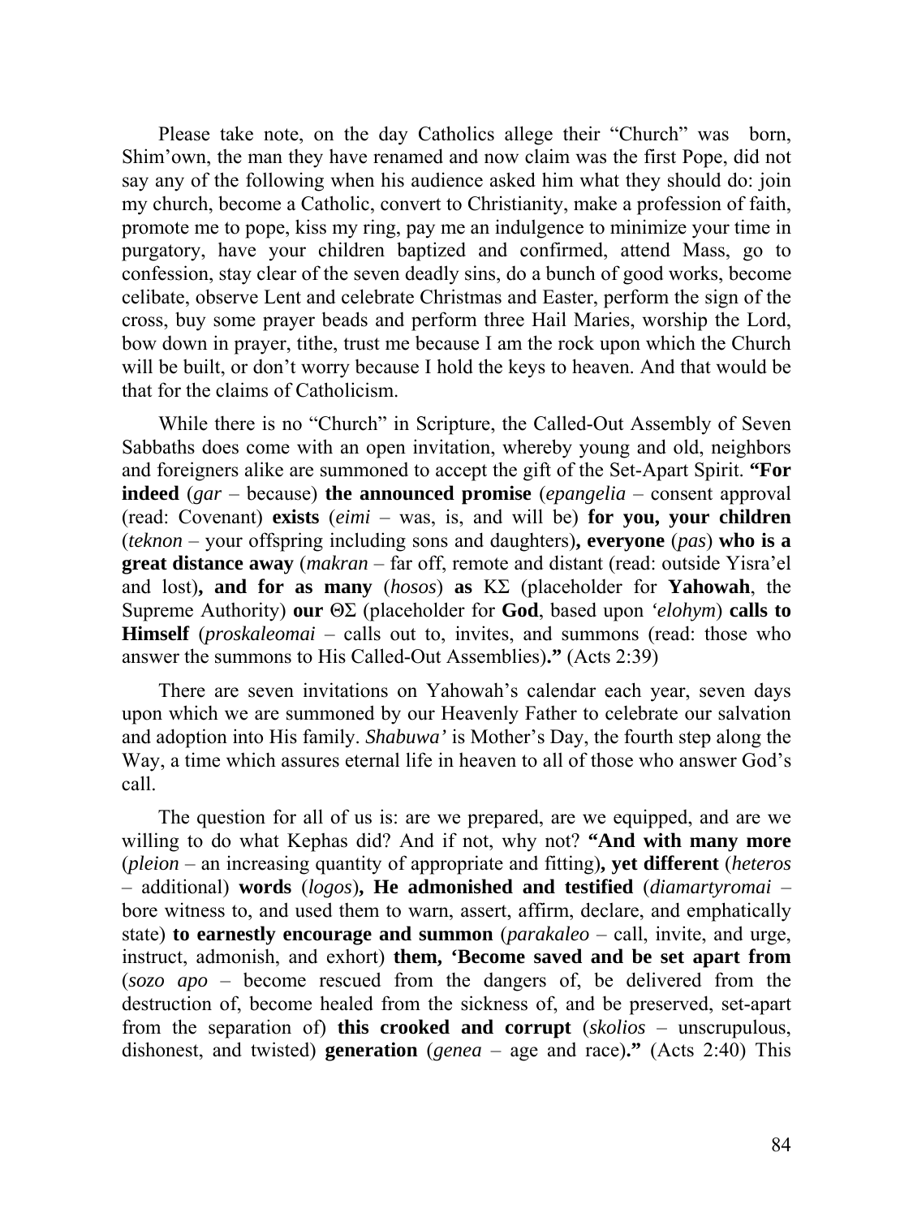Please take note, on the day Catholics allege their "Church" was born, Shim'own, the man they have renamed and now claim was the first Pope, did not say any of the following when his audience asked him what they should do: join my church, become a Catholic, convert to Christianity, make a profession of faith, promote me to pope, kiss my ring, pay me an indulgence to minimize your time in purgatory, have your children baptized and confirmed, attend Mass, go to confession, stay clear of the seven deadly sins, do a bunch of good works, become celibate, observe Lent and celebrate Christmas and Easter, perform the sign of the cross, buy some prayer beads and perform three Hail Maries, worship the Lord, bow down in prayer, tithe, trust me because I am the rock upon which the Church will be built, or don't worry because I hold the keys to heaven. And that would be that for the claims of Catholicism.

While there is no "Church" in Scripture, the Called-Out Assembly of Seven Sabbaths does come with an open invitation, whereby young and old, neighbors and foreigners alike are summoned to accept the gift of the Set-Apart Spirit. **"For indeed** (*gar* – because) **the announced promise** (*epangelia* – consent approval (read: Covenant) **exists** (*eimi* – was, is, and will be) **for you, your children** (*teknon* – your offspring including sons and daughters)**, everyone** (*pas*) **who is a great distance away** (*makran* – far off, remote and distant (read: outside Yisra'el and lost)**, and for as many** (*hosos*) **as** ΚΣ (placeholder for **Yahowah**, the Supreme Authority) **our** ΘΣ (placeholder for **God**, based upon *'elohym*) **calls to Himself** (*proskaleomai* – calls out to, invites, and summons (read: those who answer the summons to His Called-Out Assemblies)**."** (Acts 2:39)

There are seven invitations on Yahowah's calendar each year, seven days upon which we are summoned by our Heavenly Father to celebrate our salvation and adoption into His family. *Shabuwa'* is Mother's Day, the fourth step along the Way, a time which assures eternal life in heaven to all of those who answer God's call.

The question for all of us is: are we prepared, are we equipped, and are we willing to do what Kephas did? And if not, why not? **"And with many more** (*pleion* – an increasing quantity of appropriate and fitting)**, yet different** (*heteros* – additional) **words** (*logos*)**, He admonished and testified** (*diamartyromai* – bore witness to, and used them to warn, assert, affirm, declare, and emphatically state) **to earnestly encourage and summon** (*parakaleo* – call, invite, and urge, instruct, admonish, and exhort) **them, 'Become saved and be set apart from** (*sozo apo* – become rescued from the dangers of, be delivered from the destruction of, become healed from the sickness of, and be preserved, set-apart from the separation of) **this crooked and corrupt** (*skolios* – unscrupulous, dishonest, and twisted) **generation** (*genea* – age and race)**."** (Acts 2:40) This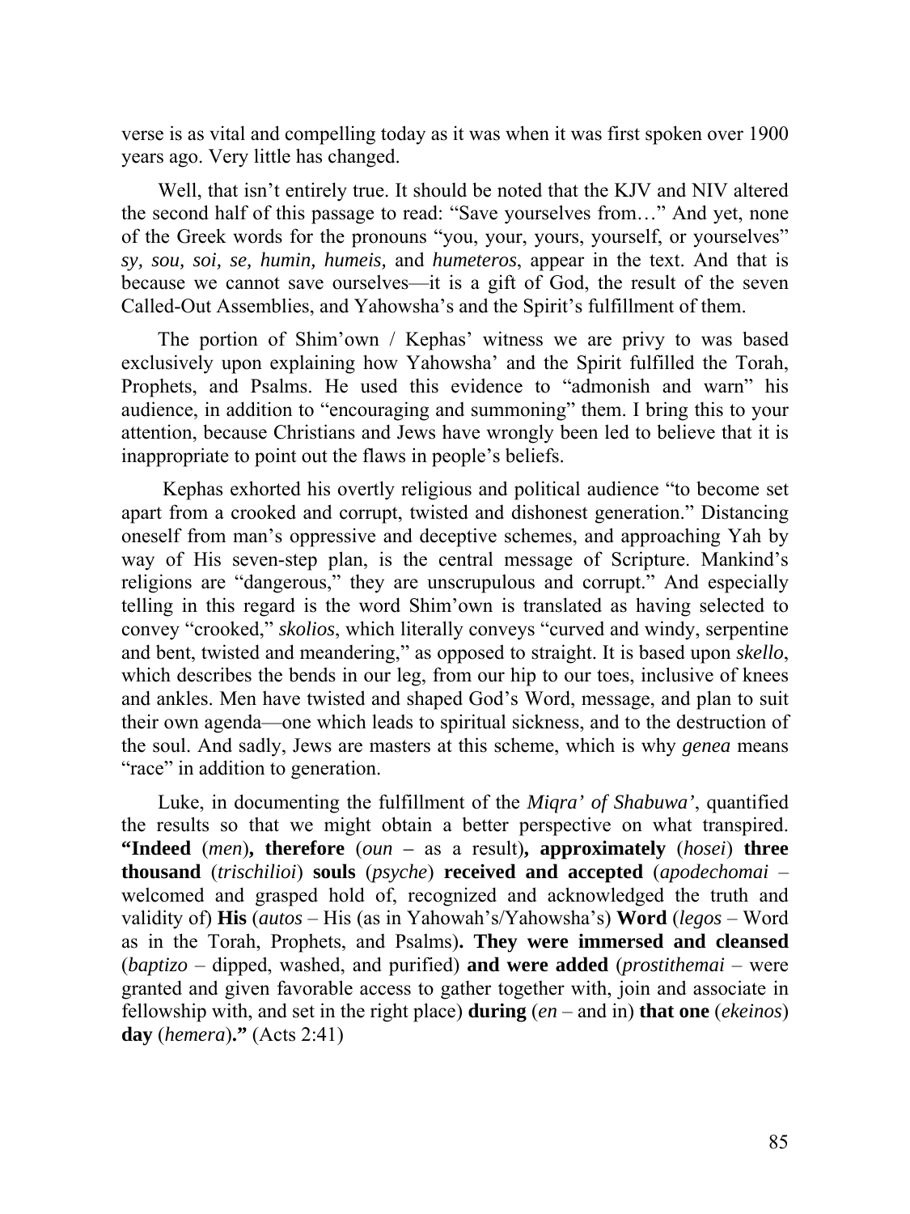verse is as vital and compelling today as it was when it was first spoken over 1900 years ago. Very little has changed.

Well, that isn't entirely true. It should be noted that the KJV and NIV altered the second half of this passage to read: "Save yourselves from…" And yet, none of the Greek words for the pronouns "you, your, yours, yourself, or yourselves" *sy, sou, soi, se, humin, humeis,* and *humeteros*, appear in the text. And that is because we cannot save ourselves—it is a gift of God, the result of the seven Called-Out Assemblies, and Yahowsha's and the Spirit's fulfillment of them.

The portion of Shim'own / Kephas' witness we are privy to was based exclusively upon explaining how Yahowsha' and the Spirit fulfilled the Torah, Prophets, and Psalms. He used this evidence to "admonish and warn" his audience, in addition to "encouraging and summoning" them. I bring this to your attention, because Christians and Jews have wrongly been led to believe that it is inappropriate to point out the flaws in people's beliefs.

Kephas exhorted his overtly religious and political audience "to become set apart from a crooked and corrupt, twisted and dishonest generation." Distancing oneself from man's oppressive and deceptive schemes, and approaching Yah by way of His seven-step plan, is the central message of Scripture. Mankind's religions are "dangerous," they are unscrupulous and corrupt." And especially telling in this regard is the word Shim'own is translated as having selected to convey "crooked," *skolios*, which literally conveys "curved and windy, serpentine and bent, twisted and meandering," as opposed to straight. It is based upon *skello*, which describes the bends in our leg, from our hip to our toes, inclusive of knees and ankles. Men have twisted and shaped God's Word, message, and plan to suit their own agenda—one which leads to spiritual sickness, and to the destruction of the soul. And sadly, Jews are masters at this scheme, which is why *genea* means "race" in addition to generation.

Luke, in documenting the fulfillment of the *Miqra' of Shabuwa'*, quantified the results so that we might obtain a better perspective on what transpired. **"Indeed** (*men*)**, therefore** (*oun* – as a result)**, approximately** (*hosei*) **three thousand** (*trischilioi*) **souls** (*psyche*) **received and accepted** (*apodechomai* – welcomed and grasped hold of, recognized and acknowledged the truth and validity of) **His** (*autos* – His (as in Yahowah's/Yahowsha's) **Word** (*legos* – Word as in the Torah, Prophets, and Psalms)**. They were immersed and cleansed** (*baptizo* – dipped, washed, and purified) **and were added** (*prostithemai* – were granted and given favorable access to gather together with, join and associate in fellowship with, and set in the right place) **during** (*en* – and in) **that one** (*ekeinos*) **day** (*hemera*)**."** (Acts 2:41)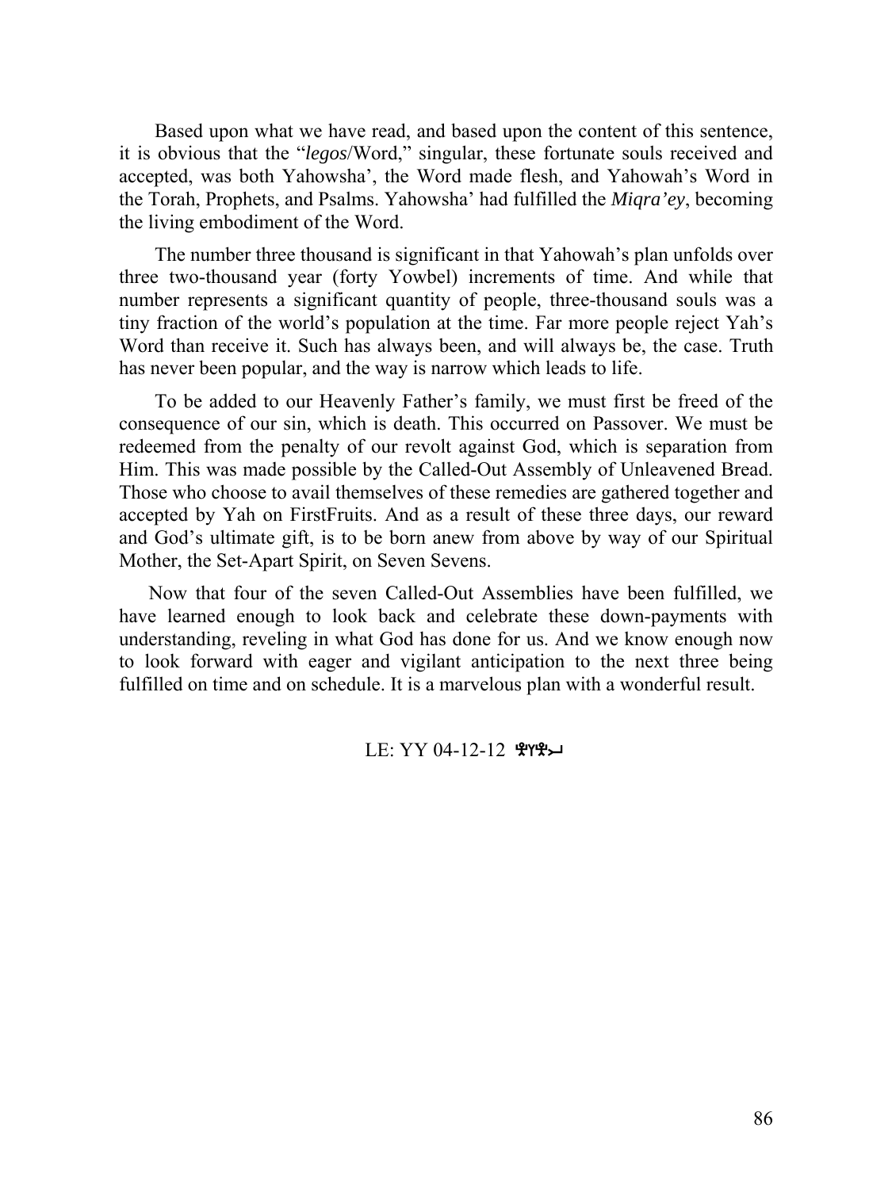Based upon what we have read, and based upon the content of this sentence, it is obvious that the "*legos*/Word," singular, these fortunate souls received and accepted, was both Yahowsha', the Word made flesh, and Yahowah's Word in the Torah, Prophets, and Psalms. Yahowsha' had fulfilled the *Miqra'ey*, becoming the living embodiment of the Word.

The number three thousand is significant in that Yahowah's plan unfolds over three two-thousand year (forty Yowbel) increments of time. And while that number represents a significant quantity of people, three-thousand souls was a tiny fraction of the world's population at the time. Far more people reject Yah's Word than receive it. Such has always been, and will always be, the case. Truth has never been popular, and the way is narrow which leads to life.

To be added to our Heavenly Father's family, we must first be freed of the consequence of our sin, which is death. This occurred on Passover. We must be redeemed from the penalty of our revolt against God, which is separation from Him. This was made possible by the Called-Out Assembly of Unleavened Bread. Those who choose to avail themselves of these remedies are gathered together and accepted by Yah on FirstFruits. And as a result of these three days, our reward and God's ultimate gift, is to be born anew from above by way of our Spiritual Mother, the Set-Apart Spirit, on Seven Sevens.

Now that four of the seven Called-Out Assemblies have been fulfilled, we have learned enough to look back and celebrate these down-payments with understanding, reveling in what God has done for us. And we know enough now to look forward with eager and vigilant anticipation to the next three being fulfilled on time and on schedule. It is a marvelous plan with a wonderful result.

LE: YY 04-12-12 𐤉𐤄𐤅𐤄